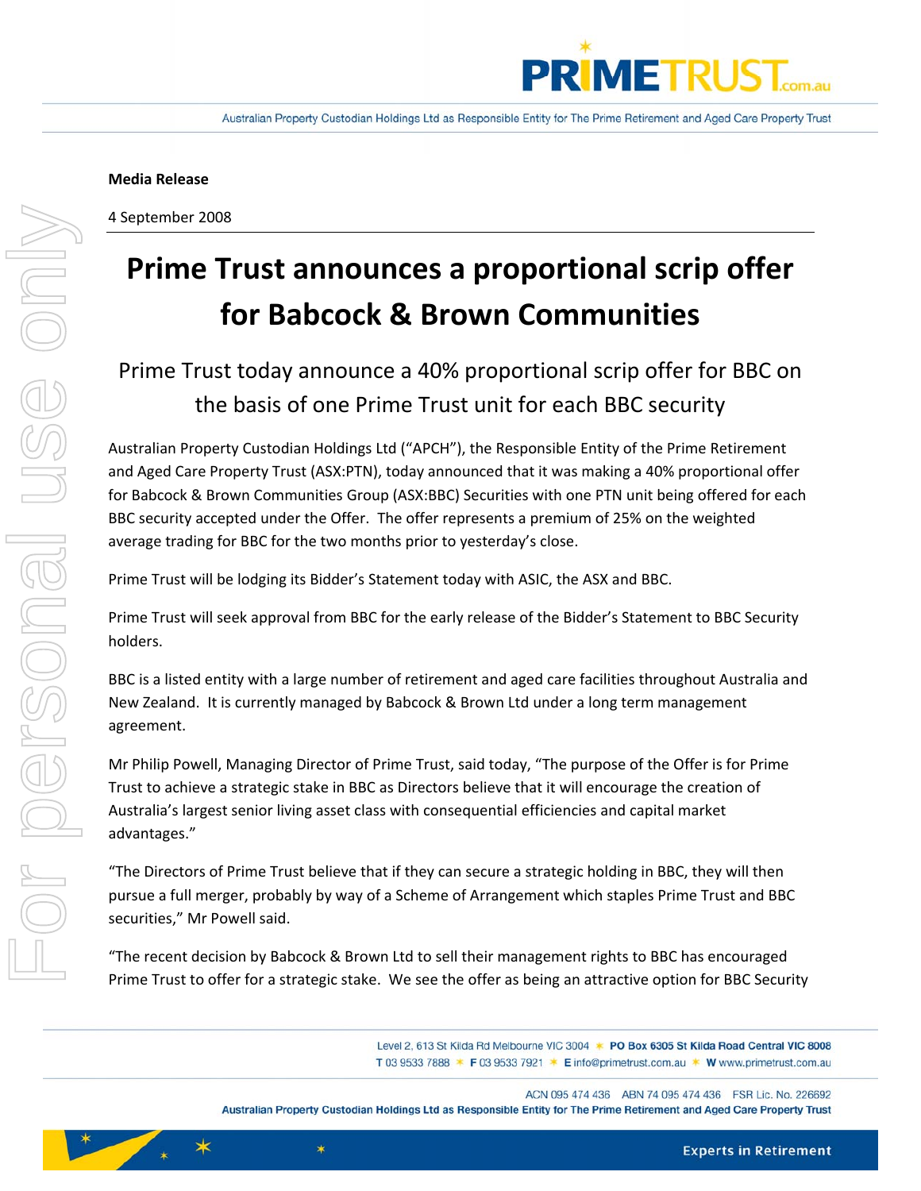**Media Release**

4 September 2008

# Prime Trust announces a proportional scrip offer for Babcock & Brown Communities

## Prime Trust today announce a 40% proportional scrip offer for BBC on the basis of one Prime Trust unit for each BBC security

Australian Property Custodian Holdings Ltd ("APCH"), the Responsible Entity of the Prime Retirement and Aged Care Property Trust (ASX:PTN), today announced that it was making a 40% proportional offer for Babcock & Brown Communities Group (ASX:BBC) Securities with one PTN unit being offered for each BBC security accepted under the Offer. The offer represents a premium of 25% on the weighted average trading for BBC for the two months prior to yesterday's close.

Prime Trust will be lodging its Bidder's Statement today with ASIC, the ASX and BBC.

Prime Trust will seek approval from BBC for the early release of the Bidder's Statement to BBC Security holders.

BBC is a listed entity with a large number of retirement and aged care facilities throughout Australia and New Zealand. It is currently managed by Babcock & Brown Ltd under a long term management agreement.

Mr Philip Powell, Managing Director of Prime Trust, said today, "The purpose of the Offer is for Prime Trust to achieve a strategic stake in BBC as Directors believe that it will encourage the creation of Australia's largest senior living asset class with consequential efficiencies and capital market advantages."

"The Directors of Prime Trust believe that if they can secure a strategic holding in BBC, they will then pursue a full merger, probably by way of a Scheme of Arrangement which staples Prime Trust and BBC securities," Mr Powell said.

"The recent decision by Babcock & Brown Ltd to sell their management rights to BBC has encouraged Prime Trust to offer for a strategic stake. We see the offer as being an attractive option for BBC Security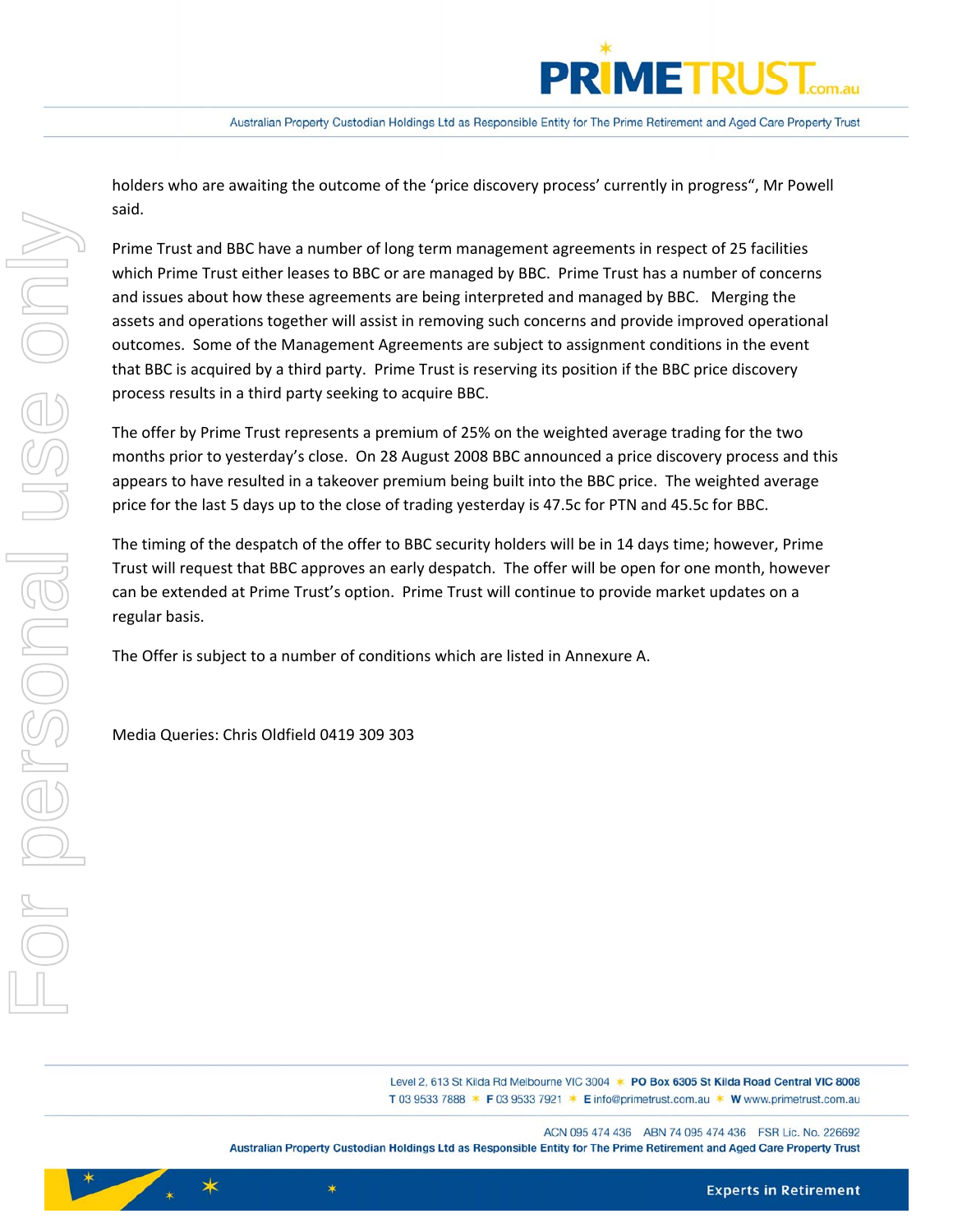holders who are awaiting the outcome of the 'price discovery process' currently in progress", Mr Powell said.

Prime Trust and BBC have a number of long term management agreements in respect of 25 facilities which Prime Trust either leases to BBC or are managed by BBC. Prime Trust has a number of concerns and issues about how these agreements are being interpreted and managed by BBC. Merging the assets and operations together will assist in removing such concerns and provide improved operational outcomes. Some of the Management Agreements are subject to assignment conditions in the event that BBC is acquired by a third party. Prime Trust is reserving its position if the BBC price discovery process results in a third party seeking to acquire BBC.

The offer by Prime Trust represents a premium of 25% on the weighted average trading for the two months prior to yesterday's close. On 28 August 2008 BBC announced a price discovery process and this appears to have resulted in a takeover premium being built into the BBC price. The weighted average price for the last 5 days up to the close of trading yesterday is 47.5c for PTN and 45.5c for BBC.

The timing of the despatch of the offer to BBC security holders will be in 14 days time; however, Prime Trust will request that BBC approves an early despatch. The offer will be open for one month, however can be extended at Prime Trust's option. Prime Trust will continue to provide market updates on a regular basis.

The Offer is subject to a number of conditions which are listed in Annexure A.

Media Queries: Chris Oldfield 0419 309 303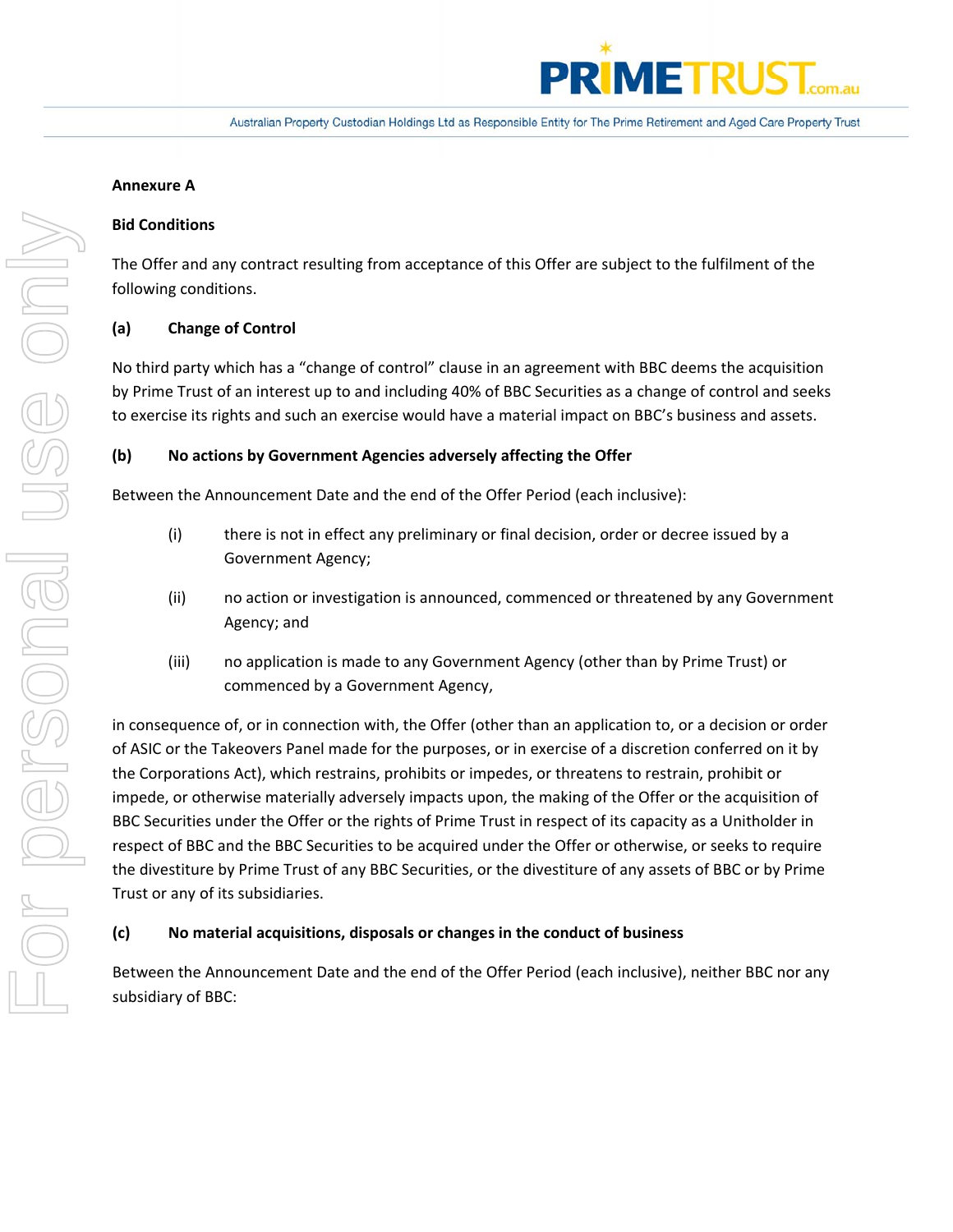**Annexure A**

**Bid Conditions**

The Offer and any contract resulting from acceptance of this Offer are subject to the fulfilment of the following conditions.

**(a) Change of Control**

No third party which has a "change of control" clause in an agreement with BBC deems the acquisition by Prime Trust of an interest up to and including 40% of BBC Securities as a change of control and seeks to exercise its rights and such an exercise would have a material impact on BBC's business and assets.

**(b) No actions by Government Agencies adversely affecting the Offer**

Between the Announcement Date and the end of the Offer Period (each inclusive):

(i) there is not in effect any preliminary or final decision, order or decree issued by a Government Agency;

(ii) no action or investigation is announced, commenced or threatened by any Government Agency; and

(iii) no application is made to any Government Agency (other than by Prime Trust) or commenced by a Government Agency,

in consequence of, or in connection with, the Offer (other than an application to, or a decision or order of ASIC or the Takeovers Panel made for the purposes, or in exercise of a discretion conferred on it by the Corporations Act), which restrains, prohibits or impedes, or threatens to restrain, prohibit or impede, or otherwise materially adversely impacts upon, the making of the Offer or the acquisition of BBC Securities under the Offer or the rights of Prime Trust in respect of its capacity as a Unitholder in respect of BBC and the BBC Securities to be acquired under the Offer or otherwise, or seeks to require the divestiture by Prime Trust of any BBC Securities, or the divestiture of any assets of BBC or by Prime Trust or any of its subsidiaries.

**(c) No material acquisitions, disposals or changes in the conduct of business**

Between the Announcement Date and the end of the Offer Period (each inclusive), neither BBC nor any subsidiary of BBC: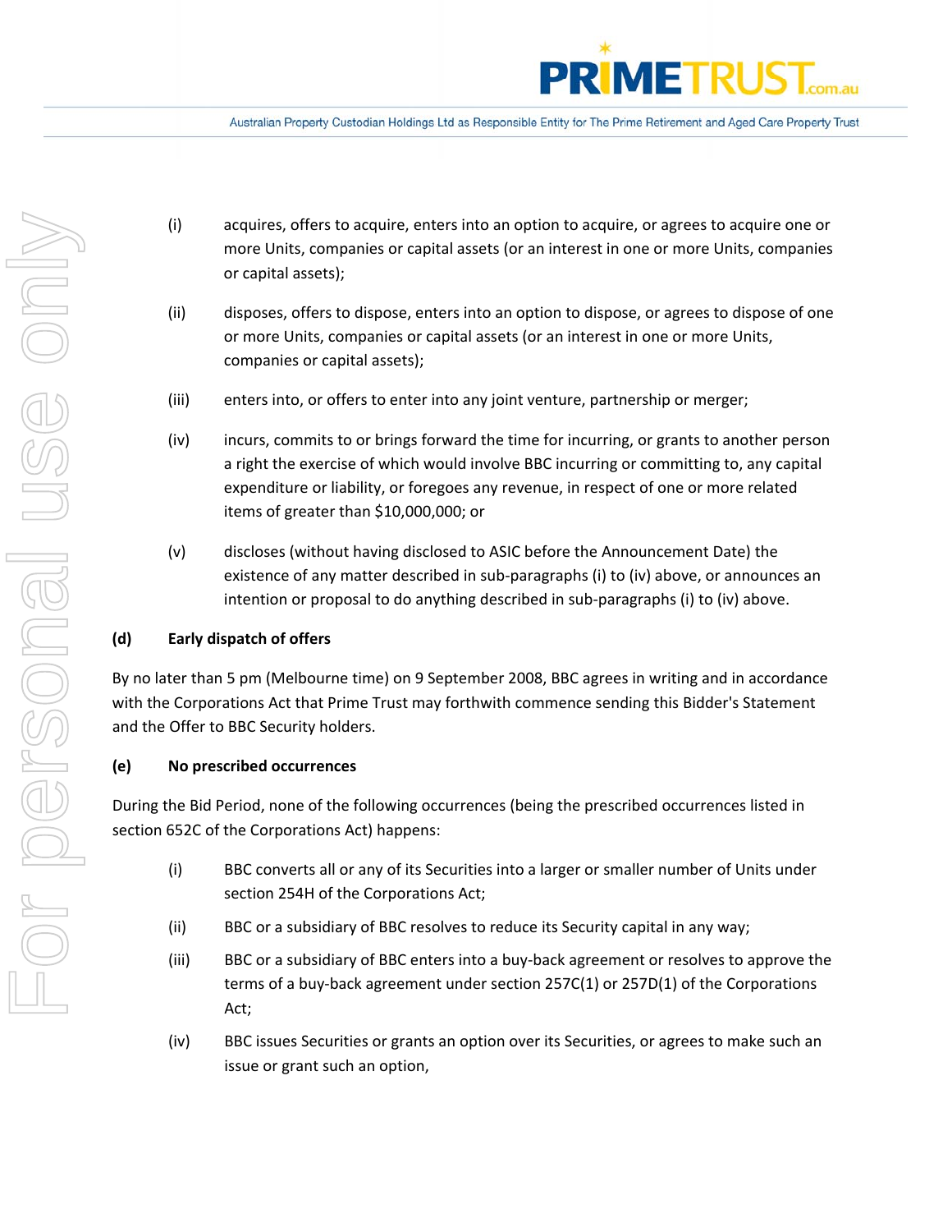(i) acquires, offers to acquire, enters into an option to acquire, or agrees to acquire one or more Units, companies or capital assets (or an interest in one or more Units, companies or capital assets);

(ii) disposes, offers to dispose, enters into an option to dispose, or agrees to dispose of one or more Units, companies or capital assets (or an interest in one or more Units, companies or capital assets);

(iii) enters into, or offers to enter into any joint venture, partnership or merger;

(iv) incurs, commits to or brings forward the time for incurring, or grants to another person a right the exercise of which would involve BBC incurring or committing to, any capital expenditure or liability, or foregoes any revenue, in respect of one or more related items of greater than $10,000,000; or

(v) discloses (without having disclosed to ASIC before the Announcement Date) the existence of any matter described in sub-paragraphs (i) to (iv) above, or announces an intention or proposal to do anything described in sub-paragraphs (i) to (iv) above.

**(d) Early dispatch of offers**

By no later than 5 pm (Melbourne time) on 9 September 2008, BBC agrees in writing and in accordance with the Corporations Act that Prime Trust may forthwith commence sending this Bidder's Statement and the Offer to BBC Security holders.

**(e) No prescribed occurrences**

During the Bid Period, none of the following occurrences (being the prescribed occurrences listed in section 652C of the Corporations Act) happens:

(i) BBC converts all or any of its Securities into a larger or smaller number of Units under section 254H of the Corporations Act;

(ii) BBC or a subsidiary of BBC resolves to reduce its Security capital in any way;

(iii) BBC or a subsidiary of BBC enters into a buy-back agreement or resolves to approve the terms of a buy-back agreement under section 257C(1) or 257D(1) of the Corporations Act;

(iv) BBC issues Securities or grants an option over its Securities, or agrees to make such an issue or grant such an option,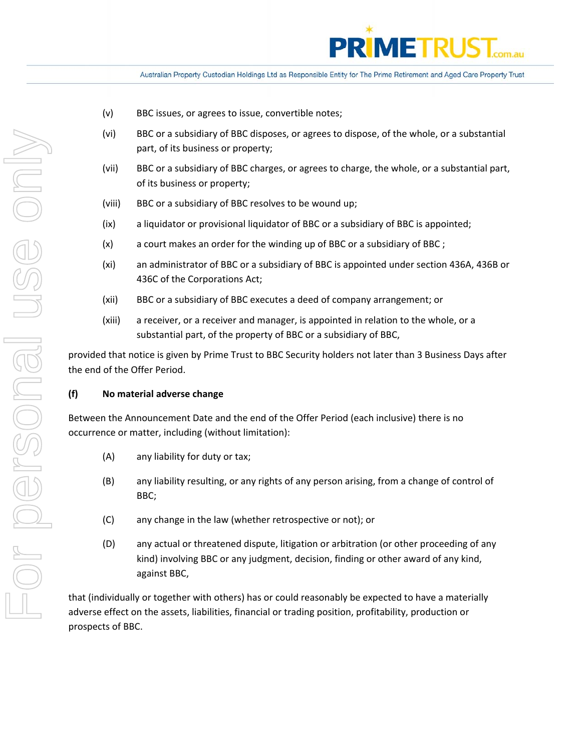(v) BBC issues, or agrees to issue, convertible notes;

(vi) BBC or a subsidiary of BBC disposes, or agrees to dispose, of the whole, or a substantial part, of its business or property;

(vii) BBC or a subsidiary of BBC charges, or agrees to charge, the whole, or a substantial part, of its business or property;

(viii) BBC or a subsidiary of BBC resolves to be wound up;

(ix) a liquidator or provisional liquidator of BBC or a subsidiary of BBC is appointed;

(x) a court makes an order for the winding up of BBC or a subsidiary of BBC ;

(xi) an administrator of BBC or a subsidiary of BBC is appointed under section 436A, 436B or 436C of the Corporations Act;

(xii) BBC or a subsidiary of BBC executes a deed of company arrangement; or

(xiii) a receiver, or a receiver and manager, is appointed in relation to the whole, or a substantial part, of the property of BBC or a subsidiary of BBC,

provided that notice is given by Prime Trust to BBC Security holders not later than 3 Business Days after the end of the Offer Period.

**(f) No material adverse change**

Between the Announcement Date and the end of the Offer Period (each inclusive) there is no occurrence or matter, including (without limitation):

(A) any liability for duty or tax;

(B) any liability resulting, or any rights of any person arising, from a change of control of BBC;

(C) any change in the law (whether retrospective or not); or

(D) any actual or threatened dispute, litigation or arbitration (or other proceeding of any kind) involving BBC or any judgment, decision, finding or other award of any kind, against BBC,

that (individually or together with others) has or could reasonably be expected to have a materially adverse effect on the assets, liabilities, financial or trading position, profitability, production or prospects of BBC.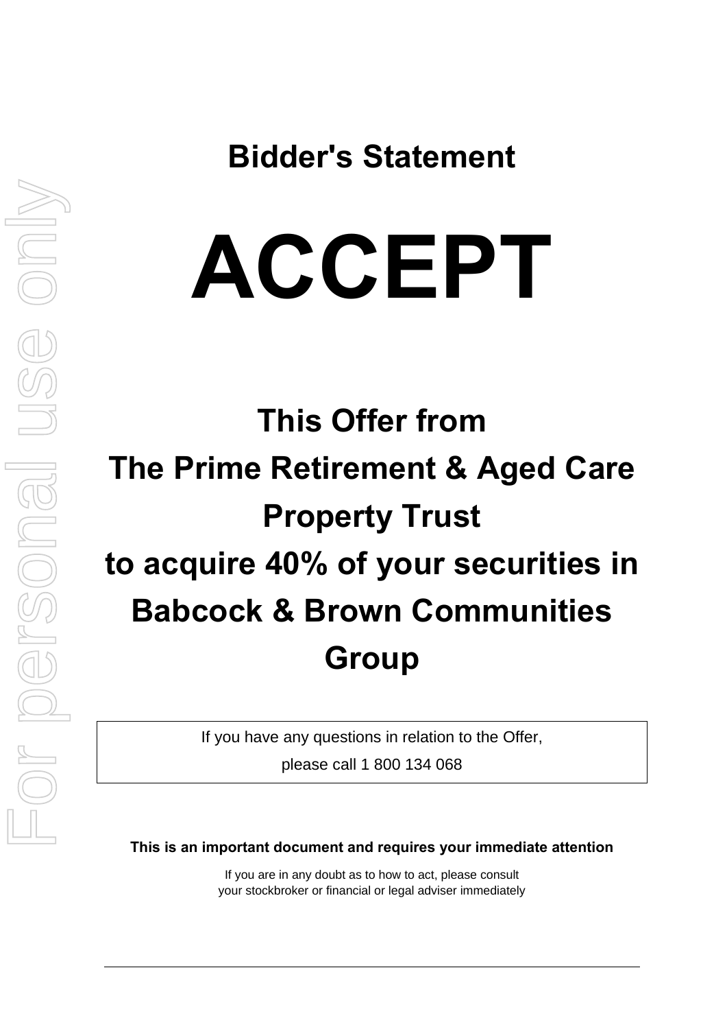# Bidder's Statement

# ACCEPT

## This Offer from The Prime Retirement & Aged Care Property Trust to acquire 40% of your securities in Babcock & Brown Communities Group

If you have any questions in relation to the Offer, please call 1 800 134 068

**This is an important document and requires your immediate attention**

If you are in any doubt as to how to act, please consult your stockbroker or financial or legal adviser immediately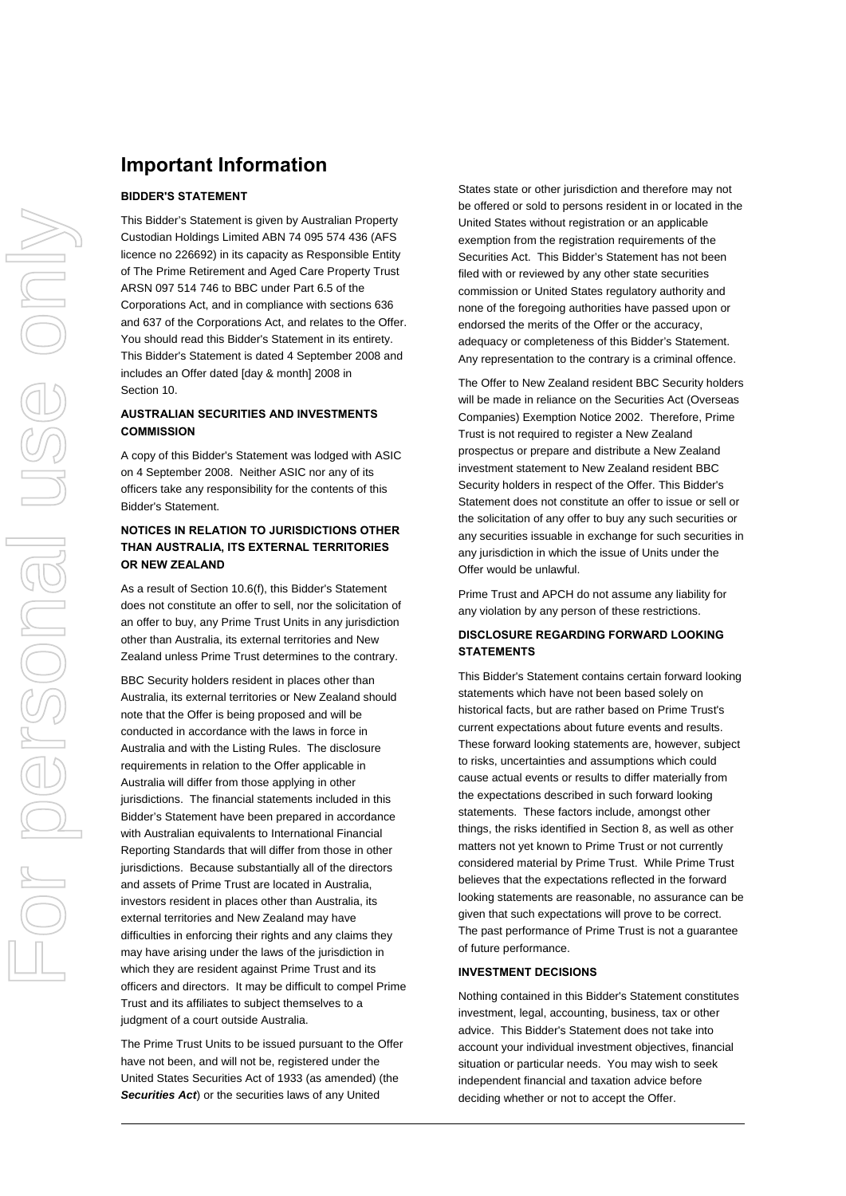# Important Information

### BIDDER'S STATEMENT

This Bidder's Statement is given by Australian Property Custodian Holdings Limited ABN 74 095 574 436 (AFS licence no 226692) in its capacity as Responsible Entity of The Prime Retirement and Aged Care Property Trust ARSN 097 514 746 to BBC under Part 6.5 of the Corporations Act, and in compliance with sections 636 and 637 of the Corporations Act, and relates to the Offer. You should read this Bidder's Statement in its entirety. This Bidder's Statement is dated 4 September 2008 and includes an Offer dated [day & month] 2008 in Section 10.

### AUSTRALIAN SECURITIES AND INVESTMENTS COMMISSION

A copy of this Bidder's Statement was lodged with ASIC on 4 September 2008. Neither ASIC nor any of its officers take any responsibility for the contents of this Bidder's Statement.

### NOTICES IN RELATION TO JURISDICTIONS OTHER THAN AUSTRALIA, ITS EXTERNAL TERRITORIES OR NEW ZEALAND

As a result of Section 10.6(f), this Bidder's Statement does not constitute an offer to sell, nor the solicitation of an offer to buy, any Prime Trust Units in any jurisdiction other than Australia, its external territories and New Zealand unless Prime Trust determines to the contrary.

BBC Security holders resident in places other than Australia, its external territories or New Zealand should note that the Offer is being proposed and will be conducted in accordance with the laws in force in Australia and with the Listing Rules. The disclosure requirements in relation to the Offer applicable in Australia will differ from those applying in other jurisdictions. The financial statements included in this Bidder's Statement have been prepared in accordance with Australian equivalents to International Financial Reporting Standards that will differ from those in other jurisdictions. Because substantially all of the directors and assets of Prime Trust are located in Australia, investors resident in places other than Australia, its external territories and New Zealand may have difficulties in enforcing their rights and any claims they may have arising under the laws of the jurisdiction in which they are resident against Prime Trust and its officers and directors. It may be difficult to compel Prime Trust and its affiliates to subject themselves to a judgment of a court outside Australia.

The Prime Trust Units to be issued pursuant to the Offer have not been, and will not be, registered under the United States Securities Act of 1933 (as amended) (the ***Securities Act***) or the securities laws of any United States state or other jurisdiction and therefore may not be offered or sold to persons resident in or located in the United States without registration or an applicable exemption from the registration requirements of the Securities Act. This Bidder's Statement has not been filed with or reviewed by any other state securities commission or United States regulatory authority and none of the foregoing authorities have passed upon or endorsed the merits of the Offer or the accuracy, adequacy or completeness of this Bidder's Statement. Any representation to the contrary is a criminal offence.

The Offer to New Zealand resident BBC Security holders will be made in reliance on the Securities Act (Overseas Companies) Exemption Notice 2002. Therefore, Prime Trust is not required to register a New Zealand prospectus or prepare and distribute a New Zealand investment statement to New Zealand resident BBC Security holders in respect of the Offer. This Bidder's Statement does not constitute an offer to issue or sell or the solicitation of any offer to buy any such securities or any securities issuable in exchange for such securities in any jurisdiction in which the issue of Units under the Offer would be unlawful.

Prime Trust and APCH do not assume any liability for any violation by any person of these restrictions.

### DISCLOSURE REGARDING FORWARD LOOKING STATEMENTS

This Bidder's Statement contains certain forward looking statements which have not been based solely on historical facts, but are rather based on Prime Trust's current expectations about future events and results. These forward looking statements are, however, subject to risks, uncertainties and assumptions which could cause actual events or results to differ materially from the expectations described in such forward looking statements. These factors include, amongst other things, the risks identified in Section 8, as well as other matters not yet known to Prime Trust or not currently considered material by Prime Trust. While Prime Trust believes that the expectations reflected in the forward looking statements are reasonable, no assurance can be given that such expectations will prove to be correct. The past performance of Prime Trust is not a guarantee of future performance.

### INVESTMENT DECISIONS

Nothing contained in this Bidder's Statement constitutes investment, legal, accounting, business, tax or other advice. This Bidder's Statement does not take into account your individual investment objectives, financial situation or particular needs. You may wish to seek independent financial and taxation advice before deciding whether or not to accept the Offer.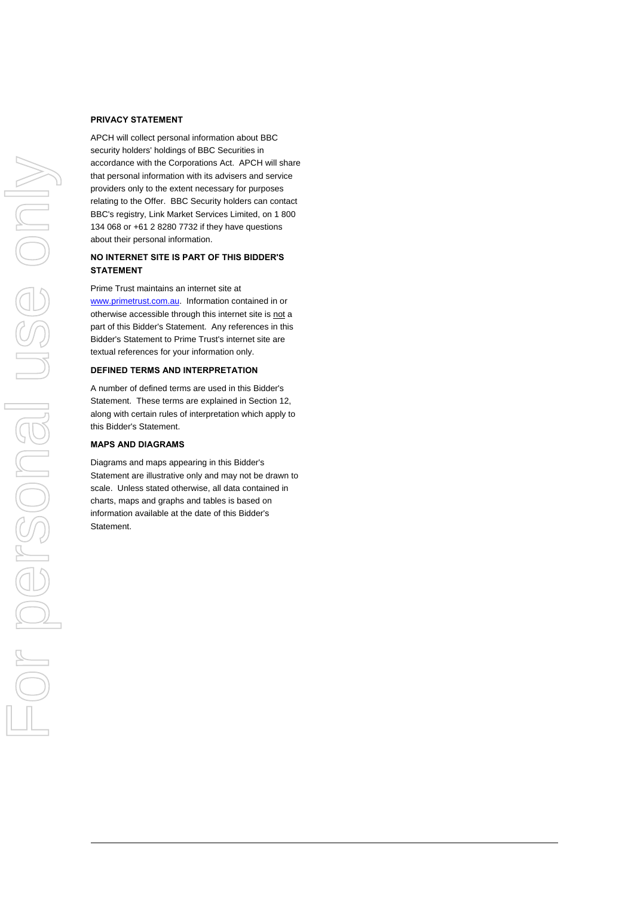**PRIVACY STATEMENT**

APCH will collect personal information about BBC security holders' holdings of BBC Securities in accordance with the Corporations Act. APCH will share that personal information with its advisers and service providers only to the extent necessary for purposes relating to the Offer. BBC Security holders can contact BBC's registry, Link Market Services Limited, on 1 800 134 068 or +61 2 8280 7732 if they have questions about their personal information.

**NO INTERNET SITE IS PART OF THIS BIDDER'S STATEMENT**

Prime Trust maintains an internet site at www.primetrust.com.au. Information contained in or otherwise accessible through this internet site is not a part of this Bidder's Statement. Any references in this Bidder's Statement to Prime Trust's internet site are textual references for your information only.

**DEFINED TERMS AND INTERPRETATION**

A number of defined terms are used in this Bidder's Statement. These terms are explained in Section 12, along with certain rules of interpretation which apply to this Bidder's Statement.

**MAPS AND DIAGRAMS**

Diagrams and maps appearing in this Bidder's Statement are illustrative only and may not be drawn to scale. Unless stated otherwise, all data contained in charts, maps and graphs and tables is based on information available at the date of this Bidder's Statement.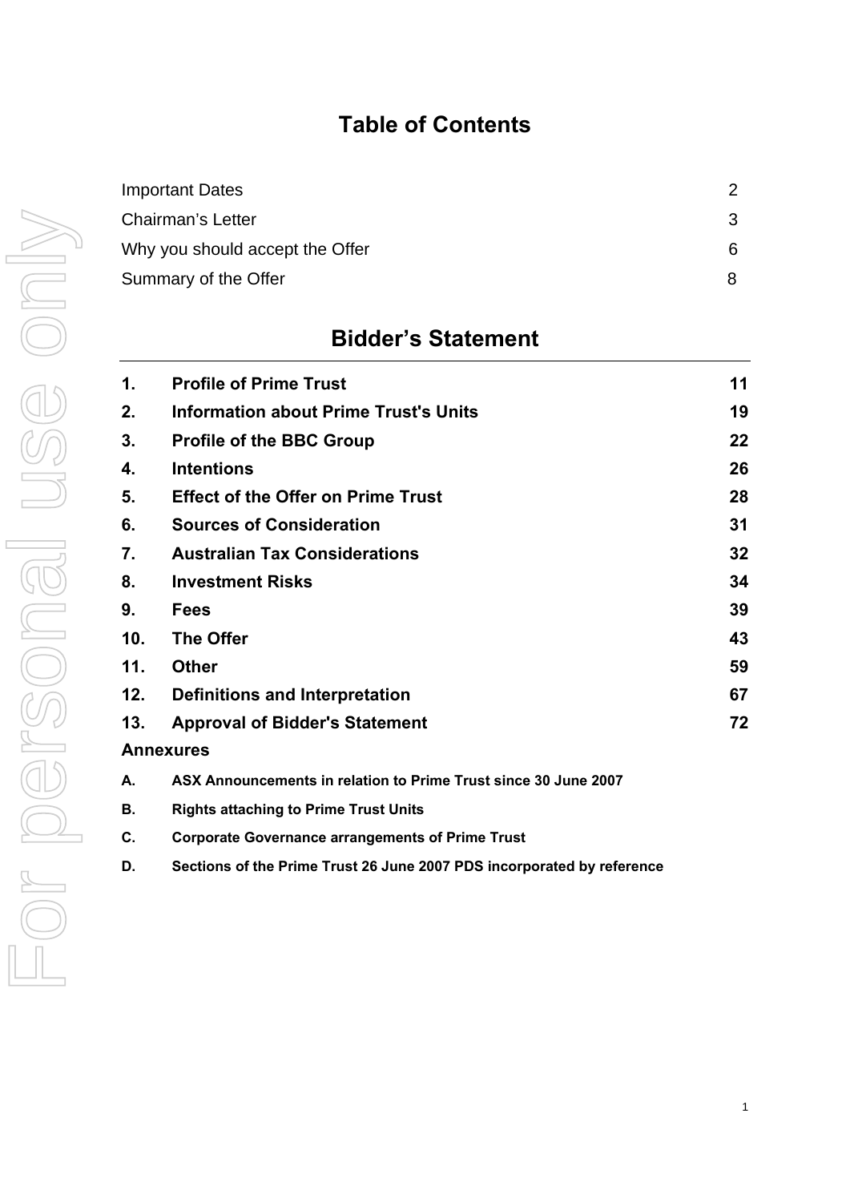# Table of Contents

| | |
|---|---|
| Important Dates | 2 |
| Chairman's Letter | 3 |
| Why you should accept the Offer | 6 |
| Summary of the Offer | 8 |

# Bidder's Statement

| | | |
|---|---|---|
| **1.** | **Profile of Prime Trust** | **11** |
| **2.** | **Information about Prime Trust's Units** | **19** |
| **3.** | **Profile of the BBC Group** | **22** |
| **4.** | **Intentions** | **26** |
| **5.** | **Effect of the Offer on Prime Trust** | **28** |
| **6.** | **Sources of Consideration** | **31** |
| **7.** | **Australian Tax Considerations** | **32** |
| **8.** | **Investment Risks** | **34** |
| **9.** | **Fees** | **39** |
| **10.** | **The Offer** | **43** |
| **11.** | **Other** | **59** |
| **12.** | **Definitions and Interpretation** | **67** |
| **13.** | **Approval of Bidder's Statement** | **72** |

**Annexures**

**A.** **ASX Announcements in relation to Prime Trust since 30 June 2007**

**B.** **Rights attaching to Prime Trust Units**

**C.** **Corporate Governance arrangements of Prime Trust**

**D.** **Sections of the Prime Trust 26 June 2007 PDS incorporated by reference**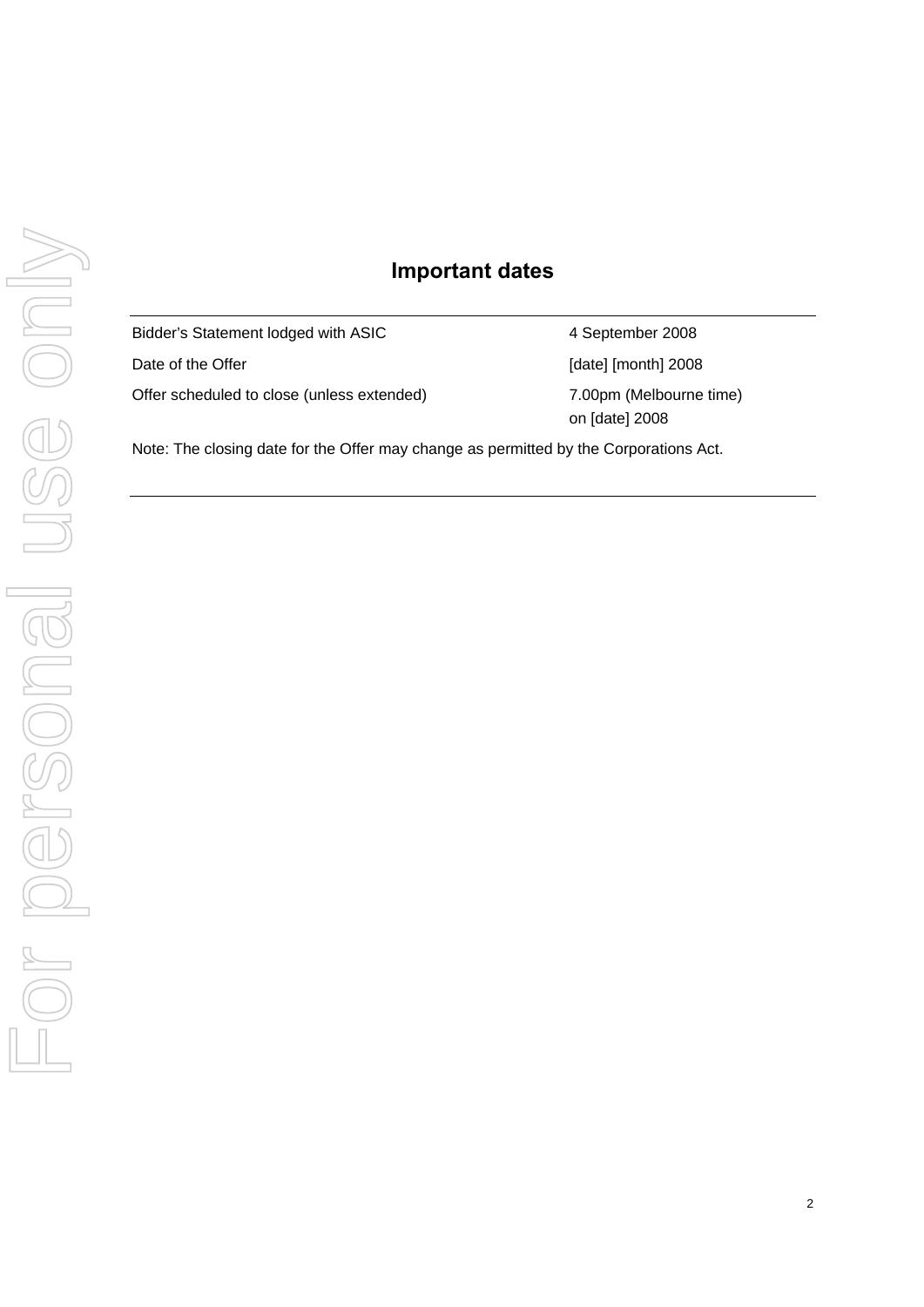# Important dates

| | |
|---|---|
| Bidder's Statement lodged with ASIC | 4 September 2008 |
| Date of the Offer | [date] [month] 2008 |
| Offer scheduled to close (unless extended) | 7.00pm (Melbourne time) on [date] 2008 |

Note: The closing date for the Offer may change as permitted by the Corporations Act.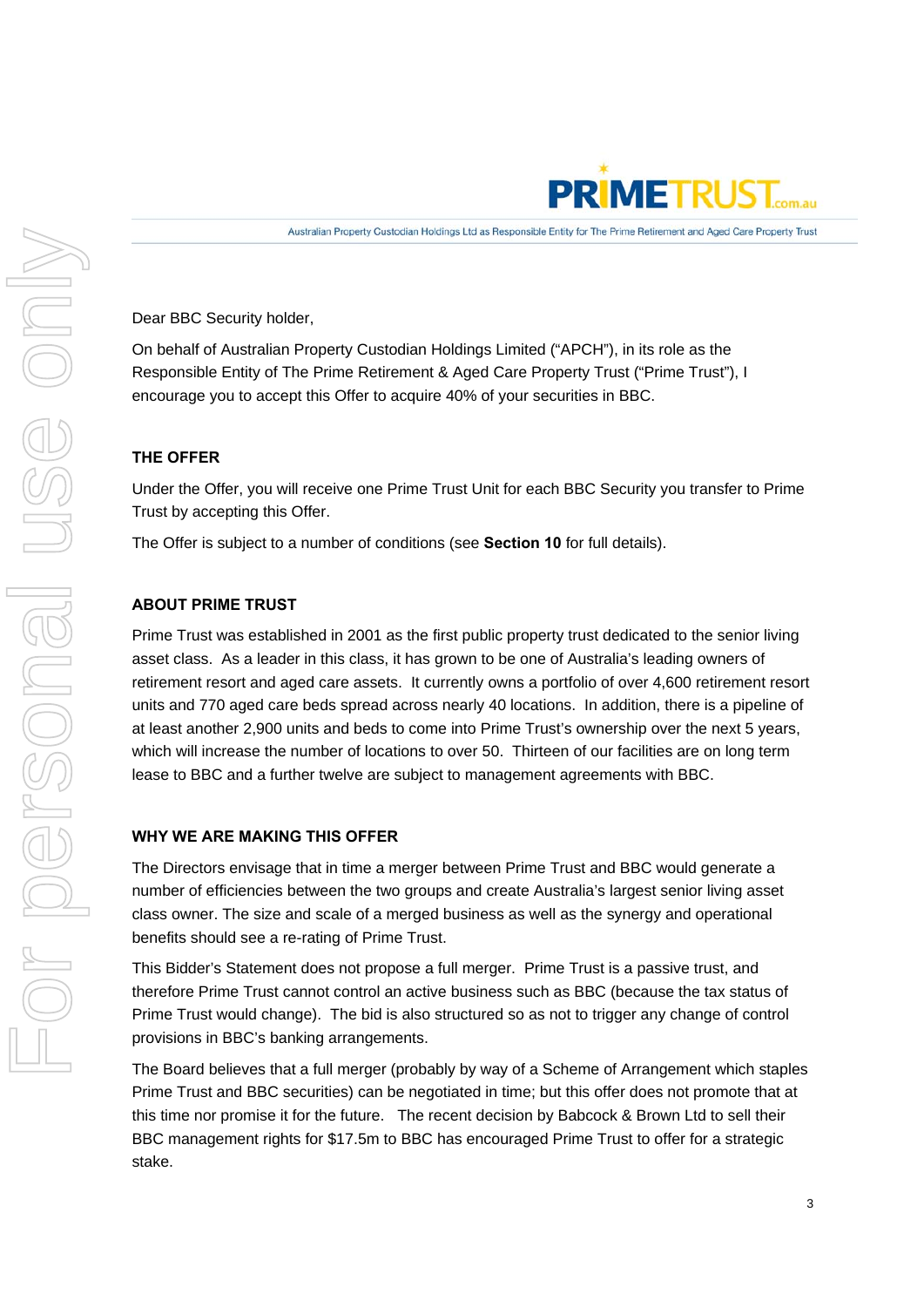Dear BBC Security holder,

On behalf of Australian Property Custodian Holdings Limited ("APCH"), in its role as the Responsible Entity of The Prime Retirement & Aged Care Property Trust ("Prime Trust"), I encourage you to accept this Offer to acquire 40% of your securities in BBC.

### THE OFFER

Under the Offer, you will receive one Prime Trust Unit for each BBC Security you transfer to Prime Trust by accepting this Offer.

The Offer is subject to a number of conditions (see **Section 10** for full details).

### ABOUT PRIME TRUST

Prime Trust was established in 2001 as the first public property trust dedicated to the senior living asset class. As a leader in this class, it has grown to be one of Australia's leading owners of retirement resort and aged care assets. It currently owns a portfolio of over 4,600 retirement resort units and 770 aged care beds spread across nearly 40 locations. In addition, there is a pipeline of at least another 2,900 units and beds to come into Prime Trust's ownership over the next 5 years, which will increase the number of locations to over 50. Thirteen of our facilities are on long term lease to BBC and a further twelve are subject to management agreements with BBC.

### WHY WE ARE MAKING THIS OFFER

The Directors envisage that in time a merger between Prime Trust and BBC would generate a number of efficiencies between the two groups and create Australia's largest senior living asset class owner. The size and scale of a merged business as well as the synergy and operational benefits should see a re-rating of Prime Trust.

This Bidder's Statement does not propose a full merger. Prime Trust is a passive trust, and therefore Prime Trust cannot control an active business such as BBC (because the tax status of Prime Trust would change). The bid is also structured so as not to trigger any change of control provisions in BBC's banking arrangements.

The Board believes that a full merger (probably by way of a Scheme of Arrangement which staples Prime Trust and BBC securities) can be negotiated in time; but this offer does not promote that at this time nor promise it for the future. The recent decision by Babcock & Brown Ltd to sell their BBC management rights for $17.5m to BBC has encouraged Prime Trust to offer for a strategic stake.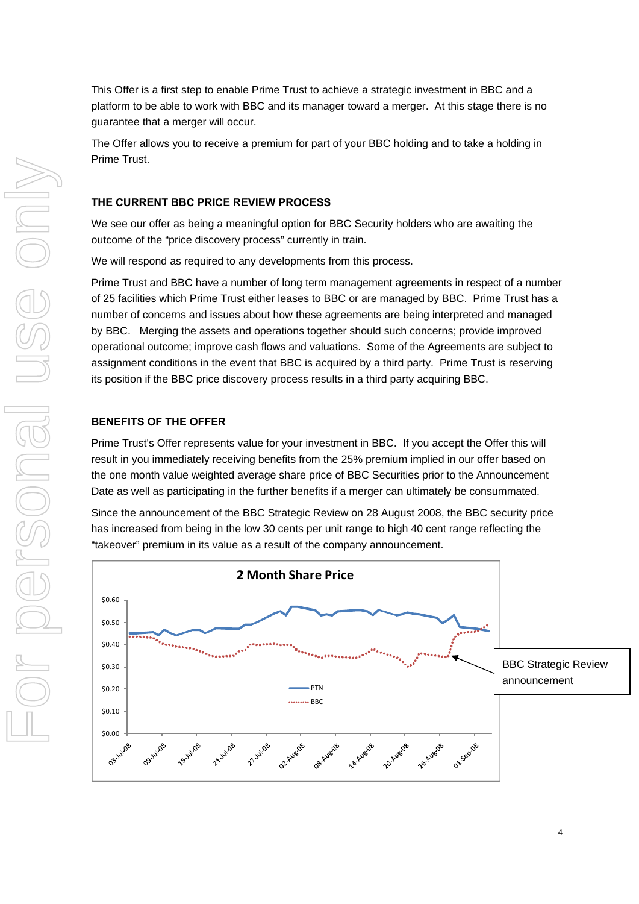This Offer is a first step to enable Prime Trust to achieve a strategic investment in BBC and a platform to be able to work with BBC and its manager toward a merger. At this stage there is no guarantee that a merger will occur.

The Offer allows you to receive a premium for part of your BBC holding and to take a holding in Prime Trust.

**THE CURRENT BBC PRICE REVIEW PROCESS**

We see our offer as being a meaningful option for BBC Security holders who are awaiting the outcome of the "price discovery process" currently in train.

We will respond as required to any developments from this process.

Prime Trust and BBC have a number of long term management agreements in respect of a number of 25 facilities which Prime Trust either leases to BBC or are managed by BBC. Prime Trust has a number of concerns and issues about how these agreements are being interpreted and managed by BBC. Merging the assets and operations together should such concerns; provide improved operational outcome; improve cash flows and valuations. Some of the Agreements are subject to assignment conditions in the event that BBC is acquired by a third party. Prime Trust is reserving its position if the BBC price discovery process results in a third party acquiring BBC.

**BENEFITS OF THE OFFER**

Prime Trust's Offer represents value for your investment in BBC. If you accept the Offer this will result in you immediately receiving benefits from the 25% premium implied in our offer based on the one month value weighted average share price of BBC Securities prior to the Announcement Date as well as participating in the further benefits if a merger can ultimately be consummated.

Since the announcement of the BBC Strategic Review on 28 August 2008, the BBC security price has increased from being in the low 30 cents per unit range to high 40 cent range reflecting the "takeover" premium in its value as a result of the company announcement.

**2 Month Share Price**

$0.60
$0.50
$0.40
$0.30
$0.20
$0.10
$0.00

03-Jul-08 09-Jul-08 15-Jul-08 21-Jul-08 27-Jul-08 02-Aug-08 08-Aug-08 14-Aug-08 20-Aug-08 26-Aug-08 01-Sep-08

PTN
BBC

BBC Strategic Review announcement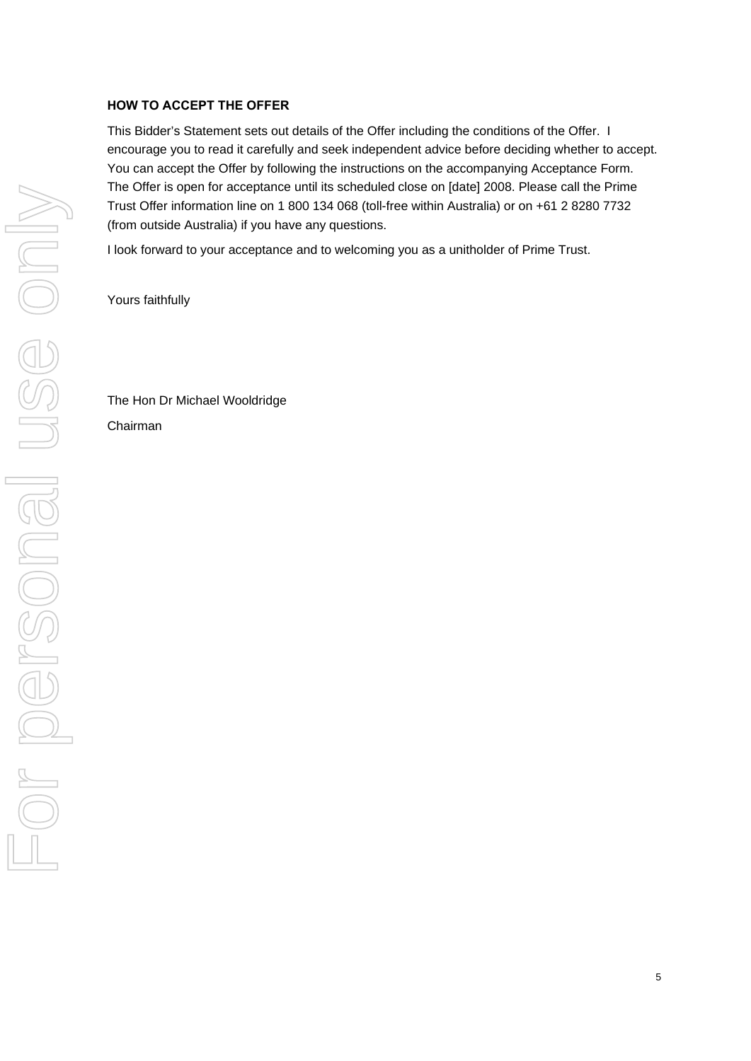**HOW TO ACCEPT THE OFFER**

This Bidder's Statement sets out details of the Offer including the conditions of the Offer. I encourage you to read it carefully and seek independent advice before deciding whether to accept. You can accept the Offer by following the instructions on the accompanying Acceptance Form. The Offer is open for acceptance until its scheduled close on [date] 2008. Please call the Prime Trust Offer information line on 1 800 134 068 (toll-free within Australia) or on +61 2 8280 7732 (from outside Australia) if you have any questions.

I look forward to your acceptance and to welcoming you as a unitholder of Prime Trust.

Yours faithfully

The Hon Dr Michael Wooldridge

Chairman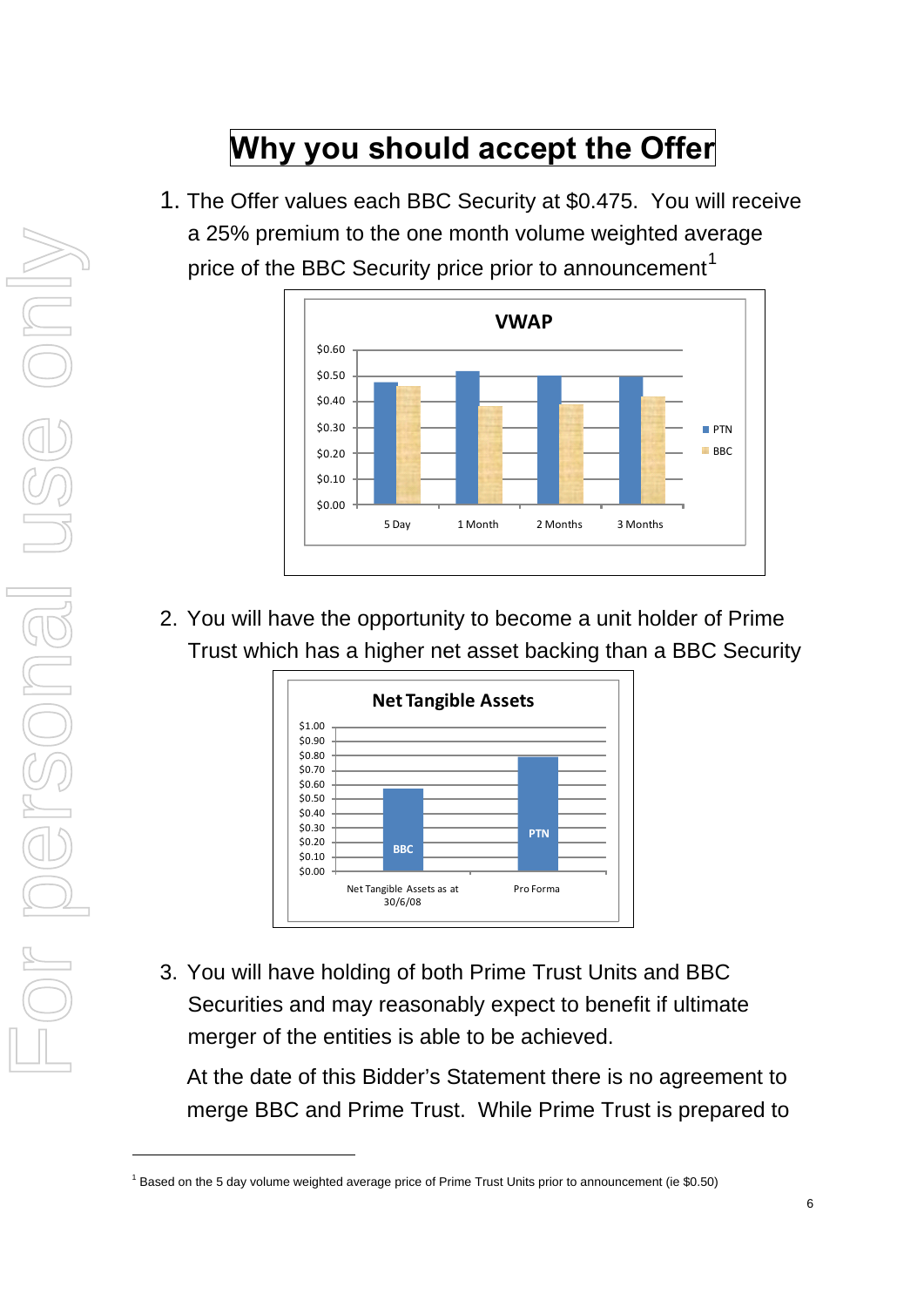# Why you should accept the Offer

1. The Offer values each BBC Security at $0.475. You will receive a 25% premium to the one month volume weighted average price of the BBC Security price prior to announcement[1]

**VWAP**

2. You will have the opportunity to become a unit holder of Prime Trust which has a higher net asset backing than a BBC Security

**Net Tangible Assets**

3. You will have holding of both Prime Trust Units and BBC Securities and may reasonably expect to benefit if ultimate merger of the entities is able to be achieved.

   At the date of this Bidder's Statement there is no agreement to merge BBC and Prime Trust. While Prime Trust is prepared to

[1] Based on the 5 day volume weighted average price of Prime Trust Units prior to announcement (ie $0.50)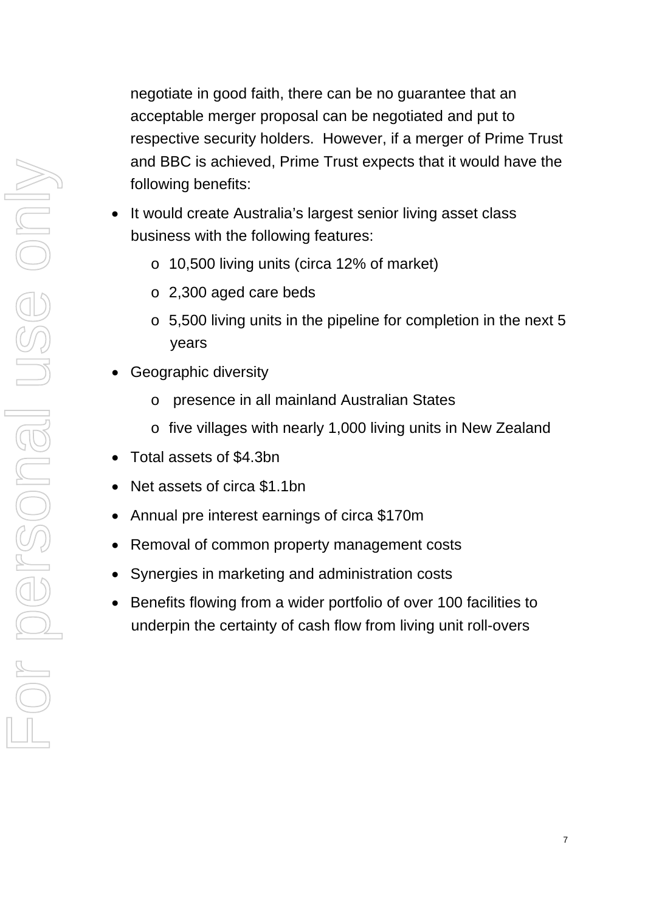negotiate in good faith, there can be no guarantee that an acceptable merger proposal can be negotiated and put to respective security holders. However, if a merger of Prime Trust and BBC is achieved, Prime Trust expects that it would have the following benefits:

- It would create Australia's largest senior living asset class business with the following features:
  - 10,500 living units (circa 12% of market)
  - 2,300 aged care beds
  - 5,500 living units in the pipeline for completion in the next 5 years
- Geographic diversity
  - presence in all mainland Australian States
  - five villages with nearly 1,000 living units in New Zealand
- Total assets of $4.3bn
- Net assets of circa $1.1bn
- Annual pre interest earnings of circa $170m
- Removal of common property management costs
- Synergies in marketing and administration costs
- Benefits flowing from a wider portfolio of over 100 facilities to underpin the certainty of cash flow from living unit roll-overs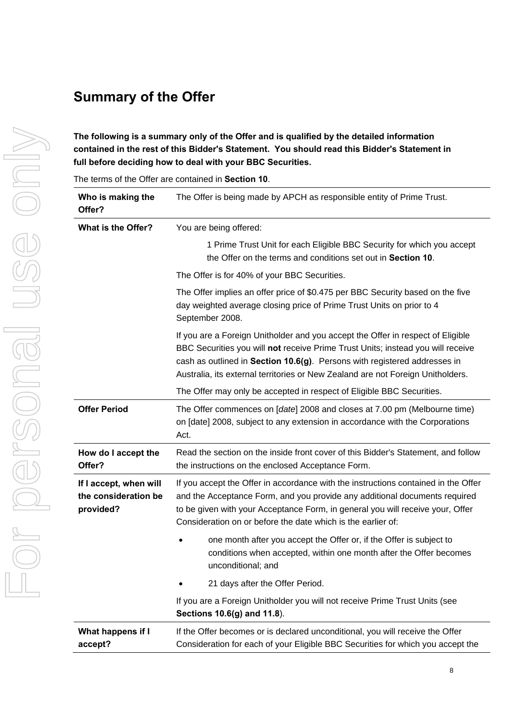## Summary of the Offer

**The following is a summary only of the Offer and is qualified by the detailed information contained in the rest of this Bidder's Statement. You should read this Bidder's Statement in full before deciding how to deal with your BBC Securities.**

The terms of the Offer are contained in **Section 10**.

| | |
|---|---|
| **Who is making the Offer?** | The Offer is being made by APCH as responsible entity of Prime Trust. |
| **What is the Offer?** | You are being offered:<br><br>1 Prime Trust Unit for each Eligible BBC Security for which you accept the Offer on the terms and conditions set out in **Section 10**.<br><br>The Offer is for 40% of your BBC Securities.<br><br>The Offer implies an offer price of $0.475 per BBC Security based on the five day weighted average closing price of Prime Trust Units on prior to 4 September 2008.<br><br>If you are a Foreign Unitholder and you accept the Offer in respect of Eligible BBC Securities you will **not** receive Prime Trust Units; instead you will receive cash as outlined in **Section 10.6(g)**. Persons with registered addresses in Australia, its external territories or New Zealand are not Foreign Unitholders.<br><br>The Offer may only be accepted in respect of Eligible BBC Securities. |
| **Offer Period** | The Offer commences on [*date*] 2008 and closes at 7.00 pm (Melbourne time) on [date] 2008, subject to any extension in accordance with the Corporations Act. |
| **How do I accept the Offer?** | Read the section on the inside front cover of this Bidder's Statement, and follow the instructions on the enclosed Acceptance Form. |
| **If I accept, when will the consideration be provided?** | If you accept the Offer in accordance with the instructions contained in the Offer and the Acceptance Form, and you provide any additional documents required to be given with your Acceptance Form, in general you will receive your, Offer Consideration on or before the date which is the earlier of:<br><br>• one month after you accept the Offer or, if the Offer is subject to conditions when accepted, within one month after the Offer becomes unconditional; and<br><br>• 21 days after the Offer Period.<br><br>If you are a Foreign Unitholder you will not receive Prime Trust Units (see **Sections 10.6(g) and 11.8**). |
| **What happens if I accept?** | If the Offer becomes or is declared unconditional, you will receive the Offer Consideration for each of your Eligible BBC Securities for which you accept the |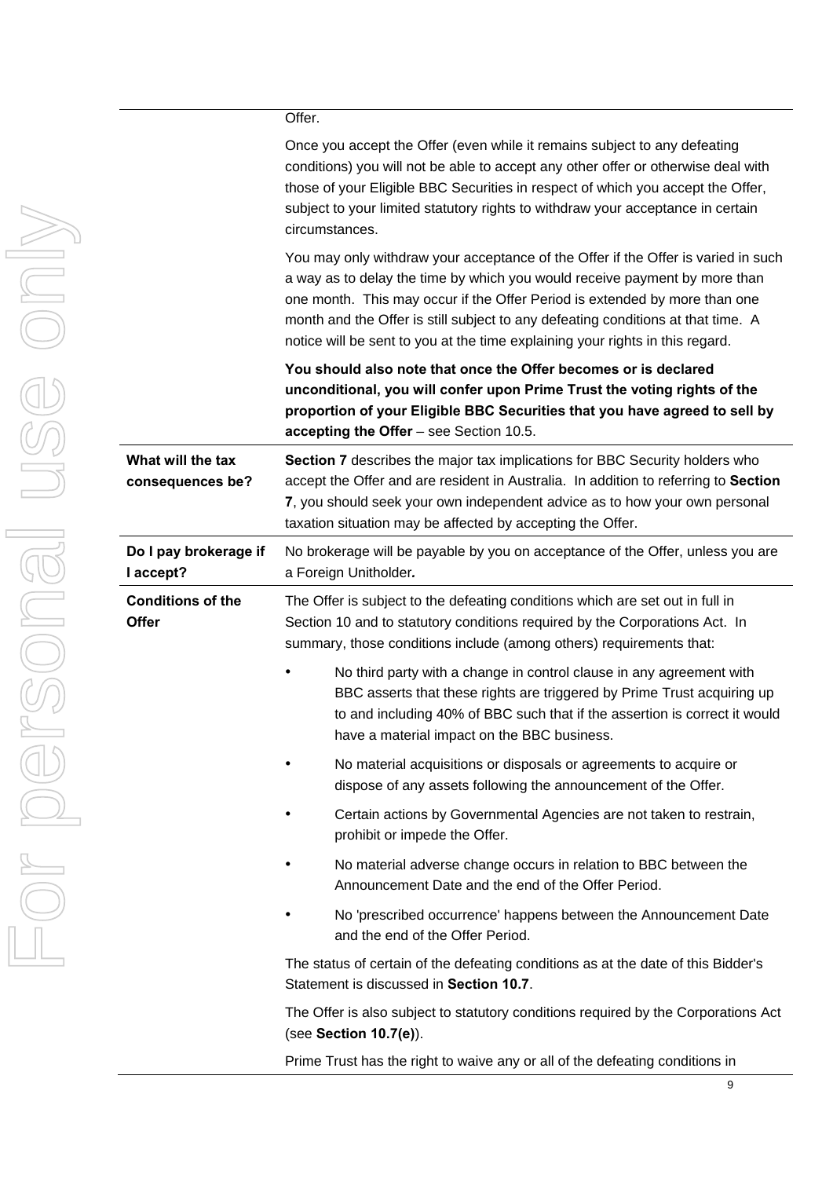| | |
|---|---|
| | Offer.<br><br>Once you accept the Offer (even while it remains subject to any defeating conditions) you will not be able to accept any other offer or otherwise deal with those of your Eligible BBC Securities in respect of which you accept the Offer, subject to your limited statutory rights to withdraw your acceptance in certain circumstances.<br><br>You may only withdraw your acceptance of the Offer if the Offer is varied in such a way as to delay the time by which you would receive payment by more than one month. This may occur if the Offer Period is extended by more than one month and the Offer is still subject to any defeating conditions at that time. A notice will be sent to you at the time explaining your rights in this regard.<br><br>**You should also note that once the Offer becomes or is declared unconditional, you will confer upon Prime Trust the voting rights of the proportion of your Eligible BBC Securities that you have agreed to sell by accepting the Offer** – see Section 10.5. |
| **What will the tax consequences be?** | **Section 7** describes the major tax implications for BBC Security holders who accept the Offer and are resident in Australia. In addition to referring to **Section 7**, you should seek your own independent advice as to how your own personal taxation situation may be affected by accepting the Offer. |
| **Do I pay brokerage if I accept?** | No brokerage will be payable by you on acceptance of the Offer, unless you are a Foreign Unitholder***.*** |
| **Conditions of the Offer** | The Offer is subject to the defeating conditions which are set out in full in Section 10 and to statutory conditions required by the Corporations Act. In summary, those conditions include (among others) requirements that:<br><br>• No third party with a change in control clause in any agreement with BBC asserts that these rights are triggered by Prime Trust acquiring up to and including 40% of BBC such that if the assertion is correct it would have a material impact on the BBC business.<br><br>• No material acquisitions or disposals or agreements to acquire or dispose of any assets following the announcement of the Offer.<br><br>• Certain actions by Governmental Agencies are not taken to restrain, prohibit or impede the Offer.<br><br>• No material adverse change occurs in relation to BBC between the Announcement Date and the end of the Offer Period.<br><br>• No 'prescribed occurrence' happens between the Announcement Date and the end of the Offer Period.<br><br>The status of certain of the defeating conditions as at the date of this Bidder's Statement is discussed in **Section 10.7**.<br><br>The Offer is also subject to statutory conditions required by the Corporations Act (see **Section 10.7(e)**).<br><br>Prime Trust has the right to waive any or all of the defeating conditions in |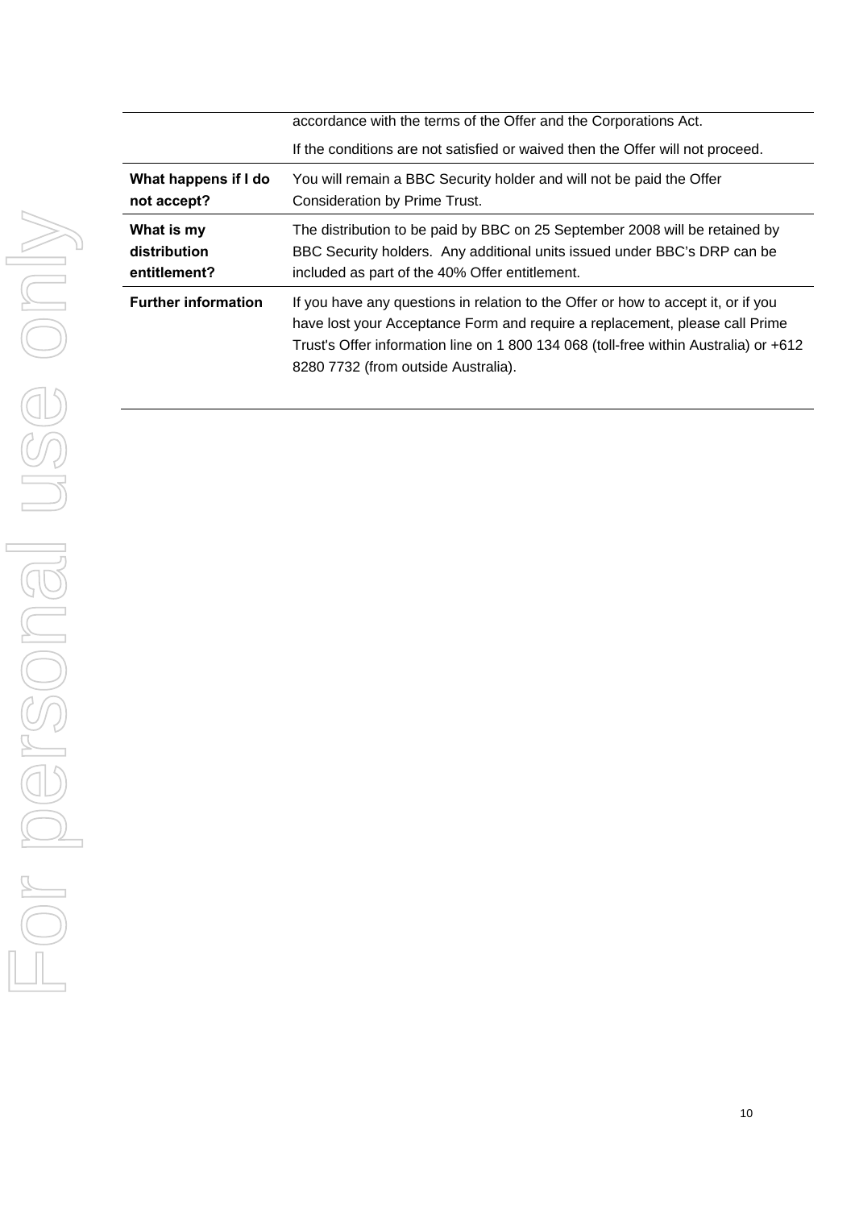|  |  |
| --- | --- |
|  | accordance with the terms of the Offer and the Corporations Act.<br><br>If the conditions are not satisfied or waived then the Offer will not proceed. |
| **What happens if I do not accept?** | You will remain a BBC Security holder and will not be paid the Offer Consideration by Prime Trust. |
| **What is my distribution entitlement?** | The distribution to be paid by BBC on 25 September 2008 will be retained by BBC Security holders. Any additional units issued under BBC's DRP can be included as part of the 40% Offer entitlement. |
| **Further information** | If you have any questions in relation to the Offer or how to accept it, or if you have lost your Acceptance Form and require a replacement, please call Prime Trust's Offer information line on 1 800 134 068 (toll-free within Australia) or +612 8280 7732 (from outside Australia). |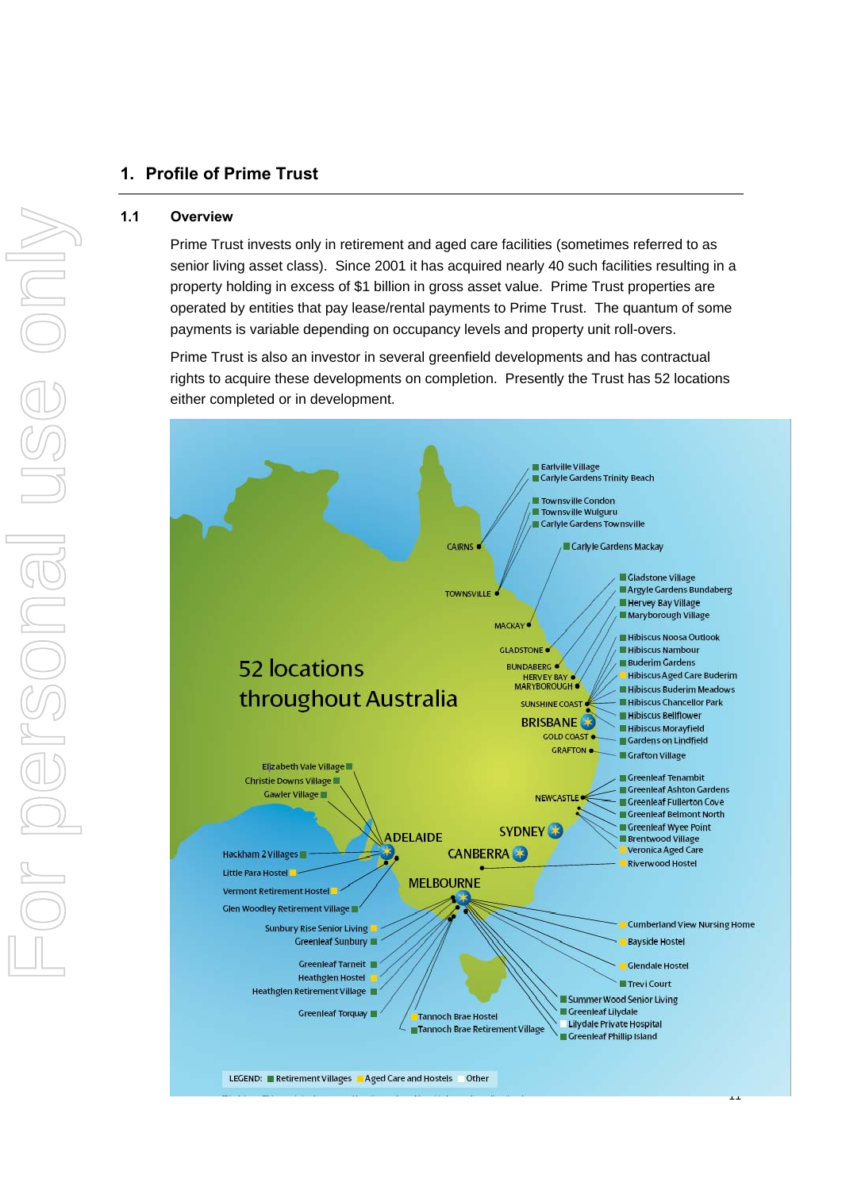# 1. Profile of Prime Trust

## 1.1 Overview

Prime Trust invests only in retirement and aged care facilities (sometimes referred to as senior living asset class). Since 2001 it has acquired nearly 40 such facilities resulting in a property holding in excess of $1 billion in gross asset value. Prime Trust properties are operated by entities that pay lease/rental payments to Prime Trust. The quantum of some payments is variable depending on occupancy levels and property unit roll-overs.

Prime Trust is also an investor in several greenfield developments and has contractual rights to acquire these developments on completion. Presently the Trust has 52 locations either completed or in development.

52 locations throughout Australia

CAIRNS: Earlville Village, Carlyle Gardens Trinity Beach

TOWNSVILLE: Townsville Condon, Townsville Wulguru, Carlyle Gardens Townsville

MACKAY: Carlyle Gardens Mackay

GLADSTONE: Gladstone Village

BUNDABERG: Argyle Gardens Bundaberg

HERVEY BAY: Hervey Bay Village

MARYBOROUGH: Maryborough Village

SUNSHINE COAST / BRISBANE / GOLD COAST: Hibiscus Noosa Outlook, Hibiscus Nambour, Buderim Gardens, Hibiscus Aged Care Buderim, Hibiscus Buderim Meadows, Hibiscus Chancellor Park, Hibiscus Bellflower, Hibiscus Morayfield, Gardens on Lindfield

GRAFTON: Grafton Village

NEWCASTLE / SYDNEY: Greenleaf Tenambit, Greenleaf Ashton Gardens, Greenleaf Fullerton Cove, Greenleaf Belmont North, Greenleaf Wyee Point, Brentwood Village, Veronica Aged Care

CANBERRA: Riverwood Hostel

ADELAIDE: Elizabeth Vale Village, Christie Downs Village, Gawler Village, Hackham 2 Villages, Little Para Hostel, Vermont Retirement Hostel, Glen Woodley Retirement Village

MELBOURNE: Sunbury Rise Senior Living, Greenleaf Sunbury, Greenleaf Tarneit, Heathglen Hostel, Heathglen Retirement Village, Greenleaf Torquay, Tannoch Brae Hostel, Tannoch Brae Retirement Village, Cumberland View Nursing Home, Bayside Hostel, Glendale Hostel, Trevi Court, Summer Wood Senior Living, Greenleaf Lilydale, Lilydale Private Hospital, Greenleaf Phillip Island

LEGEND: Retirement Villages | Aged Care and Hostels | Other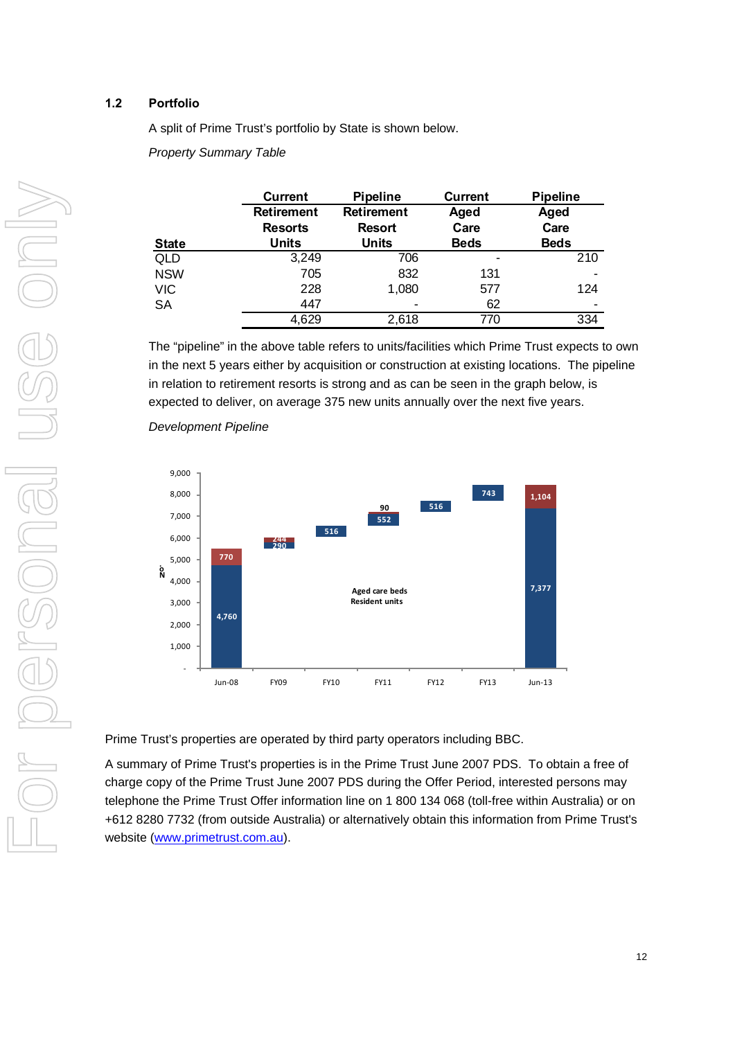## 1.2 Portfolio

A split of Prime Trust's portfolio by State is shown below.

*Property Summary Table*

| State | Current Retirement Resorts Units | Pipeline Retirement Resort Units | Current Aged Care Beds | Pipeline Aged Care Beds |
|---|---|---|---|---|
| QLD | 3,249 | 706 | - | 210 |
| NSW | 705 | 832 | 131 | - |
| VIC | 228 | 1,080 | 577 | 124 |
| SA | 447 | - | 62 | - |
| | 4,629 | 2,618 | 770 | 334 |

The "pipeline" in the above table refers to units/facilities which Prime Trust expects to own in the next 5 years either by acquisition or construction at existing locations. The pipeline in relation to retirement resorts is strong and as can be seen in the graph below, is expected to deliver, on average 375 new units annually over the next five years.

*Development Pipeline*

| | Jun-08 | FY09 | FY10 | FY11 | FY12 | FY13 | Jun-13 |
|---|---|---|---|---|---|---|---|
| Aged care beds | 770 | 244 | | 90 | | | 1,104 |
| Resident units | 4,760 | 290 | 516 | 552 | 516 | 743 | 7,377 |

Prime Trust's properties are operated by third party operators including BBC.

A summary of Prime Trust's properties is in the Prime Trust June 2007 PDS. To obtain a free of charge copy of the Prime Trust June 2007 PDS during the Offer Period, interested persons may telephone the Prime Trust Offer information line on 1 800 134 068 (toll-free within Australia) or on +612 8280 7732 (from outside Australia) or alternatively obtain this information from Prime Trust's website (www.primetrust.com.au).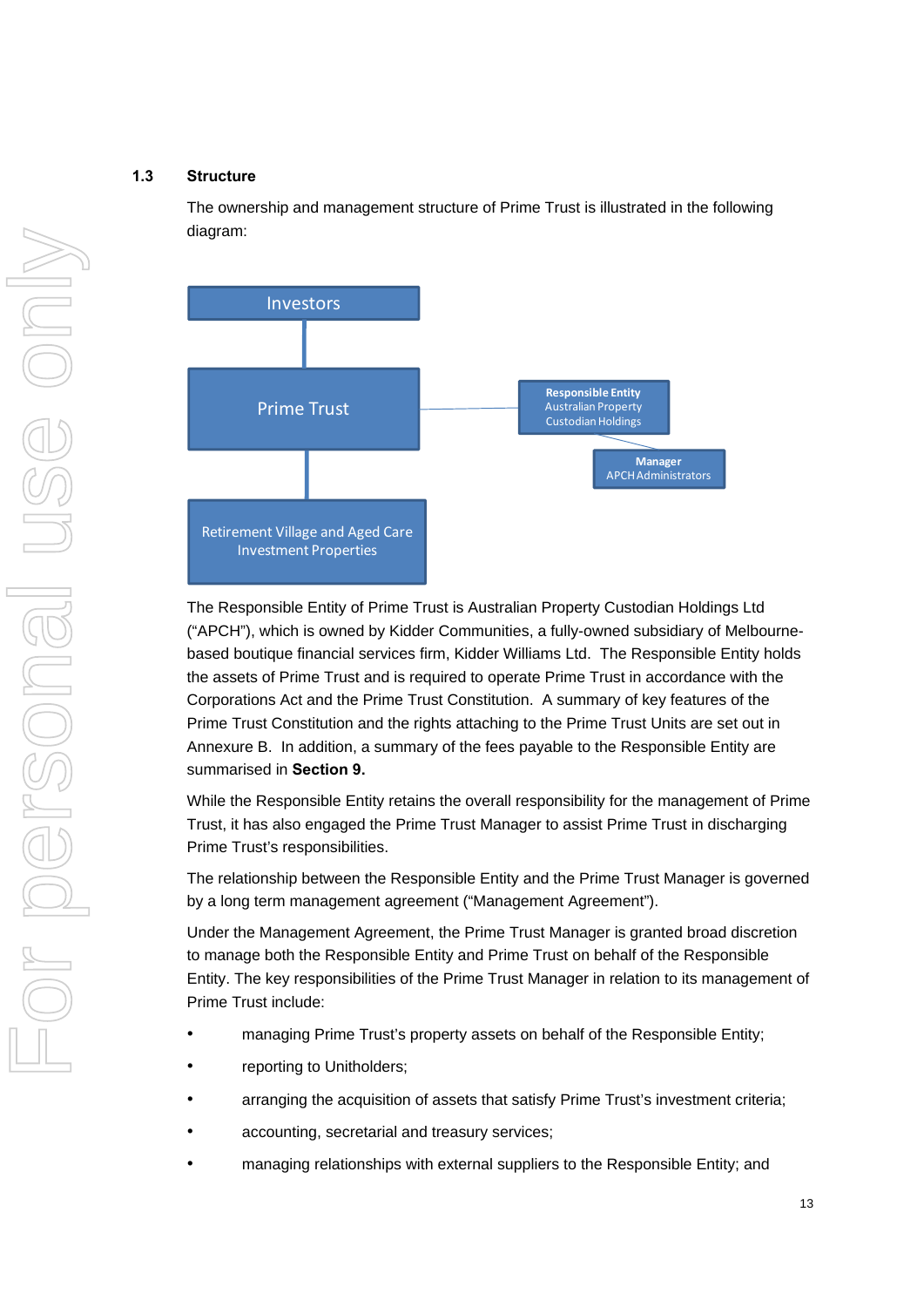## 1.3 Structure

The ownership and management structure of Prime Trust is illustrated in the following diagram:

Investors

Prime Trust

Retirement Village and Aged Care Investment Properties

**Responsible Entity**
Australian Property Custodian Holdings

**Manager**
APCH Administrators

The Responsible Entity of Prime Trust is Australian Property Custodian Holdings Ltd ("APCH"), which is owned by Kidder Communities, a fully-owned subsidiary of Melbourne-based boutique financial services firm, Kidder Williams Ltd. The Responsible Entity holds the assets of Prime Trust and is required to operate Prime Trust in accordance with the Corporations Act and the Prime Trust Constitution. A summary of key features of the Prime Trust Constitution and the rights attaching to the Prime Trust Units are set out in Annexure B. In addition, a summary of the fees payable to the Responsible Entity are summarised in **Section 9.**

While the Responsible Entity retains the overall responsibility for the management of Prime Trust, it has also engaged the Prime Trust Manager to assist Prime Trust in discharging Prime Trust's responsibilities.

The relationship between the Responsible Entity and the Prime Trust Manager is governed by a long term management agreement ("Management Agreement").

Under the Management Agreement, the Prime Trust Manager is granted broad discretion to manage both the Responsible Entity and Prime Trust on behalf of the Responsible Entity. The key responsibilities of the Prime Trust Manager in relation to its management of Prime Trust include:

- managing Prime Trust's property assets on behalf of the Responsible Entity;
- reporting to Unitholders;
- arranging the acquisition of assets that satisfy Prime Trust's investment criteria;
- accounting, secretarial and treasury services;
- managing relationships with external suppliers to the Responsible Entity; and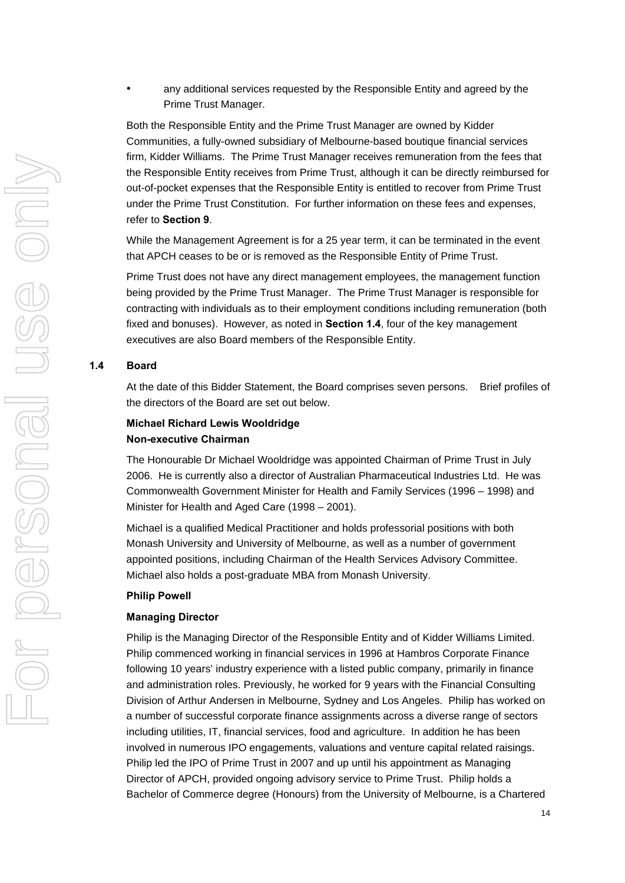- any additional services requested by the Responsible Entity and agreed by the Prime Trust Manager.

Both the Responsible Entity and the Prime Trust Manager are owned by Kidder Communities, a fully-owned subsidiary of Melbourne-based boutique financial services firm, Kidder Williams. The Prime Trust Manager receives remuneration from the fees that the Responsible Entity receives from Prime Trust, although it can be directly reimbursed for out-of-pocket expenses that the Responsible Entity is entitled to recover from Prime Trust under the Prime Trust Constitution. For further information on these fees and expenses, refer to **Section 9**.

While the Management Agreement is for a 25 year term, it can be terminated in the event that APCH ceases to be or is removed as the Responsible Entity of Prime Trust.

Prime Trust does not have any direct management employees, the management function being provided by the Prime Trust Manager. The Prime Trust Manager is responsible for contracting with individuals as to their employment conditions including remuneration (both fixed and bonuses). However, as noted in **Section 1.4**, four of the key management executives are also Board members of the Responsible Entity.

## 1.4 Board

At the date of this Bidder Statement, the Board comprises seven persons. Brief profiles of the directors of the Board are set out below.

**Michael Richard Lewis Wooldridge**
**Non-executive Chairman**

The Honourable Dr Michael Wooldridge was appointed Chairman of Prime Trust in July 2006. He is currently also a director of Australian Pharmaceutical Industries Ltd. He was Commonwealth Government Minister for Health and Family Services (1996 – 1998) and Minister for Health and Aged Care (1998 – 2001).

Michael is a qualified Medical Practitioner and holds professorial positions with both Monash University and University of Melbourne, as well as a number of government appointed positions, including Chairman of the Health Services Advisory Committee. Michael also holds a post-graduate MBA from Monash University.

**Philip Powell**

**Managing Director**

Philip is the Managing Director of the Responsible Entity and of Kidder Williams Limited. Philip commenced working in financial services in 1996 at Hambros Corporate Finance following 10 years' industry experience with a listed public company, primarily in finance and administration roles. Previously, he worked for 9 years with the Financial Consulting Division of Arthur Andersen in Melbourne, Sydney and Los Angeles. Philip has worked on a number of successful corporate finance assignments across a diverse range of sectors including utilities, IT, financial services, food and agriculture. In addition he has been involved in numerous IPO engagements, valuations and venture capital related raisings. Philip led the IPO of Prime Trust in 2007 and up until his appointment as Managing Director of APCH, provided ongoing advisory service to Prime Trust. Philip holds a Bachelor of Commerce degree (Honours) from the University of Melbourne, is a Chartered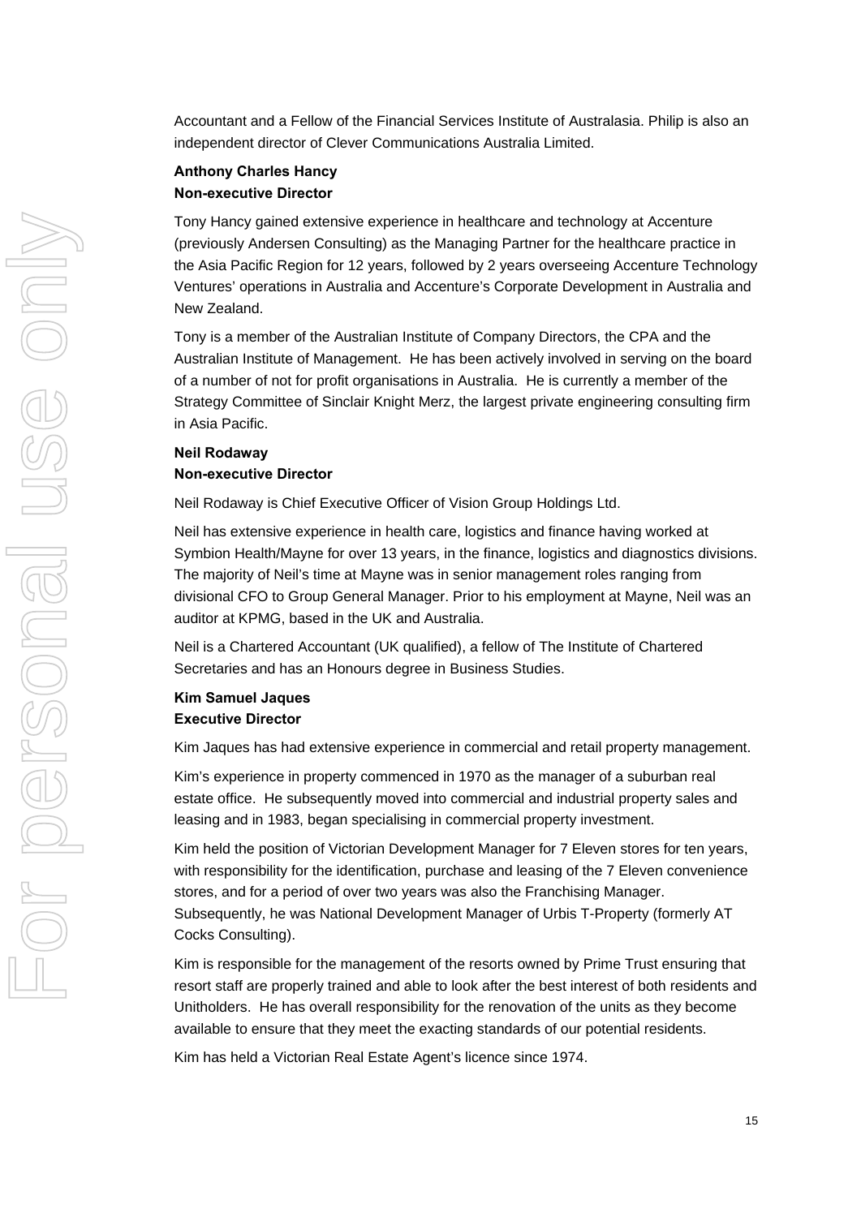Accountant and a Fellow of the Financial Services Institute of Australasia. Philip is also an independent director of Clever Communications Australia Limited.

**Anthony Charles Hancy**
**Non-executive Director**

Tony Hancy gained extensive experience in healthcare and technology at Accenture (previously Andersen Consulting) as the Managing Partner for the healthcare practice in the Asia Pacific Region for 12 years, followed by 2 years overseeing Accenture Technology Ventures' operations in Australia and Accenture's Corporate Development in Australia and New Zealand.

Tony is a member of the Australian Institute of Company Directors, the CPA and the Australian Institute of Management. He has been actively involved in serving on the board of a number of not for profit organisations in Australia. He is currently a member of the Strategy Committee of Sinclair Knight Merz, the largest private engineering consulting firm in Asia Pacific.

**Neil Rodaway**
**Non-executive Director**

Neil Rodaway is Chief Executive Officer of Vision Group Holdings Ltd.

Neil has extensive experience in health care, logistics and finance having worked at Symbion Health/Mayne for over 13 years, in the finance, logistics and diagnostics divisions. The majority of Neil's time at Mayne was in senior management roles ranging from divisional CFO to Group General Manager. Prior to his employment at Mayne, Neil was an auditor at KPMG, based in the UK and Australia.

Neil is a Chartered Accountant (UK qualified), a fellow of The Institute of Chartered Secretaries and has an Honours degree in Business Studies.

**Kim Samuel Jaques**
**Executive Director**

Kim Jaques has had extensive experience in commercial and retail property management.

Kim's experience in property commenced in 1970 as the manager of a suburban real estate office. He subsequently moved into commercial and industrial property sales and leasing and in 1983, began specialising in commercial property investment.

Kim held the position of Victorian Development Manager for 7 Eleven stores for ten years, with responsibility for the identification, purchase and leasing of the 7 Eleven convenience stores, and for a period of over two years was also the Franchising Manager. Subsequently, he was National Development Manager of Urbis T-Property (formerly AT Cocks Consulting).

Kim is responsible for the management of the resorts owned by Prime Trust ensuring that resort staff are properly trained and able to look after the best interest of both residents and Unitholders. He has overall responsibility for the renovation of the units as they become available to ensure that they meet the exacting standards of our potential residents.

Kim has held a Victorian Real Estate Agent's licence since 1974.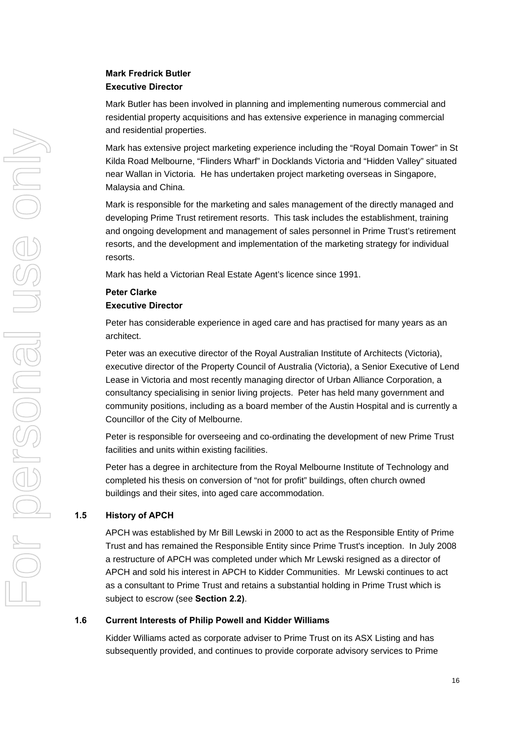**Mark Fredrick Butler**
**Executive Director**

Mark Butler has been involved in planning and implementing numerous commercial and residential property acquisitions and has extensive experience in managing commercial and residential properties.

Mark has extensive project marketing experience including the "Royal Domain Tower" in St Kilda Road Melbourne, "Flinders Wharf" in Docklands Victoria and "Hidden Valley" situated near Wallan in Victoria. He has undertaken project marketing overseas in Singapore, Malaysia and China.

Mark is responsible for the marketing and sales management of the directly managed and developing Prime Trust retirement resorts. This task includes the establishment, training and ongoing development and management of sales personnel in Prime Trust's retirement resorts, and the development and implementation of the marketing strategy for individual resorts.

Mark has held a Victorian Real Estate Agent's licence since 1991.

**Peter Clarke**
**Executive Director**

Peter has considerable experience in aged care and has practised for many years as an architect.

Peter was an executive director of the Royal Australian Institute of Architects (Victoria), executive director of the Property Council of Australia (Victoria), a Senior Executive of Lend Lease in Victoria and most recently managing director of Urban Alliance Corporation, a consultancy specialising in senior living projects. Peter has held many government and community positions, including as a board member of the Austin Hospital and is currently a Councillor of the City of Melbourne.

Peter is responsible for overseeing and co-ordinating the development of new Prime Trust facilities and units within existing facilities.

Peter has a degree in architecture from the Royal Melbourne Institute of Technology and completed his thesis on conversion of "not for profit" buildings, often church owned buildings and their sites, into aged care accommodation.

### 1.5 History of APCH

APCH was established by Mr Bill Lewski in 2000 to act as the Responsible Entity of Prime Trust and has remained the Responsible Entity since Prime Trust's inception. In July 2008 a restructure of APCH was completed under which Mr Lewski resigned as a director of APCH and sold his interest in APCH to Kidder Communities. Mr Lewski continues to act as a consultant to Prime Trust and retains a substantial holding in Prime Trust which is subject to escrow (see **Section 2.2)**.

### 1.6 Current Interests of Philip Powell and Kidder Williams

Kidder Williams acted as corporate adviser to Prime Trust on its ASX Listing and has subsequently provided, and continues to provide corporate advisory services to Prime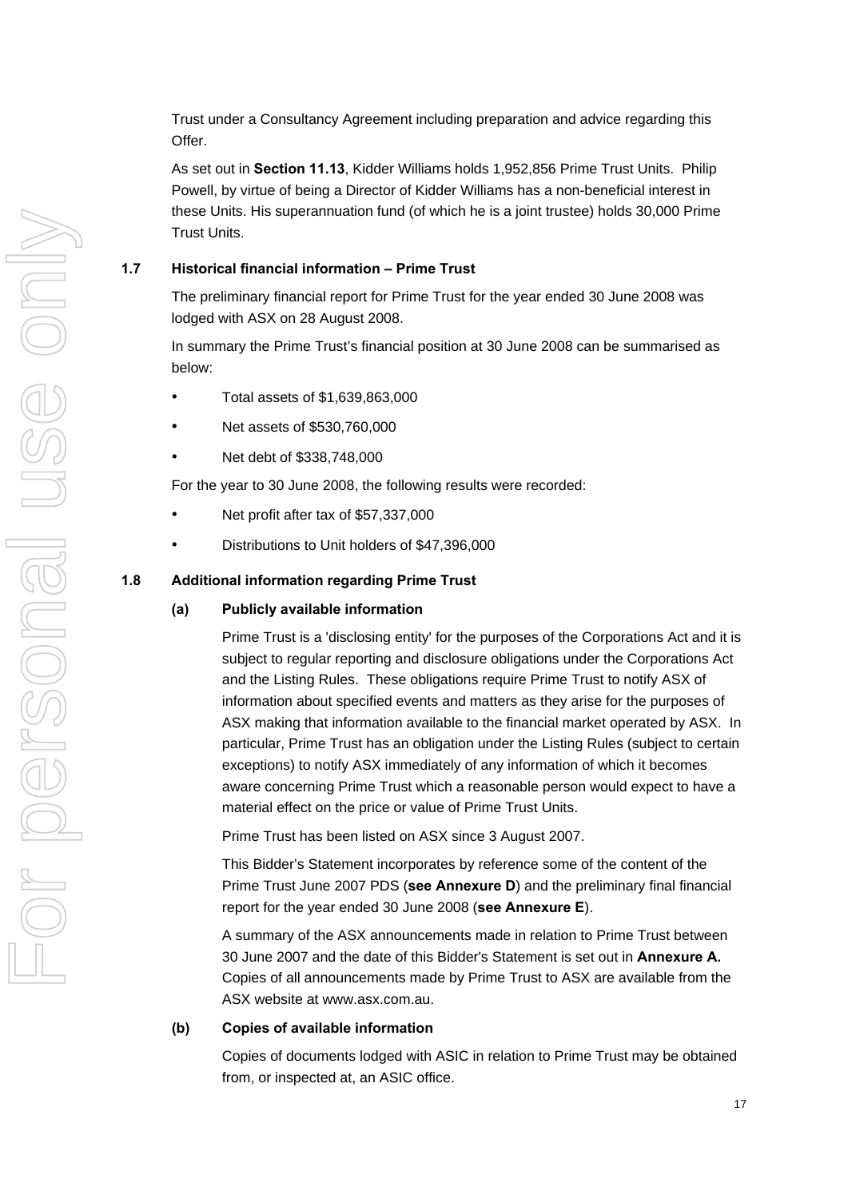Trust under a Consultancy Agreement including preparation and advice regarding this Offer.

As set out in **Section 11.13**, Kidder Williams holds 1,952,856 Prime Trust Units. Philip Powell, by virtue of being a Director of Kidder Williams has a non-beneficial interest in these Units. His superannuation fund (of which he is a joint trustee) holds 30,000 Prime Trust Units.

## 1.7 Historical financial information – Prime Trust

The preliminary financial report for Prime Trust for the year ended 30 June 2008 was lodged with ASX on 28 August 2008.

In summary the Prime Trust's financial position at 30 June 2008 can be summarised as below:

- Total assets of $1,639,863,000
- Net assets of $530,760,000
- Net debt of $338,748,000

For the year to 30 June 2008, the following results were recorded:

- Net profit after tax of $57,337,000
- Distributions to Unit holders of $47,396,000

## 1.8 Additional information regarding Prime Trust

### (a) Publicly available information

Prime Trust is a 'disclosing entity' for the purposes of the Corporations Act and it is subject to regular reporting and disclosure obligations under the Corporations Act and the Listing Rules. These obligations require Prime Trust to notify ASX of information about specified events and matters as they arise for the purposes of ASX making that information available to the financial market operated by ASX. In particular, Prime Trust has an obligation under the Listing Rules (subject to certain exceptions) to notify ASX immediately of any information of which it becomes aware concerning Prime Trust which a reasonable person would expect to have a material effect on the price or value of Prime Trust Units.

Prime Trust has been listed on ASX since 3 August 2007.

This Bidder's Statement incorporates by reference some of the content of the Prime Trust June 2007 PDS (**see Annexure D**) and the preliminary final financial report for the year ended 30 June 2008 (**see Annexure E**).

A summary of the ASX announcements made in relation to Prime Trust between 30 June 2007 and the date of this Bidder's Statement is set out in **Annexure A.** Copies of all announcements made by Prime Trust to ASX are available from the ASX website at www.asx.com.au.

### (b) Copies of available information

Copies of documents lodged with ASIC in relation to Prime Trust may be obtained from, or inspected at, an ASIC office.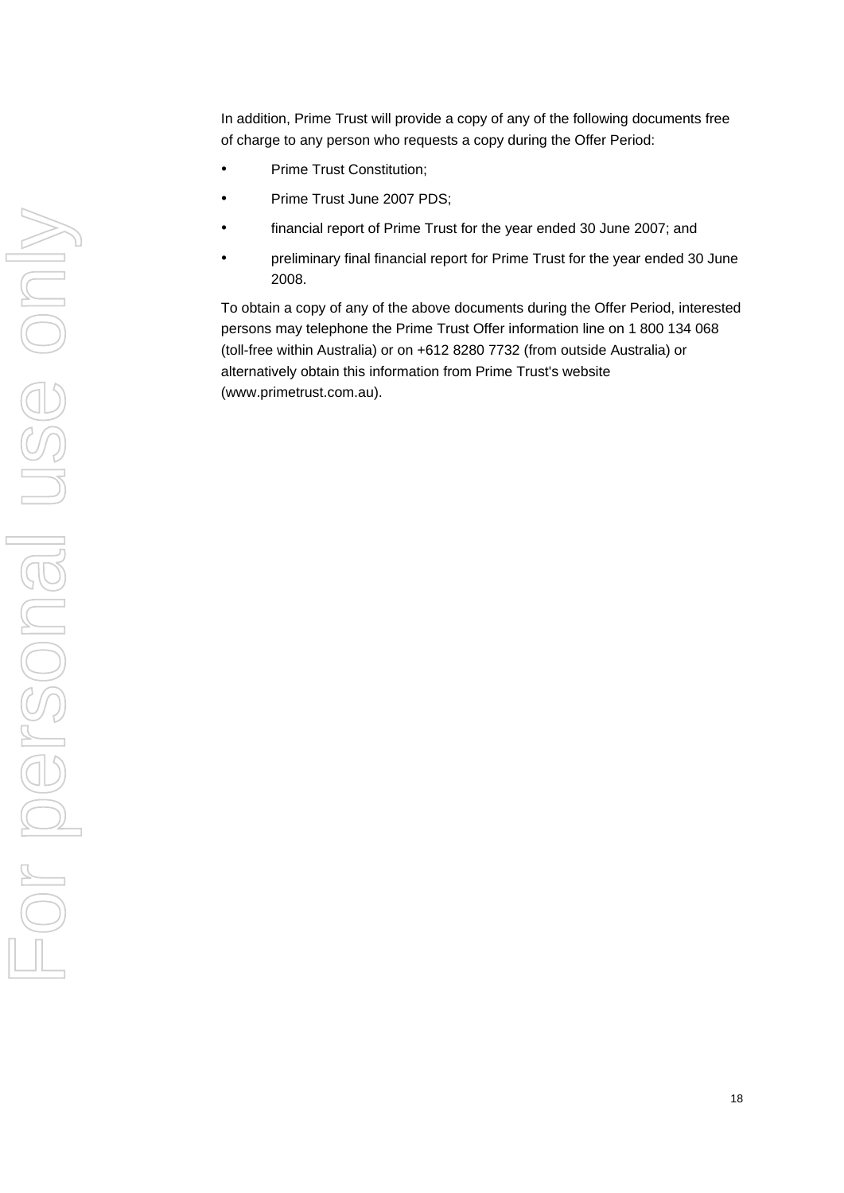In addition, Prime Trust will provide a copy of any of the following documents free of charge to any person who requests a copy during the Offer Period:

- Prime Trust Constitution;
- Prime Trust June 2007 PDS;
- financial report of Prime Trust for the year ended 30 June 2007; and
- preliminary final financial report for Prime Trust for the year ended 30 June 2008.

To obtain a copy of any of the above documents during the Offer Period, interested persons may telephone the Prime Trust Offer information line on 1 800 134 068 (toll-free within Australia) or on +612 8280 7732 (from outside Australia) or alternatively obtain this information from Prime Trust's website (www.primetrust.com.au).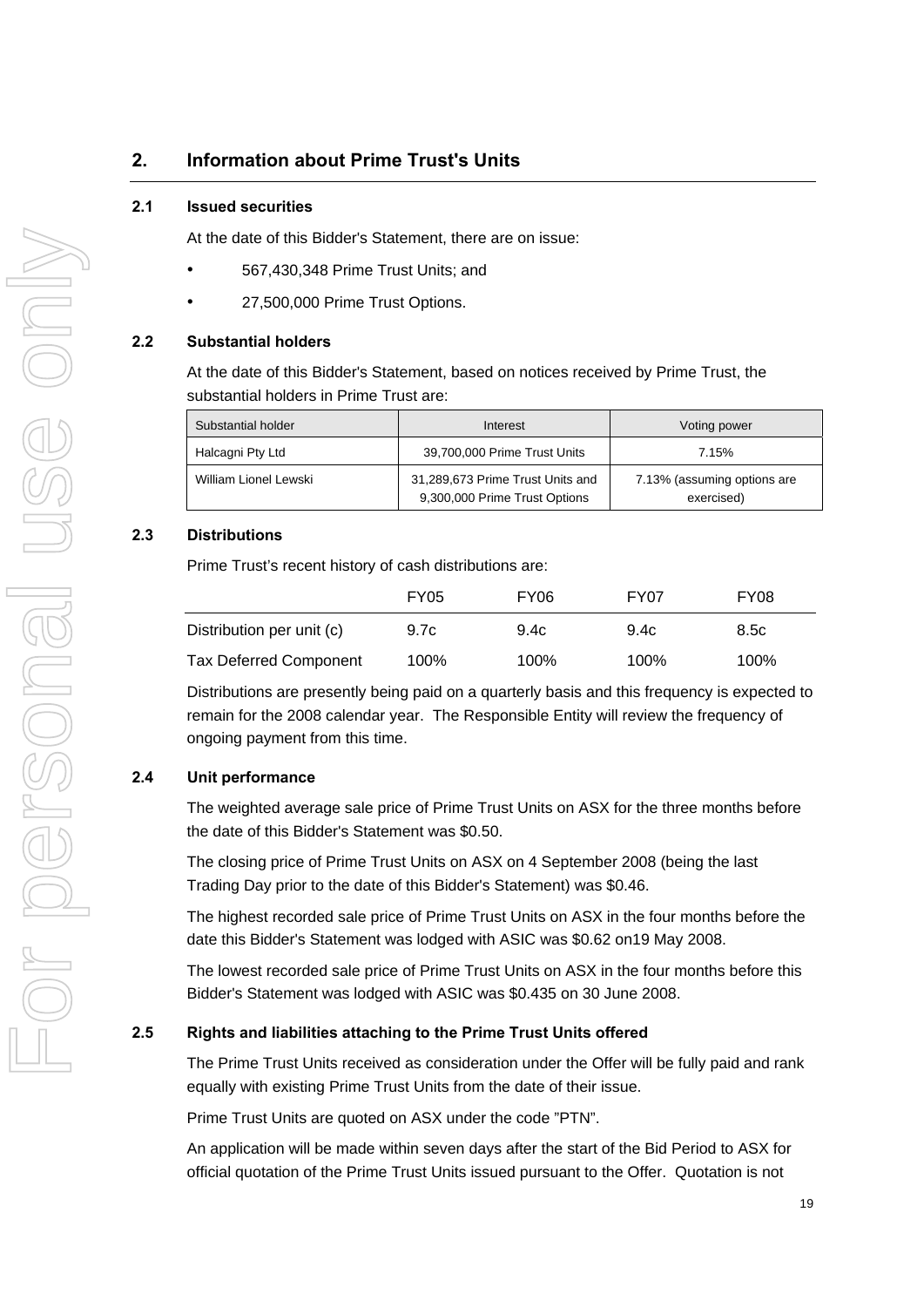## 2. Information about Prime Trust's Units

### 2.1 Issued securities

At the date of this Bidder's Statement, there are on issue:

- 567,430,348 Prime Trust Units; and
- 27,500,000 Prime Trust Options.

### 2.2 Substantial holders

At the date of this Bidder's Statement, based on notices received by Prime Trust, the substantial holders in Prime Trust are:

| Substantial holder | Interest | Voting power |
|---|---|---|
| Halcagni Pty Ltd | 39,700,000 Prime Trust Units | 7.15% |
| William Lionel Lewski | 31,289,673 Prime Trust Units and 9,300,000 Prime Trust Options | 7.13% (assuming options are exercised) |

### 2.3 Distributions

Prime Trust's recent history of cash distributions are:

| | FY05 | FY06 | FY07 | FY08 |
|---|---|---|---|---|
| Distribution per unit (c) | 9.7c | 9.4c | 9.4c | 8.5c |
| Tax Deferred Component | 100% | 100% | 100% | 100% |

Distributions are presently being paid on a quarterly basis and this frequency is expected to remain for the 2008 calendar year. The Responsible Entity will review the frequency of ongoing payment from this time.

### 2.4 Unit performance

The weighted average sale price of Prime Trust Units on ASX for the three months before the date of this Bidder's Statement was $0.50.

The closing price of Prime Trust Units on ASX on 4 September 2008 (being the last Trading Day prior to the date of this Bidder's Statement) was $0.46.

The highest recorded sale price of Prime Trust Units on ASX in the four months before the date this Bidder's Statement was lodged with ASIC was $0.62 on19 May 2008.

The lowest recorded sale price of Prime Trust Units on ASX in the four months before this Bidder's Statement was lodged with ASIC was $0.435 on 30 June 2008.

### 2.5 Rights and liabilities attaching to the Prime Trust Units offered

The Prime Trust Units received as consideration under the Offer will be fully paid and rank equally with existing Prime Trust Units from the date of their issue.

Prime Trust Units are quoted on ASX under the code "PTN".

An application will be made within seven days after the start of the Bid Period to ASX for official quotation of the Prime Trust Units issued pursuant to the Offer. Quotation is not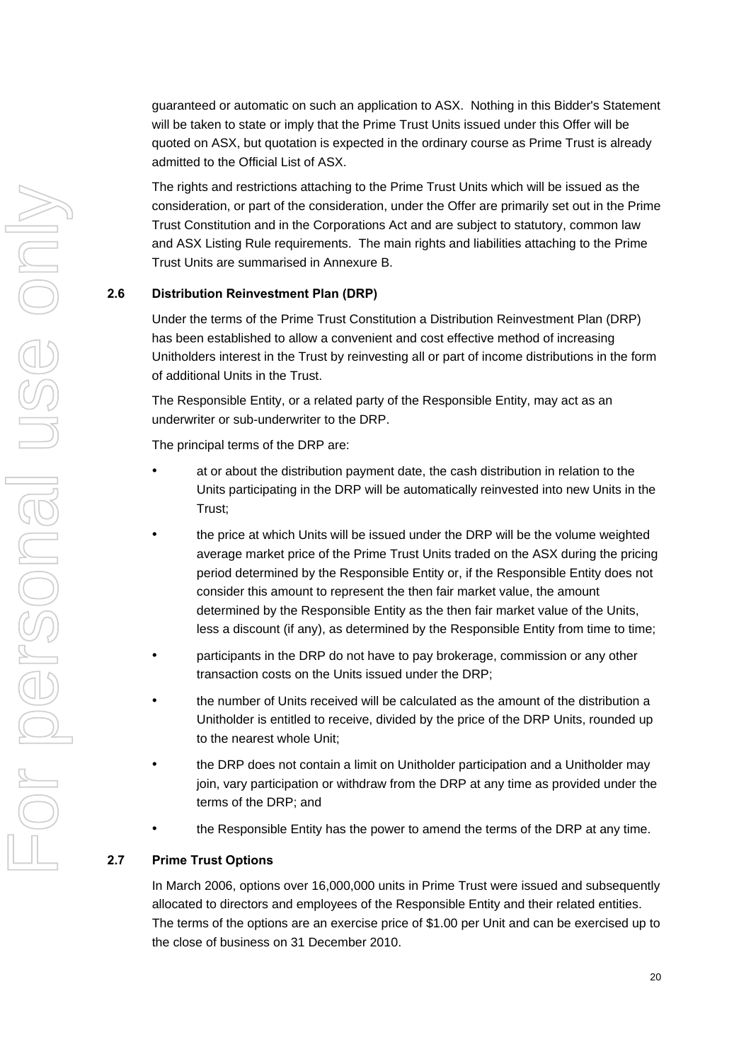guaranteed or automatic on such an application to ASX. Nothing in this Bidder's Statement will be taken to state or imply that the Prime Trust Units issued under this Offer will be quoted on ASX, but quotation is expected in the ordinary course as Prime Trust is already admitted to the Official List of ASX.

The rights and restrictions attaching to the Prime Trust Units which will be issued as the consideration, or part of the consideration, under the Offer are primarily set out in the Prime Trust Constitution and in the Corporations Act and are subject to statutory, common law and ASX Listing Rule requirements. The main rights and liabilities attaching to the Prime Trust Units are summarised in Annexure B.

### 2.6 Distribution Reinvestment Plan (DRP)

Under the terms of the Prime Trust Constitution a Distribution Reinvestment Plan (DRP) has been established to allow a convenient and cost effective method of increasing Unitholders interest in the Trust by reinvesting all or part of income distributions in the form of additional Units in the Trust.

The Responsible Entity, or a related party of the Responsible Entity, may act as an underwriter or sub-underwriter to the DRP.

The principal terms of the DRP are:

- at or about the distribution payment date, the cash distribution in relation to the Units participating in the DRP will be automatically reinvested into new Units in the Trust;
- the price at which Units will be issued under the DRP will be the volume weighted average market price of the Prime Trust Units traded on the ASX during the pricing period determined by the Responsible Entity or, if the Responsible Entity does not consider this amount to represent the then fair market value, the amount determined by the Responsible Entity as the then fair market value of the Units, less a discount (if any), as determined by the Responsible Entity from time to time;
- participants in the DRP do not have to pay brokerage, commission or any other transaction costs on the Units issued under the DRP;
- the number of Units received will be calculated as the amount of the distribution a Unitholder is entitled to receive, divided by the price of the DRP Units, rounded up to the nearest whole Unit;
- the DRP does not contain a limit on Unitholder participation and a Unitholder may join, vary participation or withdraw from the DRP at any time as provided under the terms of the DRP; and
- the Responsible Entity has the power to amend the terms of the DRP at any time.

### 2.7 Prime Trust Options

In March 2006, options over 16,000,000 units in Prime Trust were issued and subsequently allocated to directors and employees of the Responsible Entity and their related entities. The terms of the options are an exercise price of $1.00 per Unit and can be exercised up to the close of business on 31 December 2010.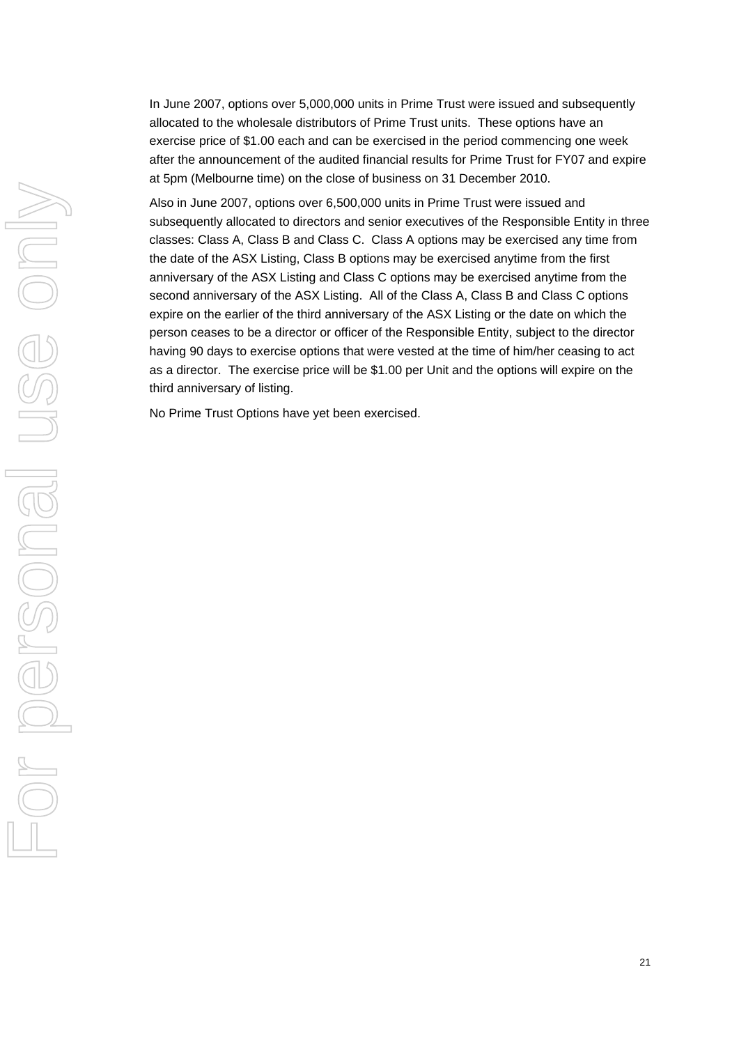In June 2007, options over 5,000,000 units in Prime Trust were issued and subsequently allocated to the wholesale distributors of Prime Trust units. These options have an exercise price of $1.00 each and can be exercised in the period commencing one week after the announcement of the audited financial results for Prime Trust for FY07 and expire at 5pm (Melbourne time) on the close of business on 31 December 2010.

Also in June 2007, options over 6,500,000 units in Prime Trust were issued and subsequently allocated to directors and senior executives of the Responsible Entity in three classes: Class A, Class B and Class C. Class A options may be exercised any time from the date of the ASX Listing, Class B options may be exercised anytime from the first anniversary of the ASX Listing and Class C options may be exercised anytime from the second anniversary of the ASX Listing. All of the Class A, Class B and Class C options expire on the earlier of the third anniversary of the ASX Listing or the date on which the person ceases to be a director or officer of the Responsible Entity, subject to the director having 90 days to exercise options that were vested at the time of him/her ceasing to act as a director. The exercise price will be $1.00 per Unit and the options will expire on the third anniversary of listing.

No Prime Trust Options have yet been exercised.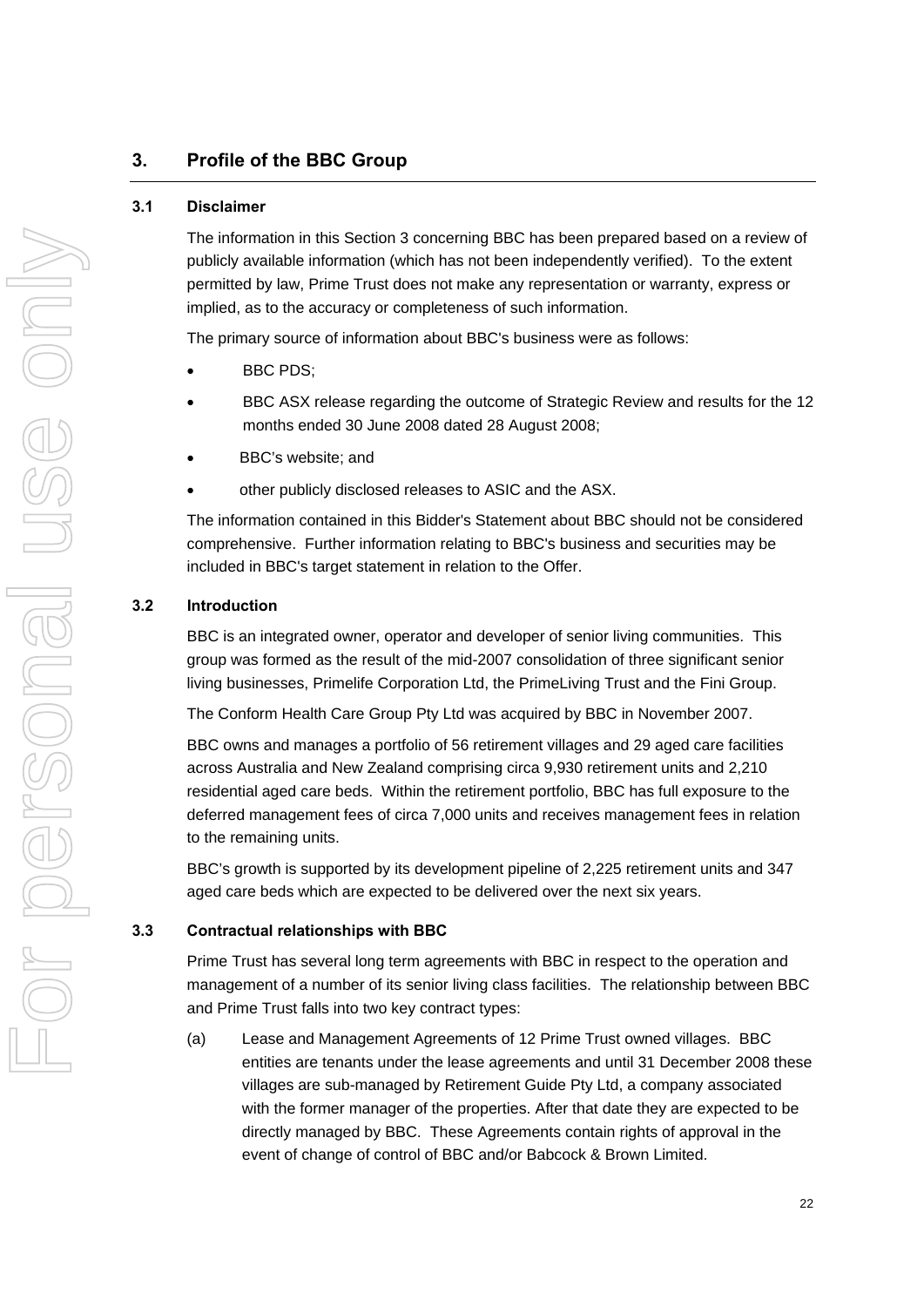## 3. Profile of the BBC Group

### 3.1 Disclaimer

The information in this Section 3 concerning BBC has been prepared based on a review of publicly available information (which has not been independently verified). To the extent permitted by law, Prime Trust does not make any representation or warranty, express or implied, as to the accuracy or completeness of such information.

The primary source of information about BBC's business were as follows:

- BBC PDS;
- BBC ASX release regarding the outcome of Strategic Review and results for the 12 months ended 30 June 2008 dated 28 August 2008;
- BBC's website; and
- other publicly disclosed releases to ASIC and the ASX.

The information contained in this Bidder's Statement about BBC should not be considered comprehensive. Further information relating to BBC's business and securities may be included in BBC's target statement in relation to the Offer.

### 3.2 Introduction

BBC is an integrated owner, operator and developer of senior living communities. This group was formed as the result of the mid-2007 consolidation of three significant senior living businesses, Primelife Corporation Ltd, the PrimeLiving Trust and the Fini Group.

The Conform Health Care Group Pty Ltd was acquired by BBC in November 2007.

BBC owns and manages a portfolio of 56 retirement villages and 29 aged care facilities across Australia and New Zealand comprising circa 9,930 retirement units and 2,210 residential aged care beds. Within the retirement portfolio, BBC has full exposure to the deferred management fees of circa 7,000 units and receives management fees in relation to the remaining units.

BBC's growth is supported by its development pipeline of 2,225 retirement units and 347 aged care beds which are expected to be delivered over the next six years.

### 3.3 Contractual relationships with BBC

Prime Trust has several long term agreements with BBC in respect to the operation and management of a number of its senior living class facilities. The relationship between BBC and Prime Trust falls into two key contract types:

(a) Lease and Management Agreements of 12 Prime Trust owned villages. BBC entities are tenants under the lease agreements and until 31 December 2008 these villages are sub-managed by Retirement Guide Pty Ltd, a company associated with the former manager of the properties. After that date they are expected to be directly managed by BBC. These Agreements contain rights of approval in the event of change of control of BBC and/or Babcock & Brown Limited.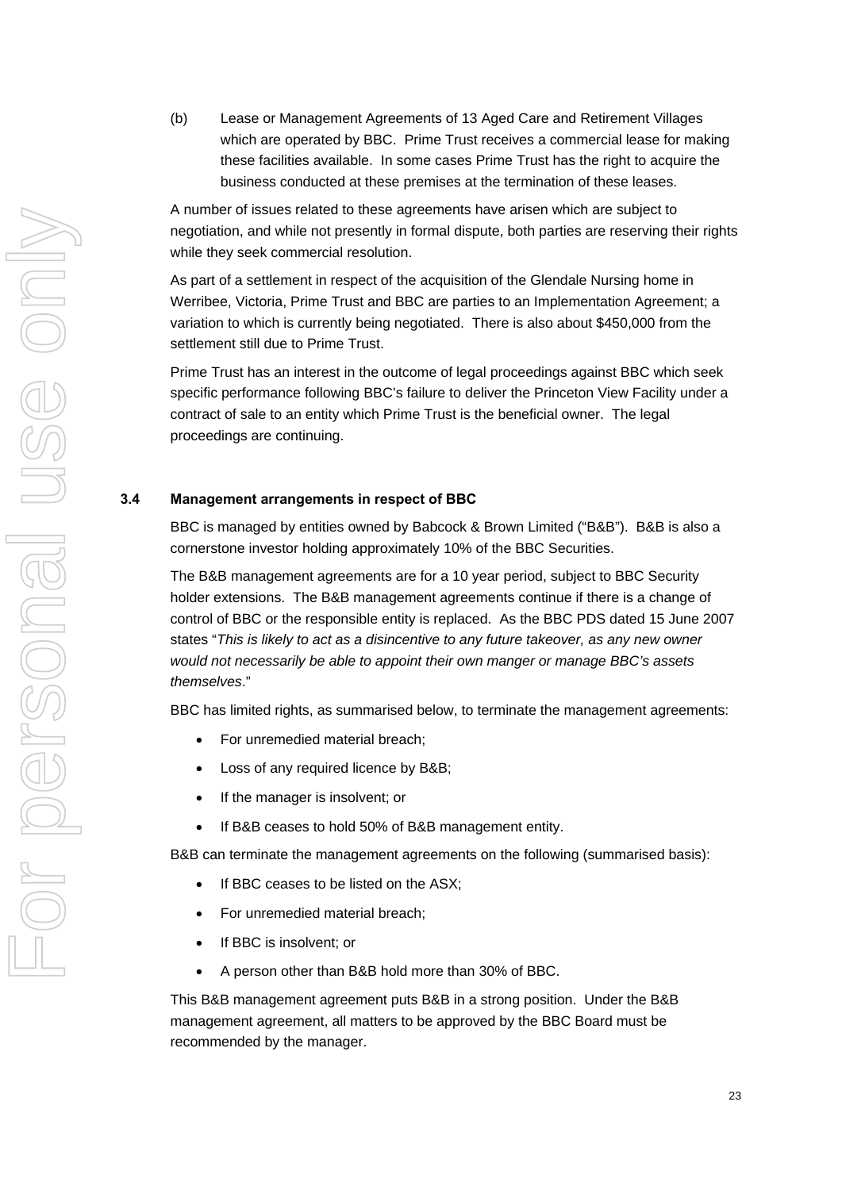(b) Lease or Management Agreements of 13 Aged Care and Retirement Villages which are operated by BBC. Prime Trust receives a commercial lease for making these facilities available. In some cases Prime Trust has the right to acquire the business conducted at these premises at the termination of these leases.

A number of issues related to these agreements have arisen which are subject to negotiation, and while not presently in formal dispute, both parties are reserving their rights while they seek commercial resolution.

As part of a settlement in respect of the acquisition of the Glendale Nursing home in Werribee, Victoria, Prime Trust and BBC are parties to an Implementation Agreement; a variation to which is currently being negotiated. There is also about $450,000 from the settlement still due to Prime Trust.

Prime Trust has an interest in the outcome of legal proceedings against BBC which seek specific performance following BBC's failure to deliver the Princeton View Facility under a contract of sale to an entity which Prime Trust is the beneficial owner. The legal proceedings are continuing.

### 3.4 Management arrangements in respect of BBC

BBC is managed by entities owned by Babcock & Brown Limited ("B&B"). B&B is also a cornerstone investor holding approximately 10% of the BBC Securities.

The B&B management agreements are for a 10 year period, subject to BBC Security holder extensions. The B&B management agreements continue if there is a change of control of BBC or the responsible entity is replaced. As the BBC PDS dated 15 June 2007 states "*This is likely to act as a disincentive to any future takeover, as any new owner would not necessarily be able to appoint their own manger or manage BBC's assets themselves*."

BBC has limited rights, as summarised below, to terminate the management agreements:

- For unremedied material breach;
- Loss of any required licence by B&B;
- If the manager is insolvent; or
- If B&B ceases to hold 50% of B&B management entity.

B&B can terminate the management agreements on the following (summarised basis):

- If BBC ceases to be listed on the ASX;
- For unremedied material breach;
- If BBC is insolvent; or
- A person other than B&B hold more than 30% of BBC.

This B&B management agreement puts B&B in a strong position. Under the B&B management agreement, all matters to be approved by the BBC Board must be recommended by the manager.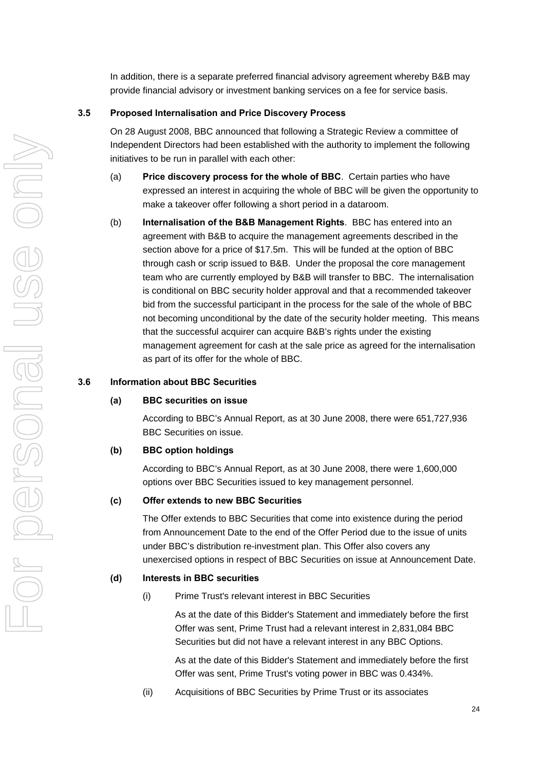In addition, there is a separate preferred financial advisory agreement whereby B&B may provide financial advisory or investment banking services on a fee for service basis.

### 3.5 Proposed Internalisation and Price Discovery Process

On 28 August 2008, BBC announced that following a Strategic Review a committee of Independent Directors had been established with the authority to implement the following initiatives to be run in parallel with each other:

(a) **Price discovery process for the whole of BBC**. Certain parties who have expressed an interest in acquiring the whole of BBC will be given the opportunity to make a takeover offer following a short period in a dataroom.

(b) **Internalisation of the B&B Management Rights**. BBC has entered into an agreement with B&B to acquire the management agreements described in the section above for a price of $17.5m. This will be funded at the option of BBC through cash or scrip issued to B&B. Under the proposal the core management team who are currently employed by B&B will transfer to BBC. The internalisation is conditional on BBC security holder approval and that a recommended takeover bid from the successful participant in the process for the sale of the whole of BBC not becoming unconditional by the date of the security holder meeting. This means that the successful acquirer can acquire B&B's rights under the existing management agreement for cash at the sale price as agreed for the internalisation as part of its offer for the whole of BBC.

### 3.6 Information about BBC Securities

**(a) BBC securities on issue**

According to BBC's Annual Report, as at 30 June 2008, there were 651,727,936 BBC Securities on issue.

**(b) BBC option holdings**

According to BBC's Annual Report, as at 30 June 2008, there were 1,600,000 options over BBC Securities issued to key management personnel.

**(c) Offer extends to new BBC Securities**

The Offer extends to BBC Securities that come into existence during the period from Announcement Date to the end of the Offer Period due to the issue of units under BBC's distribution re-investment plan. This Offer also covers any unexercised options in respect of BBC Securities on issue at Announcement Date.

**(d) Interests in BBC securities**

(i) Prime Trust's relevant interest in BBC Securities

As at the date of this Bidder's Statement and immediately before the first Offer was sent, Prime Trust had a relevant interest in 2,831,084 BBC Securities but did not have a relevant interest in any BBC Options.

As at the date of this Bidder's Statement and immediately before the first Offer was sent, Prime Trust's voting power in BBC was 0.434%.

(ii) Acquisitions of BBC Securities by Prime Trust or its associates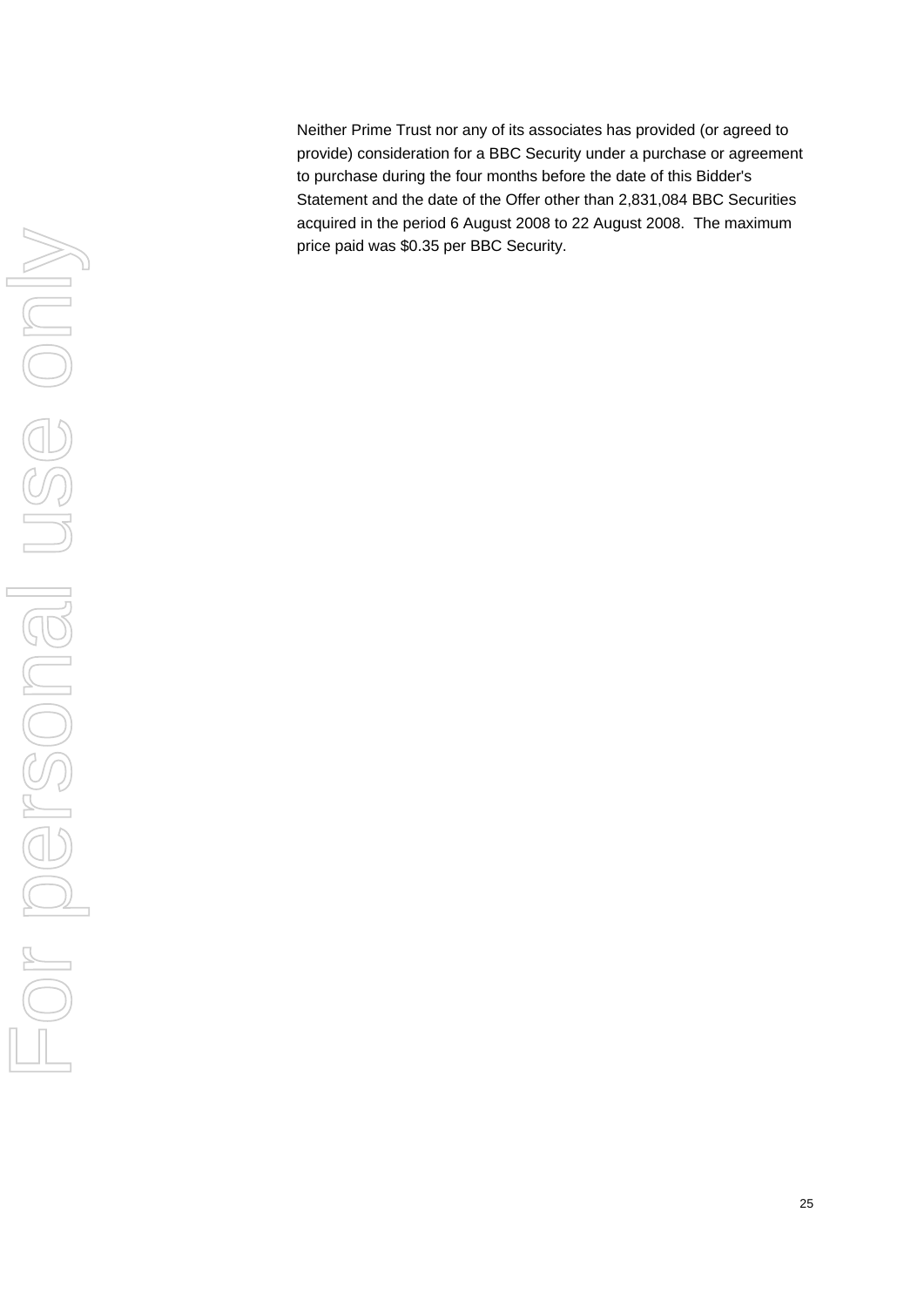Neither Prime Trust nor any of its associates has provided (or agreed to provide) consideration for a BBC Security under a purchase or agreement to purchase during the four months before the date of this Bidder's Statement and the date of the Offer other than 2,831,084 BBC Securities acquired in the period 6 August 2008 to 22 August 2008. The maximum price paid was $0.35 per BBC Security.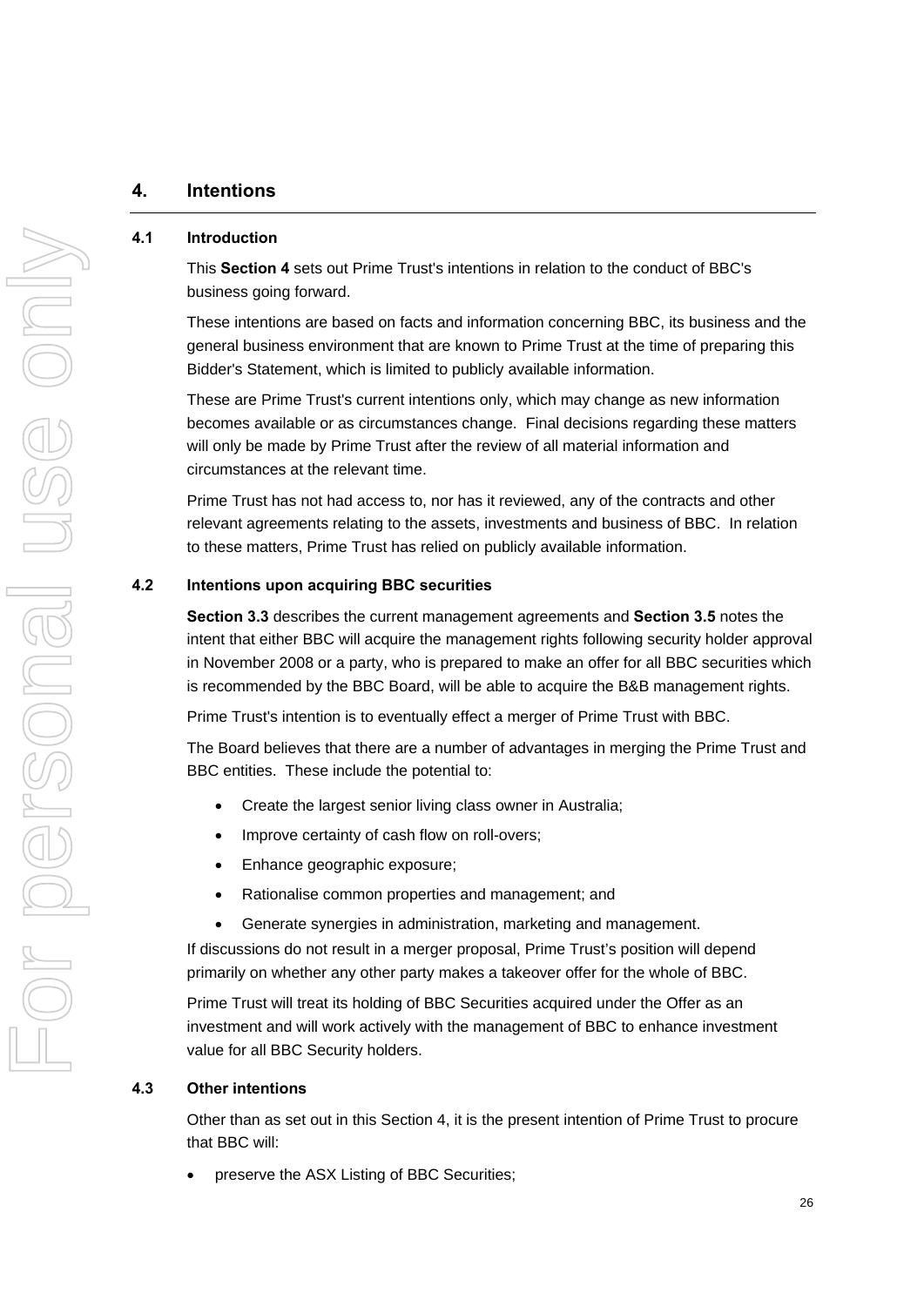# 4. Intentions

## 4.1 Introduction

This **Section 4** sets out Prime Trust's intentions in relation to the conduct of BBC's business going forward.

These intentions are based on facts and information concerning BBC, its business and the general business environment that are known to Prime Trust at the time of preparing this Bidder's Statement, which is limited to publicly available information.

These are Prime Trust's current intentions only, which may change as new information becomes available or as circumstances change. Final decisions regarding these matters will only be made by Prime Trust after the review of all material information and circumstances at the relevant time.

Prime Trust has not had access to, nor has it reviewed, any of the contracts and other relevant agreements relating to the assets, investments and business of BBC. In relation to these matters, Prime Trust has relied on publicly available information.

## 4.2 Intentions upon acquiring BBC securities

**Section 3.3** describes the current management agreements and **Section 3.5** notes the intent that either BBC will acquire the management rights following security holder approval in November 2008 or a party, who is prepared to make an offer for all BBC securities which is recommended by the BBC Board, will be able to acquire the B&B management rights.

Prime Trust's intention is to eventually effect a merger of Prime Trust with BBC.

The Board believes that there are a number of advantages in merging the Prime Trust and BBC entities. These include the potential to:

- Create the largest senior living class owner in Australia;
- Improve certainty of cash flow on roll-overs;
- Enhance geographic exposure;
- Rationalise common properties and management; and
- Generate synergies in administration, marketing and management.

If discussions do not result in a merger proposal, Prime Trust's position will depend primarily on whether any other party makes a takeover offer for the whole of BBC.

Prime Trust will treat its holding of BBC Securities acquired under the Offer as an investment and will work actively with the management of BBC to enhance investment value for all BBC Security holders.

## 4.3 Other intentions

Other than as set out in this Section 4, it is the present intention of Prime Trust to procure that BBC will:

- preserve the ASX Listing of BBC Securities;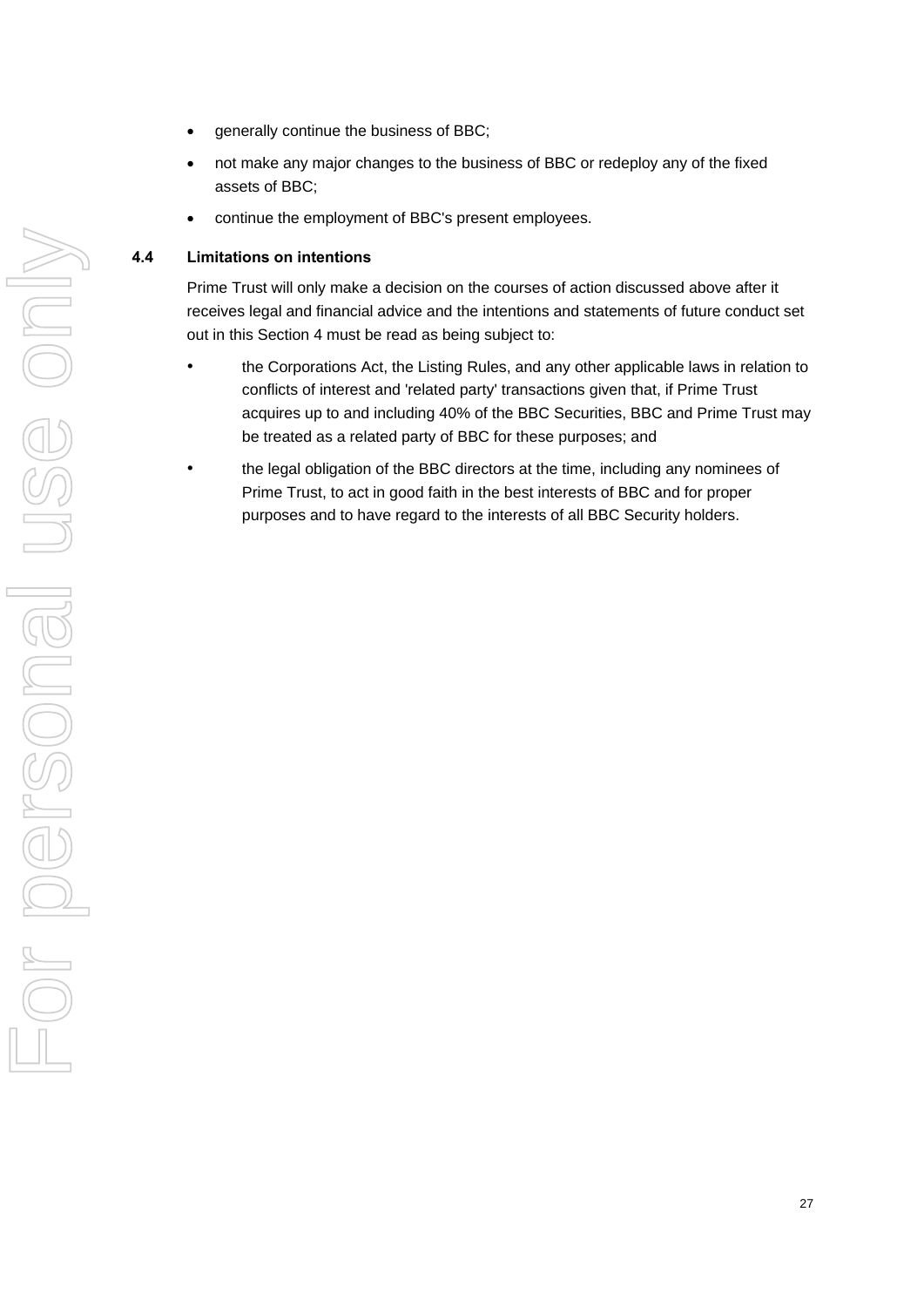- generally continue the business of BBC;
- not make any major changes to the business of BBC or redeploy any of the fixed assets of BBC;
- continue the employment of BBC's present employees.

### 4.4 Limitations on intentions

Prime Trust will only make a decision on the courses of action discussed above after it receives legal and financial advice and the intentions and statements of future conduct set out in this Section 4 must be read as being subject to:

- the Corporations Act, the Listing Rules, and any other applicable laws in relation to conflicts of interest and 'related party' transactions given that, if Prime Trust acquires up to and including 40% of the BBC Securities, BBC and Prime Trust may be treated as a related party of BBC for these purposes; and
- the legal obligation of the BBC directors at the time, including any nominees of Prime Trust, to act in good faith in the best interests of BBC and for proper purposes and to have regard to the interests of all BBC Security holders.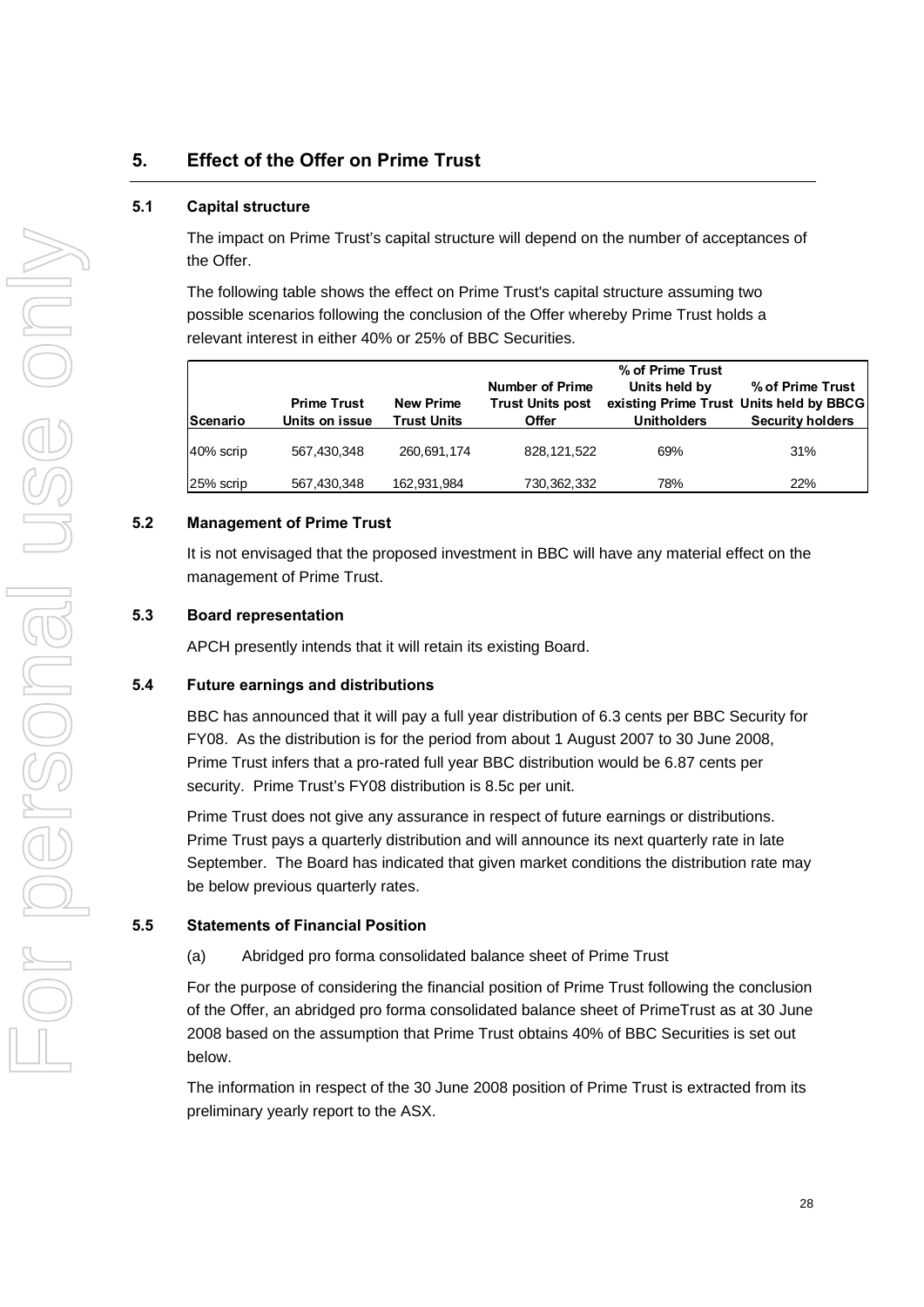## 5. Effect of the Offer on Prime Trust

### 5.1 Capital structure

The impact on Prime Trust's capital structure will depend on the number of acceptances of the Offer.

The following table shows the effect on Prime Trust's capital structure assuming two possible scenarios following the conclusion of the Offer whereby Prime Trust holds a relevant interest in either 40% or 25% of BBC Securities.

| Scenario | Prime Trust Units on issue | New Prime Trust Units | Number of Prime Trust Units post Offer | % of Prime Trust Units held by existing Prime Trust Unitholders | % of Prime Trust Units held by BBCG Security holders |
|---|---|---|---|---|---|
| 40% scrip | 567,430,348 | 260,691,174 | 828,121,522 | 69% | 31% |
| 25% scrip | 567,430,348 | 162,931,984 | 730,362,332 | 78% | 22% |

### 5.2 Management of Prime Trust

It is not envisaged that the proposed investment in BBC will have any material effect on the management of Prime Trust.

### 5.3 Board representation

APCH presently intends that it will retain its existing Board.

### 5.4 Future earnings and distributions

BBC has announced that it will pay a full year distribution of 6.3 cents per BBC Security for FY08. As the distribution is for the period from about 1 August 2007 to 30 June 2008, Prime Trust infers that a pro-rated full year BBC distribution would be 6.87 cents per security. Prime Trust's FY08 distribution is 8.5c per unit.

Prime Trust does not give any assurance in respect of future earnings or distributions. Prime Trust pays a quarterly distribution and will announce its next quarterly rate in late September. The Board has indicated that given market conditions the distribution rate may be below previous quarterly rates.

### 5.5 Statements of Financial Position

(a) Abridged pro forma consolidated balance sheet of Prime Trust

For the purpose of considering the financial position of Prime Trust following the conclusion of the Offer, an abridged pro forma consolidated balance sheet of PrimeTrust as at 30 June 2008 based on the assumption that Prime Trust obtains 40% of BBC Securities is set out below.

The information in respect of the 30 June 2008 position of Prime Trust is extracted from its preliminary yearly report to the ASX.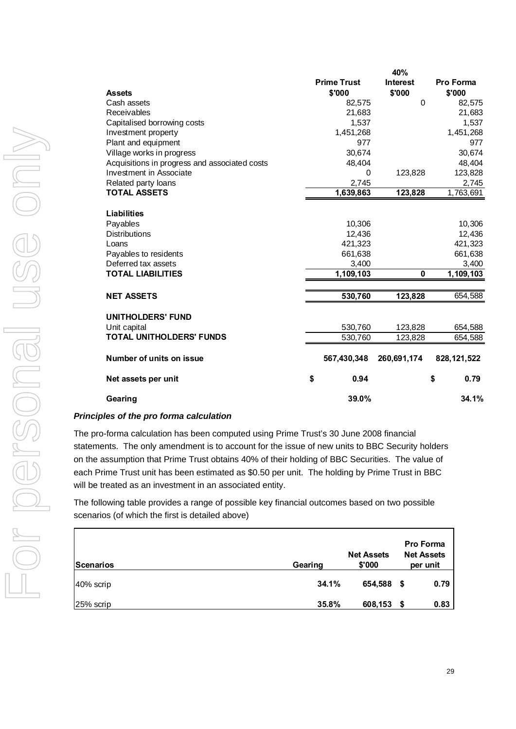| Assets | Prime Trust \$'000 | 40% Interest \$'000 | Pro Forma \$'000 |
|---|---|---|---|
| Cash assets | 82,575 | 0 | 82,575 |
| Receivables | 21,683 | | 21,683 |
| Capitalised borrowing costs | 1,537 | | 1,537 |
| Investment property | 1,451,268 | | 1,451,268 |
| Plant and equipment | 977 | | 977 |
| Village works in progress | 30,674 | | 30,674 |
| Acquisitions in progress and associated costs | 48,404 | | 48,404 |
| Investment in Associate | 0 | 123,828 | 123,828 |
| Related party loans | 2,745 | | 2,745 |
| **TOTAL ASSETS** | **1,639,863** | **123,828** | 1,763,691 |
| **Liabilities** | | | |
| Payables | 10,306 | | 10,306 |
| Distributions | 12,436 | | 12,436 |
| Loans | 421,323 | | 421,323 |
| Payables to residents | 661,638 | | 661,638 |
| Deferred tax assets | 3,400 | | 3,400 |
| **TOTAL LIABILITIES** | **1,109,103** | **0** | **1,109,103** |
| **NET ASSETS** | **530,760** | **123,828** | 654,588 |
| **UNITHOLDERS' FUND** | | | |
| Unit capital | 530,760 | 123,828 | 654,588 |
| **TOTAL UNITHOLDERS' FUNDS** | 530,760 | 123,828 | 654,588 |
| **Number of units on issue** | **567,430,348** | **260,691,174** | **828,121,522** |
| **Net assets per unit** | **\$ 0.94** | | **\$ 0.79** |
| **Gearing** | **39.0%** | | **34.1%** |

***Principles of the pro forma calculation***

The pro-forma calculation has been computed using Prime Trust's 30 June 2008 financial statements. The only amendment is to account for the issue of new units to BBC Security holders on the assumption that Prime Trust obtains 40% of their holding of BBC Securities. The value of each Prime Trust unit has been estimated as \$0.50 per unit. The holding by Prime Trust in BBC will be treated as an investment in an associated entity.

The following table provides a range of possible key financial outcomes based on two possible scenarios (of which the first is detailed above)

| Scenarios | Gearing | Net Assets \$'000 | Pro Forma Net Assets per unit |
|---|---|---|---|
| 40% scrip | **34.1%** | **654,588** | **\$ 0.79** |
| 25% scrip | **35.8%** | **608,153** | **\$ 0.83** |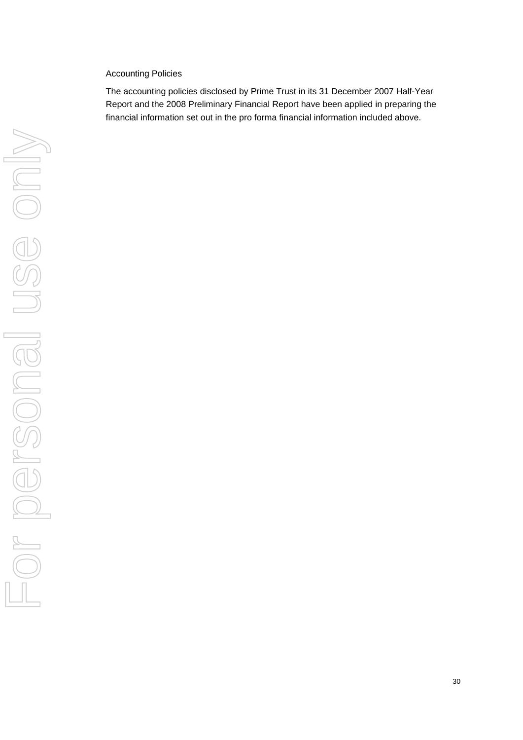Accounting Policies

The accounting policies disclosed by Prime Trust in its 31 December 2007 Half-Year Report and the 2008 Preliminary Financial Report have been applied in preparing the financial information set out in the pro forma financial information included above.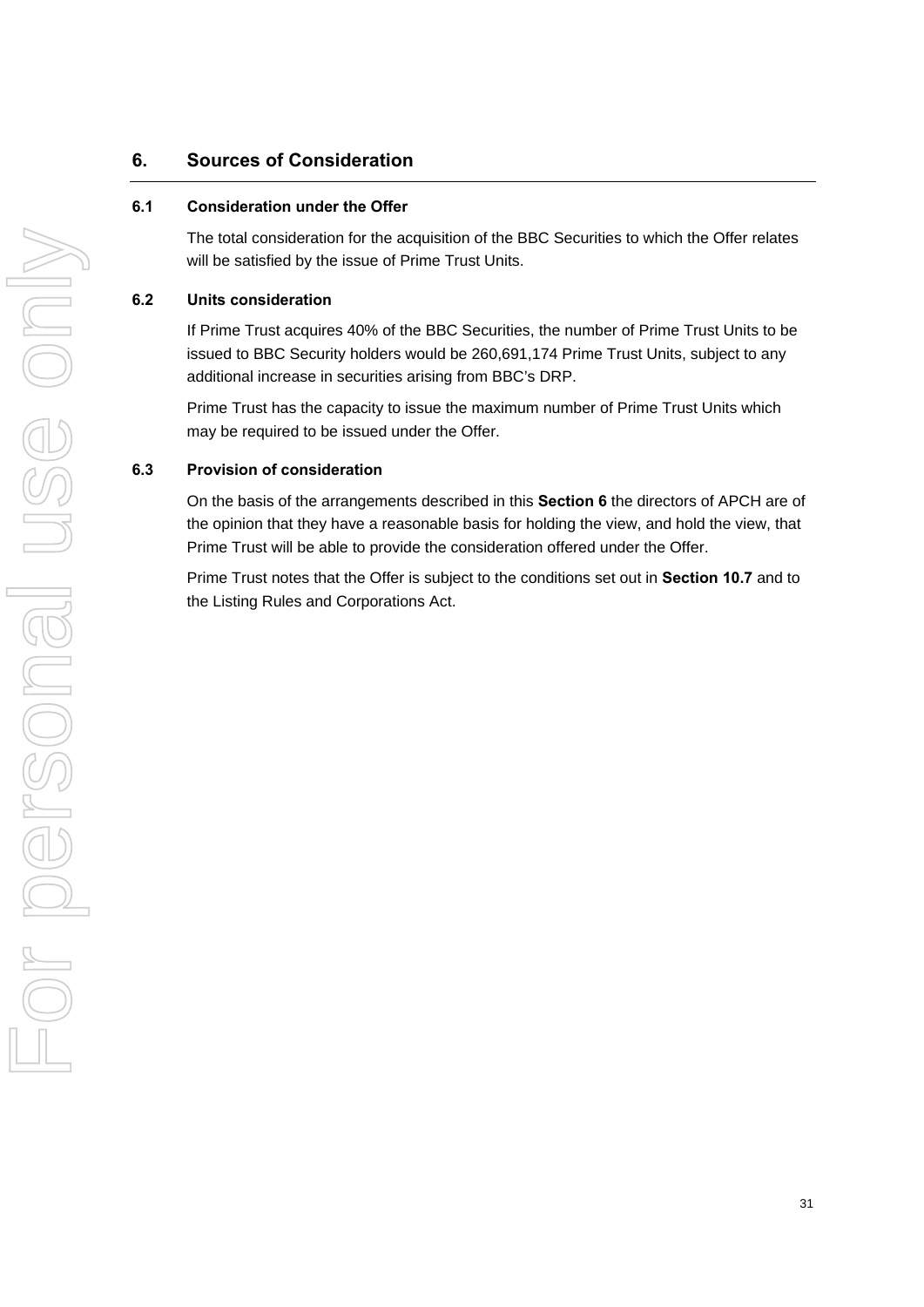## 6. Sources of Consideration

### 6.1 Consideration under the Offer

The total consideration for the acquisition of the BBC Securities to which the Offer relates will be satisfied by the issue of Prime Trust Units.

### 6.2 Units consideration

If Prime Trust acquires 40% of the BBC Securities, the number of Prime Trust Units to be issued to BBC Security holders would be 260,691,174 Prime Trust Units, subject to any additional increase in securities arising from BBC's DRP.

Prime Trust has the capacity to issue the maximum number of Prime Trust Units which may be required to be issued under the Offer.

### 6.3 Provision of consideration

On the basis of the arrangements described in this **Section 6** the directors of APCH are of the opinion that they have a reasonable basis for holding the view, and hold the view, that Prime Trust will be able to provide the consideration offered under the Offer.

Prime Trust notes that the Offer is subject to the conditions set out in **Section 10.7** and to the Listing Rules and Corporations Act.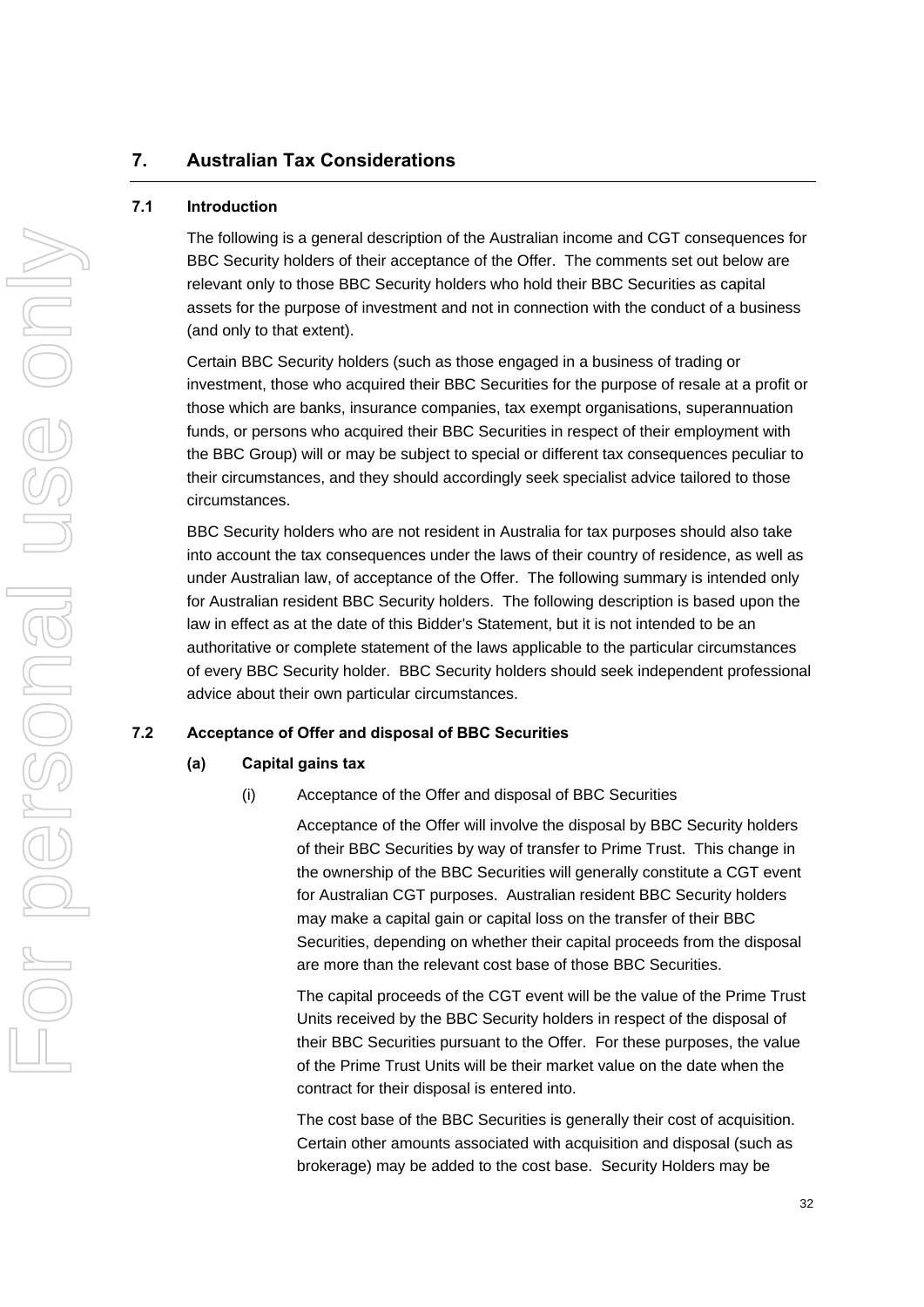## 7. Australian Tax Considerations

### 7.1 Introduction

The following is a general description of the Australian income and CGT consequences for BBC Security holders of their acceptance of the Offer. The comments set out below are relevant only to those BBC Security holders who hold their BBC Securities as capital assets for the purpose of investment and not in connection with the conduct of a business (and only to that extent).

Certain BBC Security holders (such as those engaged in a business of trading or investment, those who acquired their BBC Securities for the purpose of resale at a profit or those which are banks, insurance companies, tax exempt organisations, superannuation funds, or persons who acquired their BBC Securities in respect of their employment with the BBC Group) will or may be subject to special or different tax consequences peculiar to their circumstances, and they should accordingly seek specialist advice tailored to those circumstances.

BBC Security holders who are not resident in Australia for tax purposes should also take into account the tax consequences under the laws of their country of residence, as well as under Australian law, of acceptance of the Offer. The following summary is intended only for Australian resident BBC Security holders. The following description is based upon the law in effect as at the date of this Bidder's Statement, but it is not intended to be an authoritative or complete statement of the laws applicable to the particular circumstances of every BBC Security holder. BBC Security holders should seek independent professional advice about their own particular circumstances.

### 7.2 Acceptance of Offer and disposal of BBC Securities

#### (a) Capital gains tax

(i) Acceptance of the Offer and disposal of BBC Securities

Acceptance of the Offer will involve the disposal by BBC Security holders of their BBC Securities by way of transfer to Prime Trust. This change in the ownership of the BBC Securities will generally constitute a CGT event for Australian CGT purposes. Australian resident BBC Security holders may make a capital gain or capital loss on the transfer of their BBC Securities, depending on whether their capital proceeds from the disposal are more than the relevant cost base of those BBC Securities.

The capital proceeds of the CGT event will be the value of the Prime Trust Units received by the BBC Security holders in respect of the disposal of their BBC Securities pursuant to the Offer. For these purposes, the value of the Prime Trust Units will be their market value on the date when the contract for their disposal is entered into.

The cost base of the BBC Securities is generally their cost of acquisition. Certain other amounts associated with acquisition and disposal (such as brokerage) may be added to the cost base. Security Holders may be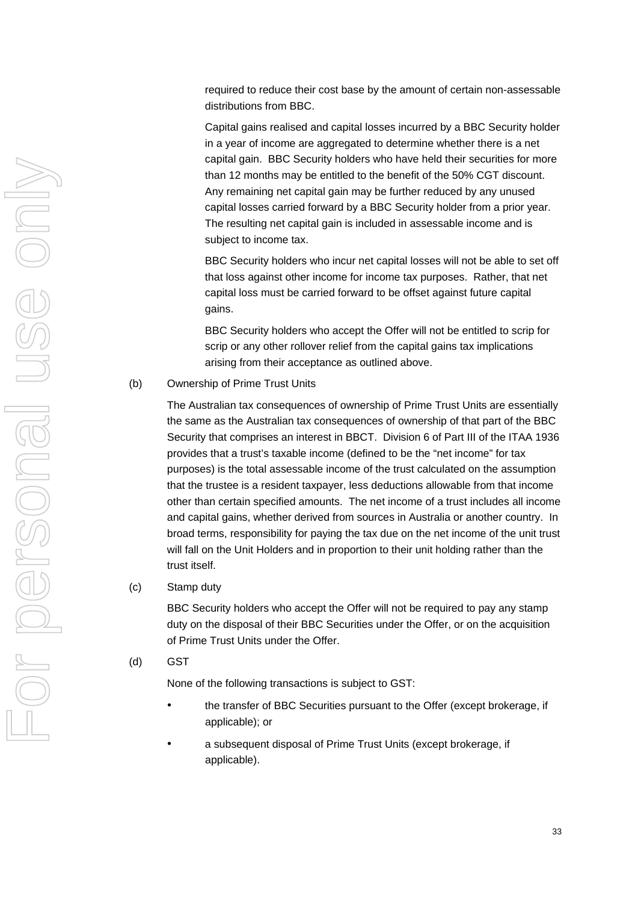required to reduce their cost base by the amount of certain non-assessable distributions from BBC.

Capital gains realised and capital losses incurred by a BBC Security holder in a year of income are aggregated to determine whether there is a net capital gain. BBC Security holders who have held their securities for more than 12 months may be entitled to the benefit of the 50% CGT discount. Any remaining net capital gain may be further reduced by any unused capital losses carried forward by a BBC Security holder from a prior year. The resulting net capital gain is included in assessable income and is subject to income tax.

BBC Security holders who incur net capital losses will not be able to set off that loss against other income for income tax purposes. Rather, that net capital loss must be carried forward to be offset against future capital gains.

BBC Security holders who accept the Offer will not be entitled to scrip for scrip or any other rollover relief from the capital gains tax implications arising from their acceptance as outlined above.

(b) Ownership of Prime Trust Units

The Australian tax consequences of ownership of Prime Trust Units are essentially the same as the Australian tax consequences of ownership of that part of the BBC Security that comprises an interest in BBCT. Division 6 of Part III of the ITAA 1936 provides that a trust's taxable income (defined to be the "net income" for tax purposes) is the total assessable income of the trust calculated on the assumption that the trustee is a resident taxpayer, less deductions allowable from that income other than certain specified amounts. The net income of a trust includes all income and capital gains, whether derived from sources in Australia or another country. In broad terms, responsibility for paying the tax due on the net income of the unit trust will fall on the Unit Holders and in proportion to their unit holding rather than the trust itself.

(c) Stamp duty

BBC Security holders who accept the Offer will not be required to pay any stamp duty on the disposal of their BBC Securities under the Offer, or on the acquisition of Prime Trust Units under the Offer.

(d) GST

None of the following transactions is subject to GST:

- the transfer of BBC Securities pursuant to the Offer (except brokerage, if applicable); or
- a subsequent disposal of Prime Trust Units (except brokerage, if applicable).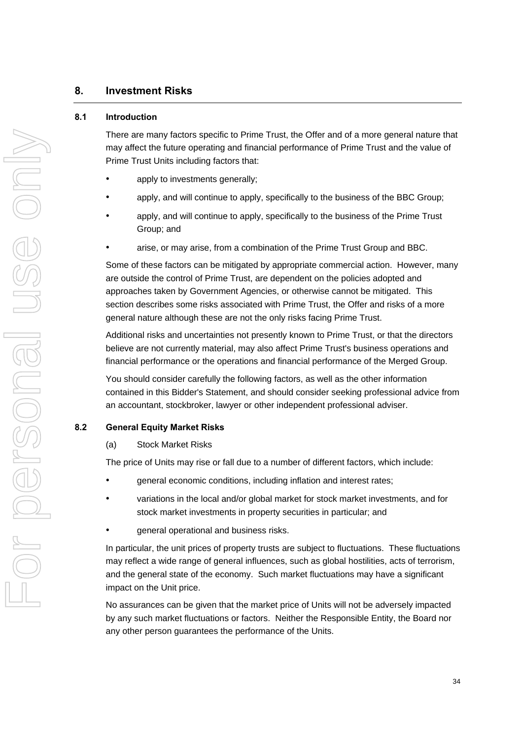## 8. Investment Risks

### 8.1 Introduction

There are many factors specific to Prime Trust, the Offer and of a more general nature that may affect the future operating and financial performance of Prime Trust and the value of Prime Trust Units including factors that:

- apply to investments generally;
- apply, and will continue to apply, specifically to the business of the BBC Group;
- apply, and will continue to apply, specifically to the business of the Prime Trust Group; and
- arise, or may arise, from a combination of the Prime Trust Group and BBC.

Some of these factors can be mitigated by appropriate commercial action. However, many are outside the control of Prime Trust, are dependent on the policies adopted and approaches taken by Government Agencies, or otherwise cannot be mitigated. This section describes some risks associated with Prime Trust, the Offer and risks of a more general nature although these are not the only risks facing Prime Trust.

Additional risks and uncertainties not presently known to Prime Trust, or that the directors believe are not currently material, may also affect Prime Trust's business operations and financial performance or the operations and financial performance of the Merged Group.

You should consider carefully the following factors, as well as the other information contained in this Bidder's Statement, and should consider seeking professional advice from an accountant, stockbroker, lawyer or other independent professional adviser.

### 8.2 General Equity Market Risks

(a) Stock Market Risks

The price of Units may rise or fall due to a number of different factors, which include:

- general economic conditions, including inflation and interest rates;
- variations in the local and/or global market for stock market investments, and for stock market investments in property securities in particular; and
- general operational and business risks.

In particular, the unit prices of property trusts are subject to fluctuations. These fluctuations may reflect a wide range of general influences, such as global hostilities, acts of terrorism, and the general state of the economy. Such market fluctuations may have a significant impact on the Unit price.

No assurances can be given that the market price of Units will not be adversely impacted by any such market fluctuations or factors. Neither the Responsible Entity, the Board nor any other person guarantees the performance of the Units.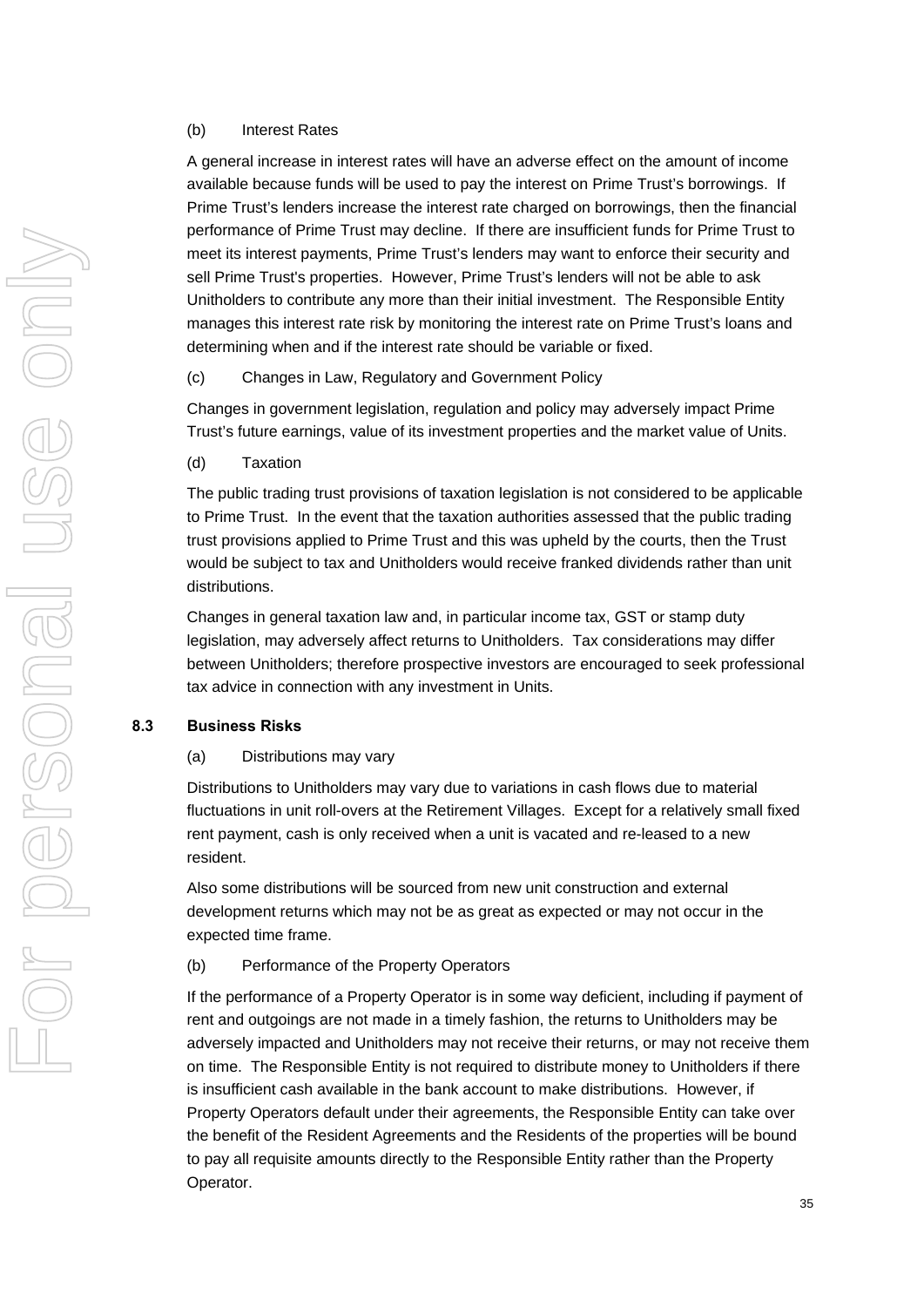(b) Interest Rates

A general increase in interest rates will have an adverse effect on the amount of income available because funds will be used to pay the interest on Prime Trust's borrowings. If Prime Trust's lenders increase the interest rate charged on borrowings, then the financial performance of Prime Trust may decline. If there are insufficient funds for Prime Trust to meet its interest payments, Prime Trust's lenders may want to enforce their security and sell Prime Trust's properties. However, Prime Trust's lenders will not be able to ask Unitholders to contribute any more than their initial investment. The Responsible Entity manages this interest rate risk by monitoring the interest rate on Prime Trust's loans and determining when and if the interest rate should be variable or fixed.

(c) Changes in Law, Regulatory and Government Policy

Changes in government legislation, regulation and policy may adversely impact Prime Trust's future earnings, value of its investment properties and the market value of Units.

(d) Taxation

The public trading trust provisions of taxation legislation is not considered to be applicable to Prime Trust. In the event that the taxation authorities assessed that the public trading trust provisions applied to Prime Trust and this was upheld by the courts, then the Trust would be subject to tax and Unitholders would receive franked dividends rather than unit distributions.

Changes in general taxation law and, in particular income tax, GST or stamp duty legislation, may adversely affect returns to Unitholders. Tax considerations may differ between Unitholders; therefore prospective investors are encouraged to seek professional tax advice in connection with any investment in Units.

### 8.3 Business Risks

(a) Distributions may vary

Distributions to Unitholders may vary due to variations in cash flows due to material fluctuations in unit roll-overs at the Retirement Villages. Except for a relatively small fixed rent payment, cash is only received when a unit is vacated and re-leased to a new resident.

Also some distributions will be sourced from new unit construction and external development returns which may not be as great as expected or may not occur in the expected time frame.

(b) Performance of the Property Operators

If the performance of a Property Operator is in some way deficient, including if payment of rent and outgoings are not made in a timely fashion, the returns to Unitholders may be adversely impacted and Unitholders may not receive their returns, or may not receive them on time. The Responsible Entity is not required to distribute money to Unitholders if there is insufficient cash available in the bank account to make distributions. However, if Property Operators default under their agreements, the Responsible Entity can take over the benefit of the Resident Agreements and the Residents of the properties will be bound to pay all requisite amounts directly to the Responsible Entity rather than the Property Operator.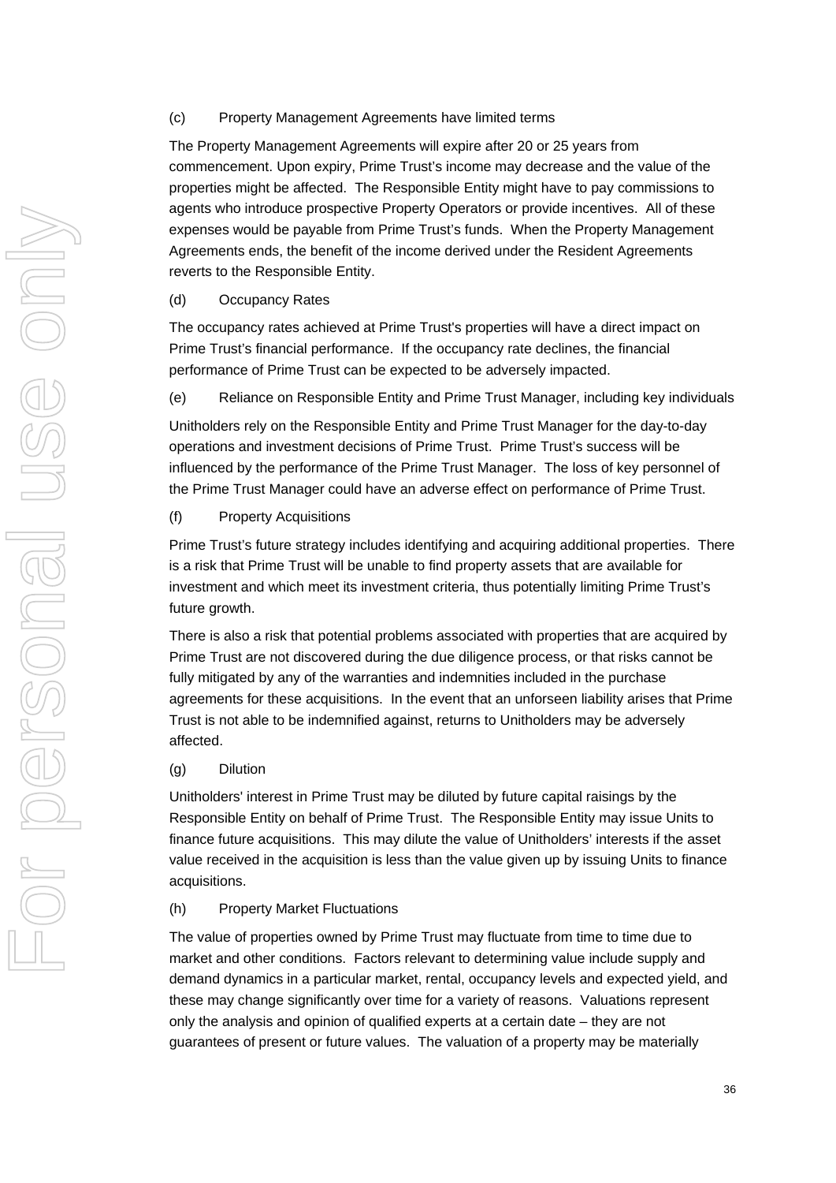(c) Property Management Agreements have limited terms

The Property Management Agreements will expire after 20 or 25 years from commencement. Upon expiry, Prime Trust's income may decrease and the value of the properties might be affected. The Responsible Entity might have to pay commissions to agents who introduce prospective Property Operators or provide incentives. All of these expenses would be payable from Prime Trust's funds. When the Property Management Agreements ends, the benefit of the income derived under the Resident Agreements reverts to the Responsible Entity.

(d) Occupancy Rates

The occupancy rates achieved at Prime Trust's properties will have a direct impact on Prime Trust's financial performance. If the occupancy rate declines, the financial performance of Prime Trust can be expected to be adversely impacted.

(e) Reliance on Responsible Entity and Prime Trust Manager, including key individuals

Unitholders rely on the Responsible Entity and Prime Trust Manager for the day-to-day operations and investment decisions of Prime Trust. Prime Trust's success will be influenced by the performance of the Prime Trust Manager. The loss of key personnel of the Prime Trust Manager could have an adverse effect on performance of Prime Trust.

(f) Property Acquisitions

Prime Trust's future strategy includes identifying and acquiring additional properties. There is a risk that Prime Trust will be unable to find property assets that are available for investment and which meet its investment criteria, thus potentially limiting Prime Trust's future growth.

There is also a risk that potential problems associated with properties that are acquired by Prime Trust are not discovered during the due diligence process, or that risks cannot be fully mitigated by any of the warranties and indemnities included in the purchase agreements for these acquisitions. In the event that an unforseen liability arises that Prime Trust is not able to be indemnified against, returns to Unitholders may be adversely affected.

(g) Dilution

Unitholders' interest in Prime Trust may be diluted by future capital raisings by the Responsible Entity on behalf of Prime Trust. The Responsible Entity may issue Units to finance future acquisitions. This may dilute the value of Unitholders' interests if the asset value received in the acquisition is less than the value given up by issuing Units to finance acquisitions.

(h) Property Market Fluctuations

The value of properties owned by Prime Trust may fluctuate from time to time due to market and other conditions. Factors relevant to determining value include supply and demand dynamics in a particular market, rental, occupancy levels and expected yield, and these may change significantly over time for a variety of reasons. Valuations represent only the analysis and opinion of qualified experts at a certain date – they are not guarantees of present or future values. The valuation of a property may be materially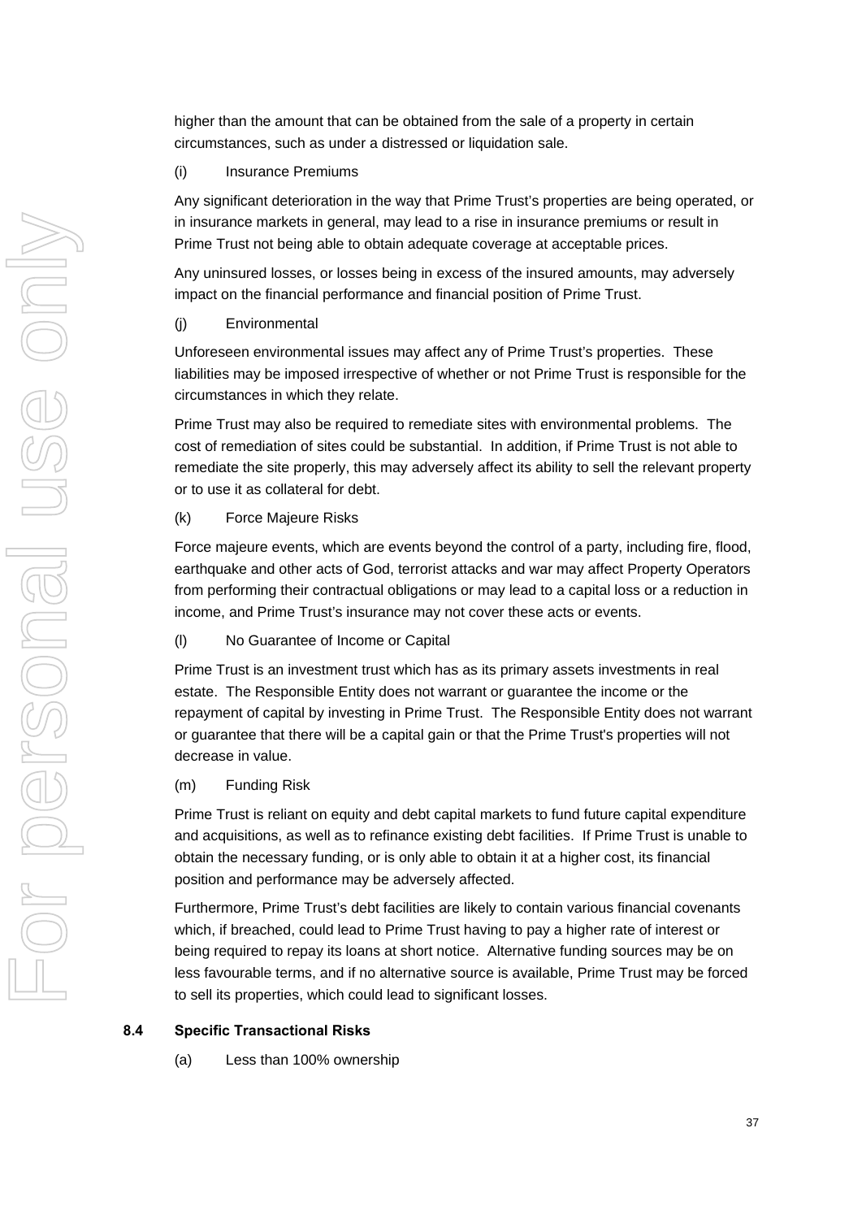higher than the amount that can be obtained from the sale of a property in certain circumstances, such as under a distressed or liquidation sale.

(i) Insurance Premiums

Any significant deterioration in the way that Prime Trust's properties are being operated, or in insurance markets in general, may lead to a rise in insurance premiums or result in Prime Trust not being able to obtain adequate coverage at acceptable prices.

Any uninsured losses, or losses being in excess of the insured amounts, may adversely impact on the financial performance and financial position of Prime Trust.

(j) Environmental

Unforeseen environmental issues may affect any of Prime Trust's properties. These liabilities may be imposed irrespective of whether or not Prime Trust is responsible for the circumstances in which they relate.

Prime Trust may also be required to remediate sites with environmental problems. The cost of remediation of sites could be substantial. In addition, if Prime Trust is not able to remediate the site properly, this may adversely affect its ability to sell the relevant property or to use it as collateral for debt.

(k) Force Majeure Risks

Force majeure events, which are events beyond the control of a party, including fire, flood, earthquake and other acts of God, terrorist attacks and war may affect Property Operators from performing their contractual obligations or may lead to a capital loss or a reduction in income, and Prime Trust's insurance may not cover these acts or events.

(l) No Guarantee of Income or Capital

Prime Trust is an investment trust which has as its primary assets investments in real estate. The Responsible Entity does not warrant or guarantee the income or the repayment of capital by investing in Prime Trust. The Responsible Entity does not warrant or guarantee that there will be a capital gain or that the Prime Trust's properties will not decrease in value.

(m) Funding Risk

Prime Trust is reliant on equity and debt capital markets to fund future capital expenditure and acquisitions, as well as to refinance existing debt facilities. If Prime Trust is unable to obtain the necessary funding, or is only able to obtain it at a higher cost, its financial position and performance may be adversely affected.

Furthermore, Prime Trust's debt facilities are likely to contain various financial covenants which, if breached, could lead to Prime Trust having to pay a higher rate of interest or being required to repay its loans at short notice. Alternative funding sources may be on less favourable terms, and if no alternative source is available, Prime Trust may be forced to sell its properties, which could lead to significant losses.

### 8.4 Specific Transactional Risks

(a) Less than 100% ownership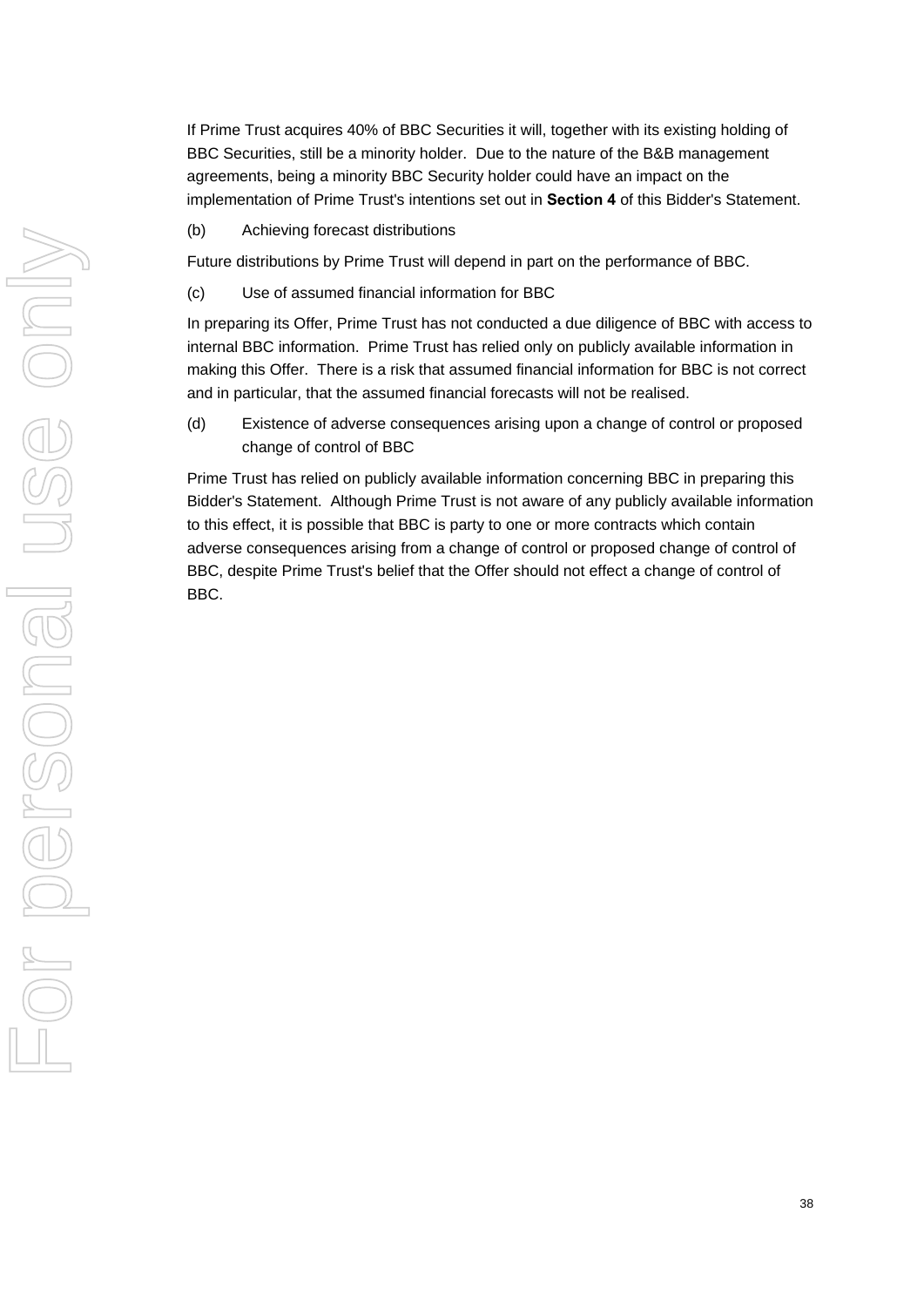If Prime Trust acquires 40% of BBC Securities it will, together with its existing holding of BBC Securities, still be a minority holder. Due to the nature of the B&B management agreements, being a minority BBC Security holder could have an impact on the implementation of Prime Trust's intentions set out in **Section 4** of this Bidder's Statement.

(b) Achieving forecast distributions

Future distributions by Prime Trust will depend in part on the performance of BBC.

(c) Use of assumed financial information for BBC

In preparing its Offer, Prime Trust has not conducted a due diligence of BBC with access to internal BBC information. Prime Trust has relied only on publicly available information in making this Offer. There is a risk that assumed financial information for BBC is not correct and in particular, that the assumed financial forecasts will not be realised.

(d) Existence of adverse consequences arising upon a change of control or proposed change of control of BBC

Prime Trust has relied on publicly available information concerning BBC in preparing this Bidder's Statement. Although Prime Trust is not aware of any publicly available information to this effect, it is possible that BBC is party to one or more contracts which contain adverse consequences arising from a change of control or proposed change of control of BBC, despite Prime Trust's belief that the Offer should not effect a change of control of BBC.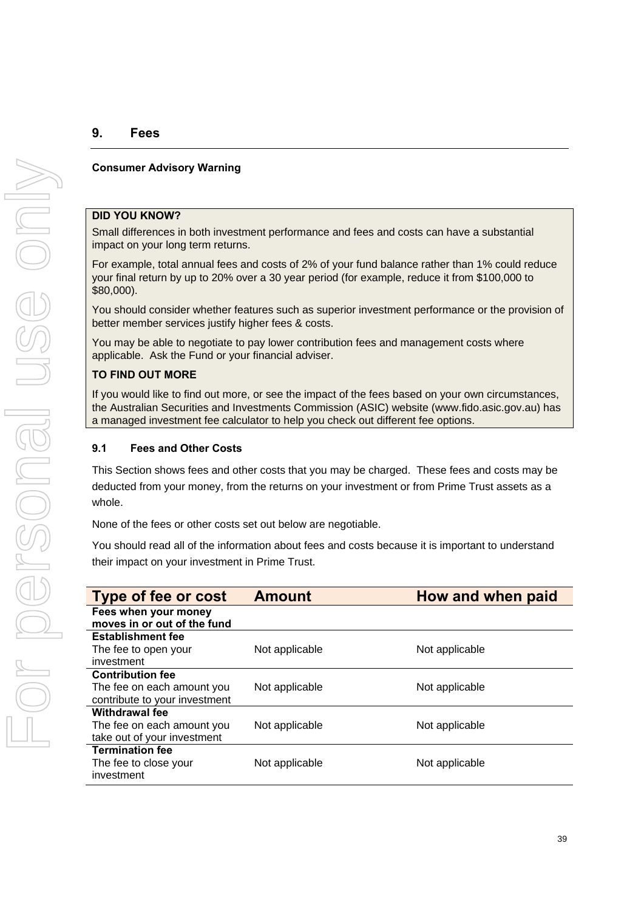## 9. Fees

**Consumer Advisory Warning**

**DID YOU KNOW?**

Small differences in both investment performance and fees and costs can have a substantial impact on your long term returns.

For example, total annual fees and costs of 2% of your fund balance rather than 1% could reduce your final return by up to 20% over a 30 year period (for example, reduce it from $100,000 to $80,000).

You should consider whether features such as superior investment performance or the provision of better member services justify higher fees & costs.

You may be able to negotiate to pay lower contribution fees and management costs where applicable. Ask the Fund or your financial adviser.

**TO FIND OUT MORE**

If you would like to find out more, or see the impact of the fees based on your own circumstances, the Australian Securities and Investments Commission (ASIC) website (www.fido.asic.gov.au) has a managed investment fee calculator to help you check out different fee options.

### 9.1 Fees and Other Costs

This Section shows fees and other costs that you may be charged. These fees and costs may be deducted from your money, from the returns on your investment or from Prime Trust assets as a whole.

None of the fees or other costs set out below are negotiable.

You should read all of the information about fees and costs because it is important to understand their impact on your investment in Prime Trust.

| Type of fee or cost | Amount | How and when paid |
|---|---|---|
| **Fees when your money moves in or out of the fund** | | |
| **Establishment fee**<br>The fee to open your investment | Not applicable | Not applicable |
| **Contribution fee**<br>The fee on each amount you contribute to your investment | Not applicable | Not applicable |
| **Withdrawal fee**<br>The fee on each amount you take out of your investment | Not applicable | Not applicable |
| **Termination fee**<br>The fee to close your investment | Not applicable | Not applicable |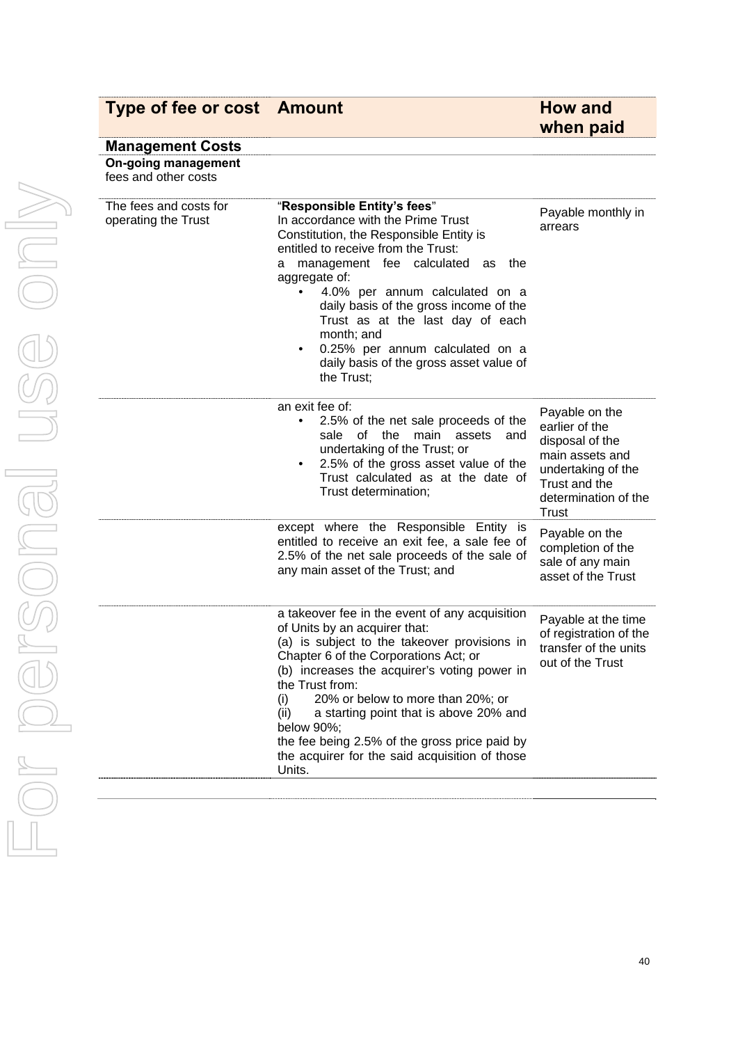| Type of fee or cost | Amount | How and when paid |
|---|---|---|
| **Management Costs** | | |
| **On-going management** fees and other costs | | |
| The fees and costs for operating the Trust | "**Responsible Entity's fees**"<br>In accordance with the Prime Trust Constitution, the Responsible Entity is entitled to receive from the Trust:<br>a management fee calculated as the aggregate of:<br>• 4.0% per annum calculated on a daily basis of the gross income of the Trust as at the last day of each month; and<br>• 0.25% per annum calculated on a daily basis of the gross asset value of the Trust; | Payable monthly in arrears |
| | an exit fee of:<br>• 2.5% of the net sale proceeds of the sale of the main assets and undertaking of the Trust; or<br>• 2.5% of the gross asset value of the Trust calculated as at the date of Trust determination; | Payable on the earlier of the disposal of the main assets and undertaking of the Trust and the determination of the Trust |
| | except where the Responsible Entity is entitled to receive an exit fee, a sale fee of 2.5% of the net sale proceeds of the sale of any main asset of the Trust; and | Payable on the completion of the sale of any main asset of the Trust |
| | a takeover fee in the event of any acquisition of Units by an acquirer that:<br>(a) is subject to the takeover provisions in Chapter 6 of the Corporations Act; or<br>(b) increases the acquirer's voting power in the Trust from:<br>(i) 20% or below to more than 20%; or<br>(ii) a starting point that is above 20% and below 90%;<br>the fee being 2.5% of the gross price paid by the acquirer for the said acquisition of those Units. | Payable at the time of registration of the transfer of the units out of the Trust |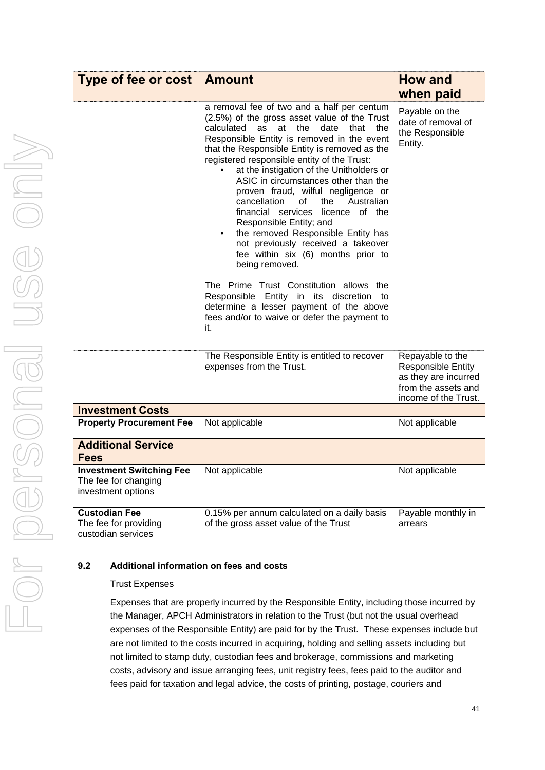| Type of fee or cost | Amount | How and when paid |
|---|---|---|
| | a removal fee of two and a half per centum (2.5%) of the gross asset value of the Trust calculated as at the date that the Responsible Entity is removed in the event that the Responsible Entity is removed as the registered responsible entity of the Trust:<br>• at the instigation of the Unitholders or ASIC in circumstances other than the proven fraud, wilful negligence or cancellation of the Australian financial services licence of the Responsible Entity; and<br>• the removed Responsible Entity has not previously received a takeover fee within six (6) months prior to being removed.<br><br>The Prime Trust Constitution allows the Responsible Entity in its discretion to determine a lesser payment of the above fees and/or to waive or defer the payment to it. | Payable on the date of removal of the Responsible Entity. |
| | The Responsible Entity is entitled to recover expenses from the Trust. | Repayable to the Responsible Entity as they are incurred from the assets and income of the Trust. |
| **Investment Costs** | | |
| **Property Procurement Fee** | Not applicable | Not applicable |
| **Additional Service Fees** | | |
| **Investment Switching Fee** The fee for changing investment options | Not applicable | Not applicable |
| **Custodian Fee** The fee for providing custodian services | 0.15% per annum calculated on a daily basis of the gross asset value of the Trust | Payable monthly in arrears |

### 9.2 Additional information on fees and costs

Trust Expenses

Expenses that are properly incurred by the Responsible Entity, including those incurred by the Manager, APCH Administrators in relation to the Trust (but not the usual overhead expenses of the Responsible Entity) are paid for by the Trust. These expenses include but are not limited to the costs incurred in acquiring, holding and selling assets including but not limited to stamp duty, custodian fees and brokerage, commissions and marketing costs, advisory and issue arranging fees, unit registry fees, fees paid to the auditor and fees paid for taxation and legal advice, the costs of printing, postage, couriers and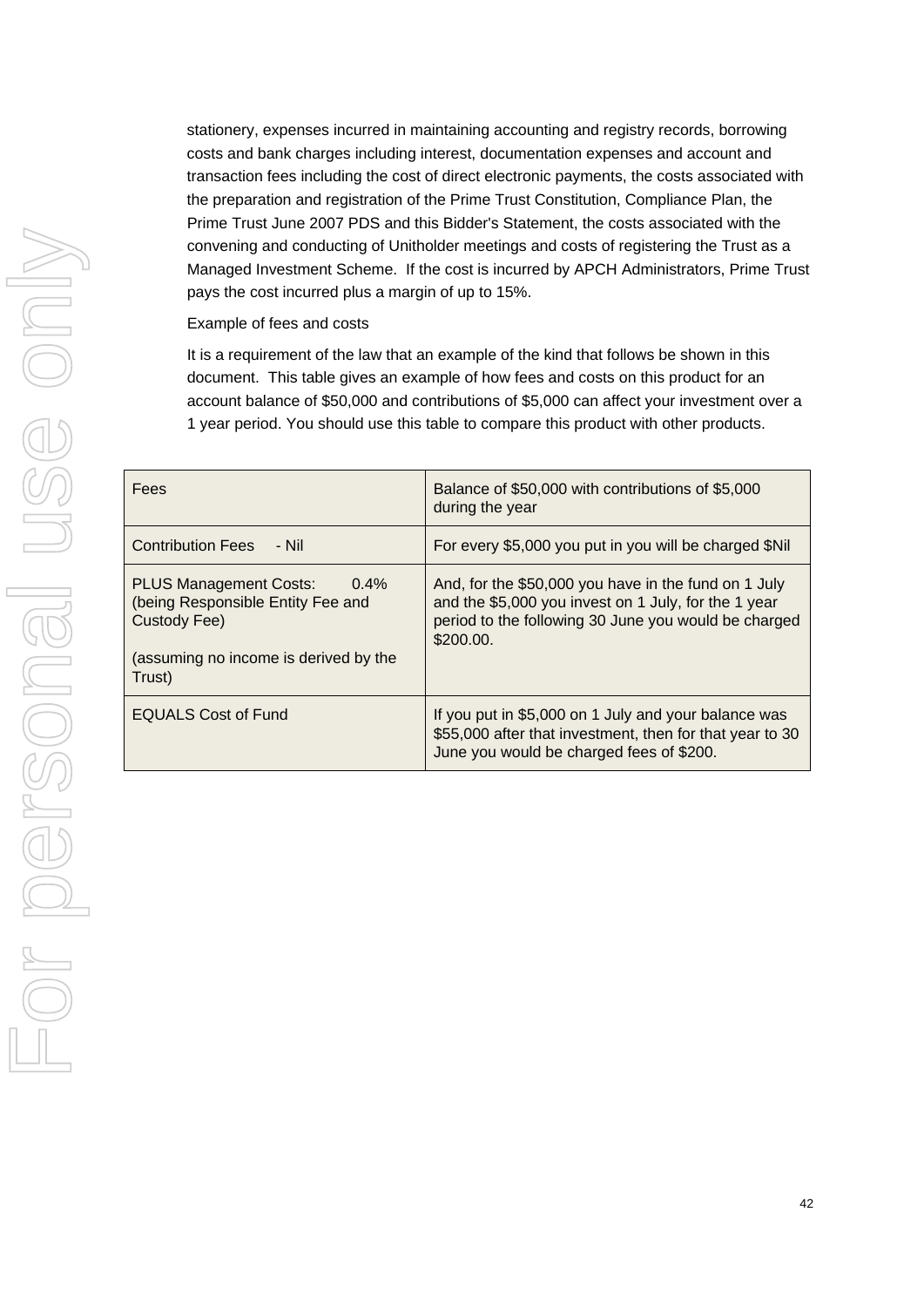stationery, expenses incurred in maintaining accounting and registry records, borrowing costs and bank charges including interest, documentation expenses and account and transaction fees including the cost of direct electronic payments, the costs associated with the preparation and registration of the Prime Trust Constitution, Compliance Plan, the Prime Trust June 2007 PDS and this Bidder's Statement, the costs associated with the convening and conducting of Unitholder meetings and costs of registering the Trust as a Managed Investment Scheme. If the cost is incurred by APCH Administrators, Prime Trust pays the cost incurred plus a margin of up to 15%.

Example of fees and costs

It is a requirement of the law that an example of the kind that follows be shown in this document. This table gives an example of how fees and costs on this product for an account balance of $50,000 and contributions of $5,000 can affect your investment over a 1 year period. You should use this table to compare this product with other products.

| Fees | Balance of $50,000 with contributions of $5,000 during the year |
|---|---|
| Contribution Fees - Nil | For every $5,000 you put in you will be charged $Nil |
| PLUS Management Costs: 0.4% (being Responsible Entity Fee and Custody Fee)<br><br>(assuming no income is derived by the Trust) | And, for the $50,000 you have in the fund on 1 July and the $5,000 you invest on 1 July, for the 1 year period to the following 30 June you would be charged $200.00. |
| EQUALS Cost of Fund | If you put in $5,000 on 1 July and your balance was $55,000 after that investment, then for that year to 30 June you would be charged fees of $200. |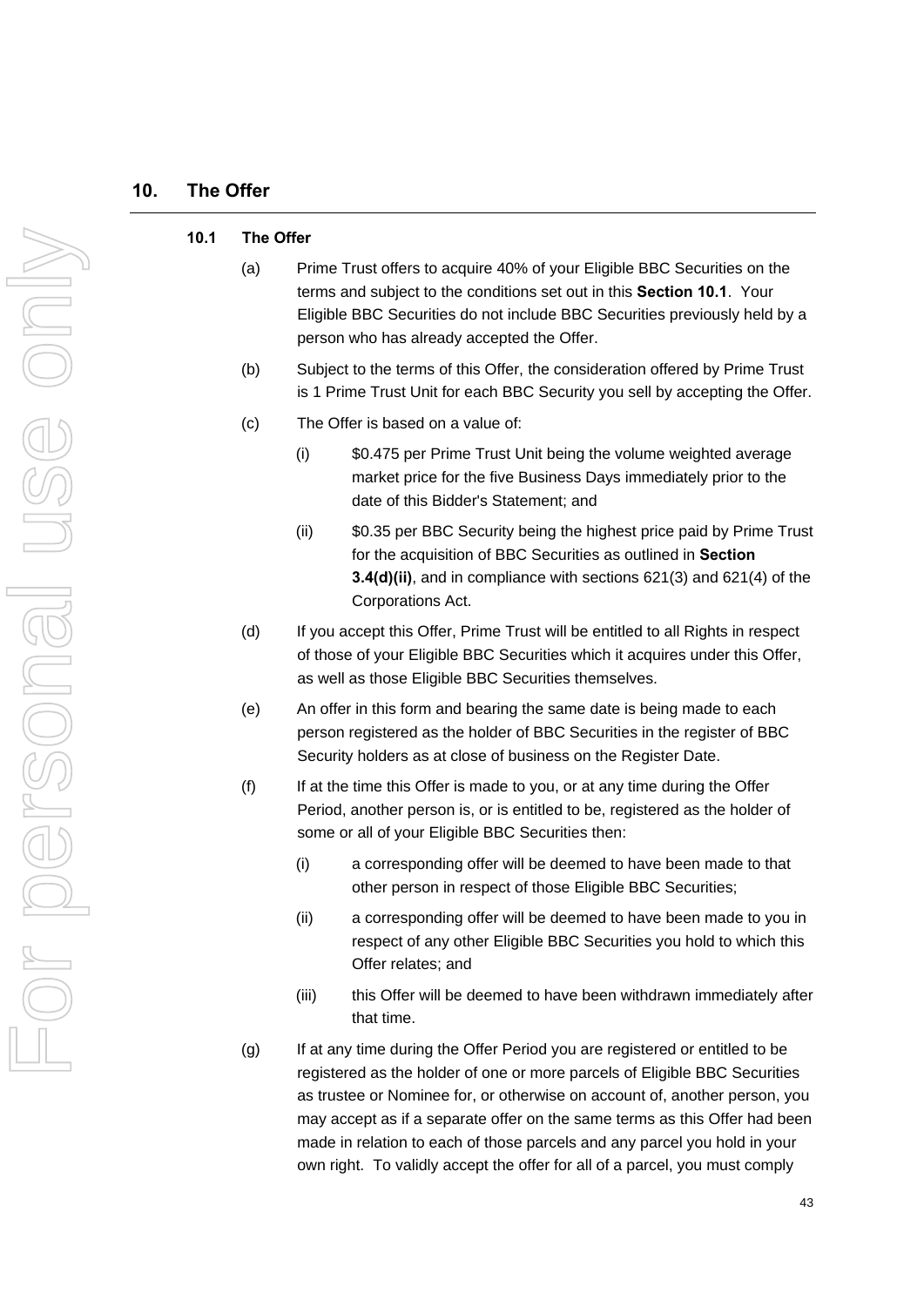## 10. The Offer

### 10.1 The Offer

(a) Prime Trust offers to acquire 40% of your Eligible BBC Securities on the terms and subject to the conditions set out in this **Section 10.1**. Your Eligible BBC Securities do not include BBC Securities previously held by a person who has already accepted the Offer.

(b) Subject to the terms of this Offer, the consideration offered by Prime Trust is 1 Prime Trust Unit for each BBC Security you sell by accepting the Offer.

(c) The Offer is based on a value of:

  (i) $0.475 per Prime Trust Unit being the volume weighted average market price for the five Business Days immediately prior to the date of this Bidder's Statement; and

  (ii) $0.35 per BBC Security being the highest price paid by Prime Trust for the acquisition of BBC Securities as outlined in **Section 3.4(d)(ii)**, and in compliance with sections 621(3) and 621(4) of the Corporations Act.

(d) If you accept this Offer, Prime Trust will be entitled to all Rights in respect of those of your Eligible BBC Securities which it acquires under this Offer, as well as those Eligible BBC Securities themselves.

(e) An offer in this form and bearing the same date is being made to each person registered as the holder of BBC Securities in the register of BBC Security holders as at close of business on the Register Date.

(f) If at the time this Offer is made to you, or at any time during the Offer Period, another person is, or is entitled to be, registered as the holder of some or all of your Eligible BBC Securities then:

  (i) a corresponding offer will be deemed to have been made to that other person in respect of those Eligible BBC Securities;

  (ii) a corresponding offer will be deemed to have been made to you in respect of any other Eligible BBC Securities you hold to which this Offer relates; and

  (iii) this Offer will be deemed to have been withdrawn immediately after that time.

(g) If at any time during the Offer Period you are registered or entitled to be registered as the holder of one or more parcels of Eligible BBC Securities as trustee or Nominee for, or otherwise on account of, another person, you may accept as if a separate offer on the same terms as this Offer had been made in relation to each of those parcels and any parcel you hold in your own right. To validly accept the offer for all of a parcel, you must comply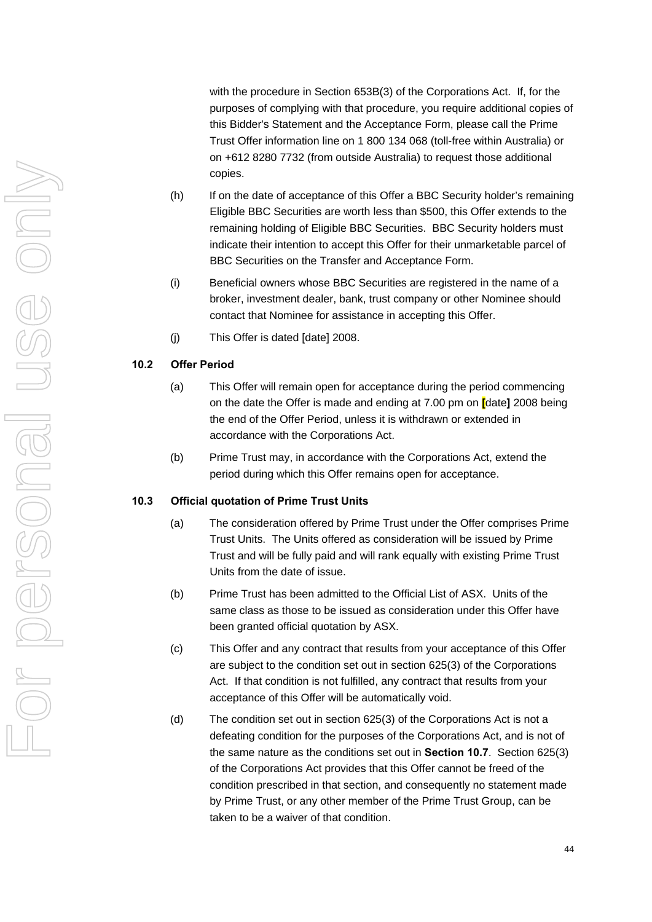with the procedure in Section 653B(3) of the Corporations Act. If, for the purposes of complying with that procedure, you require additional copies of this Bidder's Statement and the Acceptance Form, please call the Prime Trust Offer information line on 1 800 134 068 (toll-free within Australia) or on +612 8280 7732 (from outside Australia) to request those additional copies.

(h) If on the date of acceptance of this Offer a BBC Security holder's remaining Eligible BBC Securities are worth less than $500, this Offer extends to the remaining holding of Eligible BBC Securities. BBC Security holders must indicate their intention to accept this Offer for their unmarketable parcel of BBC Securities on the Transfer and Acceptance Form.

(i) Beneficial owners whose BBC Securities are registered in the name of a broker, investment dealer, bank, trust company or other Nominee should contact that Nominee for assistance in accepting this Offer.

(j) This Offer is dated [date] 2008.

### 10.2 Offer Period

(a) This Offer will remain open for acceptance during the period commencing on the date the Offer is made and ending at 7.00 pm on **[**date**]** 2008 being the end of the Offer Period, unless it is withdrawn or extended in accordance with the Corporations Act.

(b) Prime Trust may, in accordance with the Corporations Act, extend the period during which this Offer remains open for acceptance.

### 10.3 Official quotation of Prime Trust Units

(a) The consideration offered by Prime Trust under the Offer comprises Prime Trust Units. The Units offered as consideration will be issued by Prime Trust and will be fully paid and will rank equally with existing Prime Trust Units from the date of issue.

(b) Prime Trust has been admitted to the Official List of ASX. Units of the same class as those to be issued as consideration under this Offer have been granted official quotation by ASX.

(c) This Offer and any contract that results from your acceptance of this Offer are subject to the condition set out in section 625(3) of the Corporations Act. If that condition is not fulfilled, any contract that results from your acceptance of this Offer will be automatically void.

(d) The condition set out in section 625(3) of the Corporations Act is not a defeating condition for the purposes of the Corporations Act, and is not of the same nature as the conditions set out in **Section 10.7**. Section 625(3) of the Corporations Act provides that this Offer cannot be freed of the condition prescribed in that section, and consequently no statement made by Prime Trust, or any other member of the Prime Trust Group, can be taken to be a waiver of that condition.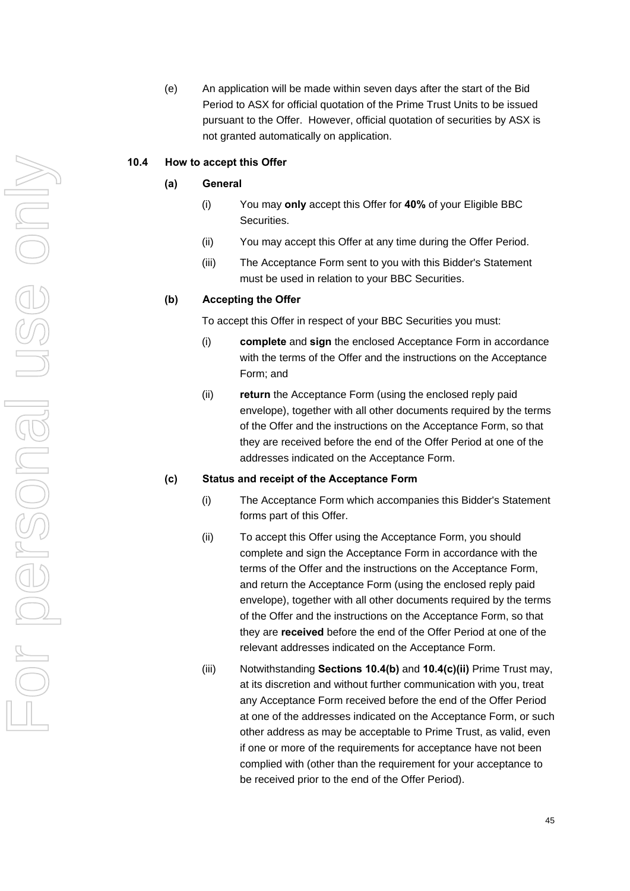(e) An application will be made within seven days after the start of the Bid Period to ASX for official quotation of the Prime Trust Units to be issued pursuant to the Offer. However, official quotation of securities by ASX is not granted automatically on application.

### 10.4 How to accept this Offer

#### (a) General

(i) You may **only** accept this Offer for **40%** of your Eligible BBC Securities.

(ii) You may accept this Offer at any time during the Offer Period.

(iii) The Acceptance Form sent to you with this Bidder's Statement must be used in relation to your BBC Securities.

#### (b) Accepting the Offer

To accept this Offer in respect of your BBC Securities you must:

(i) **complete** and **sign** the enclosed Acceptance Form in accordance with the terms of the Offer and the instructions on the Acceptance Form; and

(ii) **return** the Acceptance Form (using the enclosed reply paid envelope), together with all other documents required by the terms of the Offer and the instructions on the Acceptance Form, so that they are received before the end of the Offer Period at one of the addresses indicated on the Acceptance Form.

#### (c) Status and receipt of the Acceptance Form

(i) The Acceptance Form which accompanies this Bidder's Statement forms part of this Offer.

(ii) To accept this Offer using the Acceptance Form, you should complete and sign the Acceptance Form in accordance with the terms of the Offer and the instructions on the Acceptance Form, and return the Acceptance Form (using the enclosed reply paid envelope), together with all other documents required by the terms of the Offer and the instructions on the Acceptance Form, so that they are **received** before the end of the Offer Period at one of the relevant addresses indicated on the Acceptance Form.

(iii) Notwithstanding **Sections 10.4(b)** and **10.4(c)(ii)** Prime Trust may, at its discretion and without further communication with you, treat any Acceptance Form received before the end of the Offer Period at one of the addresses indicated on the Acceptance Form, or such other address as may be acceptable to Prime Trust, as valid, even if one or more of the requirements for acceptance have not been complied with (other than the requirement for your acceptance to be received prior to the end of the Offer Period).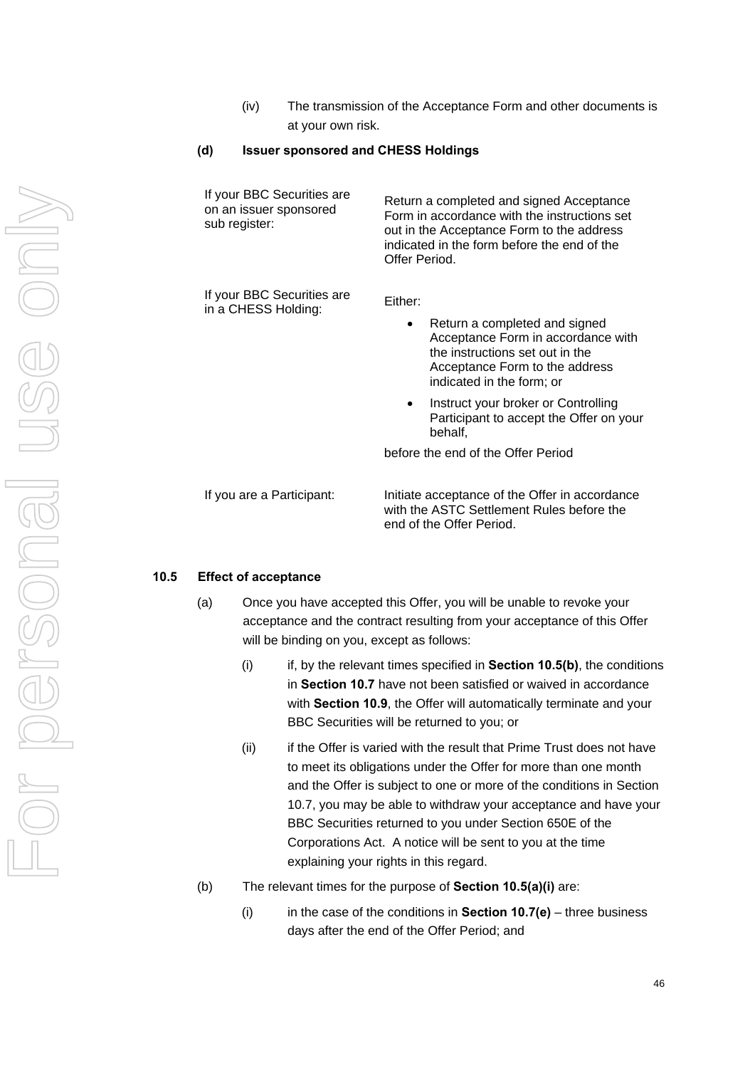(iv) The transmission of the Acceptance Form and other documents is at your own risk.

**(d) Issuer sponsored and CHESS Holdings**

| | |
|---|---|
| If your BBC Securities are on an issuer sponsored sub register: | Return a completed and signed Acceptance Form in accordance with the instructions set out in the Acceptance Form to the address indicated in the form before the end of the Offer Period. |
| If your BBC Securities are in a CHESS Holding: | Either:<br>• Return a completed and signed Acceptance Form in accordance with the instructions set out in the Acceptance Form to the address indicated in the form; or<br>• Instruct your broker or Controlling Participant to accept the Offer on your behalf,<br>before the end of the Offer Period |
| If you are a Participant: | Initiate acceptance of the Offer in accordance with the ASTC Settlement Rules before the end of the Offer Period. |

## 10.5 Effect of acceptance

(a) Once you have accepted this Offer, you will be unable to revoke your acceptance and the contract resulting from your acceptance of this Offer will be binding on you, except as follows:

(i) if, by the relevant times specified in **Section 10.5(b)**, the conditions in **Section 10.7** have not been satisfied or waived in accordance with **Section 10.9**, the Offer will automatically terminate and your BBC Securities will be returned to you; or

(ii) if the Offer is varied with the result that Prime Trust does not have to meet its obligations under the Offer for more than one month and the Offer is subject to one or more of the conditions in Section 10.7, you may be able to withdraw your acceptance and have your BBC Securities returned to you under Section 650E of the Corporations Act. A notice will be sent to you at the time explaining your rights in this regard.

(b) The relevant times for the purpose of **Section 10.5(a)(i)** are:

(i) in the case of the conditions in **Section 10.7(e)** – three business days after the end of the Offer Period; and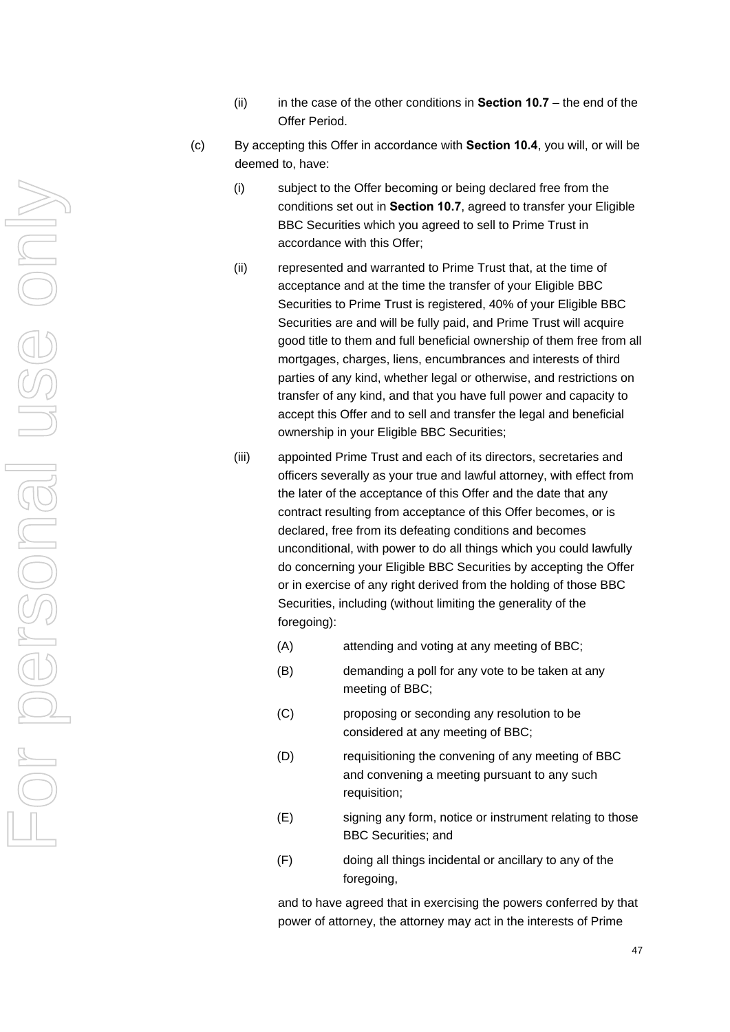(ii) in the case of the other conditions in **Section 10.7** – the end of the Offer Period.

(c) By accepting this Offer in accordance with **Section 10.4**, you will, or will be deemed to, have:

(i) subject to the Offer becoming or being declared free from the conditions set out in **Section 10.7**, agreed to transfer your Eligible BBC Securities which you agreed to sell to Prime Trust in accordance with this Offer;

(ii) represented and warranted to Prime Trust that, at the time of acceptance and at the time the transfer of your Eligible BBC Securities to Prime Trust is registered, 40% of your Eligible BBC Securities are and will be fully paid, and Prime Trust will acquire good title to them and full beneficial ownership of them free from all mortgages, charges, liens, encumbrances and interests of third parties of any kind, whether legal or otherwise, and restrictions on transfer of any kind, and that you have full power and capacity to accept this Offer and to sell and transfer the legal and beneficial ownership in your Eligible BBC Securities;

(iii) appointed Prime Trust and each of its directors, secretaries and officers severally as your true and lawful attorney, with effect from the later of the acceptance of this Offer and the date that any contract resulting from acceptance of this Offer becomes, or is declared, free from its defeating conditions and becomes unconditional, with power to do all things which you could lawfully do concerning your Eligible BBC Securities by accepting the Offer or in exercise of any right derived from the holding of those BBC Securities, including (without limiting the generality of the foregoing):

(A) attending and voting at any meeting of BBC;

(B) demanding a poll for any vote to be taken at any meeting of BBC;

(C) proposing or seconding any resolution to be considered at any meeting of BBC;

(D) requisitioning the convening of any meeting of BBC and convening a meeting pursuant to any such requisition;

(E) signing any form, notice or instrument relating to those BBC Securities; and

(F) doing all things incidental or ancillary to any of the foregoing,

and to have agreed that in exercising the powers conferred by that power of attorney, the attorney may act in the interests of Prime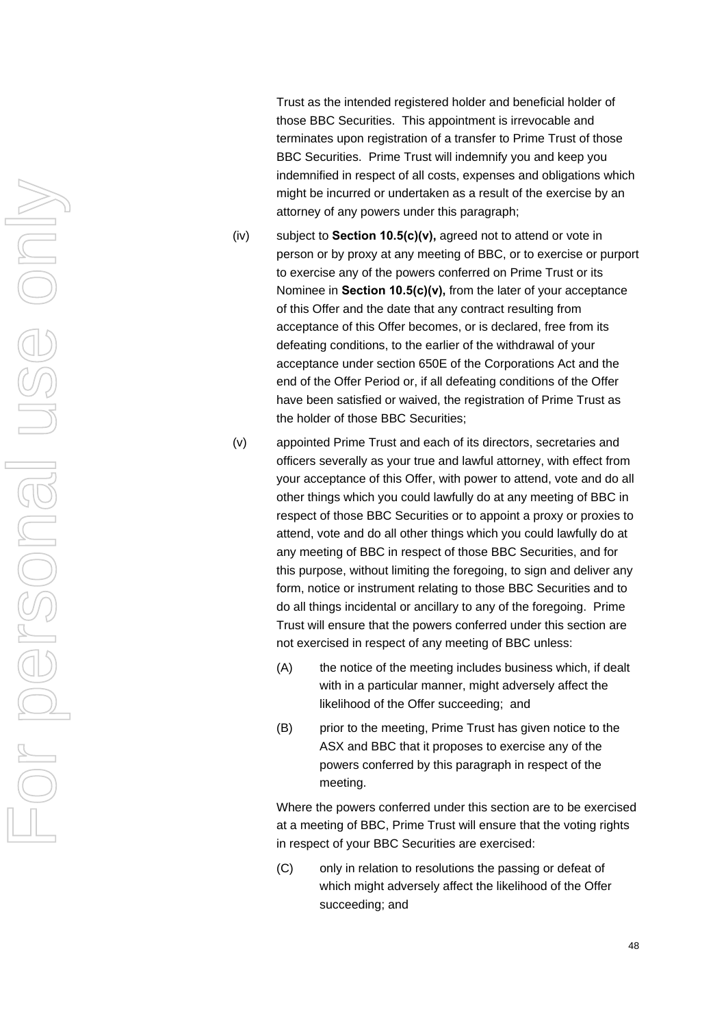Trust as the intended registered holder and beneficial holder of those BBC Securities. This appointment is irrevocable and terminates upon registration of a transfer to Prime Trust of those BBC Securities. Prime Trust will indemnify you and keep you indemnified in respect of all costs, expenses and obligations which might be incurred or undertaken as a result of the exercise by an attorney of any powers under this paragraph;

(iv) subject to **Section 10.5(c)(v),** agreed not to attend or vote in person or by proxy at any meeting of BBC, or to exercise or purport to exercise any of the powers conferred on Prime Trust or its Nominee in **Section 10.5(c)(v),** from the later of your acceptance of this Offer and the date that any contract resulting from acceptance of this Offer becomes, or is declared, free from its defeating conditions, to the earlier of the withdrawal of your acceptance under section 650E of the Corporations Act and the end of the Offer Period or, if all defeating conditions of the Offer have been satisfied or waived, the registration of Prime Trust as the holder of those BBC Securities;

(v) appointed Prime Trust and each of its directors, secretaries and officers severally as your true and lawful attorney, with effect from your acceptance of this Offer, with power to attend, vote and do all other things which you could lawfully do at any meeting of BBC in respect of those BBC Securities or to appoint a proxy or proxies to attend, vote and do all other things which you could lawfully do at any meeting of BBC in respect of those BBC Securities, and for this purpose, without limiting the foregoing, to sign and deliver any form, notice or instrument relating to those BBC Securities and to do all things incidental or ancillary to any of the foregoing. Prime Trust will ensure that the powers conferred under this section are not exercised in respect of any meeting of BBC unless:

(A) the notice of the meeting includes business which, if dealt with in a particular manner, might adversely affect the likelihood of the Offer succeeding; and

(B) prior to the meeting, Prime Trust has given notice to the ASX and BBC that it proposes to exercise any of the powers conferred by this paragraph in respect of the meeting.

Where the powers conferred under this section are to be exercised at a meeting of BBC, Prime Trust will ensure that the voting rights in respect of your BBC Securities are exercised:

(C) only in relation to resolutions the passing or defeat of which might adversely affect the likelihood of the Offer succeeding; and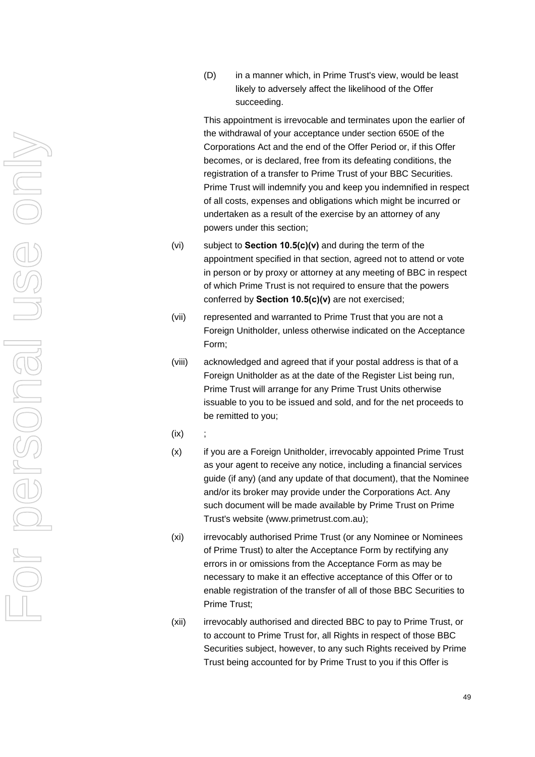(D) in a manner which, in Prime Trust's view, would be least likely to adversely affect the likelihood of the Offer succeeding.

This appointment is irrevocable and terminates upon the earlier of the withdrawal of your acceptance under section 650E of the Corporations Act and the end of the Offer Period or, if this Offer becomes, or is declared, free from its defeating conditions, the registration of a transfer to Prime Trust of your BBC Securities. Prime Trust will indemnify you and keep you indemnified in respect of all costs, expenses and obligations which might be incurred or undertaken as a result of the exercise by an attorney of any powers under this section;

(vi) subject to **Section 10.5(c)(v)** and during the term of the appointment specified in that section, agreed not to attend or vote in person or by proxy or attorney at any meeting of BBC in respect of which Prime Trust is not required to ensure that the powers conferred by **Section 10.5(c)(v)** are not exercised;

(vii) represented and warranted to Prime Trust that you are not a Foreign Unitholder, unless otherwise indicated on the Acceptance Form;

(viii) acknowledged and agreed that if your postal address is that of a Foreign Unitholder as at the date of the Register List being run, Prime Trust will arrange for any Prime Trust Units otherwise issuable to you to be issued and sold, and for the net proceeds to be remitted to you;

(ix) ;

(x) if you are a Foreign Unitholder, irrevocably appointed Prime Trust as your agent to receive any notice, including a financial services guide (if any) (and any update of that document), that the Nominee and/or its broker may provide under the Corporations Act. Any such document will be made available by Prime Trust on Prime Trust's website (www.primetrust.com.au);

(xi) irrevocably authorised Prime Trust (or any Nominee or Nominees of Prime Trust) to alter the Acceptance Form by rectifying any errors in or omissions from the Acceptance Form as may be necessary to make it an effective acceptance of this Offer or to enable registration of the transfer of all of those BBC Securities to Prime Trust;

(xii) irrevocably authorised and directed BBC to pay to Prime Trust, or to account to Prime Trust for, all Rights in respect of those BBC Securities subject, however, to any such Rights received by Prime Trust being accounted for by Prime Trust to you if this Offer is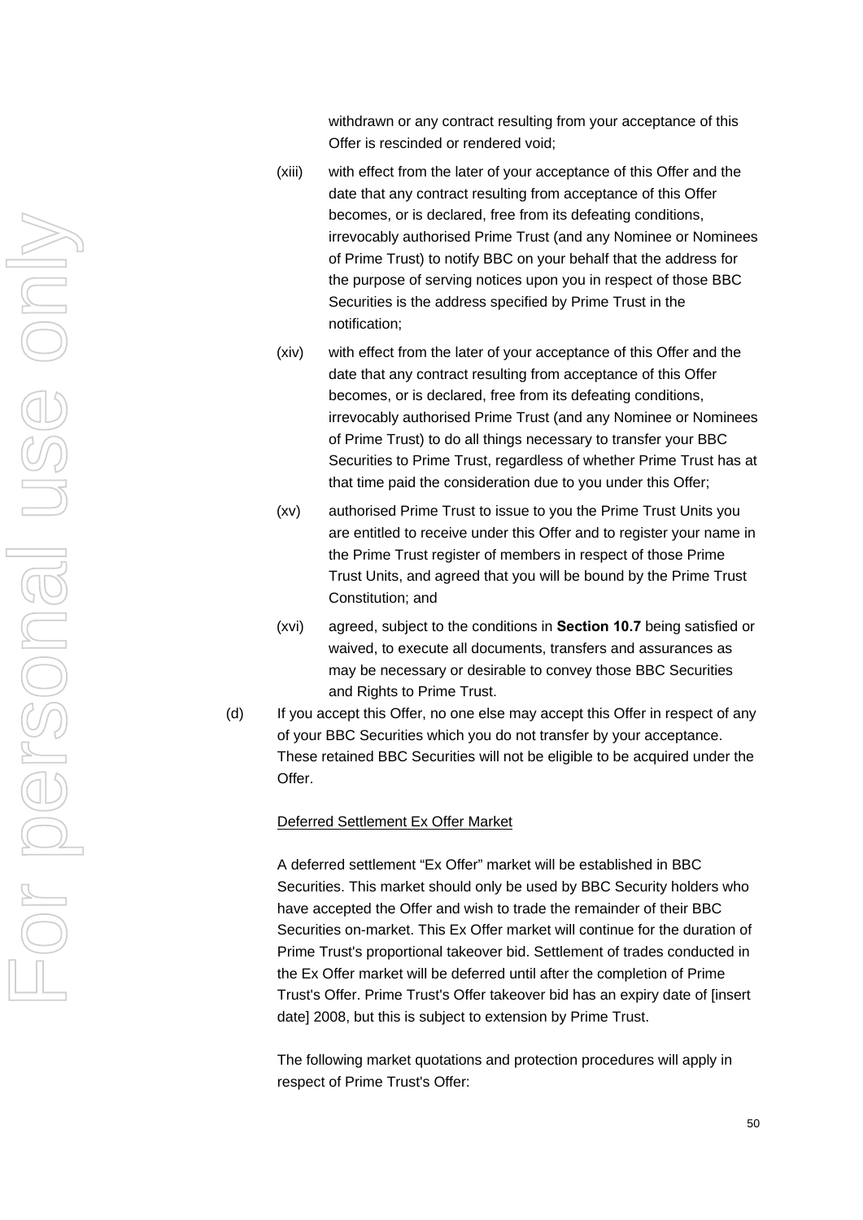withdrawn or any contract resulting from your acceptance of this Offer is rescinded or rendered void;

(xiii) with effect from the later of your acceptance of this Offer and the date that any contract resulting from acceptance of this Offer becomes, or is declared, free from its defeating conditions, irrevocably authorised Prime Trust (and any Nominee or Nominees of Prime Trust) to notify BBC on your behalf that the address for the purpose of serving notices upon you in respect of those BBC Securities is the address specified by Prime Trust in the notification;

(xiv) with effect from the later of your acceptance of this Offer and the date that any contract resulting from acceptance of this Offer becomes, or is declared, free from its defeating conditions, irrevocably authorised Prime Trust (and any Nominee or Nominees of Prime Trust) to do all things necessary to transfer your BBC Securities to Prime Trust, regardless of whether Prime Trust has at that time paid the consideration due to you under this Offer;

(xv) authorised Prime Trust to issue to you the Prime Trust Units you are entitled to receive under this Offer and to register your name in the Prime Trust register of members in respect of those Prime Trust Units, and agreed that you will be bound by the Prime Trust Constitution; and

(xvi) agreed, subject to the conditions in **Section 10.7** being satisfied or waived, to execute all documents, transfers and assurances as may be necessary or desirable to convey those BBC Securities and Rights to Prime Trust.

(d) If you accept this Offer, no one else may accept this Offer in respect of any of your BBC Securities which you do not transfer by your acceptance. These retained BBC Securities will not be eligible to be acquired under the Offer.

Deferred Settlement Ex Offer Market

A deferred settlement "Ex Offer" market will be established in BBC Securities. This market should only be used by BBC Security holders who have accepted the Offer and wish to trade the remainder of their BBC Securities on-market. This Ex Offer market will continue for the duration of Prime Trust's proportional takeover bid. Settlement of trades conducted in the Ex Offer market will be deferred until after the completion of Prime Trust's Offer. Prime Trust's Offer takeover bid has an expiry date of [insert date] 2008, but this is subject to extension by Prime Trust.

The following market quotations and protection procedures will apply in respect of Prime Trust's Offer: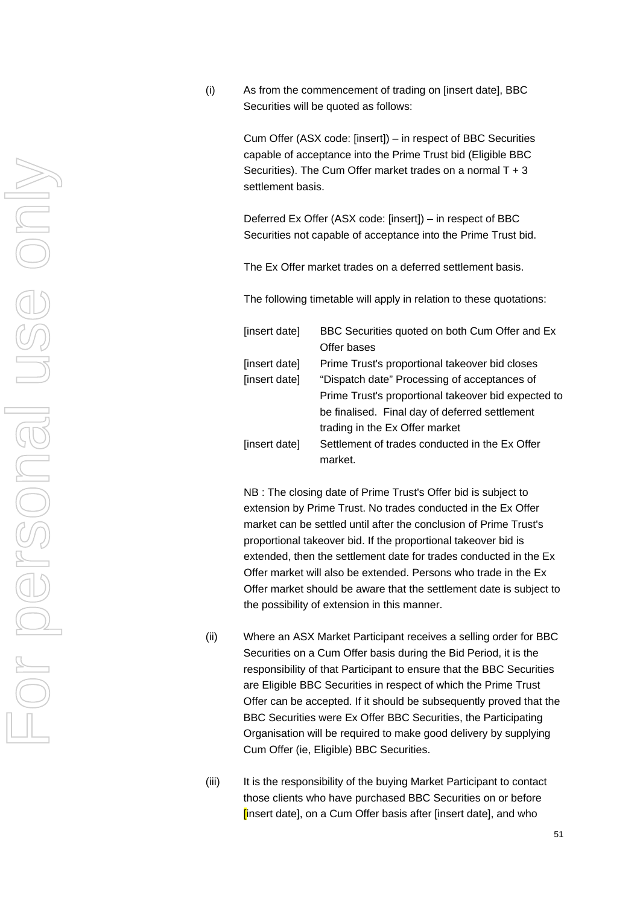(i) As from the commencement of trading on [insert date], BBC Securities will be quoted as follows:

Cum Offer (ASX code: [insert]) – in respect of BBC Securities capable of acceptance into the Prime Trust bid (Eligible BBC Securities). The Cum Offer market trades on a normal T + 3 settlement basis.

Deferred Ex Offer (ASX code: [insert]) – in respect of BBC Securities not capable of acceptance into the Prime Trust bid.

The Ex Offer market trades on a deferred settlement basis.

The following timetable will apply in relation to these quotations:

| | |
|---|---|
| [insert date] | BBC Securities quoted on both Cum Offer and Ex Offer bases |
| [insert date] | Prime Trust's proportional takeover bid closes |
| [insert date] | "Dispatch date" Processing of acceptances of Prime Trust's proportional takeover bid expected to be finalised. Final day of deferred settlement trading in the Ex Offer market |
| [insert date] | Settlement of trades conducted in the Ex Offer market. |

NB : The closing date of Prime Trust's Offer bid is subject to extension by Prime Trust. No trades conducted in the Ex Offer market can be settled until after the conclusion of Prime Trust's proportional takeover bid. If the proportional takeover bid is extended, then the settlement date for trades conducted in the Ex Offer market will also be extended. Persons who trade in the Ex Offer market should be aware that the settlement date is subject to the possibility of extension in this manner.

(ii) Where an ASX Market Participant receives a selling order for BBC Securities on a Cum Offer basis during the Bid Period, it is the responsibility of that Participant to ensure that the BBC Securities are Eligible BBC Securities in respect of which the Prime Trust Offer can be accepted. If it should be subsequently proved that the BBC Securities were Ex Offer BBC Securities, the Participating Organisation will be required to make good delivery by supplying Cum Offer (ie, Eligible) BBC Securities.

(iii) It is the responsibility of the buying Market Participant to contact those clients who have purchased BBC Securities on or before [insert date], on a Cum Offer basis after [insert date], and who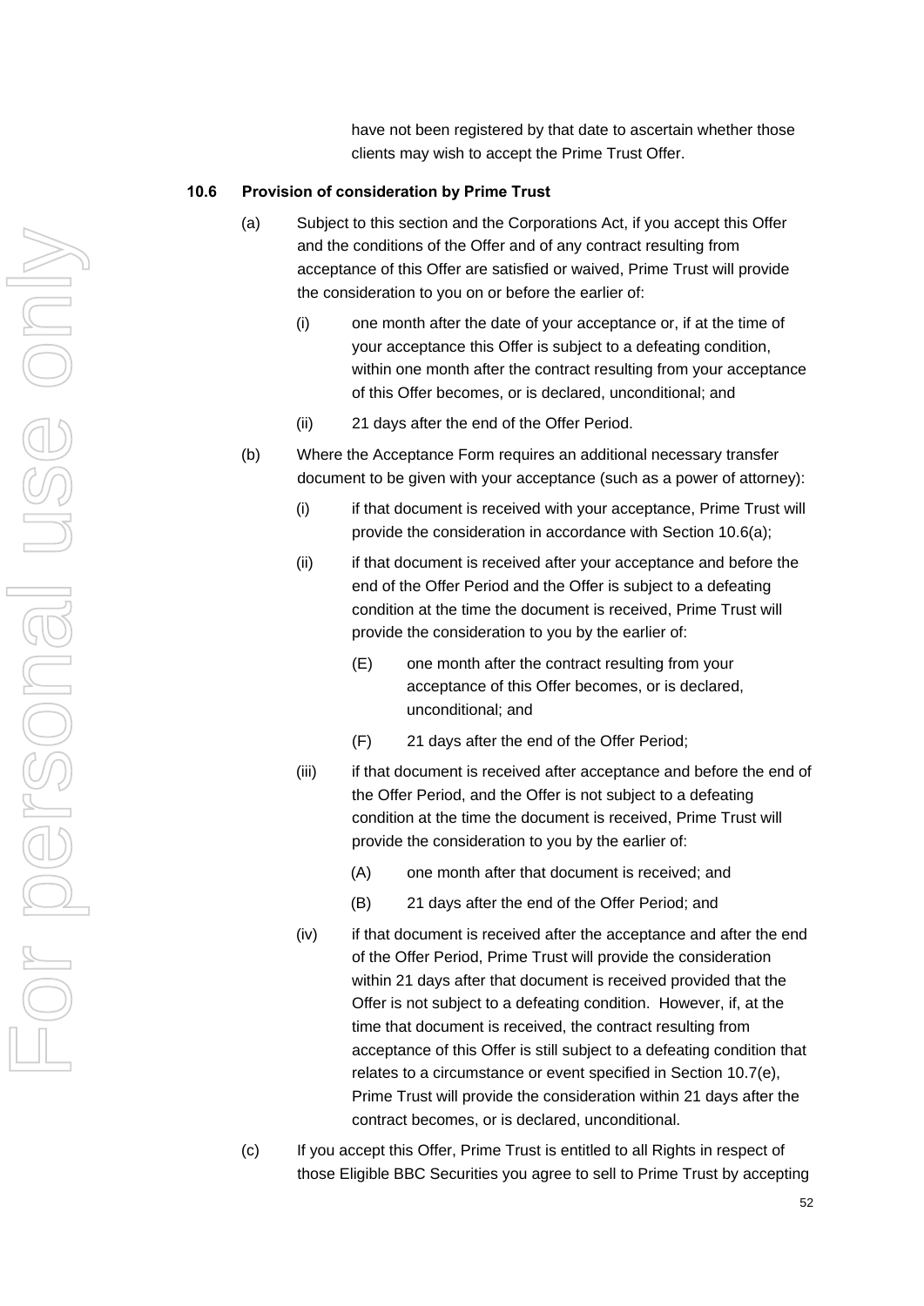have not been registered by that date to ascertain whether those clients may wish to accept the Prime Trust Offer.

**10.6 Provision of consideration by Prime Trust**

(a) Subject to this section and the Corporations Act, if you accept this Offer and the conditions of the Offer and of any contract resulting from acceptance of this Offer are satisfied or waived, Prime Trust will provide the consideration to you on or before the earlier of:

 (i) one month after the date of your acceptance or, if at the time of your acceptance this Offer is subject to a defeating condition, within one month after the contract resulting from your acceptance of this Offer becomes, or is declared, unconditional; and

 (ii) 21 days after the end of the Offer Period.

(b) Where the Acceptance Form requires an additional necessary transfer document to be given with your acceptance (such as a power of attorney):

 (i) if that document is received with your acceptance, Prime Trust will provide the consideration in accordance with Section 10.6(a);

 (ii) if that document is received after your acceptance and before the end of the Offer Period and the Offer is subject to a defeating condition at the time the document is received, Prime Trust will provide the consideration to you by the earlier of:

  (E) one month after the contract resulting from your acceptance of this Offer becomes, or is declared, unconditional; and

  (F) 21 days after the end of the Offer Period;

 (iii) if that document is received after acceptance and before the end of the Offer Period, and the Offer is not subject to a defeating condition at the time the document is received, Prime Trust will provide the consideration to you by the earlier of:

  (A) one month after that document is received; and

  (B) 21 days after the end of the Offer Period; and

 (iv) if that document is received after the acceptance and after the end of the Offer Period, Prime Trust will provide the consideration within 21 days after that document is received provided that the Offer is not subject to a defeating condition. However, if, at the time that document is received, the contract resulting from acceptance of this Offer is still subject to a defeating condition that relates to a circumstance or event specified in Section 10.7(e), Prime Trust will provide the consideration within 21 days after the contract becomes, or is declared, unconditional.

(c) If you accept this Offer, Prime Trust is entitled to all Rights in respect of those Eligible BBC Securities you agree to sell to Prime Trust by accepting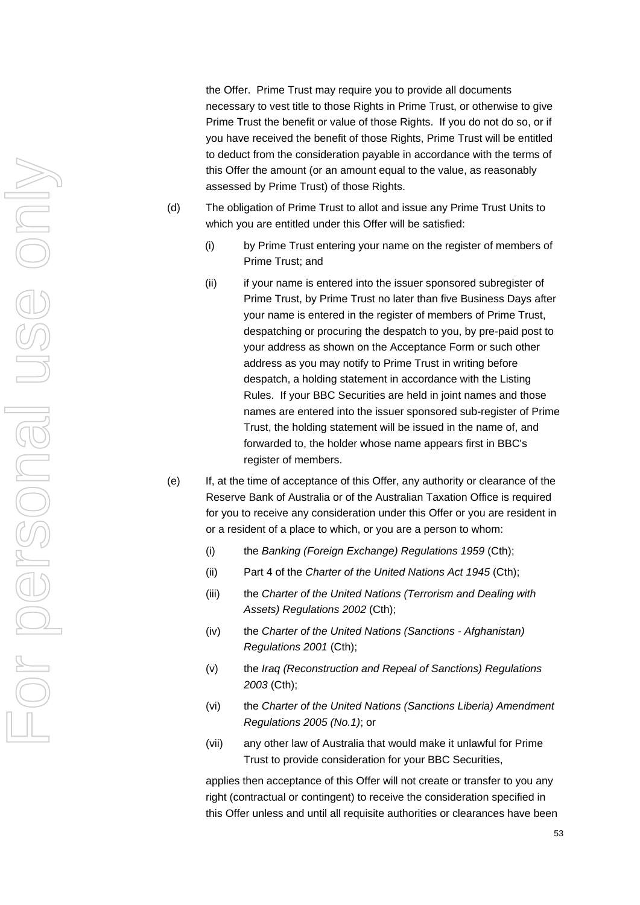the Offer. Prime Trust may require you to provide all documents necessary to vest title to those Rights in Prime Trust, or otherwise to give Prime Trust the benefit or value of those Rights. If you do not do so, or if you have received the benefit of those Rights, Prime Trust will be entitled to deduct from the consideration payable in accordance with the terms of this Offer the amount (or an amount equal to the value, as reasonably assessed by Prime Trust) of those Rights.

(d) The obligation of Prime Trust to allot and issue any Prime Trust Units to which you are entitled under this Offer will be satisfied:

   (i) by Prime Trust entering your name on the register of members of Prime Trust; and

   (ii) if your name is entered into the issuer sponsored subregister of Prime Trust, by Prime Trust no later than five Business Days after your name is entered in the register of members of Prime Trust, despatching or procuring the despatch to you, by pre-paid post to your address as shown on the Acceptance Form or such other address as you may notify to Prime Trust in writing before despatch, a holding statement in accordance with the Listing Rules. If your BBC Securities are held in joint names and those names are entered into the issuer sponsored sub-register of Prime Trust, the holding statement will be issued in the name of, and forwarded to, the holder whose name appears first in BBC's register of members.

(e) If, at the time of acceptance of this Offer, any authority or clearance of the Reserve Bank of Australia or of the Australian Taxation Office is required for you to receive any consideration under this Offer or you are resident in or a resident of a place to which, or you are a person to whom:

   (i) the *Banking (Foreign Exchange) Regulations 1959* (Cth);

   (ii) Part 4 of the *Charter of the United Nations Act 1945* (Cth);

   (iii) the *Charter of the United Nations (Terrorism and Dealing with Assets) Regulations 2002* (Cth);

   (iv) the *Charter of the United Nations (Sanctions - Afghanistan) Regulations 2001* (Cth);

   (v) the *Iraq (Reconstruction and Repeal of Sanctions) Regulations 2003* (Cth);

   (vi) the *Charter of the United Nations (Sanctions Liberia) Amendment Regulations 2005 (No.1)*; or

   (vii) any other law of Australia that would make it unlawful for Prime Trust to provide consideration for your BBC Securities,

applies then acceptance of this Offer will not create or transfer to you any right (contractual or contingent) to receive the consideration specified in this Offer unless and until all requisite authorities or clearances have been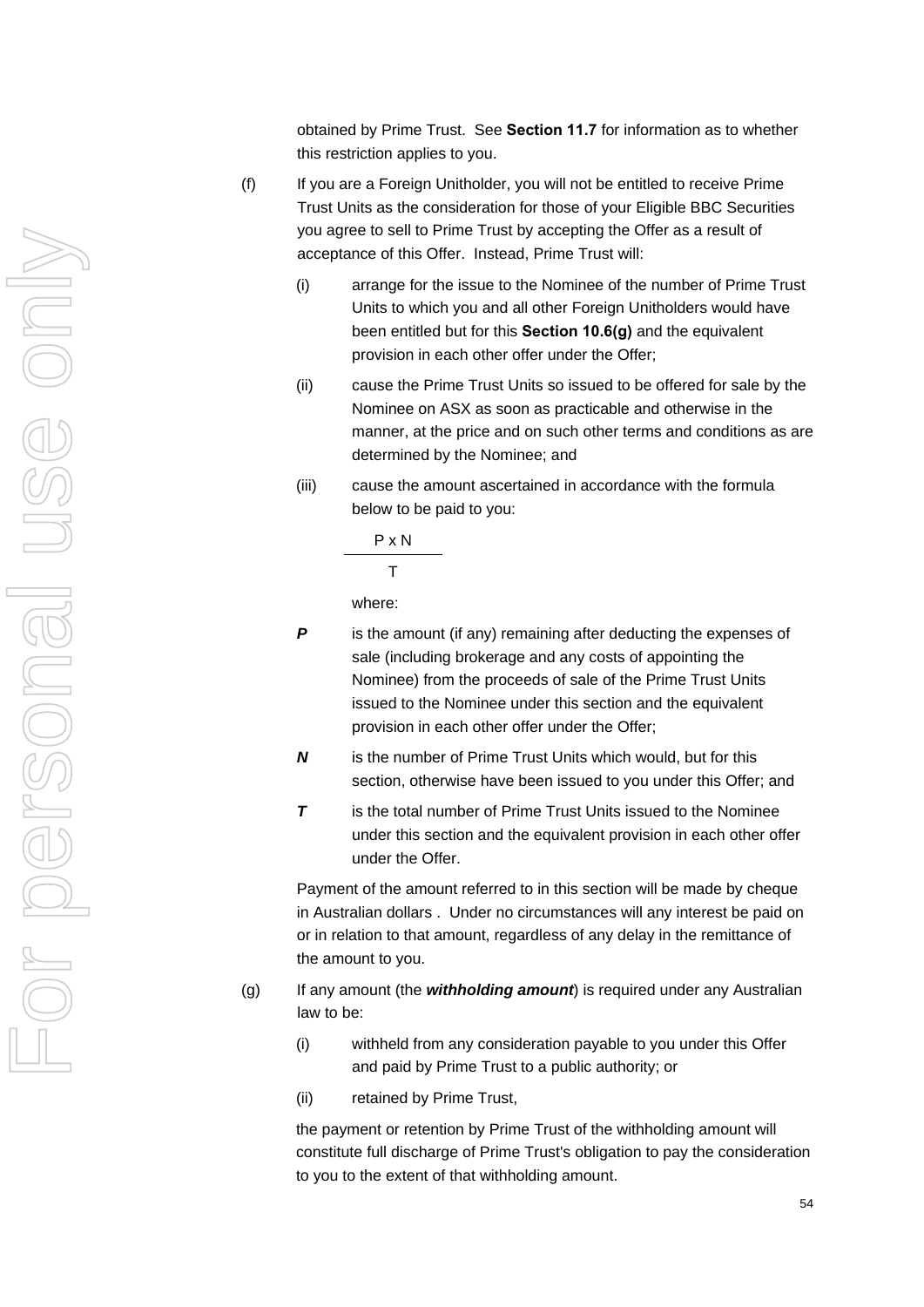obtained by Prime Trust. See **Section 11.7** for information as to whether this restriction applies to you.

(f) If you are a Foreign Unitholder, you will not be entitled to receive Prime Trust Units as the consideration for those of your Eligible BBC Securities you agree to sell to Prime Trust by accepting the Offer as a result of acceptance of this Offer. Instead, Prime Trust will:

(i) arrange for the issue to the Nominee of the number of Prime Trust Units to which you and all other Foreign Unitholders would have been entitled but for this **Section 10.6(g)** and the equivalent provision in each other offer under the Offer;

(ii) cause the Prime Trust Units so issued to be offered for sale by the Nominee on ASX as soon as practicable and otherwise in the manner, at the price and on such other terms and conditions as are determined by the Nominee; and

(iii) cause the amount ascertained in accordance with the formula below to be paid to you:

$$\frac{P \times N}{T}$$

where:

***P*** is the amount (if any) remaining after deducting the expenses of sale (including brokerage and any costs of appointing the Nominee) from the proceeds of sale of the Prime Trust Units issued to the Nominee under this section and the equivalent provision in each other offer under the Offer;

***N*** is the number of Prime Trust Units which would, but for this section, otherwise have been issued to you under this Offer; and

***T*** is the total number of Prime Trust Units issued to the Nominee under this section and the equivalent provision in each other offer under the Offer.

Payment of the amount referred to in this section will be made by cheque in Australian dollars . Under no circumstances will any interest be paid on or in relation to that amount, regardless of any delay in the remittance of the amount to you.

(g) If any amount (the ***withholding amount***) is required under any Australian law to be:

(i) withheld from any consideration payable to you under this Offer and paid by Prime Trust to a public authority; or

(ii) retained by Prime Trust,

the payment or retention by Prime Trust of the withholding amount will constitute full discharge of Prime Trust's obligation to pay the consideration to you to the extent of that withholding amount.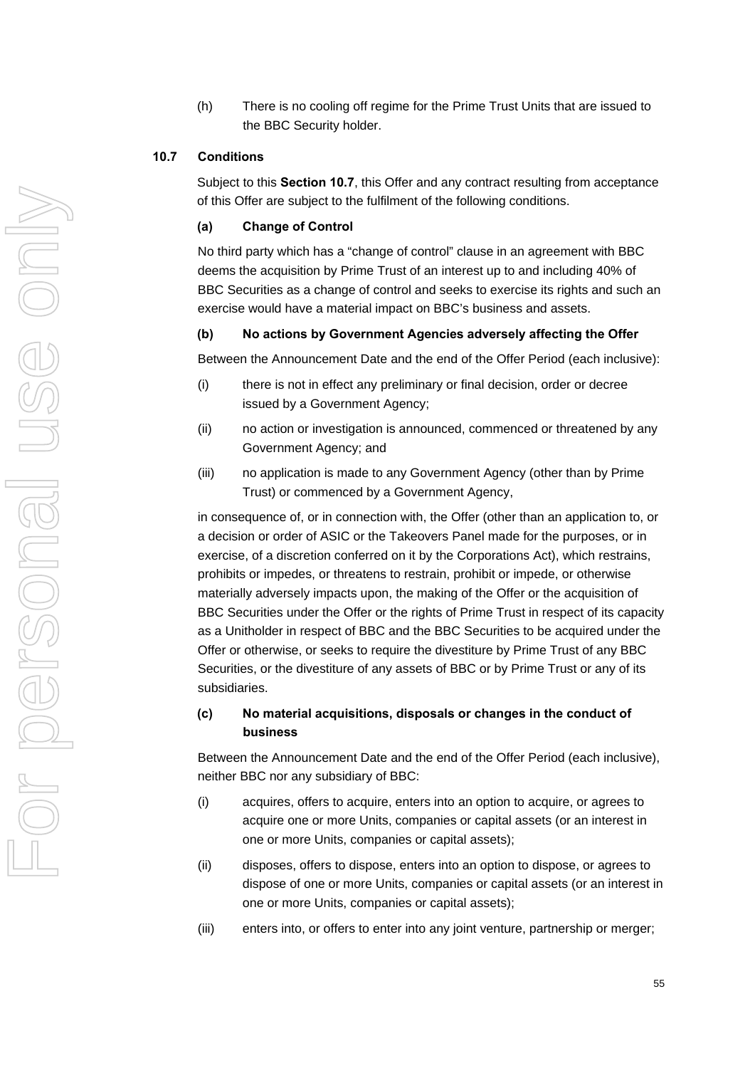(h) There is no cooling off regime for the Prime Trust Units that are issued to the BBC Security holder.

### 10.7 Conditions

Subject to this **Section 10.7**, this Offer and any contract resulting from acceptance of this Offer are subject to the fulfilment of the following conditions.

#### (a) Change of Control

No third party which has a "change of control" clause in an agreement with BBC deems the acquisition by Prime Trust of an interest up to and including 40% of BBC Securities as a change of control and seeks to exercise its rights and such an exercise would have a material impact on BBC's business and assets.

#### (b) No actions by Government Agencies adversely affecting the Offer

Between the Announcement Date and the end of the Offer Period (each inclusive):

(i) there is not in effect any preliminary or final decision, order or decree issued by a Government Agency;

(ii) no action or investigation is announced, commenced or threatened by any Government Agency; and

(iii) no application is made to any Government Agency (other than by Prime Trust) or commenced by a Government Agency,

in consequence of, or in connection with, the Offer (other than an application to, or a decision or order of ASIC or the Takeovers Panel made for the purposes, or in exercise, of a discretion conferred on it by the Corporations Act), which restrains, prohibits or impedes, or threatens to restrain, prohibit or impede, or otherwise materially adversely impacts upon, the making of the Offer or the acquisition of BBC Securities under the Offer or the rights of Prime Trust in respect of its capacity as a Unitholder in respect of BBC and the BBC Securities to be acquired under the Offer or otherwise, or seeks to require the divestiture by Prime Trust of any BBC Securities, or the divestiture of any assets of BBC or by Prime Trust or any of its subsidiaries.

#### (c) No material acquisitions, disposals or changes in the conduct of business

Between the Announcement Date and the end of the Offer Period (each inclusive), neither BBC nor any subsidiary of BBC:

(i) acquires, offers to acquire, enters into an option to acquire, or agrees to acquire one or more Units, companies or capital assets (or an interest in one or more Units, companies or capital assets);

(ii) disposes, offers to dispose, enters into an option to dispose, or agrees to dispose of one or more Units, companies or capital assets (or an interest in one or more Units, companies or capital assets);

(iii) enters into, or offers to enter into any joint venture, partnership or merger;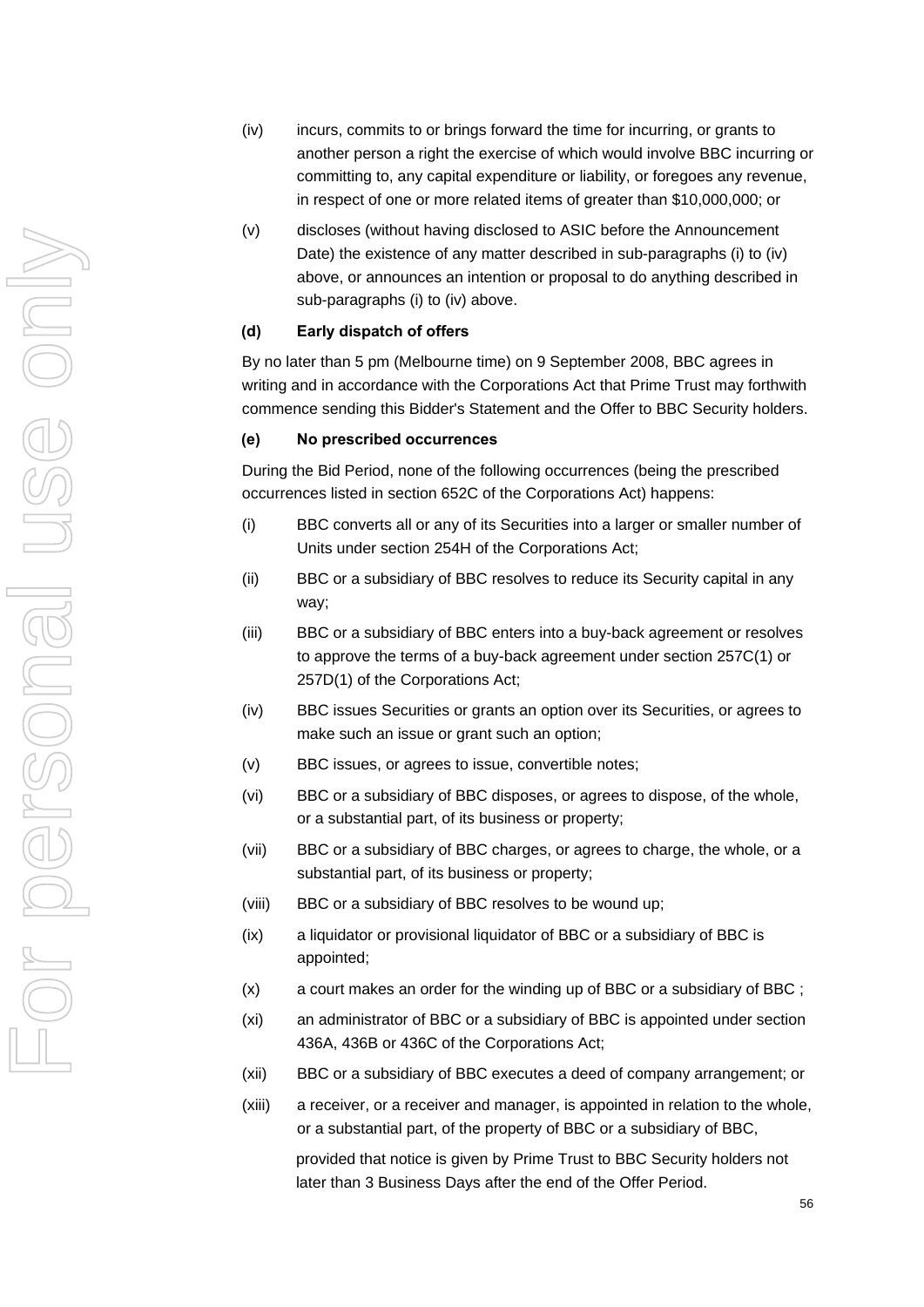(iv) incurs, commits to or brings forward the time for incurring, or grants to another person a right the exercise of which would involve BBC incurring or committing to, any capital expenditure or liability, or foregoes any revenue, in respect of one or more related items of greater than $10,000,000; or

(v) discloses (without having disclosed to ASIC before the Announcement Date) the existence of any matter described in sub-paragraphs (i) to (iv) above, or announces an intention or proposal to do anything described in sub-paragraphs (i) to (iv) above.

**(d) Early dispatch of offers**

By no later than 5 pm (Melbourne time) on 9 September 2008, BBC agrees in writing and in accordance with the Corporations Act that Prime Trust may forthwith commence sending this Bidder's Statement and the Offer to BBC Security holders.

**(e) No prescribed occurrences**

During the Bid Period, none of the following occurrences (being the prescribed occurrences listed in section 652C of the Corporations Act) happens:

(i) BBC converts all or any of its Securities into a larger or smaller number of Units under section 254H of the Corporations Act;

(ii) BBC or a subsidiary of BBC resolves to reduce its Security capital in any way;

(iii) BBC or a subsidiary of BBC enters into a buy-back agreement or resolves to approve the terms of a buy-back agreement under section 257C(1) or 257D(1) of the Corporations Act;

(iv) BBC issues Securities or grants an option over its Securities, or agrees to make such an issue or grant such an option;

(v) BBC issues, or agrees to issue, convertible notes;

(vi) BBC or a subsidiary of BBC disposes, or agrees to dispose, of the whole, or a substantial part, of its business or property;

(vii) BBC or a subsidiary of BBC charges, or agrees to charge, the whole, or a substantial part, of its business or property;

(viii) BBC or a subsidiary of BBC resolves to be wound up;

(ix) a liquidator or provisional liquidator of BBC or a subsidiary of BBC is appointed;

(x) a court makes an order for the winding up of BBC or a subsidiary of BBC ;

(xi) an administrator of BBC or a subsidiary of BBC is appointed under section 436A, 436B or 436C of the Corporations Act;

(xii) BBC or a subsidiary of BBC executes a deed of company arrangement; or

(xiii) a receiver, or a receiver and manager, is appointed in relation to the whole, or a substantial part, of the property of BBC or a subsidiary of BBC,

provided that notice is given by Prime Trust to BBC Security holders not later than 3 Business Days after the end of the Offer Period.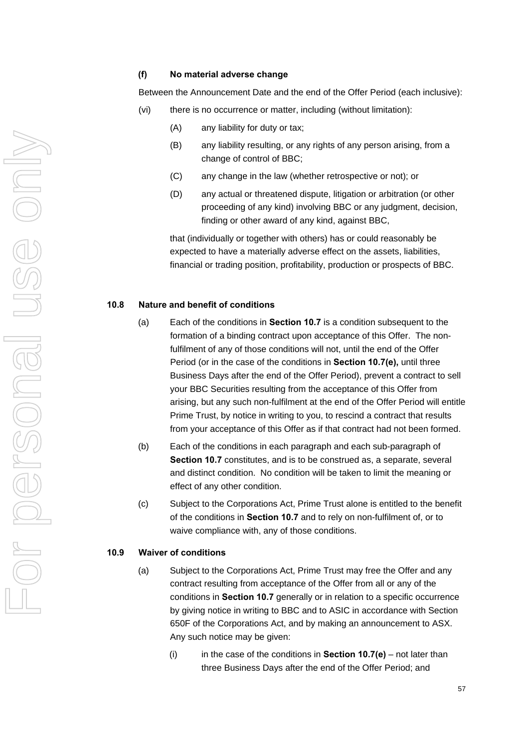**(f) No material adverse change**

Between the Announcement Date and the end of the Offer Period (each inclusive):

(vi) there is no occurrence or matter, including (without limitation):

(A) any liability for duty or tax;

(B) any liability resulting, or any rights of any person arising, from a change of control of BBC;

(C) any change in the law (whether retrospective or not); or

(D) any actual or threatened dispute, litigation or arbitration (or other proceeding of any kind) involving BBC or any judgment, decision, finding or other award of any kind, against BBC,

that (individually or together with others) has or could reasonably be expected to have a materially adverse effect on the assets, liabilities, financial or trading position, profitability, production or prospects of BBC.

## 10.8 Nature and benefit of conditions

(a) Each of the conditions in **Section 10.7** is a condition subsequent to the formation of a binding contract upon acceptance of this Offer. The non-fulfilment of any of those conditions will not, until the end of the Offer Period (or in the case of the conditions in **Section 10.7(e),** until three Business Days after the end of the Offer Period), prevent a contract to sell your BBC Securities resulting from the acceptance of this Offer from arising, but any such non-fulfilment at the end of the Offer Period will entitle Prime Trust, by notice in writing to you, to rescind a contract that results from your acceptance of this Offer as if that contract had not been formed.

(b) Each of the conditions in each paragraph and each sub-paragraph of **Section 10.7** constitutes, and is to be construed as, a separate, several and distinct condition. No condition will be taken to limit the meaning or effect of any other condition.

(c) Subject to the Corporations Act, Prime Trust alone is entitled to the benefit of the conditions in **Section 10.7** and to rely on non-fulfilment of, or to waive compliance with, any of those conditions.

## 10.9 Waiver of conditions

(a) Subject to the Corporations Act, Prime Trust may free the Offer and any contract resulting from acceptance of the Offer from all or any of the conditions in **Section 10.7** generally or in relation to a specific occurrence by giving notice in writing to BBC and to ASIC in accordance with Section 650F of the Corporations Act, and by making an announcement to ASX. Any such notice may be given:

(i) in the case of the conditions in **Section 10.7(e)** – not later than three Business Days after the end of the Offer Period; and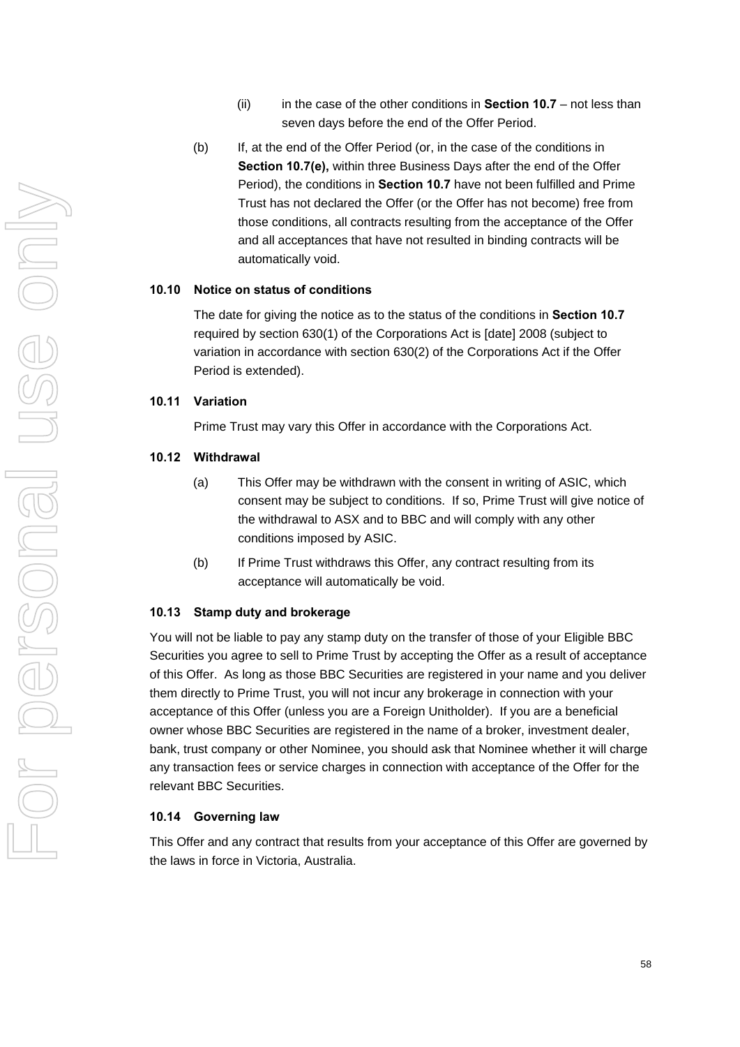(ii) in the case of the other conditions in **Section 10.7** – not less than seven days before the end of the Offer Period.

(b) If, at the end of the Offer Period (or, in the case of the conditions in **Section 10.7(e),** within three Business Days after the end of the Offer Period), the conditions in **Section 10.7** have not been fulfilled and Prime Trust has not declared the Offer (or the Offer has not become) free from those conditions, all contracts resulting from the acceptance of the Offer and all acceptances that have not resulted in binding contracts will be automatically void.

### 10.10 Notice on status of conditions

The date for giving the notice as to the status of the conditions in **Section 10.7** required by section 630(1) of the Corporations Act is [date] 2008 (subject to variation in accordance with section 630(2) of the Corporations Act if the Offer Period is extended).

### 10.11 Variation

Prime Trust may vary this Offer in accordance with the Corporations Act.

### 10.12 Withdrawal

(a) This Offer may be withdrawn with the consent in writing of ASIC, which consent may be subject to conditions. If so, Prime Trust will give notice of the withdrawal to ASX and to BBC and will comply with any other conditions imposed by ASIC.

(b) If Prime Trust withdraws this Offer, any contract resulting from its acceptance will automatically be void.

### 10.13 Stamp duty and brokerage

You will not be liable to pay any stamp duty on the transfer of those of your Eligible BBC Securities you agree to sell to Prime Trust by accepting the Offer as a result of acceptance of this Offer. As long as those BBC Securities are registered in your name and you deliver them directly to Prime Trust, you will not incur any brokerage in connection with your acceptance of this Offer (unless you are a Foreign Unitholder). If you are a beneficial owner whose BBC Securities are registered in the name of a broker, investment dealer, bank, trust company or other Nominee, you should ask that Nominee whether it will charge any transaction fees or service charges in connection with acceptance of the Offer for the relevant BBC Securities.

### 10.14 Governing law

This Offer and any contract that results from your acceptance of this Offer are governed by the laws in force in Victoria, Australia.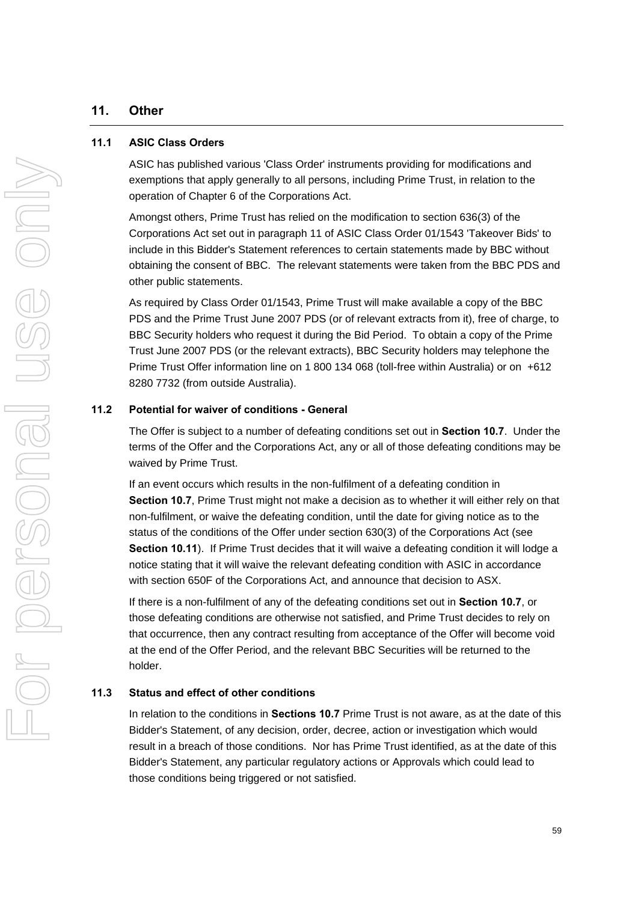## 11. Other

### 11.1 ASIC Class Orders

ASIC has published various 'Class Order' instruments providing for modifications and exemptions that apply generally to all persons, including Prime Trust, in relation to the operation of Chapter 6 of the Corporations Act.

Amongst others, Prime Trust has relied on the modification to section 636(3) of the Corporations Act set out in paragraph 11 of ASIC Class Order 01/1543 'Takeover Bids' to include in this Bidder's Statement references to certain statements made by BBC without obtaining the consent of BBC. The relevant statements were taken from the BBC PDS and other public statements.

As required by Class Order 01/1543, Prime Trust will make available a copy of the BBC PDS and the Prime Trust June 2007 PDS (or of relevant extracts from it), free of charge, to BBC Security holders who request it during the Bid Period. To obtain a copy of the Prime Trust June 2007 PDS (or the relevant extracts), BBC Security holders may telephone the Prime Trust Offer information line on 1 800 134 068 (toll-free within Australia) or on +612 8280 7732 (from outside Australia).

### 11.2 Potential for waiver of conditions - General

The Offer is subject to a number of defeating conditions set out in **Section 10.7**. Under the terms of the Offer and the Corporations Act, any or all of those defeating conditions may be waived by Prime Trust.

If an event occurs which results in the non-fulfilment of a defeating condition in **Section 10.7**, Prime Trust might not make a decision as to whether it will either rely on that non-fulfilment, or waive the defeating condition, until the date for giving notice as to the status of the conditions of the Offer under section 630(3) of the Corporations Act (see **Section 10.11**). If Prime Trust decides that it will waive a defeating condition it will lodge a notice stating that it will waive the relevant defeating condition with ASIC in accordance with section 650F of the Corporations Act, and announce that decision to ASX.

If there is a non-fulfilment of any of the defeating conditions set out in **Section 10.7**, or those defeating conditions are otherwise not satisfied, and Prime Trust decides to rely on that occurrence, then any contract resulting from acceptance of the Offer will become void at the end of the Offer Period, and the relevant BBC Securities will be returned to the holder.

### 11.3 Status and effect of other conditions

In relation to the conditions in **Sections 10.7** Prime Trust is not aware, as at the date of this Bidder's Statement, of any decision, order, decree, action or investigation which would result in a breach of those conditions. Nor has Prime Trust identified, as at the date of this Bidder's Statement, any particular regulatory actions or Approvals which could lead to those conditions being triggered or not satisfied.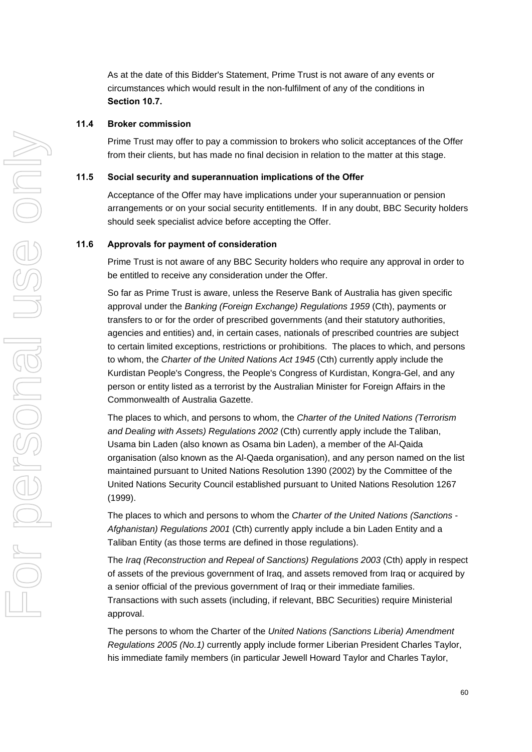As at the date of this Bidder's Statement, Prime Trust is not aware of any events or circumstances which would result in the non-fulfilment of any of the conditions in **Section 10.7.**

### 11.4 Broker commission

Prime Trust may offer to pay a commission to brokers who solicit acceptances of the Offer from their clients, but has made no final decision in relation to the matter at this stage.

### 11.5 Social security and superannuation implications of the Offer

Acceptance of the Offer may have implications under your superannuation or pension arrangements or on your social security entitlements. If in any doubt, BBC Security holders should seek specialist advice before accepting the Offer.

### 11.6 Approvals for payment of consideration

Prime Trust is not aware of any BBC Security holders who require any approval in order to be entitled to receive any consideration under the Offer.

So far as Prime Trust is aware, unless the Reserve Bank of Australia has given specific approval under the *Banking (Foreign Exchange) Regulations 1959* (Cth), payments or transfers to or for the order of prescribed governments (and their statutory authorities, agencies and entities) and, in certain cases, nationals of prescribed countries are subject to certain limited exceptions, restrictions or prohibitions. The places to which, and persons to whom, the *Charter of the United Nations Act 1945* (Cth) currently apply include the Kurdistan People's Congress, the People's Congress of Kurdistan, Kongra-Gel, and any person or entity listed as a terrorist by the Australian Minister for Foreign Affairs in the Commonwealth of Australia Gazette.

The places to which, and persons to whom, the *Charter of the United Nations (Terrorism and Dealing with Assets) Regulations 2002* (Cth) currently apply include the Taliban, Usama bin Laden (also known as Osama bin Laden), a member of the Al-Qaida organisation (also known as the Al-Qaeda organisation), and any person named on the list maintained pursuant to United Nations Resolution 1390 (2002) by the Committee of the United Nations Security Council established pursuant to United Nations Resolution 1267 (1999).

The places to which and persons to whom the *Charter of the United Nations (Sanctions - Afghanistan) Regulations 2001* (Cth) currently apply include a bin Laden Entity and a Taliban Entity (as those terms are defined in those regulations).

The *Iraq (Reconstruction and Repeal of Sanctions) Regulations 2003* (Cth) apply in respect of assets of the previous government of Iraq, and assets removed from Iraq or acquired by a senior official of the previous government of Iraq or their immediate families. Transactions with such assets (including, if relevant, BBC Securities) require Ministerial approval.

The persons to whom the Charter of the *United Nations (Sanctions Liberia) Amendment Regulations 2005 (No.1)* currently apply include former Liberian President Charles Taylor, his immediate family members (in particular Jewell Howard Taylor and Charles Taylor,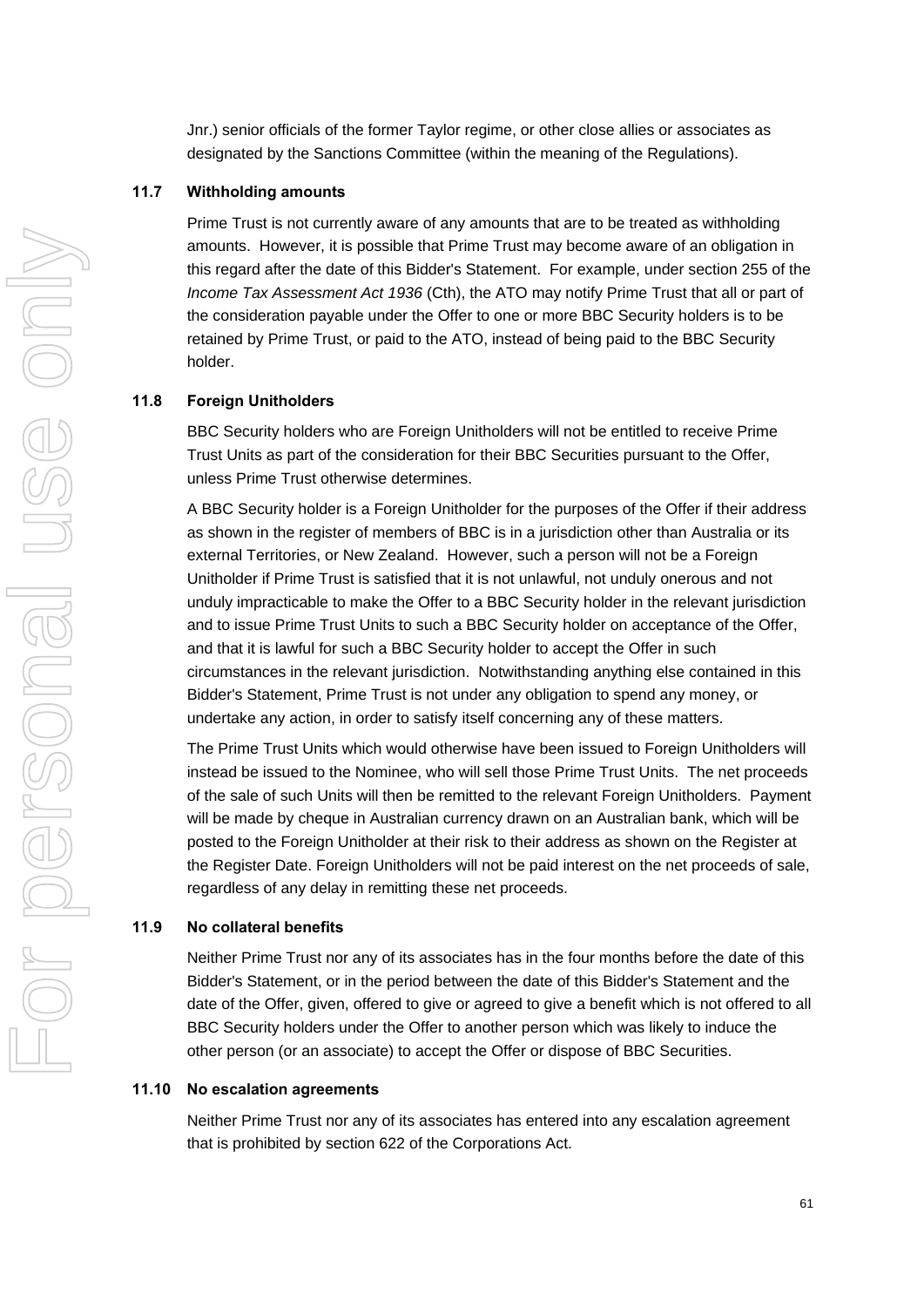Jnr.) senior officials of the former Taylor regime, or other close allies or associates as designated by the Sanctions Committee (within the meaning of the Regulations).

### 11.7 Withholding amounts

Prime Trust is not currently aware of any amounts that are to be treated as withholding amounts. However, it is possible that Prime Trust may become aware of an obligation in this regard after the date of this Bidder's Statement. For example, under section 255 of the *Income Tax Assessment Act 1936* (Cth), the ATO may notify Prime Trust that all or part of the consideration payable under the Offer to one or more BBC Security holders is to be retained by Prime Trust, or paid to the ATO, instead of being paid to the BBC Security holder.

### 11.8 Foreign Unitholders

BBC Security holders who are Foreign Unitholders will not be entitled to receive Prime Trust Units as part of the consideration for their BBC Securities pursuant to the Offer, unless Prime Trust otherwise determines.

A BBC Security holder is a Foreign Unitholder for the purposes of the Offer if their address as shown in the register of members of BBC is in a jurisdiction other than Australia or its external Territories, or New Zealand. However, such a person will not be a Foreign Unitholder if Prime Trust is satisfied that it is not unlawful, not unduly onerous and not unduly impracticable to make the Offer to a BBC Security holder in the relevant jurisdiction and to issue Prime Trust Units to such a BBC Security holder on acceptance of the Offer, and that it is lawful for such a BBC Security holder to accept the Offer in such circumstances in the relevant jurisdiction. Notwithstanding anything else contained in this Bidder's Statement, Prime Trust is not under any obligation to spend any money, or undertake any action, in order to satisfy itself concerning any of these matters.

The Prime Trust Units which would otherwise have been issued to Foreign Unitholders will instead be issued to the Nominee, who will sell those Prime Trust Units. The net proceeds of the sale of such Units will then be remitted to the relevant Foreign Unitholders. Payment will be made by cheque in Australian currency drawn on an Australian bank, which will be posted to the Foreign Unitholder at their risk to their address as shown on the Register at the Register Date. Foreign Unitholders will not be paid interest on the net proceeds of sale, regardless of any delay in remitting these net proceeds.

### 11.9 No collateral benefits

Neither Prime Trust nor any of its associates has in the four months before the date of this Bidder's Statement, or in the period between the date of this Bidder's Statement and the date of the Offer, given, offered to give or agreed to give a benefit which is not offered to all BBC Security holders under the Offer to another person which was likely to induce the other person (or an associate) to accept the Offer or dispose of BBC Securities.

### 11.10 No escalation agreements

Neither Prime Trust nor any of its associates has entered into any escalation agreement that is prohibited by section 622 of the Corporations Act.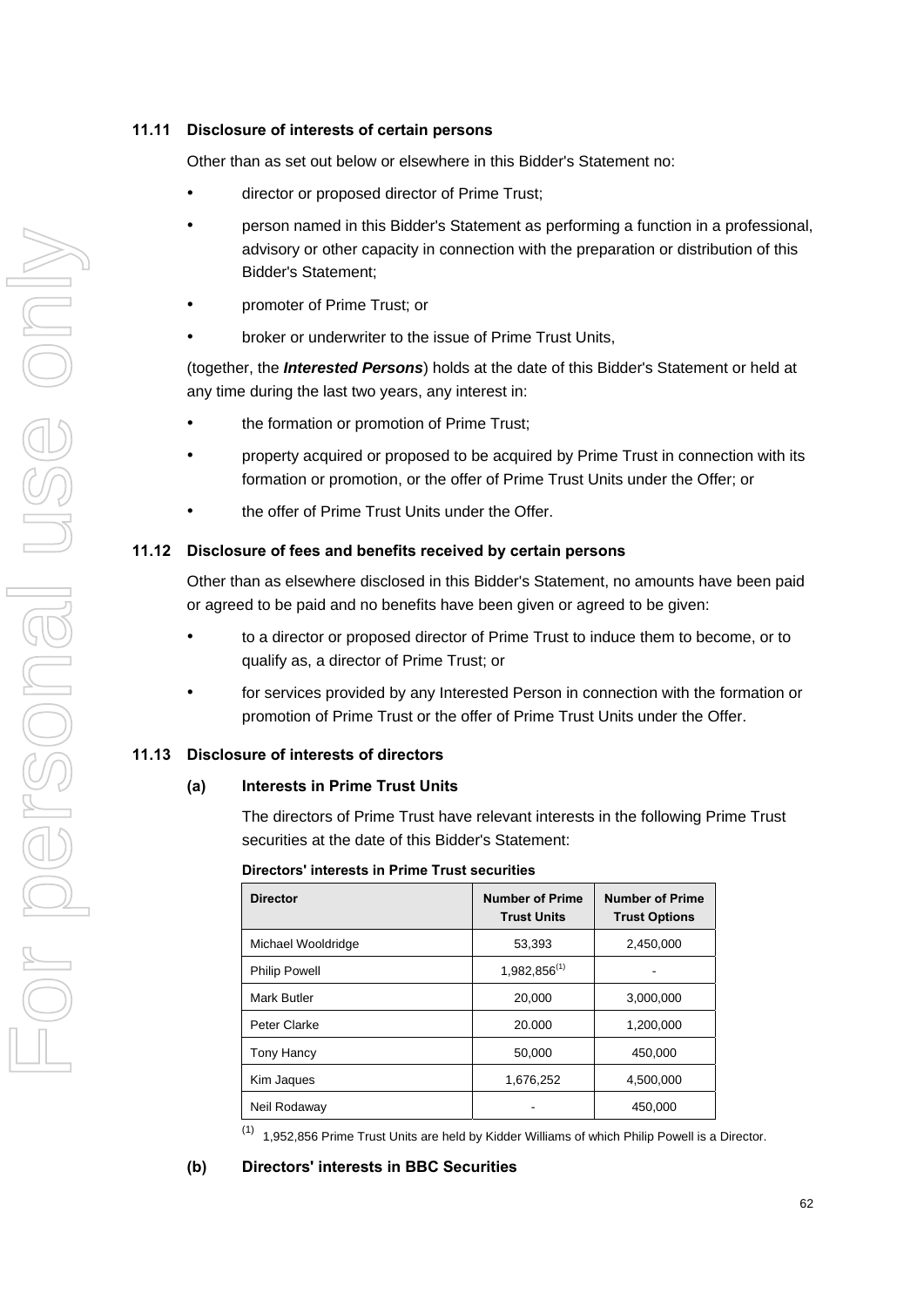### 11.11 Disclosure of interests of certain persons

Other than as set out below or elsewhere in this Bidder's Statement no:

- director or proposed director of Prime Trust;
- person named in this Bidder's Statement as performing a function in a professional, advisory or other capacity in connection with the preparation or distribution of this Bidder's Statement;
- promoter of Prime Trust; or
- broker or underwriter to the issue of Prime Trust Units,

(together, the ***Interested Persons***) holds at the date of this Bidder's Statement or held at any time during the last two years, any interest in:

- the formation or promotion of Prime Trust;
- property acquired or proposed to be acquired by Prime Trust in connection with its formation or promotion, or the offer of Prime Trust Units under the Offer; or
- the offer of Prime Trust Units under the Offer.

### 11.12 Disclosure of fees and benefits received by certain persons

Other than as elsewhere disclosed in this Bidder's Statement, no amounts have been paid or agreed to be paid and no benefits have been given or agreed to be given:

- to a director or proposed director of Prime Trust to induce them to become, or to qualify as, a director of Prime Trust; or
- for services provided by any Interested Person in connection with the formation or promotion of Prime Trust or the offer of Prime Trust Units under the Offer.

### 11.13 Disclosure of interests of directors

#### (a) Interests in Prime Trust Units

The directors of Prime Trust have relevant interests in the following Prime Trust securities at the date of this Bidder's Statement:

**Directors' interests in Prime Trust securities**

| Director | Number of Prime Trust Units | Number of Prime Trust Options |
|---|---|---|
| Michael Wooldridge | 53,393 | 2,450,000 |
| Philip Powell | 1,982,856[1] | - |
| Mark Butler | 20,000 | 3,000,000 |
| Peter Clarke | 20.000 | 1,200,000 |
| Tony Hancy | 50,000 | 450,000 |
| Kim Jaques | 1,676,252 | 4,500,000 |
| Neil Rodaway | - | 450,000 |

[1] 1,952,856 Prime Trust Units are held by Kidder Williams of which Philip Powell is a Director.

#### (b) Directors' interests in BBC Securities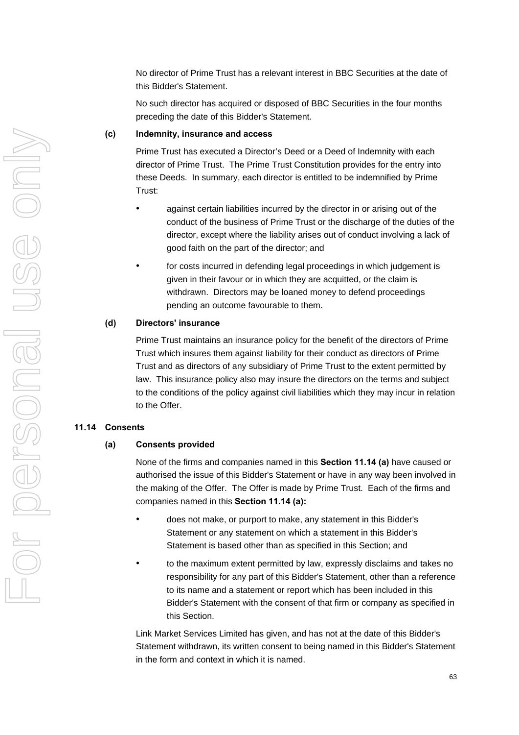No director of Prime Trust has a relevant interest in BBC Securities at the date of this Bidder's Statement.

No such director has acquired or disposed of BBC Securities in the four months preceding the date of this Bidder's Statement.

**(c) Indemnity, insurance and access**

Prime Trust has executed a Director's Deed or a Deed of Indemnity with each director of Prime Trust. The Prime Trust Constitution provides for the entry into these Deeds. In summary, each director is entitled to be indemnified by Prime Trust:

- against certain liabilities incurred by the director in or arising out of the conduct of the business of Prime Trust or the discharge of the duties of the director, except where the liability arises out of conduct involving a lack of good faith on the part of the director; and
- for costs incurred in defending legal proceedings in which judgement is given in their favour or in which they are acquitted, or the claim is withdrawn. Directors may be loaned money to defend proceedings pending an outcome favourable to them.

**(d) Directors' insurance**

Prime Trust maintains an insurance policy for the benefit of the directors of Prime Trust which insures them against liability for their conduct as directors of Prime Trust and as directors of any subsidiary of Prime Trust to the extent permitted by law. This insurance policy also may insure the directors on the terms and subject to the conditions of the policy against civil liabilities which they may incur in relation to the Offer.

## 11.14 Consents

**(a) Consents provided**

None of the firms and companies named in this **Section 11.14 (a)** have caused or authorised the issue of this Bidder's Statement or have in any way been involved in the making of the Offer. The Offer is made by Prime Trust. Each of the firms and companies named in this **Section 11.14 (a):**

- does not make, or purport to make, any statement in this Bidder's Statement or any statement on which a statement in this Bidder's Statement is based other than as specified in this Section; and
- to the maximum extent permitted by law, expressly disclaims and takes no responsibility for any part of this Bidder's Statement, other than a reference to its name and a statement or report which has been included in this Bidder's Statement with the consent of that firm or company as specified in this Section.

Link Market Services Limited has given, and has not at the date of this Bidder's Statement withdrawn, its written consent to being named in this Bidder's Statement in the form and context in which it is named.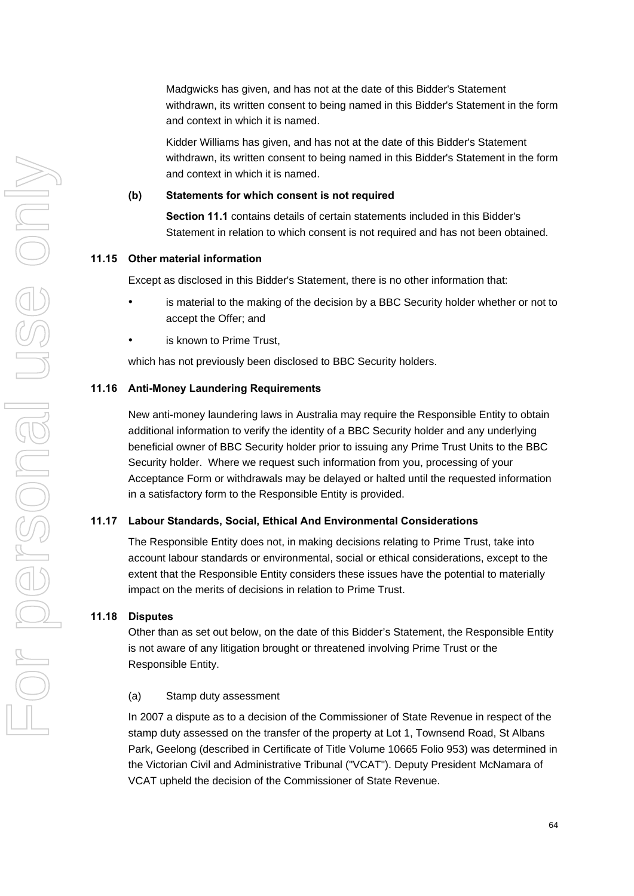Madgwicks has given, and has not at the date of this Bidder's Statement withdrawn, its written consent to being named in this Bidder's Statement in the form and context in which it is named.

Kidder Williams has given, and has not at the date of this Bidder's Statement withdrawn, its written consent to being named in this Bidder's Statement in the form and context in which it is named.

**(b) Statements for which consent is not required**

**Section 11.1** contains details of certain statements included in this Bidder's Statement in relation to which consent is not required and has not been obtained.

### 11.15 Other material information

Except as disclosed in this Bidder's Statement, there is no other information that:

- is material to the making of the decision by a BBC Security holder whether or not to accept the Offer; and
- is known to Prime Trust,

which has not previously been disclosed to BBC Security holders.

### 11.16 Anti-Money Laundering Requirements

New anti-money laundering laws in Australia may require the Responsible Entity to obtain additional information to verify the identity of a BBC Security holder and any underlying beneficial owner of BBC Security holder prior to issuing any Prime Trust Units to the BBC Security holder. Where we request such information from you, processing of your Acceptance Form or withdrawals may be delayed or halted until the requested information in a satisfactory form to the Responsible Entity is provided.

### 11.17 Labour Standards, Social, Ethical And Environmental Considerations

The Responsible Entity does not, in making decisions relating to Prime Trust, take into account labour standards or environmental, social or ethical considerations, except to the extent that the Responsible Entity considers these issues have the potential to materially impact on the merits of decisions in relation to Prime Trust.

### 11.18 Disputes

Other than as set out below, on the date of this Bidder's Statement, the Responsible Entity is not aware of any litigation brought or threatened involving Prime Trust or the Responsible Entity.

(a) Stamp duty assessment

In 2007 a dispute as to a decision of the Commissioner of State Revenue in respect of the stamp duty assessed on the transfer of the property at Lot 1, Townsend Road, St Albans Park, Geelong (described in Certificate of Title Volume 10665 Folio 953) was determined in the Victorian Civil and Administrative Tribunal ("VCAT"). Deputy President McNamara of VCAT upheld the decision of the Commissioner of State Revenue.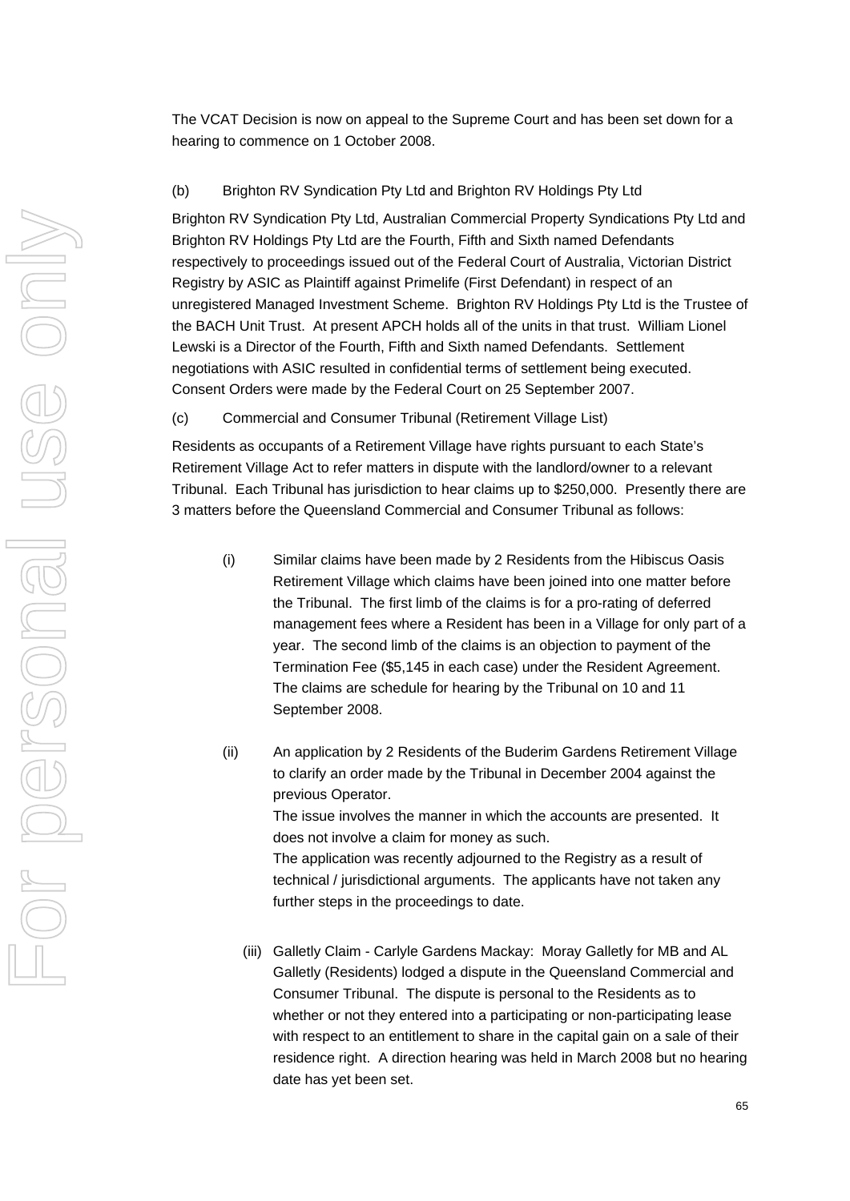The VCAT Decision is now on appeal to the Supreme Court and has been set down for a hearing to commence on 1 October 2008.

(b) Brighton RV Syndication Pty Ltd and Brighton RV Holdings Pty Ltd

Brighton RV Syndication Pty Ltd, Australian Commercial Property Syndications Pty Ltd and Brighton RV Holdings Pty Ltd are the Fourth, Fifth and Sixth named Defendants respectively to proceedings issued out of the Federal Court of Australia, Victorian District Registry by ASIC as Plaintiff against Primelife (First Defendant) in respect of an unregistered Managed Investment Scheme. Brighton RV Holdings Pty Ltd is the Trustee of the BACH Unit Trust. At present APCH holds all of the units in that trust. William Lionel Lewski is a Director of the Fourth, Fifth and Sixth named Defendants. Settlement negotiations with ASIC resulted in confidential terms of settlement being executed. Consent Orders were made by the Federal Court on 25 September 2007.

(c) Commercial and Consumer Tribunal (Retirement Village List)

Residents as occupants of a Retirement Village have rights pursuant to each State's Retirement Village Act to refer matters in dispute with the landlord/owner to a relevant Tribunal. Each Tribunal has jurisdiction to hear claims up to $250,000. Presently there are 3 matters before the Queensland Commercial and Consumer Tribunal as follows:

(i) Similar claims have been made by 2 Residents from the Hibiscus Oasis Retirement Village which claims have been joined into one matter before the Tribunal. The first limb of the claims is for a pro-rating of deferred management fees where a Resident has been in a Village for only part of a year. The second limb of the claims is an objection to payment of the Termination Fee ($5,145 in each case) under the Resident Agreement. The claims are schedule for hearing by the Tribunal on 10 and 11 September 2008.

(ii) An application by 2 Residents of the Buderim Gardens Retirement Village to clarify an order made by the Tribunal in December 2004 against the previous Operator.
The issue involves the manner in which the accounts are presented. It does not involve a claim for money as such.
The application was recently adjourned to the Registry as a result of technical / jurisdictional arguments. The applicants have not taken any further steps in the proceedings to date.

(iii) Galletly Claim - Carlyle Gardens Mackay: Moray Galletly for MB and AL Galletly (Residents) lodged a dispute in the Queensland Commercial and Consumer Tribunal. The dispute is personal to the Residents as to whether or not they entered into a participating or non-participating lease with respect to an entitlement to share in the capital gain on a sale of their residence right. A direction hearing was held in March 2008 but no hearing date has yet been set.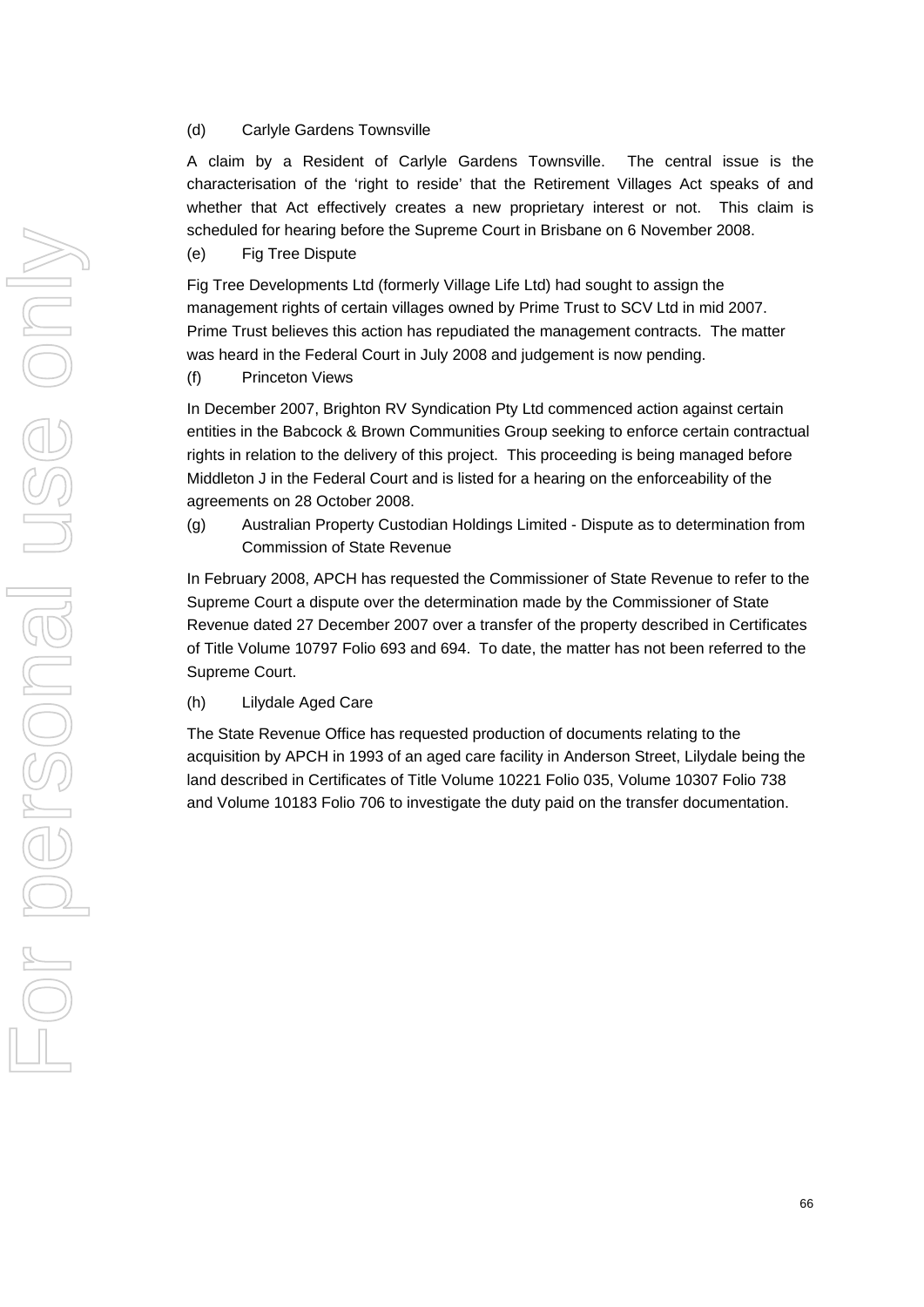(d) Carlyle Gardens Townsville

A claim by a Resident of Carlyle Gardens Townsville. The central issue is the characterisation of the 'right to reside' that the Retirement Villages Act speaks of and whether that Act effectively creates a new proprietary interest or not. This claim is scheduled for hearing before the Supreme Court in Brisbane on 6 November 2008.

(e) Fig Tree Dispute

Fig Tree Developments Ltd (formerly Village Life Ltd) had sought to assign the management rights of certain villages owned by Prime Trust to SCV Ltd in mid 2007. Prime Trust believes this action has repudiated the management contracts. The matter was heard in the Federal Court in July 2008 and judgement is now pending.

(f) Princeton Views

In December 2007, Brighton RV Syndication Pty Ltd commenced action against certain entities in the Babcock & Brown Communities Group seeking to enforce certain contractual rights in relation to the delivery of this project. This proceeding is being managed before Middleton J in the Federal Court and is listed for a hearing on the enforceability of the agreements on 28 October 2008.

(g) Australian Property Custodian Holdings Limited - Dispute as to determination from Commission of State Revenue

In February 2008, APCH has requested the Commissioner of State Revenue to refer to the Supreme Court a dispute over the determination made by the Commissioner of State Revenue dated 27 December 2007 over a transfer of the property described in Certificates of Title Volume 10797 Folio 693 and 694. To date, the matter has not been referred to the Supreme Court.

(h) Lilydale Aged Care

The State Revenue Office has requested production of documents relating to the acquisition by APCH in 1993 of an aged care facility in Anderson Street, Lilydale being the land described in Certificates of Title Volume 10221 Folio 035, Volume 10307 Folio 738 and Volume 10183 Folio 706 to investigate the duty paid on the transfer documentation.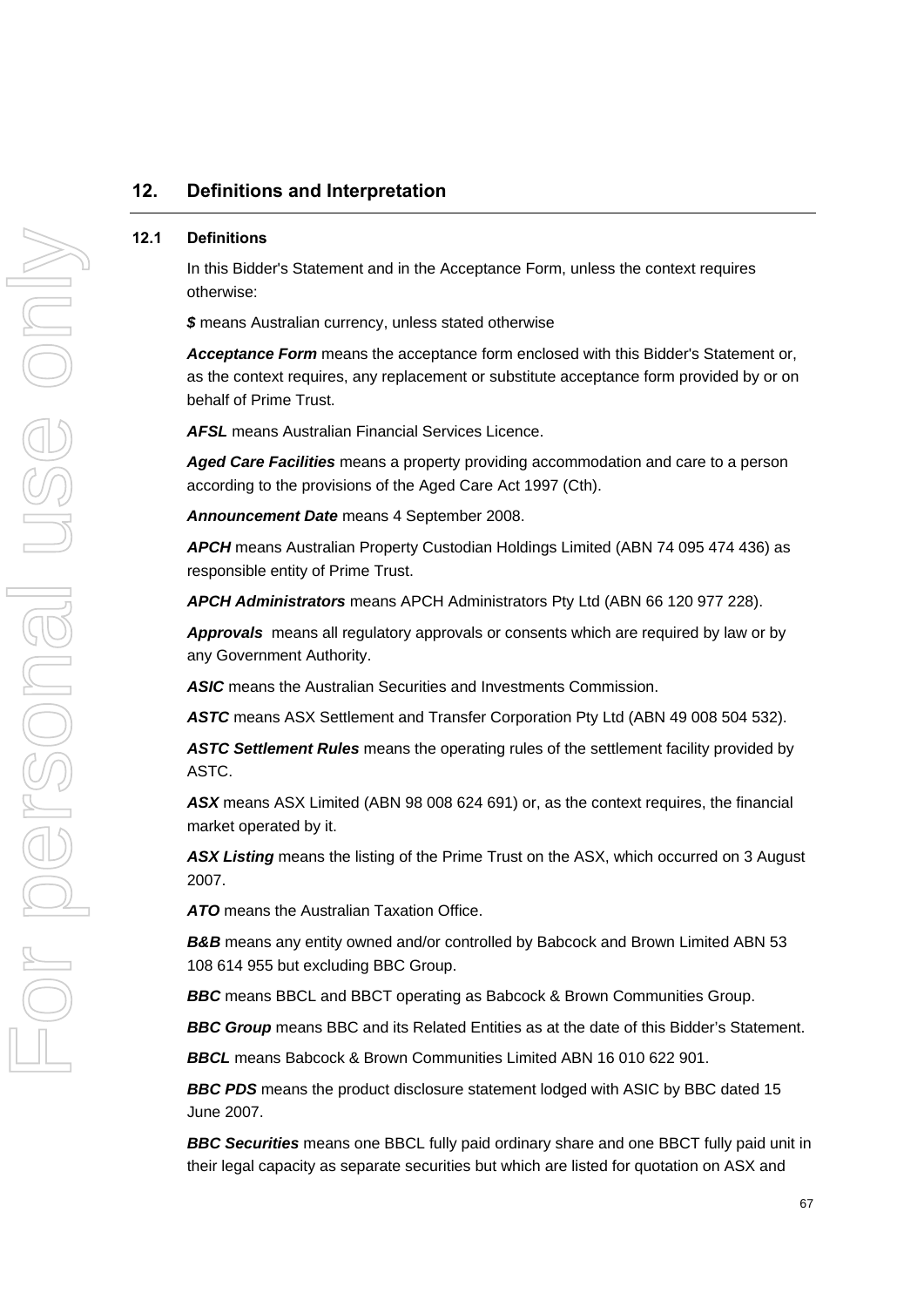## 12. Definitions and Interpretation

### 12.1 Definitions

In this Bidder's Statement and in the Acceptance Form, unless the context requires otherwise:

***$*** means Australian currency, unless stated otherwise

***Acceptance Form*** means the acceptance form enclosed with this Bidder's Statement or, as the context requires, any replacement or substitute acceptance form provided by or on behalf of Prime Trust.

***AFSL*** means Australian Financial Services Licence.

***Aged Care Facilities*** means a property providing accommodation and care to a person according to the provisions of the Aged Care Act 1997 (Cth).

***Announcement Date*** means 4 September 2008.

***APCH*** means Australian Property Custodian Holdings Limited (ABN 74 095 474 436) as responsible entity of Prime Trust.

***APCH Administrators*** means APCH Administrators Pty Ltd (ABN 66 120 977 228).

***Approvals*** means all regulatory approvals or consents which are required by law or by any Government Authority.

***ASIC*** means the Australian Securities and Investments Commission.

***ASTC*** means ASX Settlement and Transfer Corporation Pty Ltd (ABN 49 008 504 532).

***ASTC Settlement Rules*** means the operating rules of the settlement facility provided by ASTC.

***ASX*** means ASX Limited (ABN 98 008 624 691) or, as the context requires, the financial market operated by it.

***ASX Listing*** means the listing of the Prime Trust on the ASX, which occurred on 3 August 2007.

***ATO*** means the Australian Taxation Office.

***B&B*** means any entity owned and/or controlled by Babcock and Brown Limited ABN 53 108 614 955 but excluding BBC Group.

***BBC*** means BBCL and BBCT operating as Babcock & Brown Communities Group.

***BBC Group*** means BBC and its Related Entities as at the date of this Bidder's Statement.

***BBCL*** means Babcock & Brown Communities Limited ABN 16 010 622 901.

***BBC PDS*** means the product disclosure statement lodged with ASIC by BBC dated 15 June 2007.

***BBC Securities*** means one BBCL fully paid ordinary share and one BBCT fully paid unit in their legal capacity as separate securities but which are listed for quotation on ASX and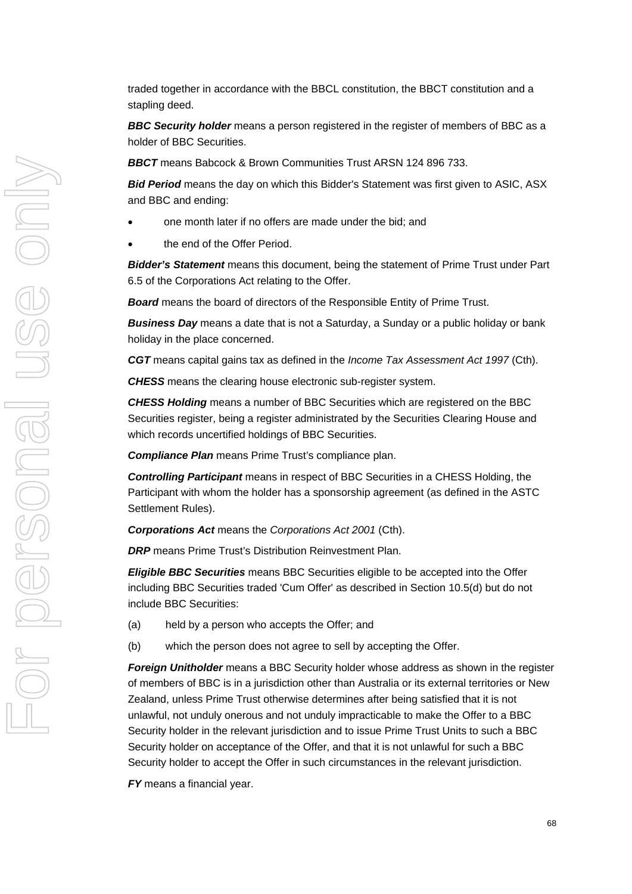traded together in accordance with the BBCL constitution, the BBCT constitution and a stapling deed.

***BBC Security holder*** means a person registered in the register of members of BBC as a holder of BBC Securities.

***BBCT*** means Babcock & Brown Communities Trust ARSN 124 896 733.

***Bid Period*** means the day on which this Bidder's Statement was first given to ASIC, ASX and BBC and ending:

- one month later if no offers are made under the bid; and
- the end of the Offer Period.

***Bidder's Statement*** means this document, being the statement of Prime Trust under Part 6.5 of the Corporations Act relating to the Offer.

***Board*** means the board of directors of the Responsible Entity of Prime Trust.

***Business Day*** means a date that is not a Saturday, a Sunday or a public holiday or bank holiday in the place concerned.

***CGT*** means capital gains tax as defined in the *Income Tax Assessment Act 1997* (Cth).

***CHESS*** means the clearing house electronic sub-register system.

***CHESS Holding*** means a number of BBC Securities which are registered on the BBC Securities register, being a register administrated by the Securities Clearing House and which records uncertified holdings of BBC Securities.

***Compliance Plan*** means Prime Trust's compliance plan.

***Controlling Participant*** means in respect of BBC Securities in a CHESS Holding, the Participant with whom the holder has a sponsorship agreement (as defined in the ASTC Settlement Rules).

***Corporations Act*** means the *Corporations Act 2001* (Cth).

***DRP*** means Prime Trust's Distribution Reinvestment Plan.

***Eligible BBC Securities*** means BBC Securities eligible to be accepted into the Offer including BBC Securities traded 'Cum Offer' as described in Section 10.5(d) but do not include BBC Securities:

(a) held by a person who accepts the Offer; and

(b) which the person does not agree to sell by accepting the Offer.

***Foreign Unitholder*** means a BBC Security holder whose address as shown in the register of members of BBC is in a jurisdiction other than Australia or its external territories or New Zealand, unless Prime Trust otherwise determines after being satisfied that it is not unlawful, not unduly onerous and not unduly impracticable to make the Offer to a BBC Security holder in the relevant jurisdiction and to issue Prime Trust Units to such a BBC Security holder on acceptance of the Offer, and that it is not unlawful for such a BBC Security holder to accept the Offer in such circumstances in the relevant jurisdiction.

***FY*** means a financial year.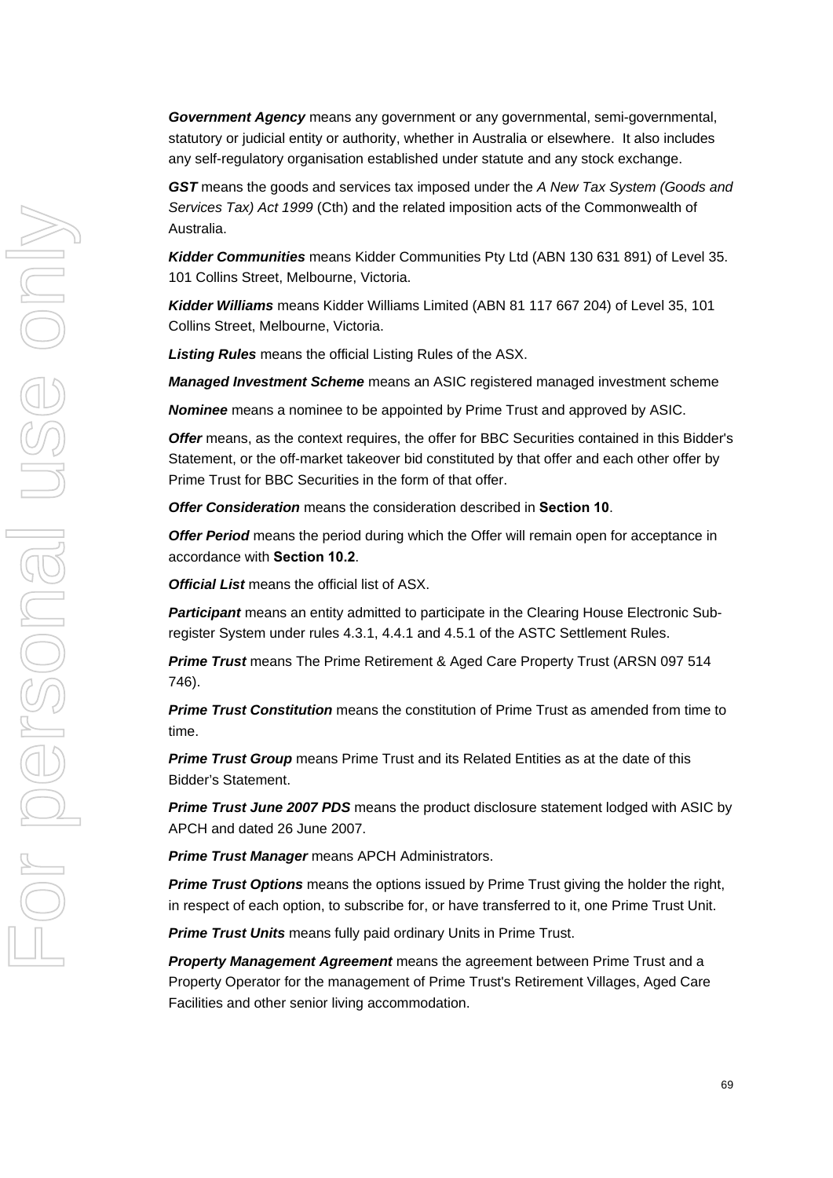***Government Agency*** means any government or any governmental, semi-governmental, statutory or judicial entity or authority, whether in Australia or elsewhere. It also includes any self-regulatory organisation established under statute and any stock exchange.

***GST*** means the goods and services tax imposed under the *A New Tax System (Goods and Services Tax) Act 1999* (Cth) and the related imposition acts of the Commonwealth of Australia.

***Kidder Communities*** means Kidder Communities Pty Ltd (ABN 130 631 891) of Level 35. 101 Collins Street, Melbourne, Victoria.

***Kidder Williams*** means Kidder Williams Limited (ABN 81 117 667 204) of Level 35, 101 Collins Street, Melbourne, Victoria.

***Listing Rules*** means the official Listing Rules of the ASX.

***Managed Investment Scheme*** means an ASIC registered managed investment scheme

***Nominee*** means a nominee to be appointed by Prime Trust and approved by ASIC.

***Offer*** means, as the context requires, the offer for BBC Securities contained in this Bidder's Statement, or the off-market takeover bid constituted by that offer and each other offer by Prime Trust for BBC Securities in the form of that offer.

***Offer Consideration*** means the consideration described in **Section 10**.

***Offer Period*** means the period during which the Offer will remain open for acceptance in accordance with **Section 10.2**.

***Official List*** means the official list of ASX.

***Participant*** means an entity admitted to participate in the Clearing House Electronic Sub-register System under rules 4.3.1, 4.4.1 and 4.5.1 of the ASTC Settlement Rules.

***Prime Trust*** means The Prime Retirement & Aged Care Property Trust (ARSN 097 514 746).

***Prime Trust Constitution*** means the constitution of Prime Trust as amended from time to time.

***Prime Trust Group*** means Prime Trust and its Related Entities as at the date of this Bidder's Statement.

***Prime Trust June 2007 PDS*** means the product disclosure statement lodged with ASIC by APCH and dated 26 June 2007.

***Prime Trust Manager*** means APCH Administrators.

***Prime Trust Options*** means the options issued by Prime Trust giving the holder the right, in respect of each option, to subscribe for, or have transferred to it, one Prime Trust Unit.

***Prime Trust Units*** means fully paid ordinary Units in Prime Trust.

***Property Management Agreement*** means the agreement between Prime Trust and a Property Operator for the management of Prime Trust's Retirement Villages, Aged Care Facilities and other senior living accommodation.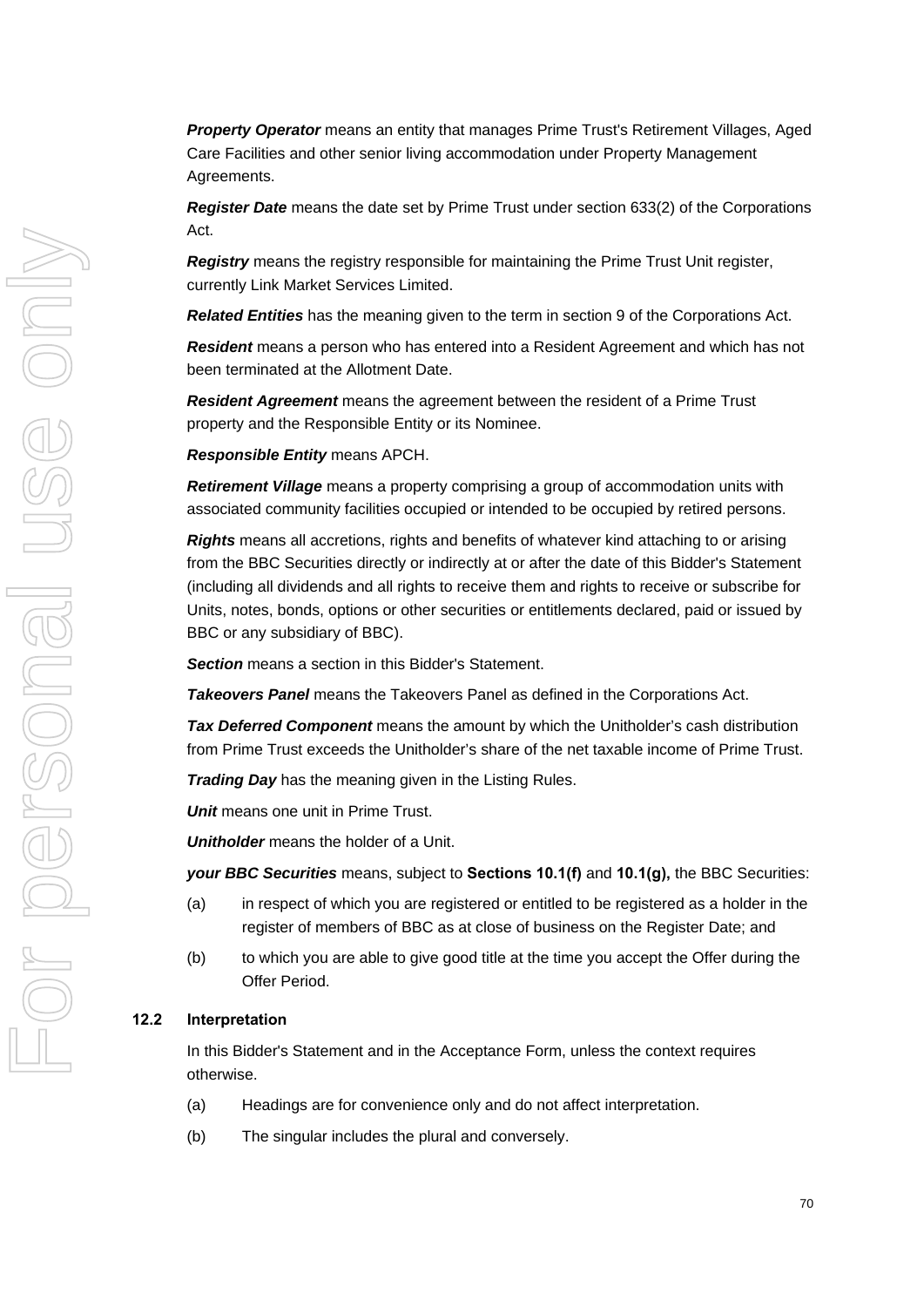***Property Operator*** means an entity that manages Prime Trust's Retirement Villages, Aged Care Facilities and other senior living accommodation under Property Management Agreements.

***Register Date*** means the date set by Prime Trust under section 633(2) of the Corporations Act.

***Registry*** means the registry responsible for maintaining the Prime Trust Unit register, currently Link Market Services Limited.

***Related Entities*** has the meaning given to the term in section 9 of the Corporations Act.

***Resident*** means a person who has entered into a Resident Agreement and which has not been terminated at the Allotment Date.

***Resident Agreement*** means the agreement between the resident of a Prime Trust property and the Responsible Entity or its Nominee.

***Responsible Entity*** means APCH.

***Retirement Village*** means a property comprising a group of accommodation units with associated community facilities occupied or intended to be occupied by retired persons.

***Rights*** means all accretions, rights and benefits of whatever kind attaching to or arising from the BBC Securities directly or indirectly at or after the date of this Bidder's Statement (including all dividends and all rights to receive them and rights to receive or subscribe for Units, notes, bonds, options or other securities or entitlements declared, paid or issued by BBC or any subsidiary of BBC).

***Section*** means a section in this Bidder's Statement.

***Takeovers Panel*** means the Takeovers Panel as defined in the Corporations Act.

***Tax Deferred Component*** means the amount by which the Unitholder's cash distribution from Prime Trust exceeds the Unitholder's share of the net taxable income of Prime Trust.

***Trading Day*** has the meaning given in the Listing Rules.

***Unit*** means one unit in Prime Trust.

***Unitholder*** means the holder of a Unit.

***your BBC Securities*** means, subject to **Sections 10.1(f)** and **10.1(g),** the BBC Securities:

(a) in respect of which you are registered or entitled to be registered as a holder in the register of members of BBC as at close of business on the Register Date; and

(b) to which you are able to give good title at the time you accept the Offer during the Offer Period.

### 12.2 Interpretation

In this Bidder's Statement and in the Acceptance Form, unless the context requires otherwise.

(a) Headings are for convenience only and do not affect interpretation.

(b) The singular includes the plural and conversely.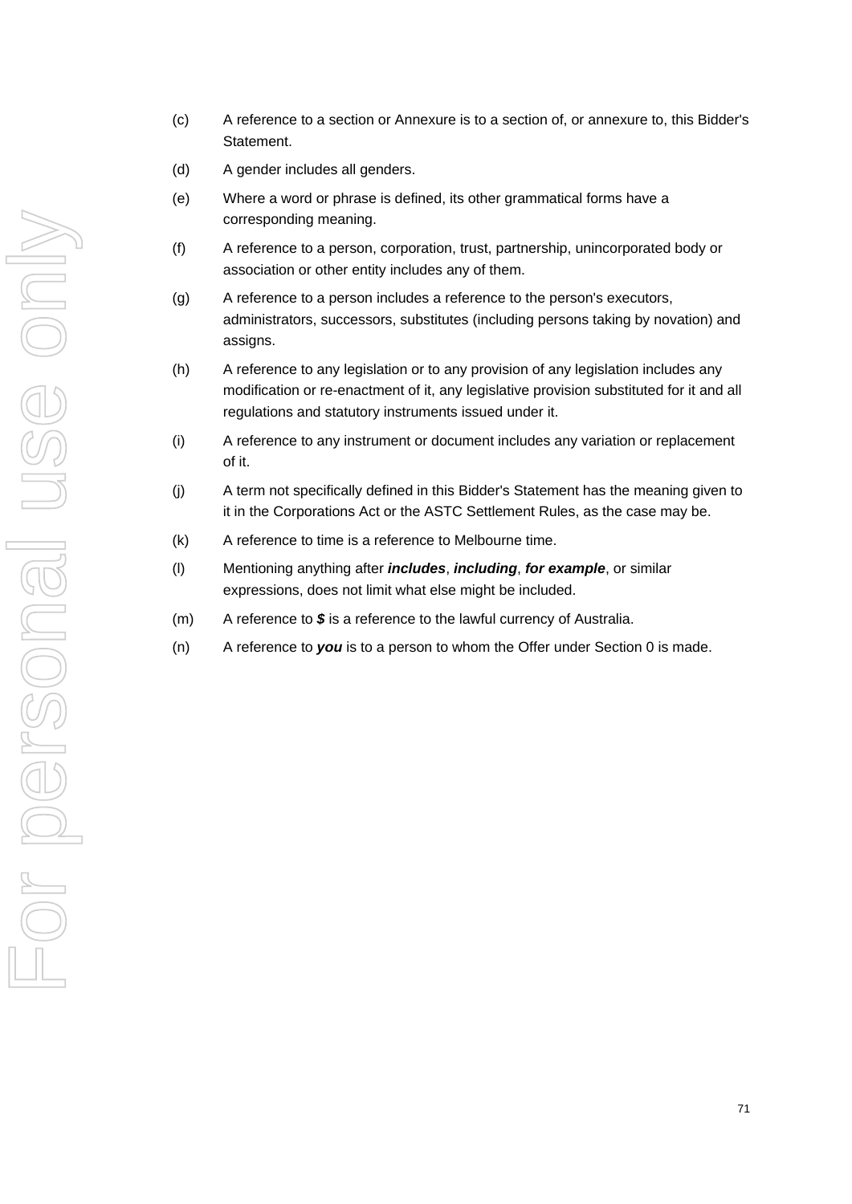(c) A reference to a section or Annexure is to a section of, or annexure to, this Bidder's Statement.

(d) A gender includes all genders.

(e) Where a word or phrase is defined, its other grammatical forms have a corresponding meaning.

(f) A reference to a person, corporation, trust, partnership, unincorporated body or association or other entity includes any of them.

(g) A reference to a person includes a reference to the person's executors, administrators, successors, substitutes (including persons taking by novation) and assigns.

(h) A reference to any legislation or to any provision of any legislation includes any modification or re-enactment of it, any legislative provision substituted for it and all regulations and statutory instruments issued under it.

(i) A reference to any instrument or document includes any variation or replacement of it.

(j) A term not specifically defined in this Bidder's Statement has the meaning given to it in the Corporations Act or the ASTC Settlement Rules, as the case may be.

(k) A reference to time is a reference to Melbourne time.

(l) Mentioning anything after ***includes***, ***including***, ***for example***, or similar expressions, does not limit what else might be included.

(m) A reference to ***$*** is a reference to the lawful currency of Australia.

(n) A reference to ***you*** is to a person to whom the Offer under Section 0 is made.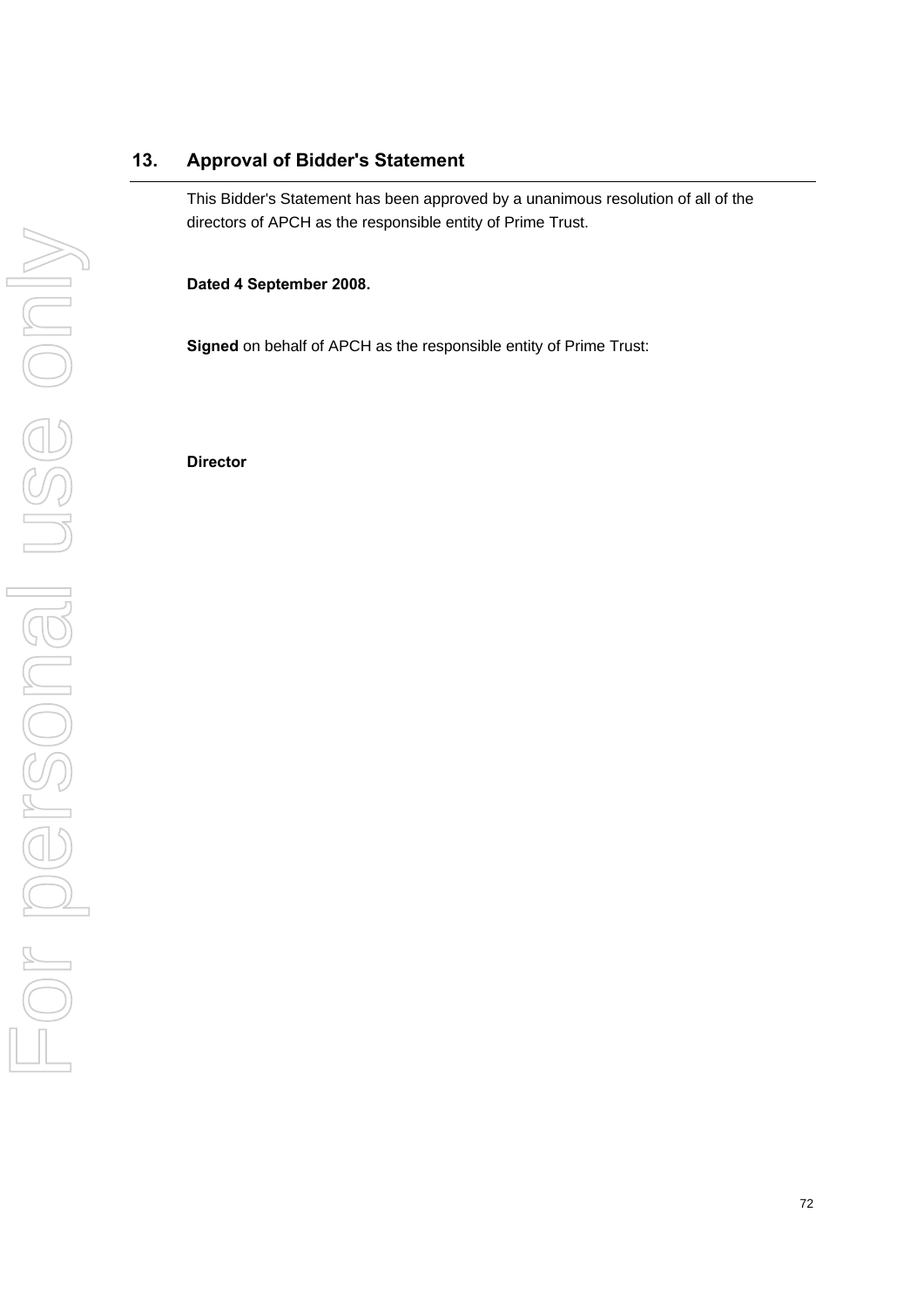## 13. Approval of Bidder's Statement

This Bidder's Statement has been approved by a unanimous resolution of all of the directors of APCH as the responsible entity of Prime Trust.

**Dated 4 September 2008.**

**Signed** on behalf of APCH as the responsible entity of Prime Trust:

**Director**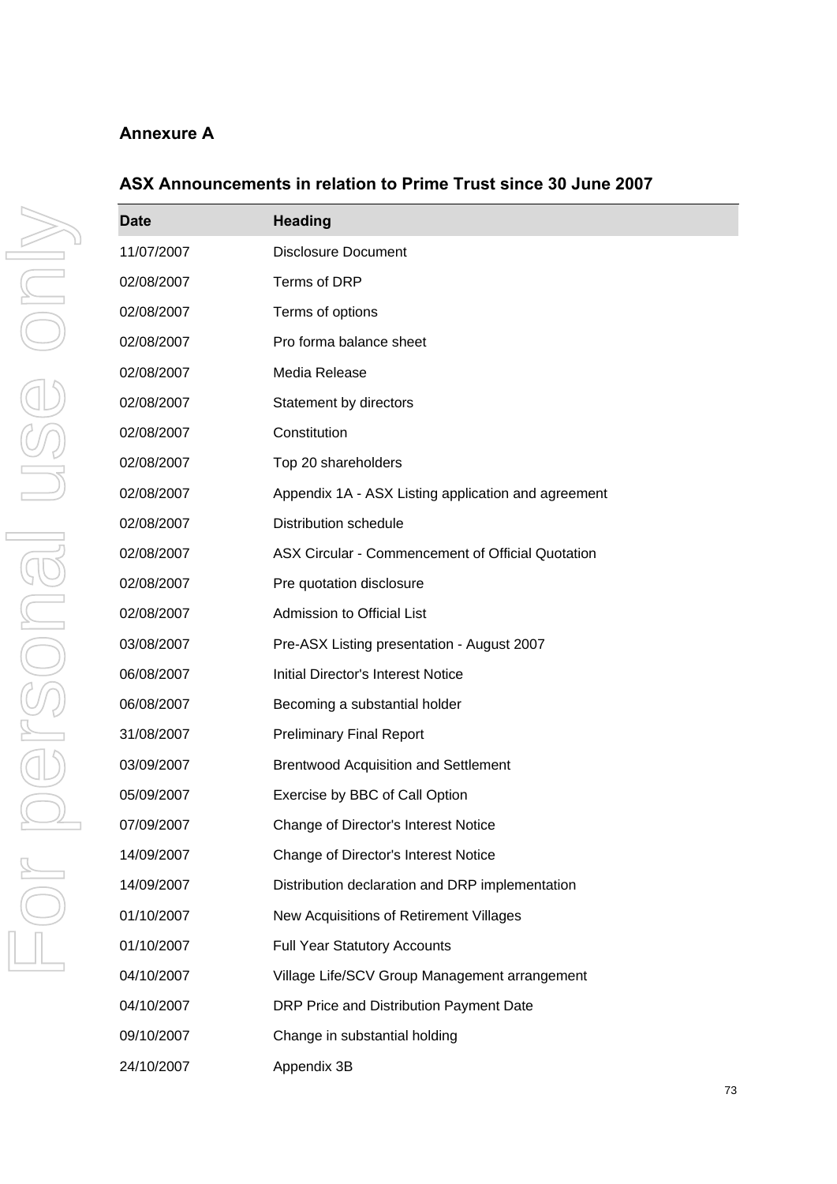## Annexure A

### ASX Announcements in relation to Prime Trust since 30 June 2007

| Date | Heading |
|---|---|
| 11/07/2007 | Disclosure Document |
| 02/08/2007 | Terms of DRP |
| 02/08/2007 | Terms of options |
| 02/08/2007 | Pro forma balance sheet |
| 02/08/2007 | Media Release |
| 02/08/2007 | Statement by directors |
| 02/08/2007 | Constitution |
| 02/08/2007 | Top 20 shareholders |
| 02/08/2007 | Appendix 1A - ASX Listing application and agreement |
| 02/08/2007 | Distribution schedule |
| 02/08/2007 | ASX Circular - Commencement of Official Quotation |
| 02/08/2007 | Pre quotation disclosure |
| 02/08/2007 | Admission to Official List |
| 03/08/2007 | Pre-ASX Listing presentation - August 2007 |
| 06/08/2007 | Initial Director's Interest Notice |
| 06/08/2007 | Becoming a substantial holder |
| 31/08/2007 | Preliminary Final Report |
| 03/09/2007 | Brentwood Acquisition and Settlement |
| 05/09/2007 | Exercise by BBC of Call Option |
| 07/09/2007 | Change of Director's Interest Notice |
| 14/09/2007 | Change of Director's Interest Notice |
| 14/09/2007 | Distribution declaration and DRP implementation |
| 01/10/2007 | New Acquisitions of Retirement Villages |
| 01/10/2007 | Full Year Statutory Accounts |
| 04/10/2007 | Village Life/SCV Group Management arrangement |
| 04/10/2007 | DRP Price and Distribution Payment Date |
| 09/10/2007 | Change in substantial holding |
| 24/10/2007 | Appendix 3B |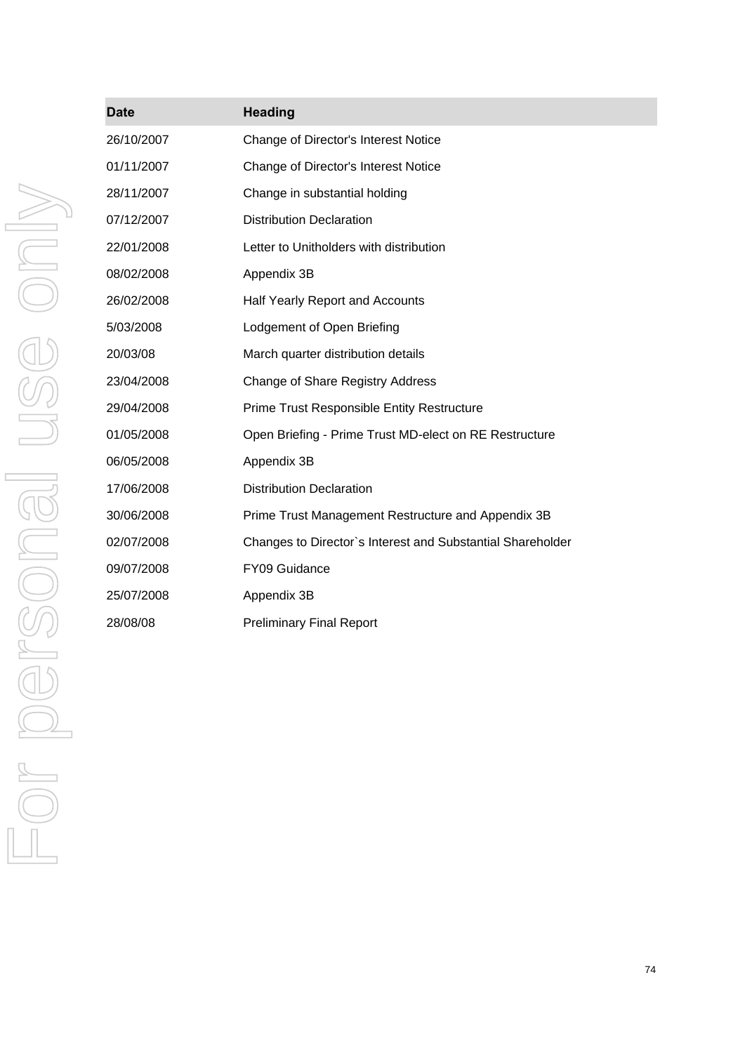| Date | Heading |
| --- | --- |
| 26/10/2007 | Change of Director's Interest Notice |
| 01/11/2007 | Change of Director's Interest Notice |
| 28/11/2007 | Change in substantial holding |
| 07/12/2007 | Distribution Declaration |
| 22/01/2008 | Letter to Unitholders with distribution |
| 08/02/2008 | Appendix 3B |
| 26/02/2008 | Half Yearly Report and Accounts |
| 5/03/2008 | Lodgement of Open Briefing |
| 20/03/08 | March quarter distribution details |
| 23/04/2008 | Change of Share Registry Address |
| 29/04/2008 | Prime Trust Responsible Entity Restructure |
| 01/05/2008 | Open Briefing - Prime Trust MD-elect on RE Restructure |
| 06/05/2008 | Appendix 3B |
| 17/06/2008 | Distribution Declaration |
| 30/06/2008 | Prime Trust Management Restructure and Appendix 3B |
| 02/07/2008 | Changes to Director`s Interest and Substantial Shareholder |
| 09/07/2008 | FY09 Guidance |
| 25/07/2008 | Appendix 3B |
| 28/08/08 | Preliminary Final Report |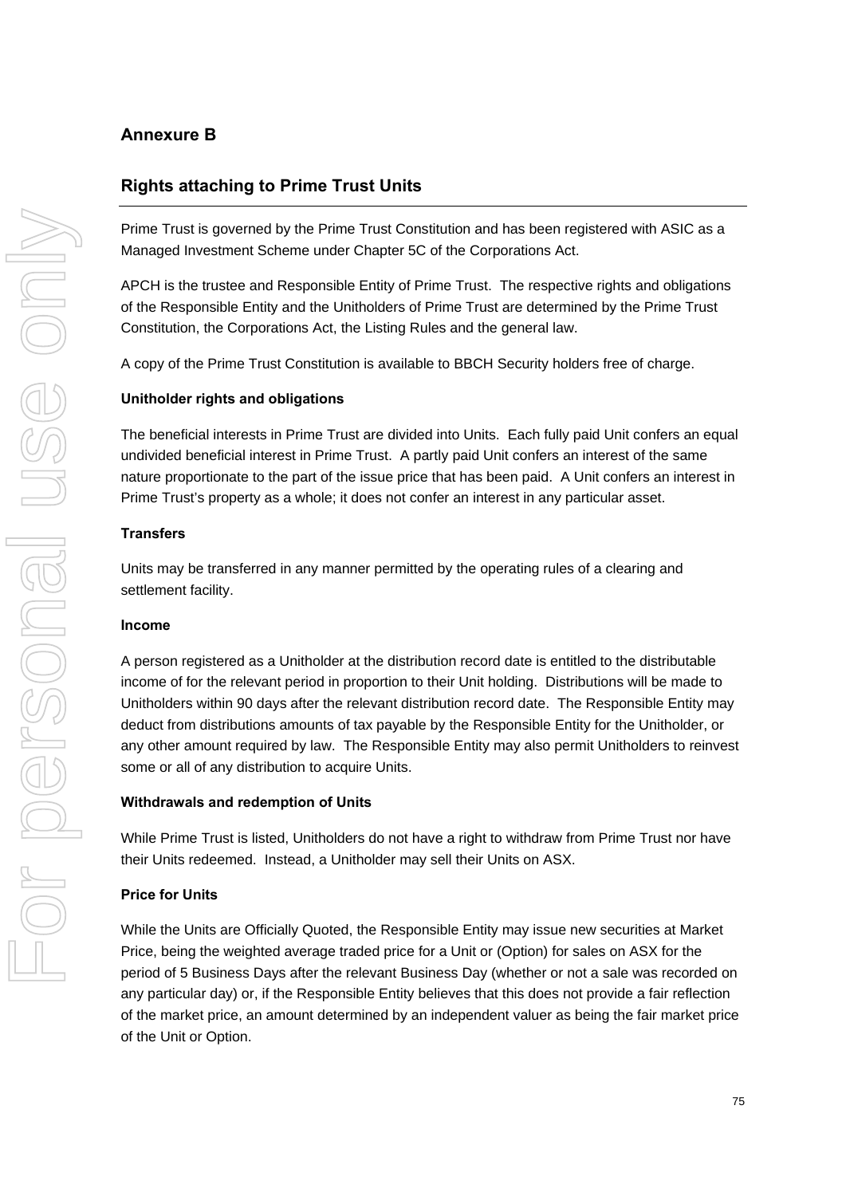## Annexure B

## Rights attaching to Prime Trust Units

Prime Trust is governed by the Prime Trust Constitution and has been registered with ASIC as a Managed Investment Scheme under Chapter 5C of the Corporations Act.

APCH is the trustee and Responsible Entity of Prime Trust. The respective rights and obligations of the Responsible Entity and the Unitholders of Prime Trust are determined by the Prime Trust Constitution, the Corporations Act, the Listing Rules and the general law.

A copy of the Prime Trust Constitution is available to BBCH Security holders free of charge.

**Unitholder rights and obligations**

The beneficial interests in Prime Trust are divided into Units. Each fully paid Unit confers an equal undivided beneficial interest in Prime Trust. A partly paid Unit confers an interest of the same nature proportionate to the part of the issue price that has been paid. A Unit confers an interest in Prime Trust's property as a whole; it does not confer an interest in any particular asset.

**Transfers**

Units may be transferred in any manner permitted by the operating rules of a clearing and settlement facility.

**Income**

A person registered as a Unitholder at the distribution record date is entitled to the distributable income of for the relevant period in proportion to their Unit holding. Distributions will be made to Unitholders within 90 days after the relevant distribution record date. The Responsible Entity may deduct from distributions amounts of tax payable by the Responsible Entity for the Unitholder, or any other amount required by law. The Responsible Entity may also permit Unitholders to reinvest some or all of any distribution to acquire Units.

**Withdrawals and redemption of Units**

While Prime Trust is listed, Unitholders do not have a right to withdraw from Prime Trust nor have their Units redeemed. Instead, a Unitholder may sell their Units on ASX.

**Price for Units**

While the Units are Officially Quoted, the Responsible Entity may issue new securities at Market Price, being the weighted average traded price for a Unit or (Option) for sales on ASX for the period of 5 Business Days after the relevant Business Day (whether or not a sale was recorded on any particular day) or, if the Responsible Entity believes that this does not provide a fair reflection of the market price, an amount determined by an independent valuer as being the fair market price of the Unit or Option.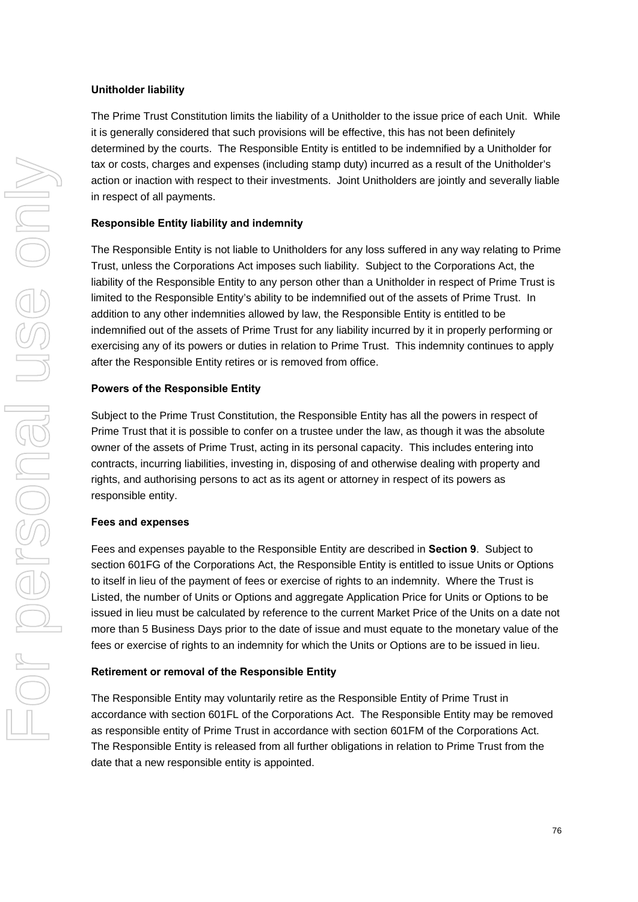**Unitholder liability**

The Prime Trust Constitution limits the liability of a Unitholder to the issue price of each Unit. While it is generally considered that such provisions will be effective, this has not been definitely determined by the courts. The Responsible Entity is entitled to be indemnified by a Unitholder for tax or costs, charges and expenses (including stamp duty) incurred as a result of the Unitholder's action or inaction with respect to their investments. Joint Unitholders are jointly and severally liable in respect of all payments.

**Responsible Entity liability and indemnity**

The Responsible Entity is not liable to Unitholders for any loss suffered in any way relating to Prime Trust, unless the Corporations Act imposes such liability. Subject to the Corporations Act, the liability of the Responsible Entity to any person other than a Unitholder in respect of Prime Trust is limited to the Responsible Entity's ability to be indemnified out of the assets of Prime Trust. In addition to any other indemnities allowed by law, the Responsible Entity is entitled to be indemnified out of the assets of Prime Trust for any liability incurred by it in properly performing or exercising any of its powers or duties in relation to Prime Trust. This indemnity continues to apply after the Responsible Entity retires or is removed from office.

**Powers of the Responsible Entity**

Subject to the Prime Trust Constitution, the Responsible Entity has all the powers in respect of Prime Trust that it is possible to confer on a trustee under the law, as though it was the absolute owner of the assets of Prime Trust, acting in its personal capacity. This includes entering into contracts, incurring liabilities, investing in, disposing of and otherwise dealing with property and rights, and authorising persons to act as its agent or attorney in respect of its powers as responsible entity.

**Fees and expenses**

Fees and expenses payable to the Responsible Entity are described in **Section 9**. Subject to section 601FG of the Corporations Act, the Responsible Entity is entitled to issue Units or Options to itself in lieu of the payment of fees or exercise of rights to an indemnity. Where the Trust is Listed, the number of Units or Options and aggregate Application Price for Units or Options to be issued in lieu must be calculated by reference to the current Market Price of the Units on a date not more than 5 Business Days prior to the date of issue and must equate to the monetary value of the fees or exercise of rights to an indemnity for which the Units or Options are to be issued in lieu.

**Retirement or removal of the Responsible Entity**

The Responsible Entity may voluntarily retire as the Responsible Entity of Prime Trust in accordance with section 601FL of the Corporations Act. The Responsible Entity may be removed as responsible entity of Prime Trust in accordance with section 601FM of the Corporations Act. The Responsible Entity is released from all further obligations in relation to Prime Trust from the date that a new responsible entity is appointed.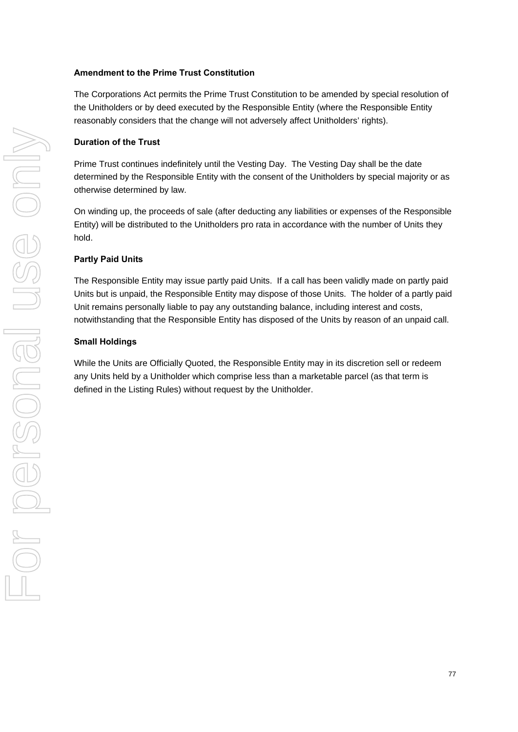**Amendment to the Prime Trust Constitution**

The Corporations Act permits the Prime Trust Constitution to be amended by special resolution of the Unitholders or by deed executed by the Responsible Entity (where the Responsible Entity reasonably considers that the change will not adversely affect Unitholders' rights).

**Duration of the Trust**

Prime Trust continues indefinitely until the Vesting Day. The Vesting Day shall be the date determined by the Responsible Entity with the consent of the Unitholders by special majority or as otherwise determined by law.

On winding up, the proceeds of sale (after deducting any liabilities or expenses of the Responsible Entity) will be distributed to the Unitholders pro rata in accordance with the number of Units they hold.

**Partly Paid Units**

The Responsible Entity may issue partly paid Units. If a call has been validly made on partly paid Units but is unpaid, the Responsible Entity may dispose of those Units. The holder of a partly paid Unit remains personally liable to pay any outstanding balance, including interest and costs, notwithstanding that the Responsible Entity has disposed of the Units by reason of an unpaid call.

**Small Holdings**

While the Units are Officially Quoted, the Responsible Entity may in its discretion sell or redeem any Units held by a Unitholder which comprise less than a marketable parcel (as that term is defined in the Listing Rules) without request by the Unitholder.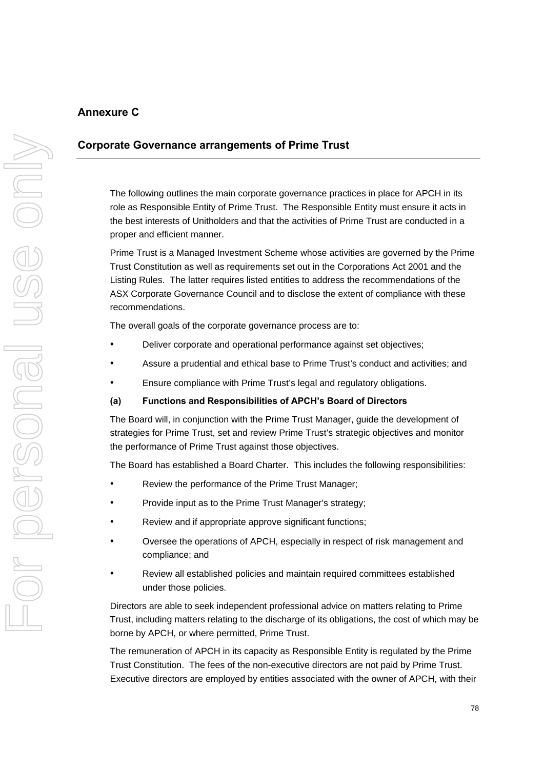## Annexure C

## Corporate Governance arrangements of Prime Trust

The following outlines the main corporate governance practices in place for APCH in its role as Responsible Entity of Prime Trust. The Responsible Entity must ensure it acts in the best interests of Unitholders and that the activities of Prime Trust are conducted in a proper and efficient manner.

Prime Trust is a Managed Investment Scheme whose activities are governed by the Prime Trust Constitution as well as requirements set out in the Corporations Act 2001 and the Listing Rules. The latter requires listed entities to address the recommendations of the ASX Corporate Governance Council and to disclose the extent of compliance with these recommendations.

The overall goals of the corporate governance process are to:

- Deliver corporate and operational performance against set objectives;
- Assure a prudential and ethical base to Prime Trust's conduct and activities; and
- Ensure compliance with Prime Trust's legal and regulatory obligations.

**(a) Functions and Responsibilities of APCH's Board of Directors**

The Board will, in conjunction with the Prime Trust Manager, guide the development of strategies for Prime Trust, set and review Prime Trust's strategic objectives and monitor the performance of Prime Trust against those objectives.

The Board has established a Board Charter. This includes the following responsibilities:

- Review the performance of the Prime Trust Manager;
- Provide input as to the Prime Trust Manager's strategy;
- Review and if appropriate approve significant functions;
- Oversee the operations of APCH, especially in respect of risk management and compliance; and
- Review all established policies and maintain required committees established under those policies.

Directors are able to seek independent professional advice on matters relating to Prime Trust, including matters relating to the discharge of its obligations, the cost of which may be borne by APCH, or where permitted, Prime Trust.

The remuneration of APCH in its capacity as Responsible Entity is regulated by the Prime Trust Constitution. The fees of the non-executive directors are not paid by Prime Trust. Executive directors are employed by entities associated with the owner of APCH, with their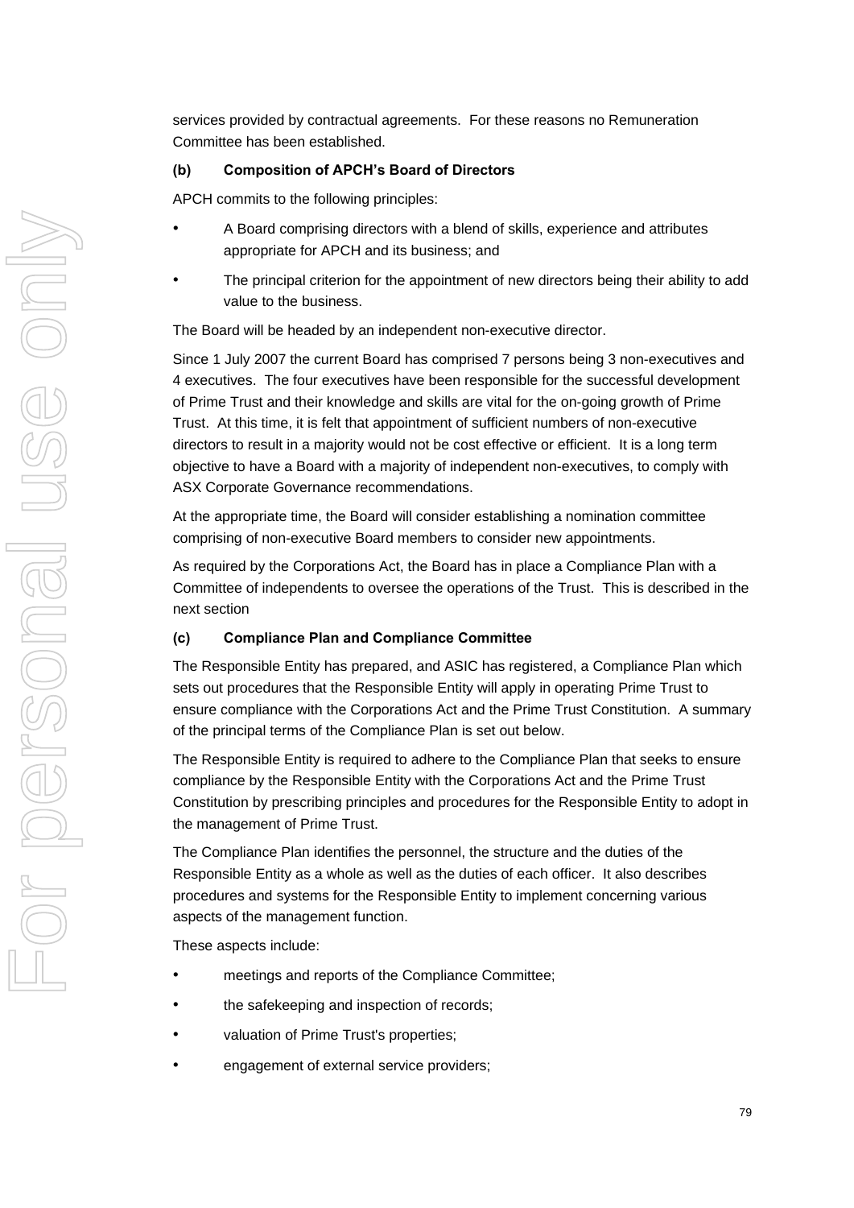services provided by contractual agreements. For these reasons no Remuneration Committee has been established.

**(b) Composition of APCH's Board of Directors**

APCH commits to the following principles:

- A Board comprising directors with a blend of skills, experience and attributes appropriate for APCH and its business; and
- The principal criterion for the appointment of new directors being their ability to add value to the business.

The Board will be headed by an independent non-executive director.

Since 1 July 2007 the current Board has comprised 7 persons being 3 non-executives and 4 executives. The four executives have been responsible for the successful development of Prime Trust and their knowledge and skills are vital for the on-going growth of Prime Trust. At this time, it is felt that appointment of sufficient numbers of non-executive directors to result in a majority would not be cost effective or efficient. It is a long term objective to have a Board with a majority of independent non-executives, to comply with ASX Corporate Governance recommendations.

At the appropriate time, the Board will consider establishing a nomination committee comprising of non-executive Board members to consider new appointments.

As required by the Corporations Act, the Board has in place a Compliance Plan with a Committee of independents to oversee the operations of the Trust. This is described in the next section

**(c) Compliance Plan and Compliance Committee**

The Responsible Entity has prepared, and ASIC has registered, a Compliance Plan which sets out procedures that the Responsible Entity will apply in operating Prime Trust to ensure compliance with the Corporations Act and the Prime Trust Constitution. A summary of the principal terms of the Compliance Plan is set out below.

The Responsible Entity is required to adhere to the Compliance Plan that seeks to ensure compliance by the Responsible Entity with the Corporations Act and the Prime Trust Constitution by prescribing principles and procedures for the Responsible Entity to adopt in the management of Prime Trust.

The Compliance Plan identifies the personnel, the structure and the duties of the Responsible Entity as a whole as well as the duties of each officer. It also describes procedures and systems for the Responsible Entity to implement concerning various aspects of the management function.

These aspects include:

- meetings and reports of the Compliance Committee;
- the safekeeping and inspection of records;
- valuation of Prime Trust's properties;
- engagement of external service providers;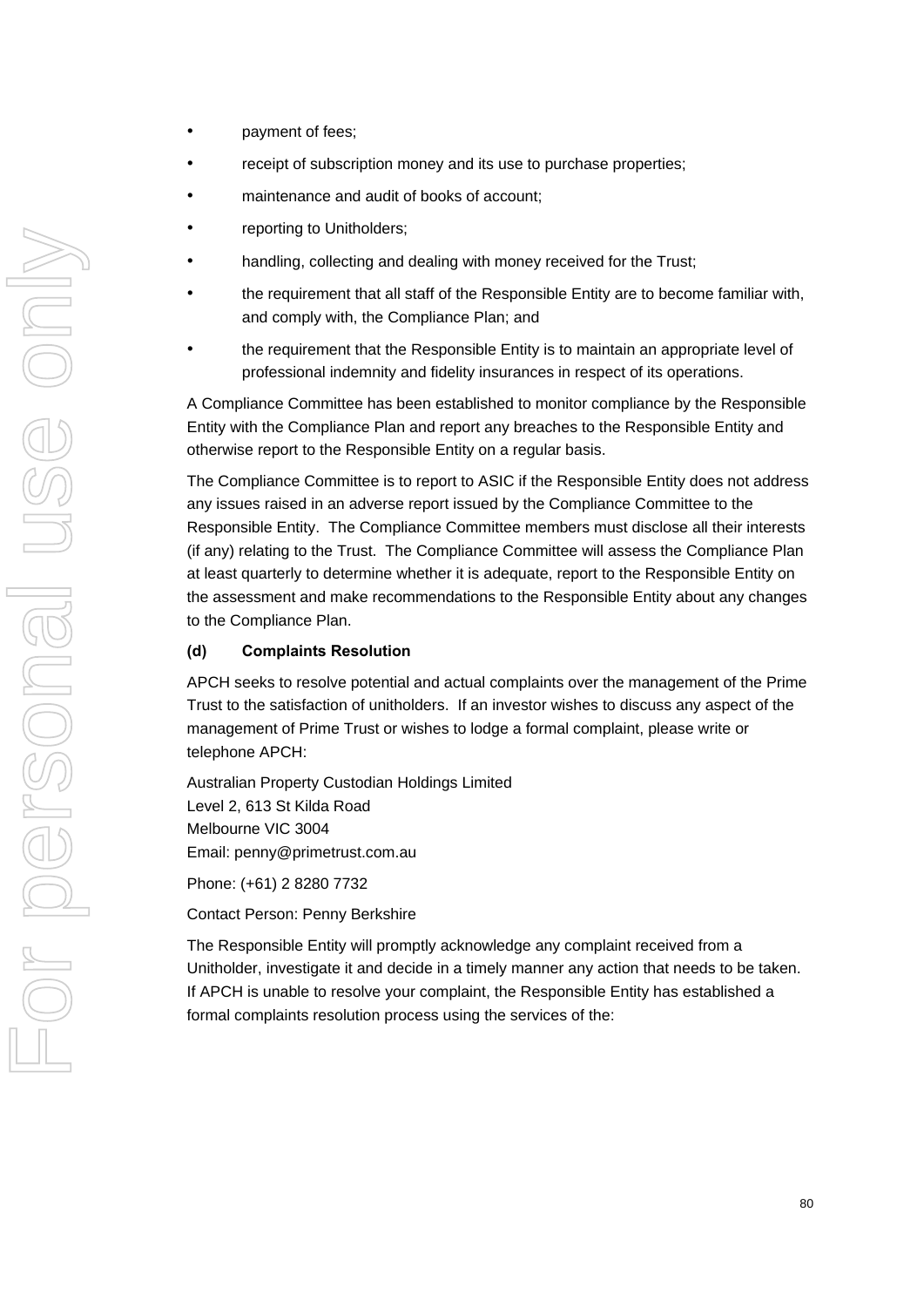- payment of fees;
- receipt of subscription money and its use to purchase properties;
- maintenance and audit of books of account;
- reporting to Unitholders;
- handling, collecting and dealing with money received for the Trust;
- the requirement that all staff of the Responsible Entity are to become familiar with, and comply with, the Compliance Plan; and
- the requirement that the Responsible Entity is to maintain an appropriate level of professional indemnity and fidelity insurances in respect of its operations.

A Compliance Committee has been established to monitor compliance by the Responsible Entity with the Compliance Plan and report any breaches to the Responsible Entity and otherwise report to the Responsible Entity on a regular basis.

The Compliance Committee is to report to ASIC if the Responsible Entity does not address any issues raised in an adverse report issued by the Compliance Committee to the Responsible Entity. The Compliance Committee members must disclose all their interests (if any) relating to the Trust. The Compliance Committee will assess the Compliance Plan at least quarterly to determine whether it is adequate, report to the Responsible Entity on the assessment and make recommendations to the Responsible Entity about any changes to the Compliance Plan.

**(d) Complaints Resolution**

APCH seeks to resolve potential and actual complaints over the management of the Prime Trust to the satisfaction of unitholders. If an investor wishes to discuss any aspect of the management of Prime Trust or wishes to lodge a formal complaint, please write or telephone APCH:

Australian Property Custodian Holdings Limited
Level 2, 613 St Kilda Road
Melbourne VIC 3004
Email: penny@primetrust.com.au

Phone: (+61) 2 8280 7732

Contact Person: Penny Berkshire

The Responsible Entity will promptly acknowledge any complaint received from a Unitholder, investigate it and decide in a timely manner any action that needs to be taken. If APCH is unable to resolve your complaint, the Responsible Entity has established a formal complaints resolution process using the services of the: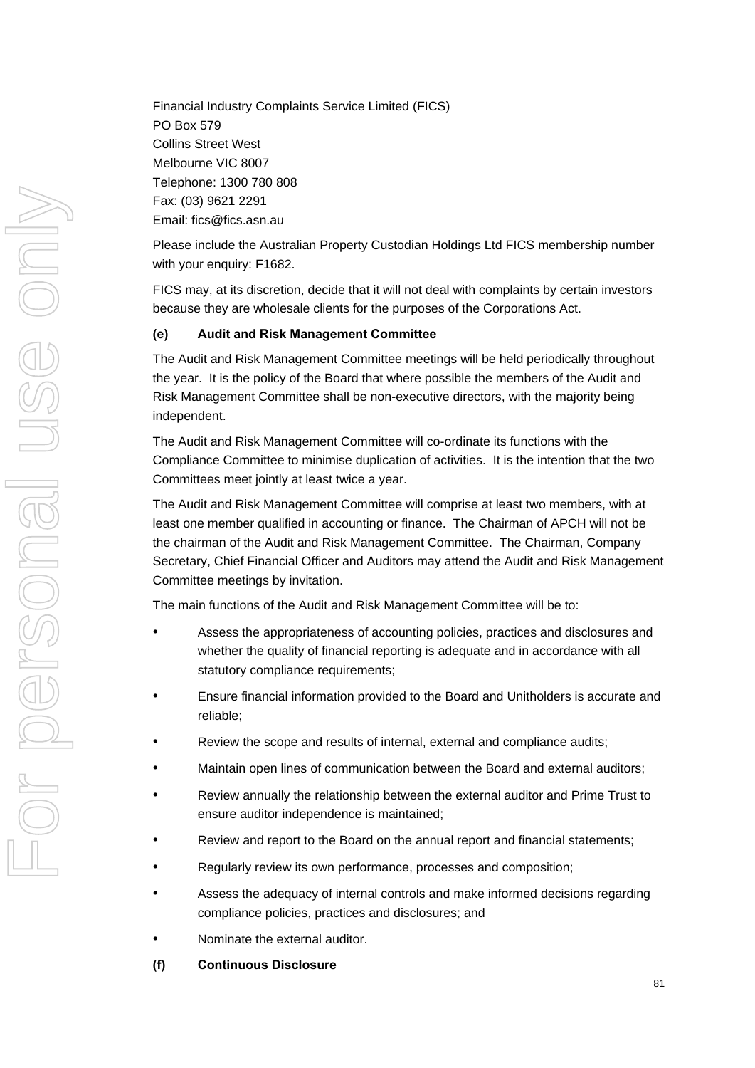Financial Industry Complaints Service Limited (FICS)
PO Box 579
Collins Street West
Melbourne VIC 8007
Telephone: 1300 780 808
Fax: (03) 9621 2291
Email: fics@fics.asn.au

Please include the Australian Property Custodian Holdings Ltd FICS membership number with your enquiry: F1682.

FICS may, at its discretion, decide that it will not deal with complaints by certain investors because they are wholesale clients for the purposes of the Corporations Act.

**(e) Audit and Risk Management Committee**

The Audit and Risk Management Committee meetings will be held periodically throughout the year. It is the policy of the Board that where possible the members of the Audit and Risk Management Committee shall be non-executive directors, with the majority being independent.

The Audit and Risk Management Committee will co-ordinate its functions with the Compliance Committee to minimise duplication of activities. It is the intention that the two Committees meet jointly at least twice a year.

The Audit and Risk Management Committee will comprise at least two members, with at least one member qualified in accounting or finance. The Chairman of APCH will not be the chairman of the Audit and Risk Management Committee. The Chairman, Company Secretary, Chief Financial Officer and Auditors may attend the Audit and Risk Management Committee meetings by invitation.

The main functions of the Audit and Risk Management Committee will be to:

- Assess the appropriateness of accounting policies, practices and disclosures and whether the quality of financial reporting is adequate and in accordance with all statutory compliance requirements;
- Ensure financial information provided to the Board and Unitholders is accurate and reliable;
- Review the scope and results of internal, external and compliance audits;
- Maintain open lines of communication between the Board and external auditors;
- Review annually the relationship between the external auditor and Prime Trust to ensure auditor independence is maintained;
- Review and report to the Board on the annual report and financial statements;
- Regularly review its own performance, processes and composition;
- Assess the adequacy of internal controls and make informed decisions regarding compliance policies, practices and disclosures; and
- Nominate the external auditor.

**(f) Continuous Disclosure**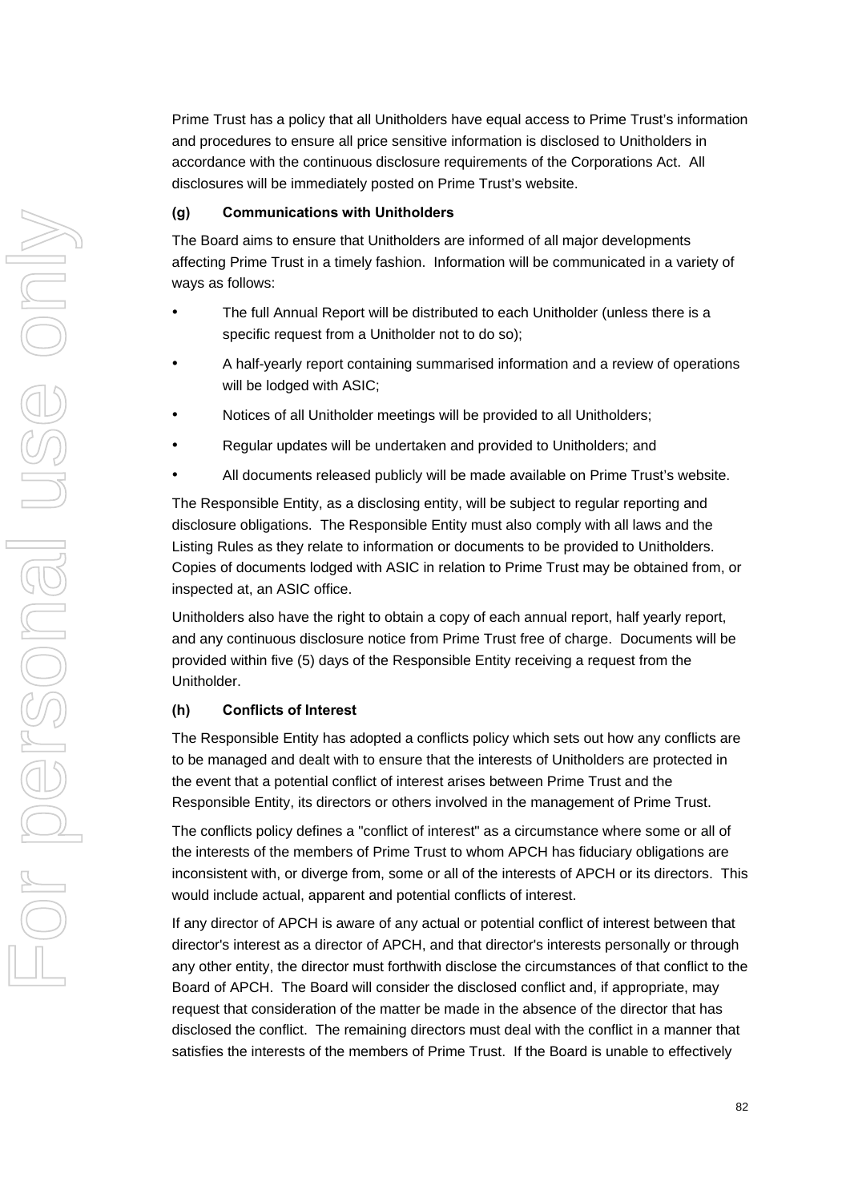Prime Trust has a policy that all Unitholders have equal access to Prime Trust's information and procedures to ensure all price sensitive information is disclosed to Unitholders in accordance with the continuous disclosure requirements of the Corporations Act. All disclosures will be immediately posted on Prime Trust's website.

**(g) Communications with Unitholders**

The Board aims to ensure that Unitholders are informed of all major developments affecting Prime Trust in a timely fashion. Information will be communicated in a variety of ways as follows:

- The full Annual Report will be distributed to each Unitholder (unless there is a specific request from a Unitholder not to do so);
- A half-yearly report containing summarised information and a review of operations will be lodged with ASIC;
- Notices of all Unitholder meetings will be provided to all Unitholders;
- Regular updates will be undertaken and provided to Unitholders; and
- All documents released publicly will be made available on Prime Trust's website.

The Responsible Entity, as a disclosing entity, will be subject to regular reporting and disclosure obligations. The Responsible Entity must also comply with all laws and the Listing Rules as they relate to information or documents to be provided to Unitholders. Copies of documents lodged with ASIC in relation to Prime Trust may be obtained from, or inspected at, an ASIC office.

Unitholders also have the right to obtain a copy of each annual report, half yearly report, and any continuous disclosure notice from Prime Trust free of charge. Documents will be provided within five (5) days of the Responsible Entity receiving a request from the Unitholder.

**(h) Conflicts of Interest**

The Responsible Entity has adopted a conflicts policy which sets out how any conflicts are to be managed and dealt with to ensure that the interests of Unitholders are protected in the event that a potential conflict of interest arises between Prime Trust and the Responsible Entity, its directors or others involved in the management of Prime Trust.

The conflicts policy defines a "conflict of interest" as a circumstance where some or all of the interests of the members of Prime Trust to whom APCH has fiduciary obligations are inconsistent with, or diverge from, some or all of the interests of APCH or its directors. This would include actual, apparent and potential conflicts of interest.

If any director of APCH is aware of any actual or potential conflict of interest between that director's interest as a director of APCH, and that director's interests personally or through any other entity, the director must forthwith disclose the circumstances of that conflict to the Board of APCH. The Board will consider the disclosed conflict and, if appropriate, may request that consideration of the matter be made in the absence of the director that has disclosed the conflict. The remaining directors must deal with the conflict in a manner that satisfies the interests of the members of Prime Trust. If the Board is unable to effectively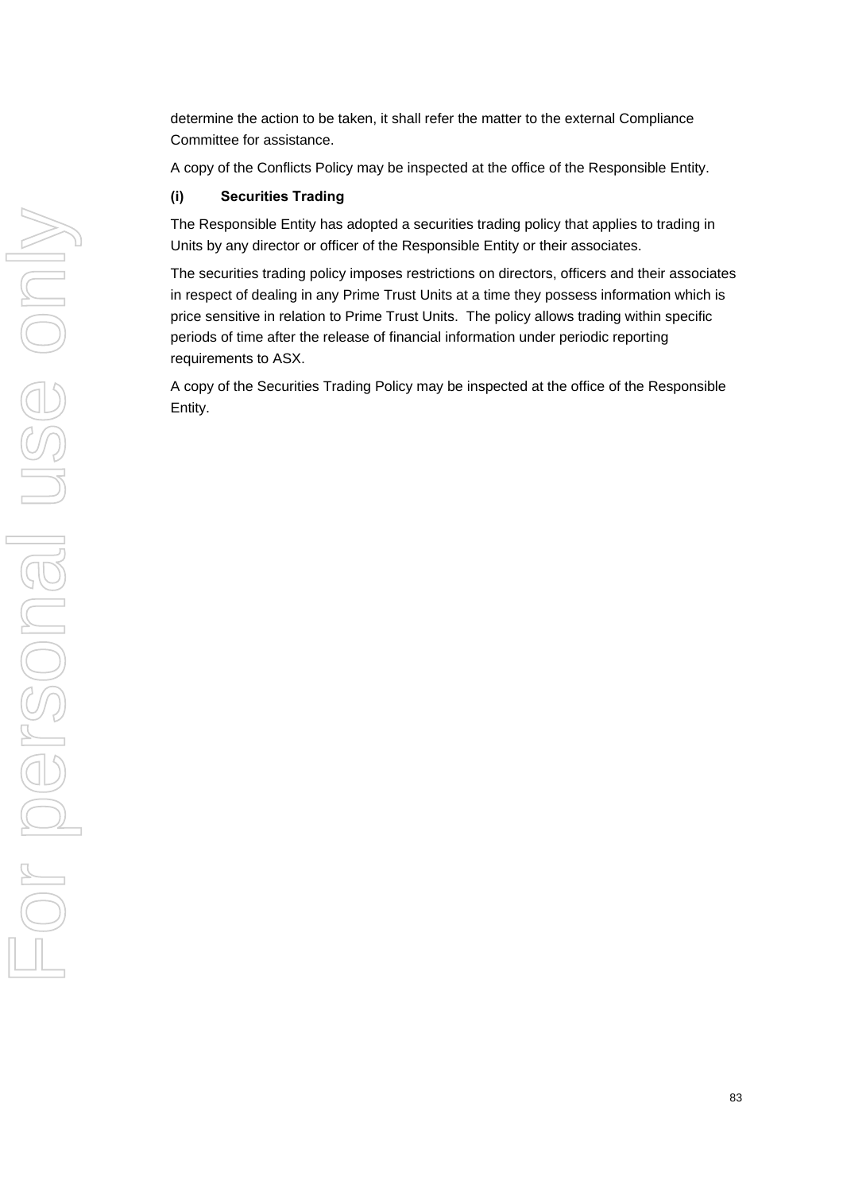determine the action to be taken, it shall refer the matter to the external Compliance Committee for assistance.

A copy of the Conflicts Policy may be inspected at the office of the Responsible Entity.

**(i) Securities Trading**

The Responsible Entity has adopted a securities trading policy that applies to trading in Units by any director or officer of the Responsible Entity or their associates.

The securities trading policy imposes restrictions on directors, officers and their associates in respect of dealing in any Prime Trust Units at a time they possess information which is price sensitive in relation to Prime Trust Units. The policy allows trading within specific periods of time after the release of financial information under periodic reporting requirements to ASX.

A copy of the Securities Trading Policy may be inspected at the office of the Responsible Entity.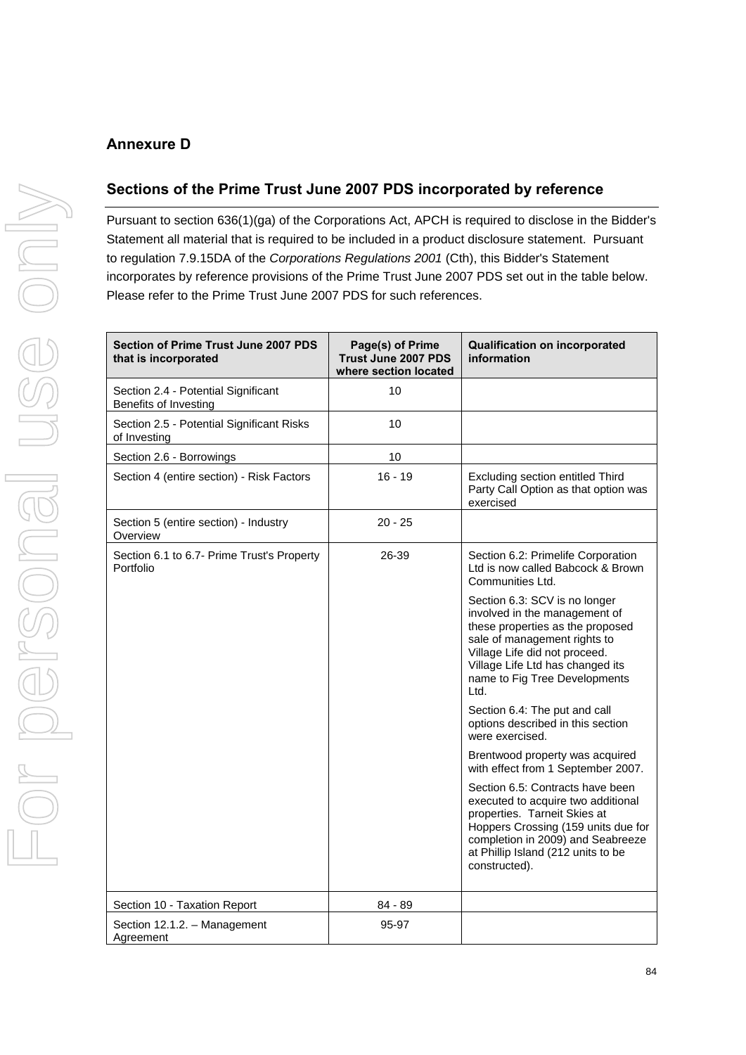## Annexure D

## Sections of the Prime Trust June 2007 PDS incorporated by reference

Pursuant to section 636(1)(ga) of the Corporations Act, APCH is required to disclose in the Bidder's Statement all material that is required to be included in a product disclosure statement. Pursuant to regulation 7.9.15DA of the *Corporations Regulations 2001* (Cth), this Bidder's Statement incorporates by reference provisions of the Prime Trust June 2007 PDS set out in the table below. Please refer to the Prime Trust June 2007 PDS for such references.

| Section of Prime Trust June 2007 PDS that is incorporated | Page(s) of Prime Trust June 2007 PDS where section located | Qualification on incorporated information |
|---|---|---|
| Section 2.4 - Potential Significant Benefits of Investing | 10 | |
| Section 2.5 - Potential Significant Risks of Investing | 10 | |
| Section 2.6 - Borrowings | 10 | |
| Section 4 (entire section) - Risk Factors | 16 - 19 | Excluding section entitled Third Party Call Option as that option was exercised |
| Section 5 (entire section) - Industry Overview | 20 - 25 | |
| Section 6.1 to 6.7- Prime Trust's Property Portfolio | 26-39 | Section 6.2: Primelife Corporation Ltd is now called Babcock & Brown Communities Ltd.<br><br>Section 6.3: SCV is no longer involved in the management of these properties as the proposed sale of management rights to Village Life did not proceed. Village Life Ltd has changed its name to Fig Tree Developments Ltd.<br><br>Section 6.4: The put and call options described in this section were exercised.<br><br>Brentwood property was acquired with effect from 1 September 2007.<br><br>Section 6.5: Contracts have been executed to acquire two additional properties. Tarneit Skies at Hoppers Crossing (159 units due for completion in 2009) and Seabreeze at Phillip Island (212 units to be constructed). |
| Section 10 - Taxation Report | 84 - 89 | |
| Section 12.1.2. – Management Agreement | 95-97 | |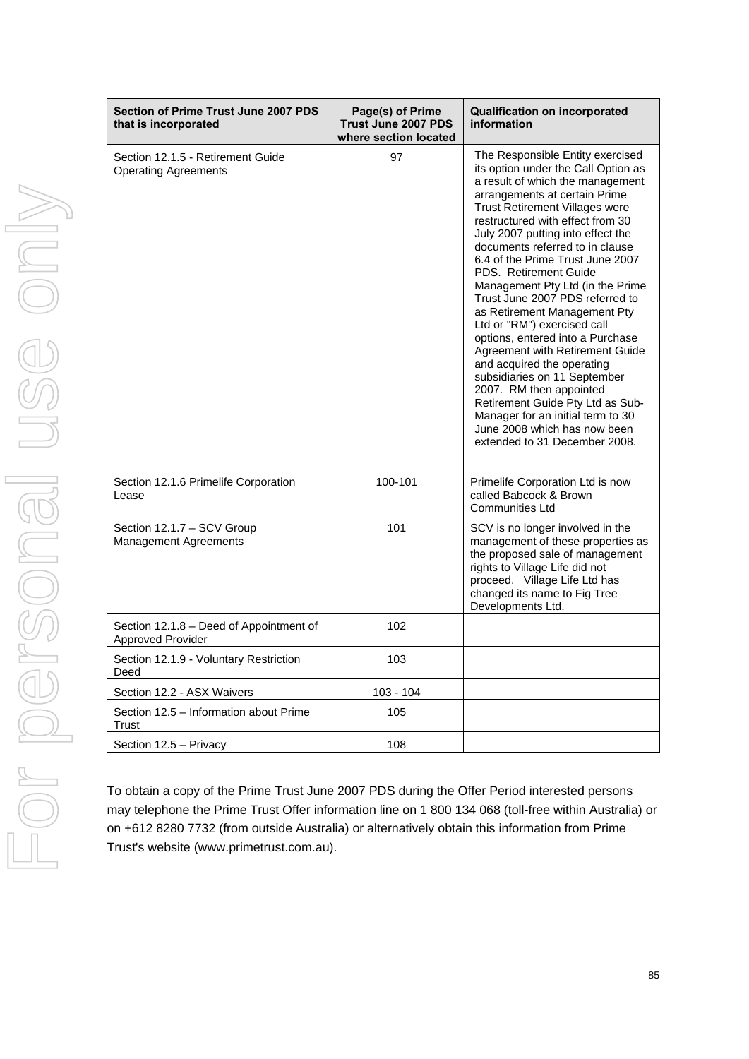| Section of Prime Trust June 2007 PDS that is incorporated | Page(s) of Prime Trust June 2007 PDS where section located | Qualification on incorporated information |
|---|---|---|
| Section 12.1.5 - Retirement Guide Operating Agreements | 97 | The Responsible Entity exercised its option under the Call Option as a result of which the management arrangements at certain Prime Trust Retirement Villages were restructured with effect from 30 July 2007 putting into effect the documents referred to in clause 6.4 of the Prime Trust June 2007 PDS. Retirement Guide Management Pty Ltd (in the Prime Trust June 2007 PDS referred to as Retirement Management Pty Ltd or "RM") exercised call options, entered into a Purchase Agreement with Retirement Guide and acquired the operating subsidiaries on 11 September 2007. RM then appointed Retirement Guide Pty Ltd as Sub-Manager for an initial term to 30 June 2008 which has now been extended to 31 December 2008. |
| Section 12.1.6 Primelife Corporation Lease | 100-101 | Primelife Corporation Ltd is now called Babcock & Brown Communities Ltd |
| Section 12.1.7 – SCV Group Management Agreements | 101 | SCV is no longer involved in the management of these properties as the proposed sale of management rights to Village Life did not proceed. Village Life Ltd has changed its name to Fig Tree Developments Ltd. |
| Section 12.1.8 – Deed of Appointment of Approved Provider | 102 | |
| Section 12.1.9 - Voluntary Restriction Deed | 103 | |
| Section 12.2 - ASX Waivers | 103 - 104 | |
| Section 12.5 – Information about Prime Trust | 105 | |
| Section 12.5 – Privacy | 108 | |

To obtain a copy of the Prime Trust June 2007 PDS during the Offer Period interested persons may telephone the Prime Trust Offer information line on 1 800 134 068 (toll-free within Australia) or on +612 8280 7732 (from outside Australia) or alternatively obtain this information from Prime Trust's website (www.primetrust.com.au).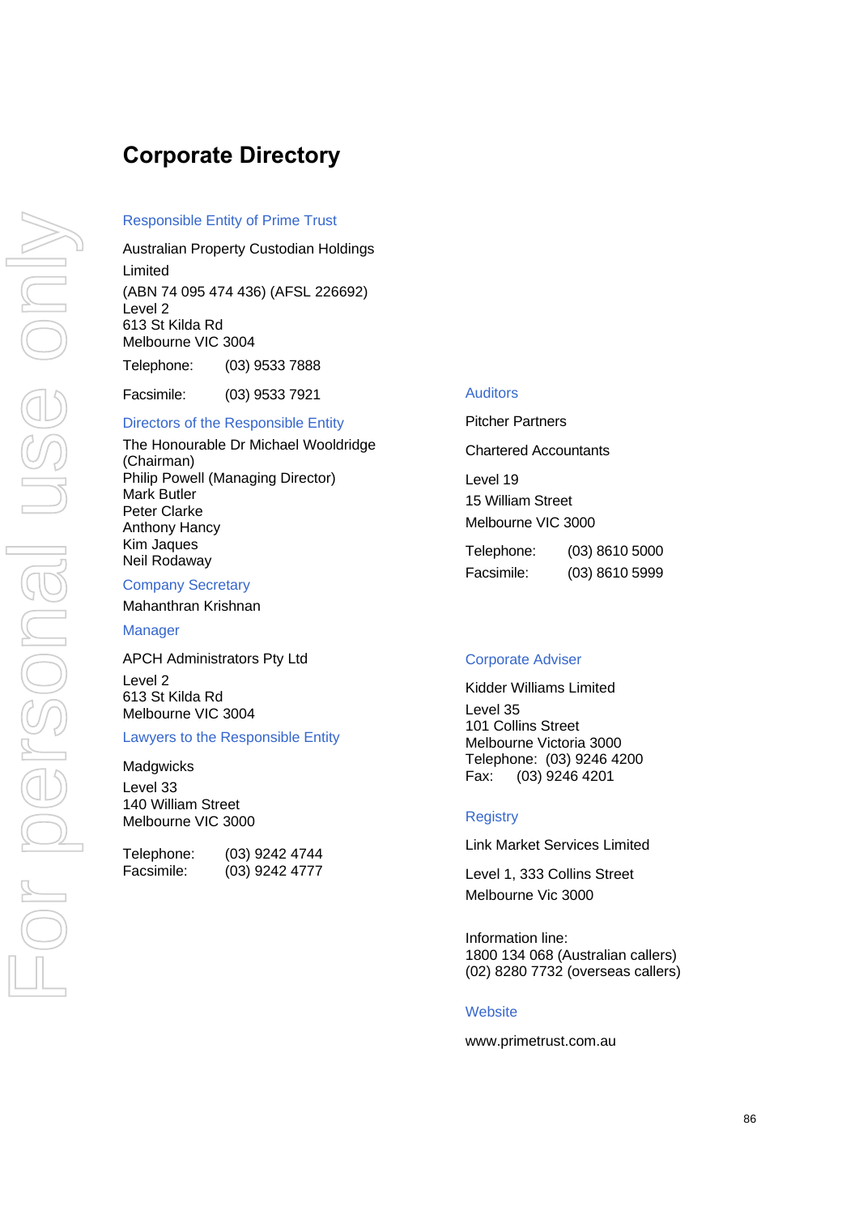# Corporate Directory

### Responsible Entity of Prime Trust

Australian Property Custodian Holdings Limited

(ABN 74 095 474 436) (AFSL 226692)
Level 2
613 St Kilda Rd
Melbourne VIC 3004

Telephone: (03) 9533 7888

Facsimile: (03) 9533 7921

### Directors of the Responsible Entity

The Honourable Dr Michael Wooldridge (Chairman)
Philip Powell (Managing Director)
Mark Butler
Peter Clarke
Anthony Hancy
Kim Jaques
Neil Rodaway

### Company Secretary

Mahanthran Krishnan

### Manager

APCH Administrators Pty Ltd

Level 2
613 St Kilda Rd
Melbourne VIC 3004

### Lawyers to the Responsible Entity

Madgwicks

Level 33
140 William Street
Melbourne VIC 3000

Telephone: (03) 9242 4744
Facsimile: (03) 9242 4777

### Auditors

Pitcher Partners

Chartered Accountants

Level 19
15 William Street
Melbourne VIC 3000

Telephone: (03) 8610 5000
Facsimile: (03) 8610 5999

### Corporate Adviser

Kidder Williams Limited

Level 35
101 Collins Street
Melbourne Victoria 3000
Telephone: (03) 9246 4200
Fax: (03) 9246 4201

### Registry

Link Market Services Limited

Level 1, 333 Collins Street
Melbourne Vic 3000

Information line:
1800 134 068 (Australian callers)
(02) 8280 7732 (overseas callers)

### Website

www.primetrust.com.au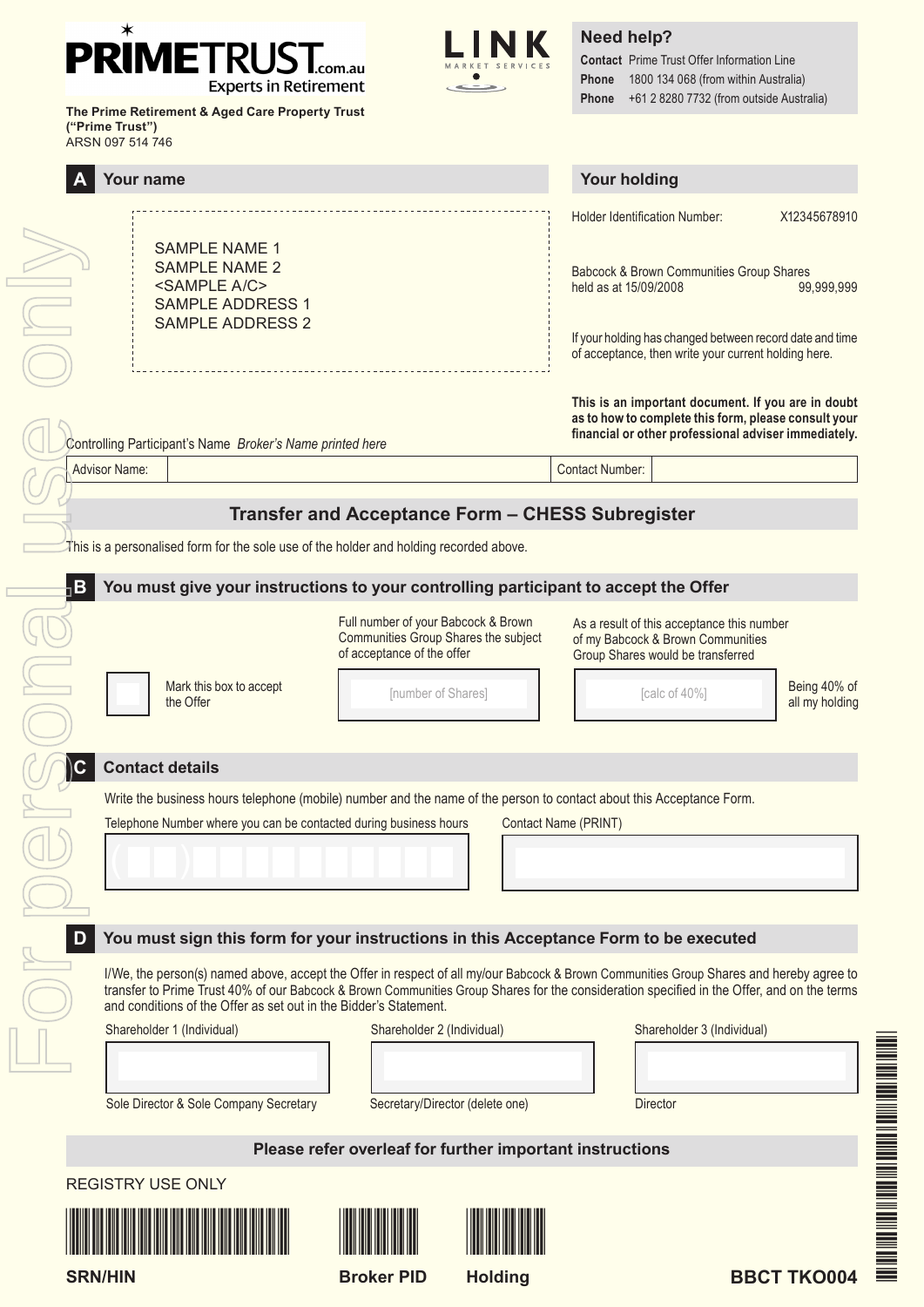PRIMETRUST.com.au
Experts in Retirement

**The Prime Retirement & Aged Care Property Trust ("Prime Trust")**
ARSN 097 514 746

LINK MARKET SERVICES

**Need help?**

**Contact** Prime Trust Offer Information Line
**Phone** 1800 134 068 (from within Australia)
**Phone** +61 2 8280 7732 (from outside Australia)

## A Your name

SAMPLE NAME 1
SAMPLE NAME 2
<SAMPLE A/C>
SAMPLE ADDRESS 1
SAMPLE ADDRESS 2

## Your holding

Holder Identification Number: X12345678910

Babcock & Brown Communities Group Shares held as at 15/09/2008 99,999,999

If your holding has changed between record date and time of acceptance, then write your current holding here.

**This is an important document. If you are in doubt as to how to complete this form, please consult your financial or other professional adviser immediately.**

Controlling Participant's Name *Broker's Name printed here*

| Advisor Name: | | Contact Number: | |
|---|---|---|---|

## Transfer and Acceptance Form – CHESS Subregister

This is a personalised form for the sole use of the holder and holding recorded above.

## B You must give your instructions to your controlling participant to accept the Offer

| | Full number of your Babcock & Brown Communities Group Shares the subject of acceptance of the offer | As a result of this acceptance this number of my Babcock & Brown Communities Group Shares would be transferred | |
|---|---|---|---|
| ☐ Mark this box to accept the Offer | [number of Shares] | [calc of 40%] | Being 40% of all my holding |

## C Contact details

Write the business hours telephone (mobile) number and the name of the person to contact about this Acceptance Form.

| Telephone Number where you can be contacted during business hours | Contact Name (PRINT) |
|---|---|
| ( ) | |

## D You must sign this form for your instructions in this Acceptance Form to be executed

I/We, the person(s) named above, accept the Offer in respect of all my/our Babcock & Brown Communities Group Shares and hereby agree to transfer to Prime Trust 40% of our Babcock & Brown Communities Group Shares for the consideration specified in the Offer, and on the terms and conditions of the Offer as set out in the Bidder's Statement.

| Shareholder 1 (Individual) | Shareholder 2 (Individual) | Shareholder 3 (Individual) |
|---|---|---|
| | | |
| Sole Director & Sole Company Secretary | Secretary/Director (delete one) | Director |

**Please refer overleaf for further important instructions**

REGISTRY USE ONLY

**SRN/HIN** **Broker PID** **Holding**

**BBCT TKO004**

For personal use only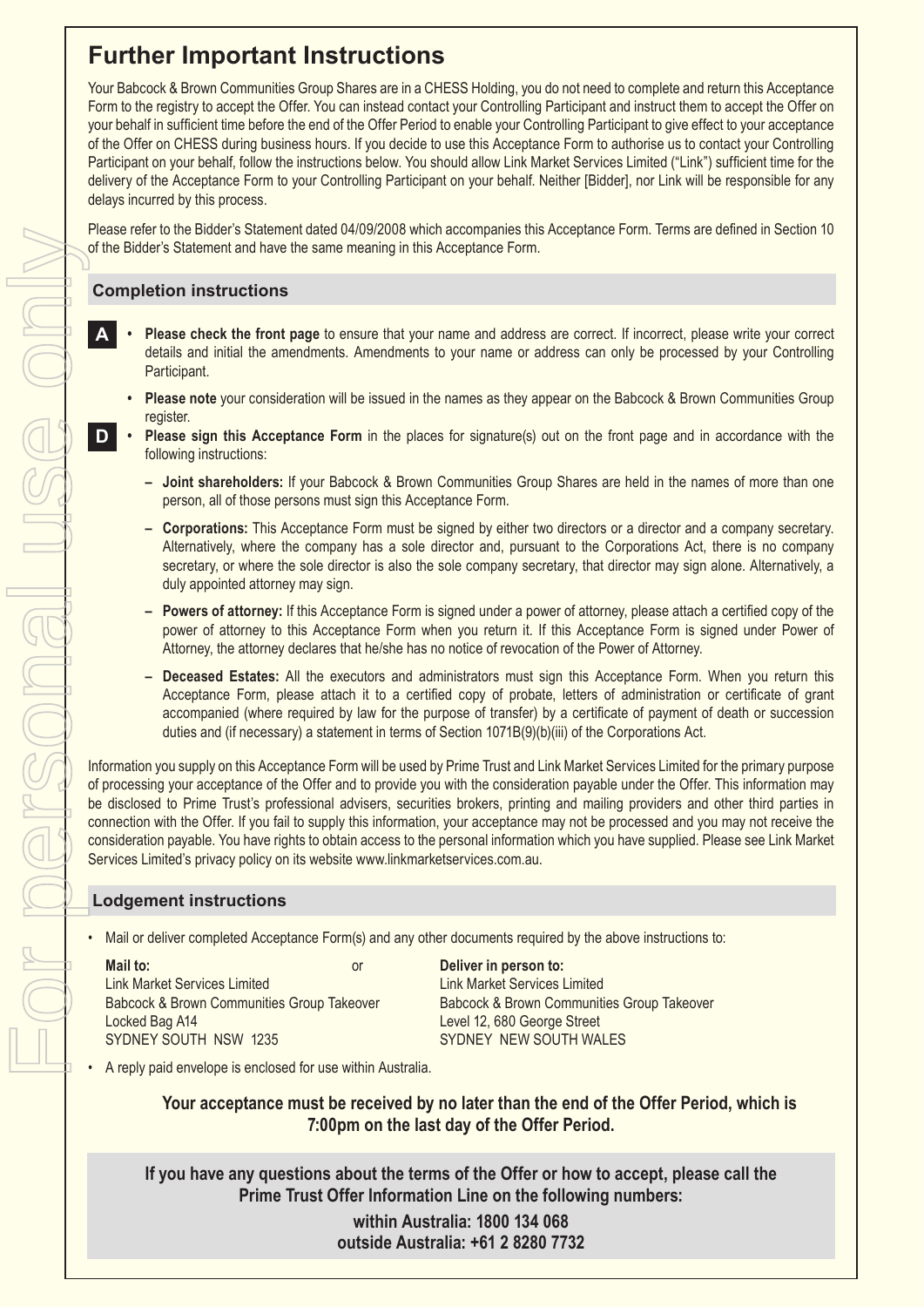# Further Important Instructions

Your Babcock & Brown Communities Group Shares are in a CHESS Holding, you do not need to complete and return this Acceptance Form to the registry to accept the Offer. You can instead contact your Controlling Participant and instruct them to accept the Offer on your behalf in sufficient time before the end of the Offer Period to enable your Controlling Participant to give effect to your acceptance of the Offer on CHESS during business hours. If you decide to use this Acceptance Form to authorise us to contact your Controlling Participant on your behalf, follow the instructions below. You should allow Link Market Services Limited ("Link") sufficient time for the delivery of the Acceptance Form to your Controlling Participant on your behalf. Neither [Bidder], nor Link will be responsible for any delays incurred by this process.

Please refer to the Bidder's Statement dated 04/09/2008 which accompanies this Acceptance Form. Terms are defined in Section 10 of the Bidder's Statement and have the same meaning in this Acceptance Form.

## Completion instructions

**A**

- **Please check the front page** to ensure that your name and address are correct. If incorrect, please write your correct details and initial the amendments. Amendments to your name or address can only be processed by your Controlling Participant.
- **Please note** your consideration will be issued in the names as they appear on the Babcock & Brown Communities Group register.

**D**

- **Please sign this Acceptance Form** in the places for signature(s) out on the front page and in accordance with the following instructions:
  - **Joint shareholders:** If your Babcock & Brown Communities Group Shares are held in the names of more than one person, all of those persons must sign this Acceptance Form.
  - **Corporations:** This Acceptance Form must be signed by either two directors or a director and a company secretary. Alternatively, where the company has a sole director and, pursuant to the Corporations Act, there is no company secretary, or where the sole director is also the sole company secretary, that director may sign alone. Alternatively, a duly appointed attorney may sign.
  - **Powers of attorney:** If this Acceptance Form is signed under a power of attorney, please attach a certified copy of the power of attorney to this Acceptance Form when you return it. If this Acceptance Form is signed under Power of Attorney, the attorney declares that he/she has no notice of revocation of the Power of Attorney.
  - **Deceased Estates:** All the executors and administrators must sign this Acceptance Form. When you return this Acceptance Form, please attach it to a certified copy of probate, letters of administration or certificate of grant accompanied (where required by law for the purpose of transfer) by a certificate of payment of death or succession duties and (if necessary) a statement in terms of Section 1071B(9)(b)(iii) of the Corporations Act.

Information you supply on this Acceptance Form will be used by Prime Trust and Link Market Services Limited for the primary purpose of processing your acceptance of the Offer and to provide you with the consideration payable under the Offer. This information may be disclosed to Prime Trust's professional advisers, securities brokers, printing and mailing providers and other third parties in connection with the Offer. If you fail to supply this information, your acceptance may not be processed and you may not receive the consideration payable. You have rights to obtain access to the personal information which you have supplied. Please see Link Market Services Limited's privacy policy on its website www.linkmarketservices.com.au.

## Lodgement instructions

- Mail or deliver completed Acceptance Form(s) and any other documents required by the above instructions to:

**Mail to:**
Link Market Services Limited
Babcock & Brown Communities Group Takeover
Locked Bag A14
SYDNEY SOUTH NSW 1235

or

**Deliver in person to:**
Link Market Services Limited
Babcock & Brown Communities Group Takeover
Level 12, 680 George Street
SYDNEY NEW SOUTH WALES

- A reply paid envelope is enclosed for use within Australia.

**Your acceptance must be received by no later than the end of the Offer Period, which is 7:00pm on the last day of the Offer Period.**

**If you have any questions about the terms of the Offer or how to accept, please call the Prime Trust Offer Information Line on the following numbers:**

**within Australia: 1800 134 068**
**outside Australia: +61 2 8280 7732**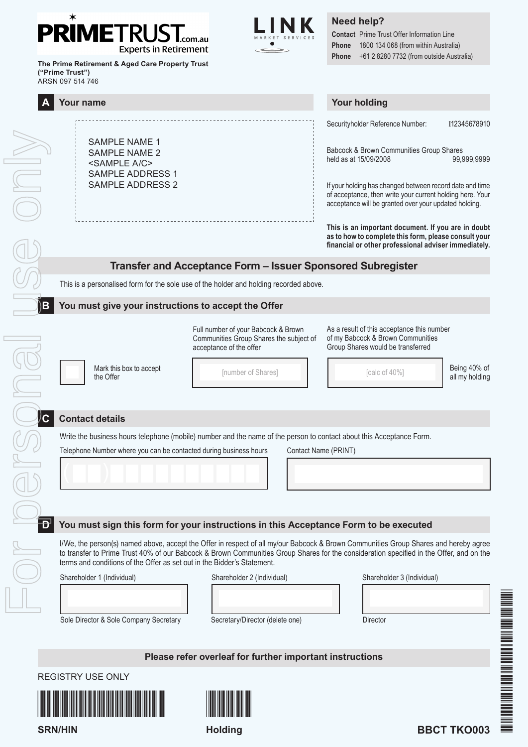**PRIMETRUST.com.au**
Experts in Retirement

**The Prime Retirement & Aged Care Property Trust ("Prime Trust")**
ARSN 097 514 746

LINK MARKET SERVICES

**Need help?**

**Contact** Prime Trust Offer Information Line
**Phone** 1800 134 068 (from within Australia)
**Phone** +61 2 8280 7732 (from outside Australia)

## A Your name

SAMPLE NAME 1
SAMPLE NAME 2
<SAMPLE A/C>
SAMPLE ADDRESS 1
SAMPLE ADDRESS 2

## Your holding

Securityholder Reference Number: I12345678910

Babcock & Brown Communities Group Shares held as at 15/09/2008 99,999,9999

If your holding has changed between record date and time of acceptance, then write your current holding here. Your acceptance will be granted over your updated holding.

**This is an important document. If you are in doubt as to how to complete this form, please consult your financial or other professional adviser immediately.**

## Transfer and Acceptance Form – Issuer Sponsored Subregister

This is a personalised form for the sole use of the holder and holding recorded above.

## B You must give your instructions to accept the Offer

| | Full number of your Babcock & Brown Communities Group Shares the subject of acceptance of the offer | As a result of this acceptance this number of my Babcock & Brown Communities Group Shares would be transferred | |
|---|---|---|---|
| ☐ Mark this box to accept the Offer | [number of Shares] | [calc of 40%] | Being 40% of all my holding |

## C Contact details

Write the business hours telephone (mobile) number and the name of the person to contact about this Acceptance Form.

Telephone Number where you can be contacted during business hours

( )

Contact Name (PRINT)

## D You must sign this form for your instructions in this Acceptance Form to be executed

I/We, the person(s) named above, accept the Offer in respect of all my/our Babcock & Brown Communities Group Shares and hereby agree to transfer to Prime Trust 40% of our Babcock & Brown Communities Group Shares for the consideration specified in the Offer, and on the terms and conditions of the Offer as set out in the Bidder's Statement.

| Shareholder 1 (Individual) | Shareholder 2 (Individual) | Shareholder 3 (Individual) |
|---|---|---|
| | | |
| Sole Director & Sole Company Secretary | Secretary/Director (delete one) | Director |

**Please refer overleaf for further important instructions**

REGISTRY USE ONLY

**SRN/HIN** **Holding** **BBCT TKO003**

For personal use only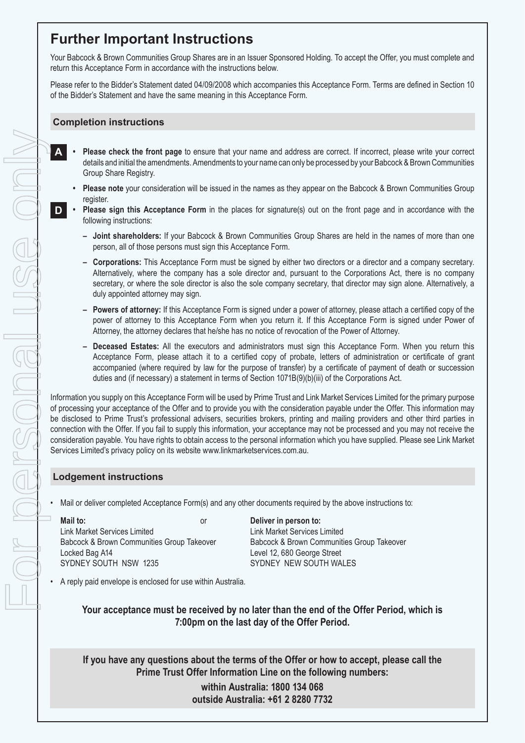# Further Important Instructions

Your Babcock & Brown Communities Group Shares are in an Issuer Sponsored Holding. To accept the Offer, you must complete and return this Acceptance Form in accordance with the instructions below.

Please refer to the Bidder's Statement dated 04/09/2008 which accompanies this Acceptance Form. Terms are defined in Section 10 of the Bidder's Statement and have the same meaning in this Acceptance Form.

## Completion instructions

**A**

- **Please check the front page** to ensure that your name and address are correct. If incorrect, please write your correct details and initial the amendments. Amendments to your name can only be processed by your Babcock & Brown Communities Group Share Registry.
- **Please note** your consideration will be issued in the names as they appear on the Babcock & Brown Communities Group register.

**D**

- **Please sign this Acceptance Form** in the places for signature(s) out on the front page and in accordance with the following instructions:
  - **Joint shareholders:** If your Babcock & Brown Communities Group Shares are held in the names of more than one person, all of those persons must sign this Acceptance Form.
  - **Corporations:** This Acceptance Form must be signed by either two directors or a director and a company secretary. Alternatively, where the company has a sole director and, pursuant to the Corporations Act, there is no company secretary, or where the sole director is also the sole company secretary, that director may sign alone. Alternatively, a duly appointed attorney may sign.
  - **Powers of attorney:** If this Acceptance Form is signed under a power of attorney, please attach a certified copy of the power of attorney to this Acceptance Form when you return it. If this Acceptance Form is signed under Power of Attorney, the attorney declares that he/she has no notice of revocation of the Power of Attorney.
  - **Deceased Estates:** All the executors and administrators must sign this Acceptance Form. When you return this Acceptance Form, please attach it to a certified copy of probate, letters of administration or certificate of grant accompanied (where required by law for the purpose of transfer) by a certificate of payment of death or succession duties and (if necessary) a statement in terms of Section 1071B(9)(b)(iii) of the Corporations Act.

Information you supply on this Acceptance Form will be used by Prime Trust and Link Market Services Limited for the primary purpose of processing your acceptance of the Offer and to provide you with the consideration payable under the Offer. This information may be disclosed to Prime Trust's professional advisers, securities brokers, printing and mailing providers and other third parties in connection with the Offer. If you fail to supply this information, your acceptance may not be processed and you may not receive the consideration payable. You have rights to obtain access to the personal information which you have supplied. Please see Link Market Services Limited's privacy policy on its website www.linkmarketservices.com.au.

## Lodgement instructions

- Mail or deliver completed Acceptance Form(s) and any other documents required by the above instructions to:

**Mail to:**
Link Market Services Limited
Babcock & Brown Communities Group Takeover
Locked Bag A14
SYDNEY SOUTH NSW 1235

or

**Deliver in person to:**
Link Market Services Limited
Babcock & Brown Communities Group Takeover
Level 12, 680 George Street
SYDNEY NEW SOUTH WALES

- A reply paid envelope is enclosed for use within Australia.

**Your acceptance must be received by no later than the end of the Offer Period, which is 7:00pm on the last day of the Offer Period.**

**If you have any questions about the terms of the Offer or how to accept, please call the Prime Trust Offer Information Line on the following numbers:**

**within Australia: 1800 134 068**
**outside Australia: +61 2 8280 7732**

For personal use only